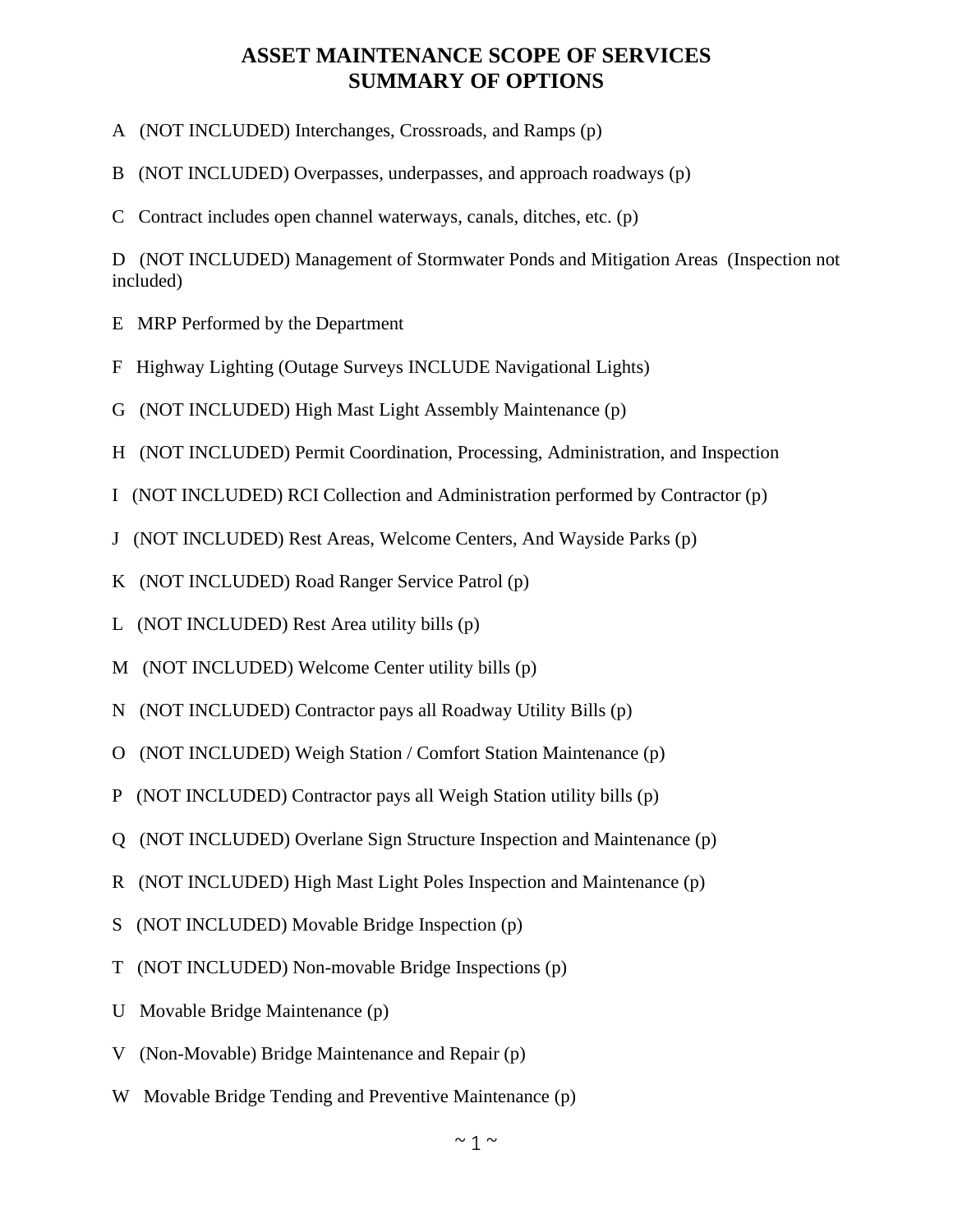# ASSET MAINTENANCE SCOPE OF SERVICES
# SUMMARY OF OPTIONS

A (NOT INCLUDED) Interchanges, Crossroads, and Ramps (p)

B (NOT INCLUDED) Overpasses, underpasses, and approach roadways (p)

C Contract includes open channel waterways, canals, ditches, etc. (p)

D (NOT INCLUDED) Management of Stormwater Ponds and Mitigation Areas (Inspection not included)

E MRP Performed by the Department

F Highway Lighting (Outage Surveys INCLUDE Navigational Lights)

G (NOT INCLUDED) High Mast Light Assembly Maintenance (p)

H (NOT INCLUDED) Permit Coordination, Processing, Administration, and Inspection

I (NOT INCLUDED) RCI Collection and Administration performed by Contractor (p)

J (NOT INCLUDED) Rest Areas, Welcome Centers, And Wayside Parks (p)

K (NOT INCLUDED) Road Ranger Service Patrol (p)

L (NOT INCLUDED) Rest Area utility bills (p)

M (NOT INCLUDED) Welcome Center utility bills (p)

N (NOT INCLUDED) Contractor pays all Roadway Utility Bills (p)

O (NOT INCLUDED) Weigh Station / Comfort Station Maintenance (p)

P (NOT INCLUDED) Contractor pays all Weigh Station utility bills (p)

Q (NOT INCLUDED) Overlane Sign Structure Inspection and Maintenance (p)

R (NOT INCLUDED) High Mast Light Poles Inspection and Maintenance (p)

S (NOT INCLUDED) Movable Bridge Inspection (p)

T (NOT INCLUDED) Non-movable Bridge Inspections (p)

U Movable Bridge Maintenance (p)

V (Non-Movable) Bridge Maintenance and Repair (p)

W Movable Bridge Tending and Preventive Maintenance (p)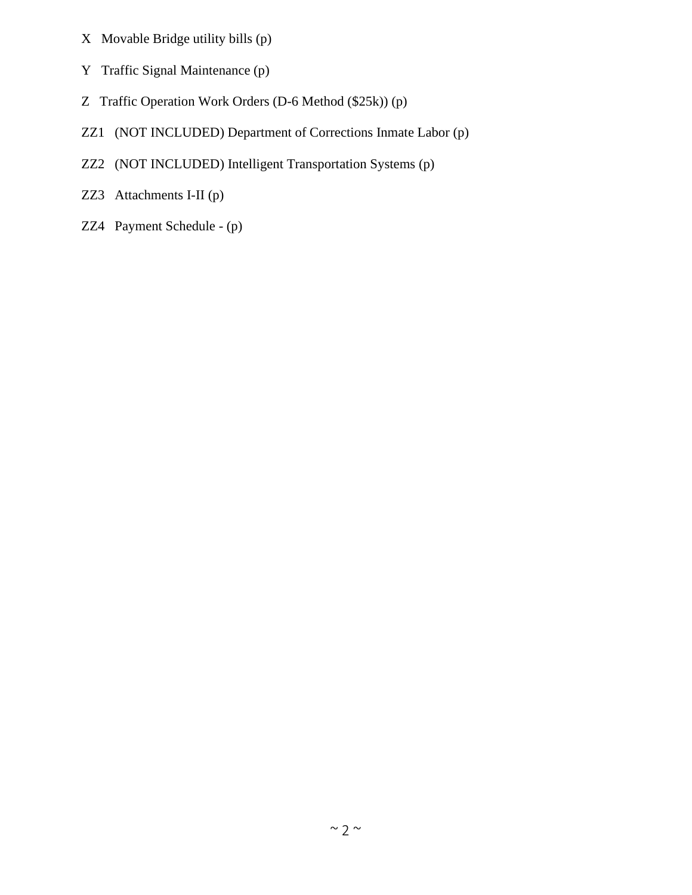X   Movable Bridge utility bills (p)

Y   Traffic Signal Maintenance (p)

Z   Traffic Operation Work Orders (D-6 Method ($25k)) (p)

ZZ1   (NOT INCLUDED) Department of Corrections Inmate Labor (p)

ZZ2   (NOT INCLUDED) Intelligent Transportation Systems (p)

ZZ3   Attachments I-II (p)

ZZ4   Payment Schedule - (p)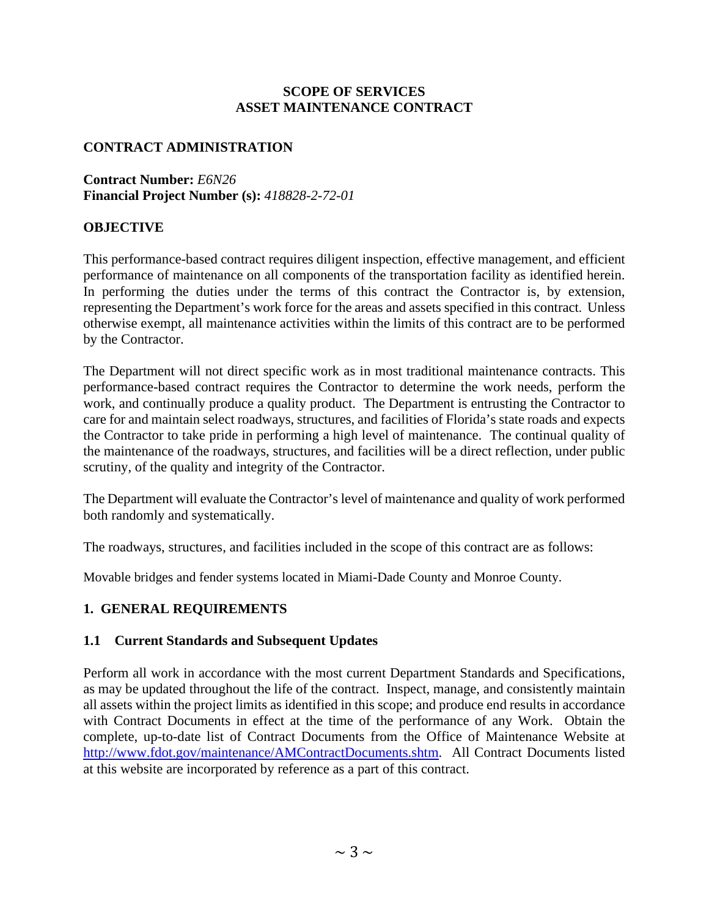# SCOPE OF SERVICES
# ASSET MAINTENANCE CONTRACT

## CONTRACT ADMINISTRATION

**Contract Number:** *E6N26*
**Financial Project Number (s):** *418828-2-72-01*

## OBJECTIVE

This performance-based contract requires diligent inspection, effective management, and efficient performance of maintenance on all components of the transportation facility as identified herein. In performing the duties under the terms of this contract the Contractor is, by extension, representing the Department's work force for the areas and assets specified in this contract. Unless otherwise exempt, all maintenance activities within the limits of this contract are to be performed by the Contractor.

The Department will not direct specific work as in most traditional maintenance contracts. This performance-based contract requires the Contractor to determine the work needs, perform the work, and continually produce a quality product. The Department is entrusting the Contractor to care for and maintain select roadways, structures, and facilities of Florida's state roads and expects the Contractor to take pride in performing a high level of maintenance. The continual quality of the maintenance of the roadways, structures, and facilities will be a direct reflection, under public scrutiny, of the quality and integrity of the Contractor.

The Department will evaluate the Contractor's level of maintenance and quality of work performed both randomly and systematically.

The roadways, structures, and facilities included in the scope of this contract are as follows:

Movable bridges and fender systems located in Miami-Dade County and Monroe County.

## 1. GENERAL REQUIREMENTS

### 1.1 Current Standards and Subsequent Updates

Perform all work in accordance with the most current Department Standards and Specifications, as may be updated throughout the life of the contract. Inspect, manage, and consistently maintain all assets within the project limits as identified in this scope; and produce end results in accordance with Contract Documents in effect at the time of the performance of any Work. Obtain the complete, up-to-date list of Contract Documents from the Office of Maintenance Website at [http://www.fdot.gov/maintenance/AMContractDocuments.shtm](http://www.fdot.gov/maintenance/AMContractDocuments.shtm). All Contract Documents listed at this website are incorporated by reference as a part of this contract.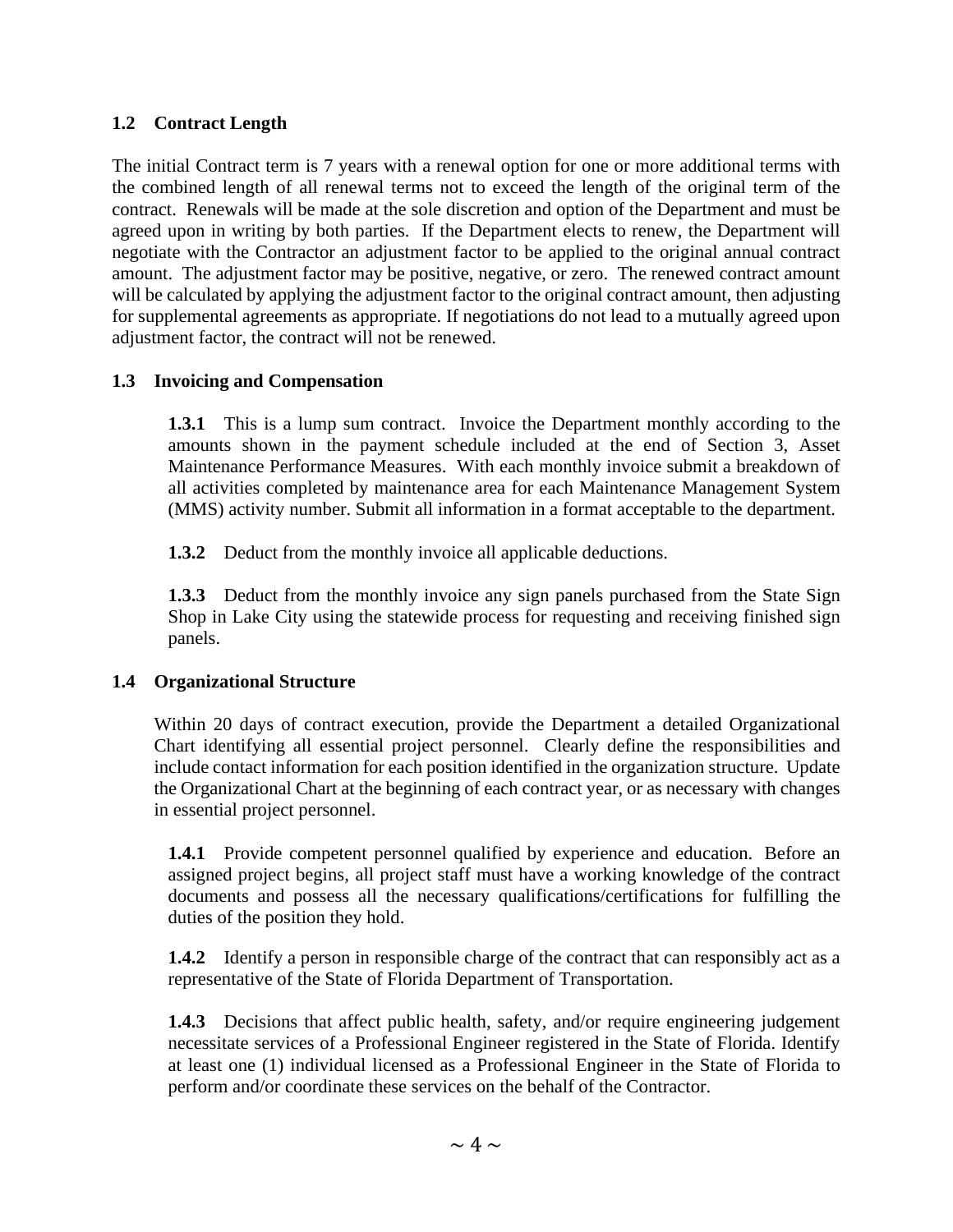## 1.2 Contract Length

The initial Contract term is 7 years with a renewal option for one or more additional terms with the combined length of all renewal terms not to exceed the length of the original term of the contract. Renewals will be made at the sole discretion and option of the Department and must be agreed upon in writing by both parties. If the Department elects to renew, the Department will negotiate with the Contractor an adjustment factor to be applied to the original annual contract amount. The adjustment factor may be positive, negative, or zero. The renewed contract amount will be calculated by applying the adjustment factor to the original contract amount, then adjusting for supplemental agreements as appropriate. If negotiations do not lead to a mutually agreed upon adjustment factor, the contract will not be renewed.

## 1.3 Invoicing and Compensation

**1.3.1** This is a lump sum contract. Invoice the Department monthly according to the amounts shown in the payment schedule included at the end of Section 3, Asset Maintenance Performance Measures. With each monthly invoice submit a breakdown of all activities completed by maintenance area for each Maintenance Management System (MMS) activity number. Submit all information in a format acceptable to the department.

**1.3.2** Deduct from the monthly invoice all applicable deductions.

**1.3.3** Deduct from the monthly invoice any sign panels purchased from the State Sign Shop in Lake City using the statewide process for requesting and receiving finished sign panels.

## 1.4 Organizational Structure

Within 20 days of contract execution, provide the Department a detailed Organizational Chart identifying all essential project personnel. Clearly define the responsibilities and include contact information for each position identified in the organization structure. Update the Organizational Chart at the beginning of each contract year, or as necessary with changes in essential project personnel.

**1.4.1** Provide competent personnel qualified by experience and education. Before an assigned project begins, all project staff must have a working knowledge of the contract documents and possess all the necessary qualifications/certifications for fulfilling the duties of the position they hold.

**1.4.2** Identify a person in responsible charge of the contract that can responsibly act as a representative of the State of Florida Department of Transportation.

**1.4.3** Decisions that affect public health, safety, and/or require engineering judgement necessitate services of a Professional Engineer registered in the State of Florida. Identify at least one (1) individual licensed as a Professional Engineer in the State of Florida to perform and/or coordinate these services on the behalf of the Contractor.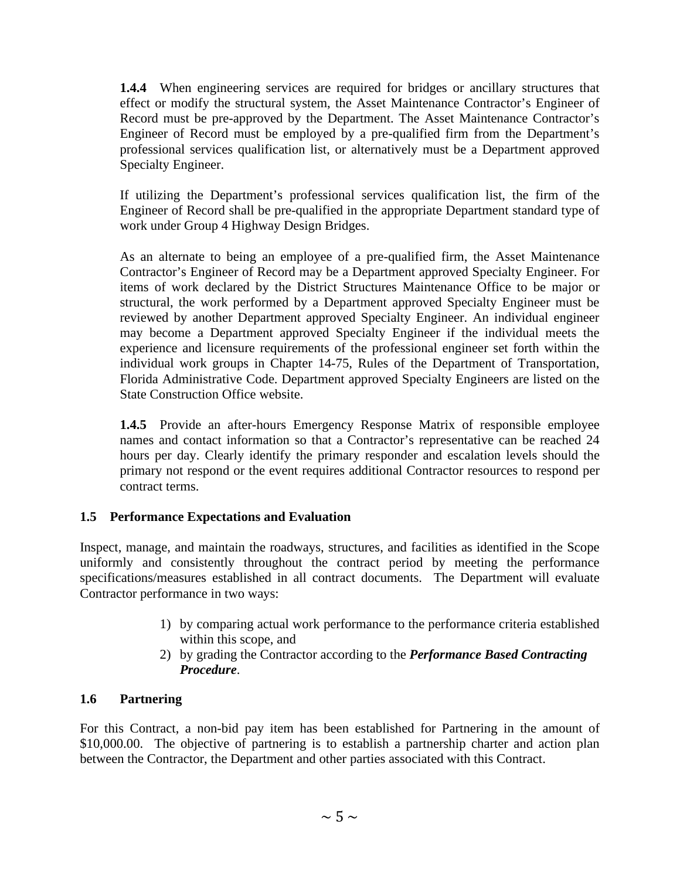**1.4.4** When engineering services are required for bridges or ancillary structures that effect or modify the structural system, the Asset Maintenance Contractor's Engineer of Record must be pre-approved by the Department. The Asset Maintenance Contractor's Engineer of Record must be employed by a pre-qualified firm from the Department's professional services qualification list, or alternatively must be a Department approved Specialty Engineer.

If utilizing the Department's professional services qualification list, the firm of the Engineer of Record shall be pre-qualified in the appropriate Department standard type of work under Group 4 Highway Design Bridges.

As an alternate to being an employee of a pre-qualified firm, the Asset Maintenance Contractor's Engineer of Record may be a Department approved Specialty Engineer. For items of work declared by the District Structures Maintenance Office to be major or structural, the work performed by a Department approved Specialty Engineer must be reviewed by another Department approved Specialty Engineer. An individual engineer may become a Department approved Specialty Engineer if the individual meets the experience and licensure requirements of the professional engineer set forth within the individual work groups in Chapter 14-75, Rules of the Department of Transportation, Florida Administrative Code. Department approved Specialty Engineers are listed on the State Construction Office website.

**1.4.5** Provide an after-hours Emergency Response Matrix of responsible employee names and contact information so that a Contractor's representative can be reached 24 hours per day. Clearly identify the primary responder and escalation levels should the primary not respond or the event requires additional Contractor resources to respond per contract terms.

### 1.5 Performance Expectations and Evaluation

Inspect, manage, and maintain the roadways, structures, and facilities as identified in the Scope uniformly and consistently throughout the contract period by meeting the performance specifications/measures established in all contract documents. The Department will evaluate Contractor performance in two ways:

1) by comparing actual work performance to the performance criteria established within this scope, and
2) by grading the Contractor according to the ***Performance Based Contracting Procedure***.

### 1.6 Partnering

For this Contract, a non-bid pay item has been established for Partnering in the amount of $10,000.00. The objective of partnering is to establish a partnership charter and action plan between the Contractor, the Department and other parties associated with this Contract.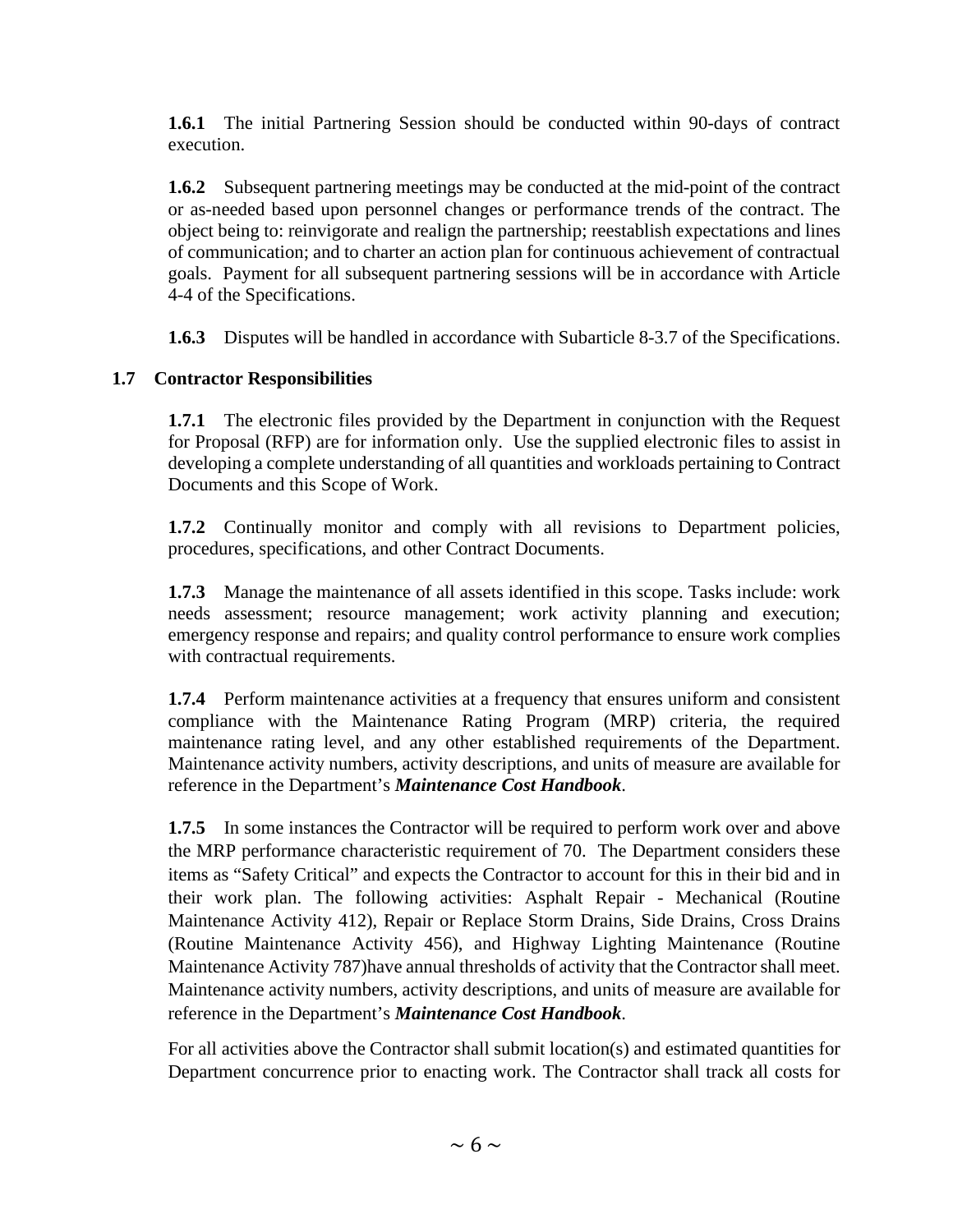**1.6.1** The initial Partnering Session should be conducted within 90-days of contract execution.

**1.6.2** Subsequent partnering meetings may be conducted at the mid-point of the contract or as-needed based upon personnel changes or performance trends of the contract. The object being to: reinvigorate and realign the partnership; reestablish expectations and lines of communication; and to charter an action plan for continuous achievement of contractual goals. Payment for all subsequent partnering sessions will be in accordance with Article 4-4 of the Specifications.

**1.6.3** Disputes will be handled in accordance with Subarticle 8-3.7 of the Specifications.

## 1.7 Contractor Responsibilities

**1.7.1** The electronic files provided by the Department in conjunction with the Request for Proposal (RFP) are for information only. Use the supplied electronic files to assist in developing a complete understanding of all quantities and workloads pertaining to Contract Documents and this Scope of Work.

**1.7.2** Continually monitor and comply with all revisions to Department policies, procedures, specifications, and other Contract Documents.

**1.7.3** Manage the maintenance of all assets identified in this scope. Tasks include: work needs assessment; resource management; work activity planning and execution; emergency response and repairs; and quality control performance to ensure work complies with contractual requirements.

**1.7.4** Perform maintenance activities at a frequency that ensures uniform and consistent compliance with the Maintenance Rating Program (MRP) criteria, the required maintenance rating level, and any other established requirements of the Department. Maintenance activity numbers, activity descriptions, and units of measure are available for reference in the Department's ***Maintenance Cost Handbook***.

**1.7.5** In some instances the Contractor will be required to perform work over and above the MRP performance characteristic requirement of 70. The Department considers these items as "Safety Critical" and expects the Contractor to account for this in their bid and in their work plan. The following activities: Asphalt Repair - Mechanical (Routine Maintenance Activity 412), Repair or Replace Storm Drains, Side Drains, Cross Drains (Routine Maintenance Activity 456), and Highway Lighting Maintenance (Routine Maintenance Activity 787)have annual thresholds of activity that the Contractor shall meet. Maintenance activity numbers, activity descriptions, and units of measure are available for reference in the Department's ***Maintenance Cost Handbook***.

For all activities above the Contractor shall submit location(s) and estimated quantities for Department concurrence prior to enacting work. The Contractor shall track all costs for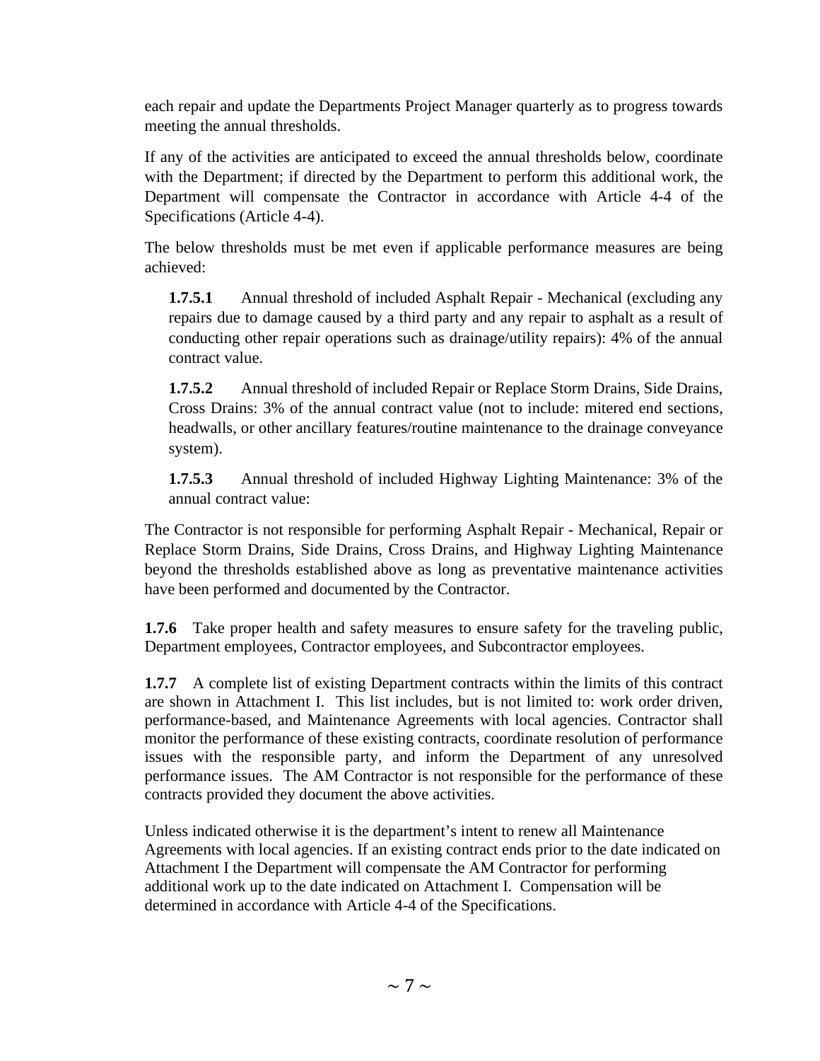each repair and update the Departments Project Manager quarterly as to progress towards meeting the annual thresholds.

If any of the activities are anticipated to exceed the annual thresholds below, coordinate with the Department; if directed by the Department to perform this additional work, the Department will compensate the Contractor in accordance with Article 4-4 of the Specifications (Article 4-4).

The below thresholds must be met even if applicable performance measures are being achieved:

**1.7.5.1** Annual threshold of included Asphalt Repair - Mechanical (excluding any repairs due to damage caused by a third party and any repair to asphalt as a result of conducting other repair operations such as drainage/utility repairs): 4% of the annual contract value.

**1.7.5.2** Annual threshold of included Repair or Replace Storm Drains, Side Drains, Cross Drains: 3% of the annual contract value (not to include: mitered end sections, headwalls, or other ancillary features/routine maintenance to the drainage conveyance system).

**1.7.5.3** Annual threshold of included Highway Lighting Maintenance: 3% of the annual contract value:

The Contractor is not responsible for performing Asphalt Repair - Mechanical, Repair or Replace Storm Drains, Side Drains, Cross Drains, and Highway Lighting Maintenance beyond the thresholds established above as long as preventative maintenance activities have been performed and documented by the Contractor.

**1.7.6** Take proper health and safety measures to ensure safety for the traveling public, Department employees, Contractor employees, and Subcontractor employees.

**1.7.7** A complete list of existing Department contracts within the limits of this contract are shown in Attachment I. This list includes, but is not limited to: work order driven, performance-based, and Maintenance Agreements with local agencies. Contractor shall monitor the performance of these existing contracts, coordinate resolution of performance issues with the responsible party, and inform the Department of any unresolved performance issues. The AM Contractor is not responsible for the performance of these contracts provided they document the above activities.

Unless indicated otherwise it is the department's intent to renew all Maintenance Agreements with local agencies. If an existing contract ends prior to the date indicated on Attachment I the Department will compensate the AM Contractor for performing additional work up to the date indicated on Attachment I. Compensation will be determined in accordance with Article 4-4 of the Specifications.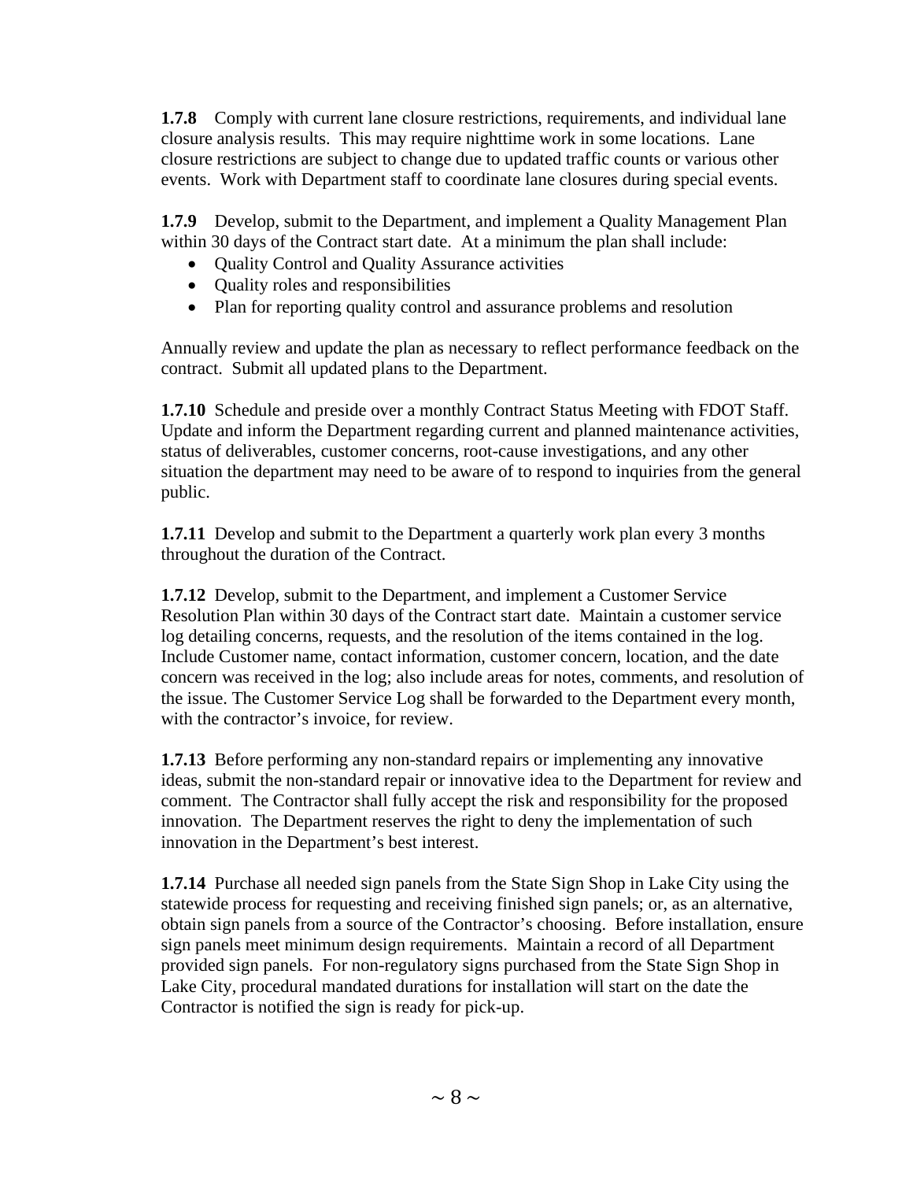**1.7.8** Comply with current lane closure restrictions, requirements, and individual lane closure analysis results. This may require nighttime work in some locations. Lane closure restrictions are subject to change due to updated traffic counts or various other events. Work with Department staff to coordinate lane closures during special events.

**1.7.9** Develop, submit to the Department, and implement a Quality Management Plan within 30 days of the Contract start date. At a minimum the plan shall include:

- Quality Control and Quality Assurance activities
- Quality roles and responsibilities
- Plan for reporting quality control and assurance problems and resolution

Annually review and update the plan as necessary to reflect performance feedback on the contract. Submit all updated plans to the Department.

**1.7.10** Schedule and preside over a monthly Contract Status Meeting with FDOT Staff. Update and inform the Department regarding current and planned maintenance activities, status of deliverables, customer concerns, root-cause investigations, and any other situation the department may need to be aware of to respond to inquiries from the general public.

**1.7.11** Develop and submit to the Department a quarterly work plan every 3 months throughout the duration of the Contract.

**1.7.12** Develop, submit to the Department, and implement a Customer Service Resolution Plan within 30 days of the Contract start date. Maintain a customer service log detailing concerns, requests, and the resolution of the items contained in the log. Include Customer name, contact information, customer concern, location, and the date concern was received in the log; also include areas for notes, comments, and resolution of the issue. The Customer Service Log shall be forwarded to the Department every month, with the contractor's invoice, for review.

**1.7.13** Before performing any non-standard repairs or implementing any innovative ideas, submit the non-standard repair or innovative idea to the Department for review and comment. The Contractor shall fully accept the risk and responsibility for the proposed innovation. The Department reserves the right to deny the implementation of such innovation in the Department's best interest.

**1.7.14** Purchase all needed sign panels from the State Sign Shop in Lake City using the statewide process for requesting and receiving finished sign panels; or, as an alternative, obtain sign panels from a source of the Contractor's choosing. Before installation, ensure sign panels meet minimum design requirements. Maintain a record of all Department provided sign panels. For non-regulatory signs purchased from the State Sign Shop in Lake City, procedural mandated durations for installation will start on the date the Contractor is notified the sign is ready for pick-up.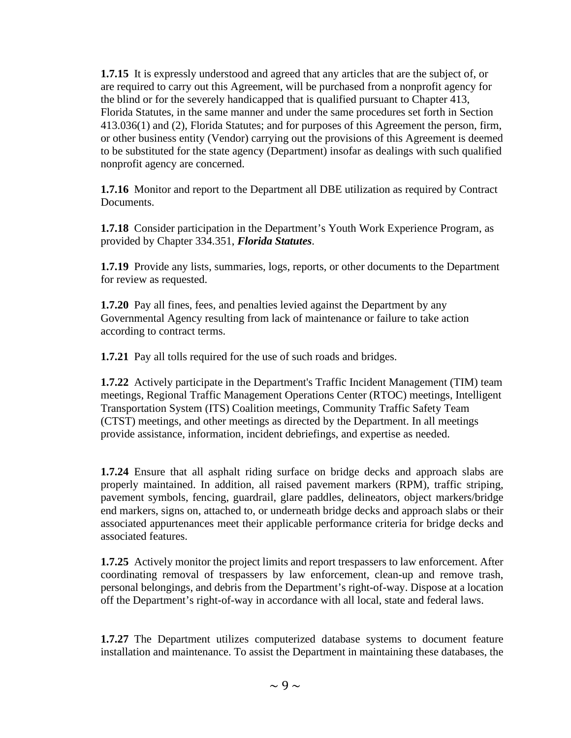**1.7.15** It is expressly understood and agreed that any articles that are the subject of, or are required to carry out this Agreement, will be purchased from a nonprofit agency for the blind or for the severely handicapped that is qualified pursuant to Chapter 413, Florida Statutes, in the same manner and under the same procedures set forth in Section 413.036(1) and (2), Florida Statutes; and for purposes of this Agreement the person, firm, or other business entity (Vendor) carrying out the provisions of this Agreement is deemed to be substituted for the state agency (Department) insofar as dealings with such qualified nonprofit agency are concerned.

**1.7.16** Monitor and report to the Department all DBE utilization as required by Contract Documents.

**1.7.18** Consider participation in the Department's Youth Work Experience Program, as provided by Chapter 334.351, ***Florida Statutes***.

**1.7.19** Provide any lists, summaries, logs, reports, or other documents to the Department for review as requested.

**1.7.20** Pay all fines, fees, and penalties levied against the Department by any Governmental Agency resulting from lack of maintenance or failure to take action according to contract terms.

**1.7.21** Pay all tolls required for the use of such roads and bridges.

**1.7.22** Actively participate in the Department's Traffic Incident Management (TIM) team meetings, Regional Traffic Management Operations Center (RTOC) meetings, Intelligent Transportation System (ITS) Coalition meetings, Community Traffic Safety Team (CTST) meetings, and other meetings as directed by the Department. In all meetings provide assistance, information, incident debriefings, and expertise as needed.

**1.7.24** Ensure that all asphalt riding surface on bridge decks and approach slabs are properly maintained. In addition, all raised pavement markers (RPM), traffic striping, pavement symbols, fencing, guardrail, glare paddles, delineators, object markers/bridge end markers, signs on, attached to, or underneath bridge decks and approach slabs or their associated appurtenances meet their applicable performance criteria for bridge decks and associated features.

**1.7.25** Actively monitor the project limits and report trespassers to law enforcement. After coordinating removal of trespassers by law enforcement, clean-up and remove trash, personal belongings, and debris from the Department's right-of-way. Dispose at a location off the Department's right-of-way in accordance with all local, state and federal laws.

**1.7.27** The Department utilizes computerized database systems to document feature installation and maintenance. To assist the Department in maintaining these databases, the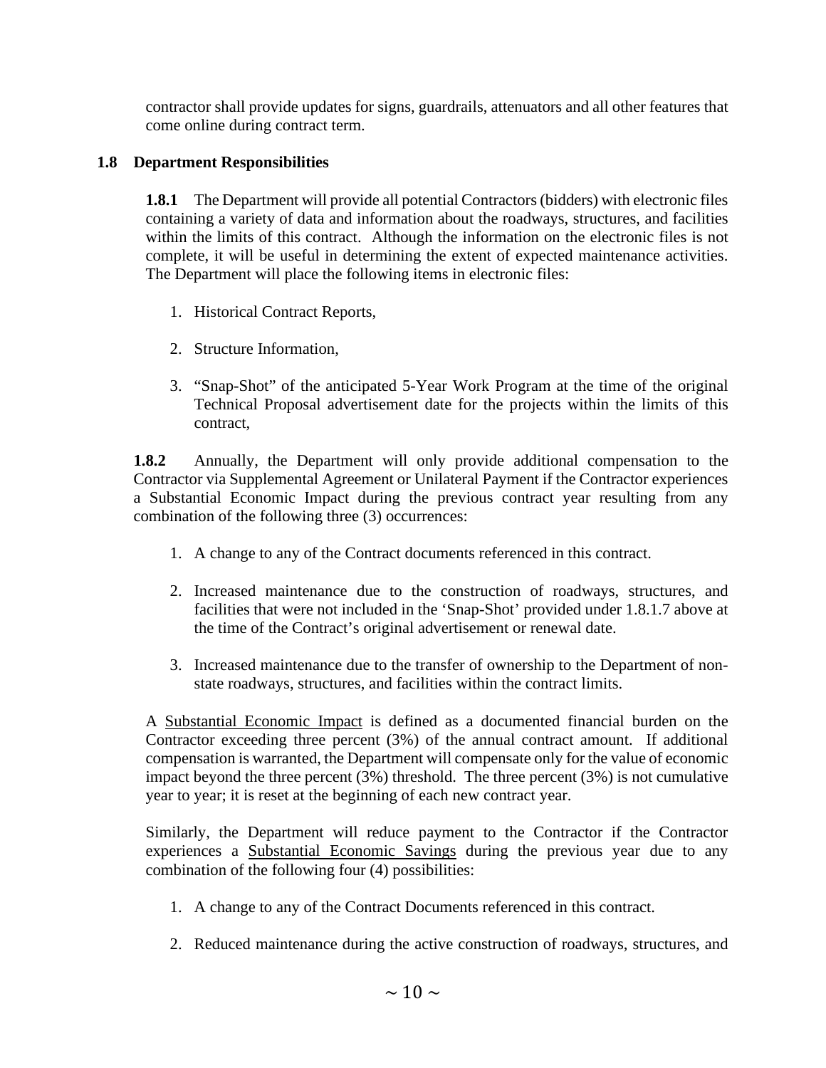contractor shall provide updates for signs, guardrails, attenuators and all other features that come online during contract term.

### 1.8 Department Responsibilities

**1.8.1** The Department will provide all potential Contractors (bidders) with electronic files containing a variety of data and information about the roadways, structures, and facilities within the limits of this contract. Although the information on the electronic files is not complete, it will be useful in determining the extent of expected maintenance activities. The Department will place the following items in electronic files:

1. Historical Contract Reports,

2. Structure Information,

3. "Snap-Shot" of the anticipated 5-Year Work Program at the time of the original Technical Proposal advertisement date for the projects within the limits of this contract,

**1.8.2** Annually, the Department will only provide additional compensation to the Contractor via Supplemental Agreement or Unilateral Payment if the Contractor experiences a Substantial Economic Impact during the previous contract year resulting from any combination of the following three (3) occurrences:

1. A change to any of the Contract documents referenced in this contract.

2. Increased maintenance due to the construction of roadways, structures, and facilities that were not included in the 'Snap-Shot' provided under 1.8.1.7 above at the time of the Contract's original advertisement or renewal date.

3. Increased maintenance due to the transfer of ownership to the Department of non-state roadways, structures, and facilities within the contract limits.

A Substantial Economic Impact is defined as a documented financial burden on the Contractor exceeding three percent (3%) of the annual contract amount. If additional compensation is warranted, the Department will compensate only for the value of economic impact beyond the three percent (3%) threshold. The three percent (3%) is not cumulative year to year; it is reset at the beginning of each new contract year.

Similarly, the Department will reduce payment to the Contractor if the Contractor experiences a Substantial Economic Savings during the previous year due to any combination of the following four (4) possibilities:

1. A change to any of the Contract Documents referenced in this contract.

2. Reduced maintenance during the active construction of roadways, structures, and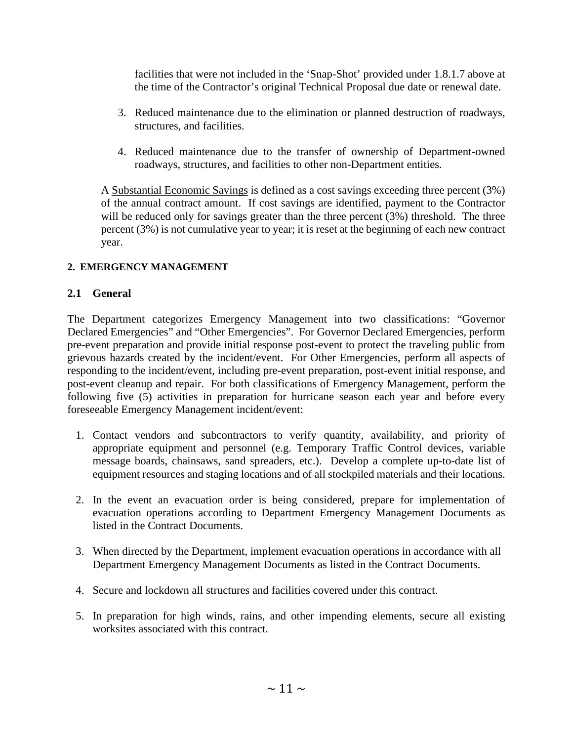facilities that were not included in the 'Snap-Shot' provided under 1.8.1.7 above at the time of the Contractor's original Technical Proposal due date or renewal date.

3. Reduced maintenance due to the elimination or planned destruction of roadways, structures, and facilities.

4. Reduced maintenance due to the transfer of ownership of Department-owned roadways, structures, and facilities to other non-Department entities.

A Substantial Economic Savings is defined as a cost savings exceeding three percent (3%) of the annual contract amount. If cost savings are identified, payment to the Contractor will be reduced only for savings greater than the three percent (3%) threshold. The three percent (3%) is not cumulative year to year; it is reset at the beginning of each new contract year.

## 2. EMERGENCY MANAGEMENT

### 2.1 General

The Department categorizes Emergency Management into two classifications: "Governor Declared Emergencies" and "Other Emergencies". For Governor Declared Emergencies, perform pre-event preparation and provide initial response post-event to protect the traveling public from grievous hazards created by the incident/event. For Other Emergencies, perform all aspects of responding to the incident/event, including pre-event preparation, post-event initial response, and post-event cleanup and repair. For both classifications of Emergency Management, perform the following five (5) activities in preparation for hurricane season each year and before every foreseeable Emergency Management incident/event:

1. Contact vendors and subcontractors to verify quantity, availability, and priority of appropriate equipment and personnel (e.g. Temporary Traffic Control devices, variable message boards, chainsaws, sand spreaders, etc.). Develop a complete up-to-date list of equipment resources and staging locations and of all stockpiled materials and their locations.

2. In the event an evacuation order is being considered, prepare for implementation of evacuation operations according to Department Emergency Management Documents as listed in the Contract Documents.

3. When directed by the Department, implement evacuation operations in accordance with all Department Emergency Management Documents as listed in the Contract Documents.

4. Secure and lockdown all structures and facilities covered under this contract.

5. In preparation for high winds, rains, and other impending elements, secure all existing worksites associated with this contract.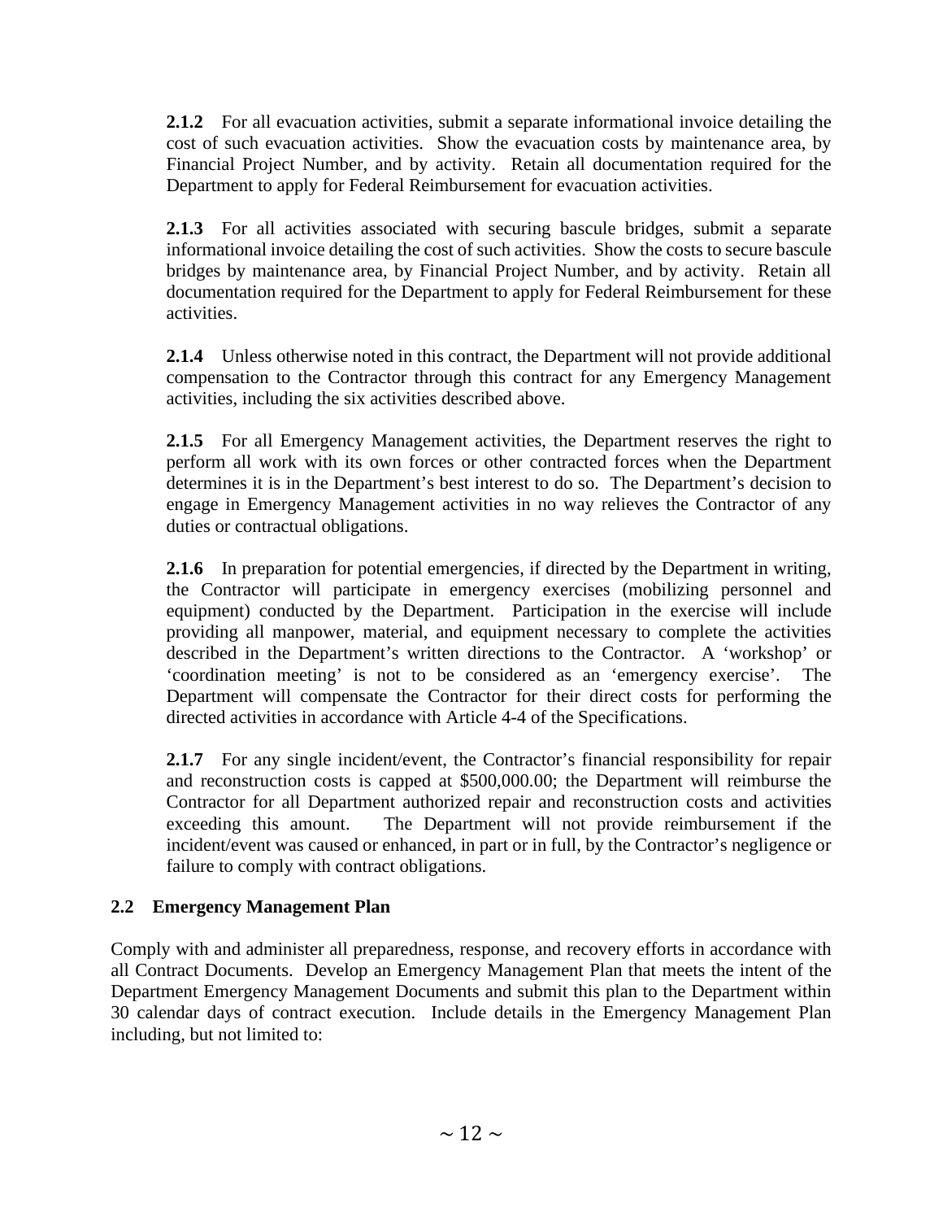**2.1.2** For all evacuation activities, submit a separate informational invoice detailing the cost of such evacuation activities. Show the evacuation costs by maintenance area, by Financial Project Number, and by activity. Retain all documentation required for the Department to apply for Federal Reimbursement for evacuation activities.

**2.1.3** For all activities associated with securing bascule bridges, submit a separate informational invoice detailing the cost of such activities. Show the costs to secure bascule bridges by maintenance area, by Financial Project Number, and by activity. Retain all documentation required for the Department to apply for Federal Reimbursement for these activities.

**2.1.4** Unless otherwise noted in this contract, the Department will not provide additional compensation to the Contractor through this contract for any Emergency Management activities, including the six activities described above.

**2.1.5** For all Emergency Management activities, the Department reserves the right to perform all work with its own forces or other contracted forces when the Department determines it is in the Department's best interest to do so. The Department's decision to engage in Emergency Management activities in no way relieves the Contractor of any duties or contractual obligations.

**2.1.6** In preparation for potential emergencies, if directed by the Department in writing, the Contractor will participate in emergency exercises (mobilizing personnel and equipment) conducted by the Department. Participation in the exercise will include providing all manpower, material, and equipment necessary to complete the activities described in the Department's written directions to the Contractor. A 'workshop' or 'coordination meeting' is not to be considered as an 'emergency exercise'. The Department will compensate the Contractor for their direct costs for performing the directed activities in accordance with Article 4-4 of the Specifications.

**2.1.7** For any single incident/event, the Contractor's financial responsibility for repair and reconstruction costs is capped at $500,000.00; the Department will reimburse the Contractor for all Department authorized repair and reconstruction costs and activities exceeding this amount. The Department will not provide reimbursement if the incident/event was caused or enhanced, in part or in full, by the Contractor's negligence or failure to comply with contract obligations.

### 2.2 Emergency Management Plan

Comply with and administer all preparedness, response, and recovery efforts in accordance with all Contract Documents. Develop an Emergency Management Plan that meets the intent of the Department Emergency Management Documents and submit this plan to the Department within 30 calendar days of contract execution. Include details in the Emergency Management Plan including, but not limited to: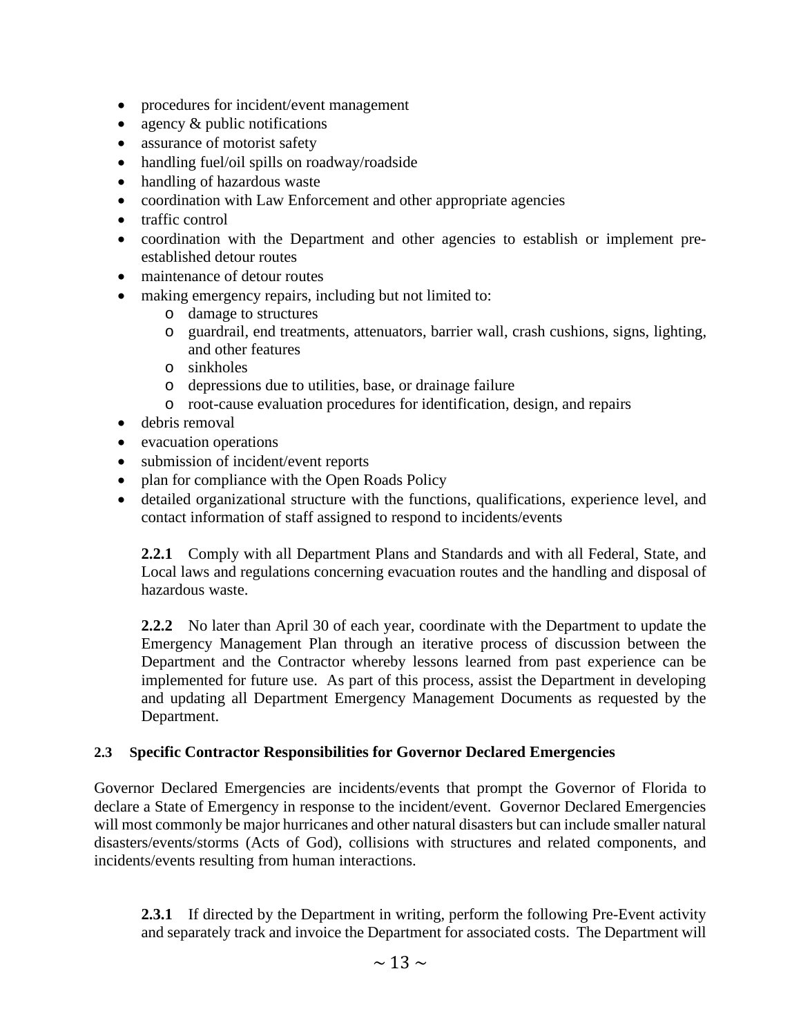- procedures for incident/event management
- agency & public notifications
- assurance of motorist safety
- handling fuel/oil spills on roadway/roadside
- handling of hazardous waste
- coordination with Law Enforcement and other appropriate agencies
- traffic control
- coordination with the Department and other agencies to establish or implement pre-established detour routes
- maintenance of detour routes
- making emergency repairs, including but not limited to:
    - damage to structures
    - guardrail, end treatments, attenuators, barrier wall, crash cushions, signs, lighting, and other features
    - sinkholes
    - depressions due to utilities, base, or drainage failure
    - root-cause evaluation procedures for identification, design, and repairs
- debris removal
- evacuation operations
- submission of incident/event reports
- plan for compliance with the Open Roads Policy
- detailed organizational structure with the functions, qualifications, experience level, and contact information of staff assigned to respond to incidents/events

**2.2.1** Comply with all Department Plans and Standards and with all Federal, State, and Local laws and regulations concerning evacuation routes and the handling and disposal of hazardous waste.

**2.2.2** No later than April 30 of each year, coordinate with the Department to update the Emergency Management Plan through an iterative process of discussion between the Department and the Contractor whereby lessons learned from past experience can be implemented for future use. As part of this process, assist the Department in developing and updating all Department Emergency Management Documents as requested by the Department.

### 2.3 Specific Contractor Responsibilities for Governor Declared Emergencies

Governor Declared Emergencies are incidents/events that prompt the Governor of Florida to declare a State of Emergency in response to the incident/event. Governor Declared Emergencies will most commonly be major hurricanes and other natural disasters but can include smaller natural disasters/events/storms (Acts of God), collisions with structures and related components, and incidents/events resulting from human interactions.

**2.3.1** If directed by the Department in writing, perform the following Pre-Event activity and separately track and invoice the Department for associated costs. The Department will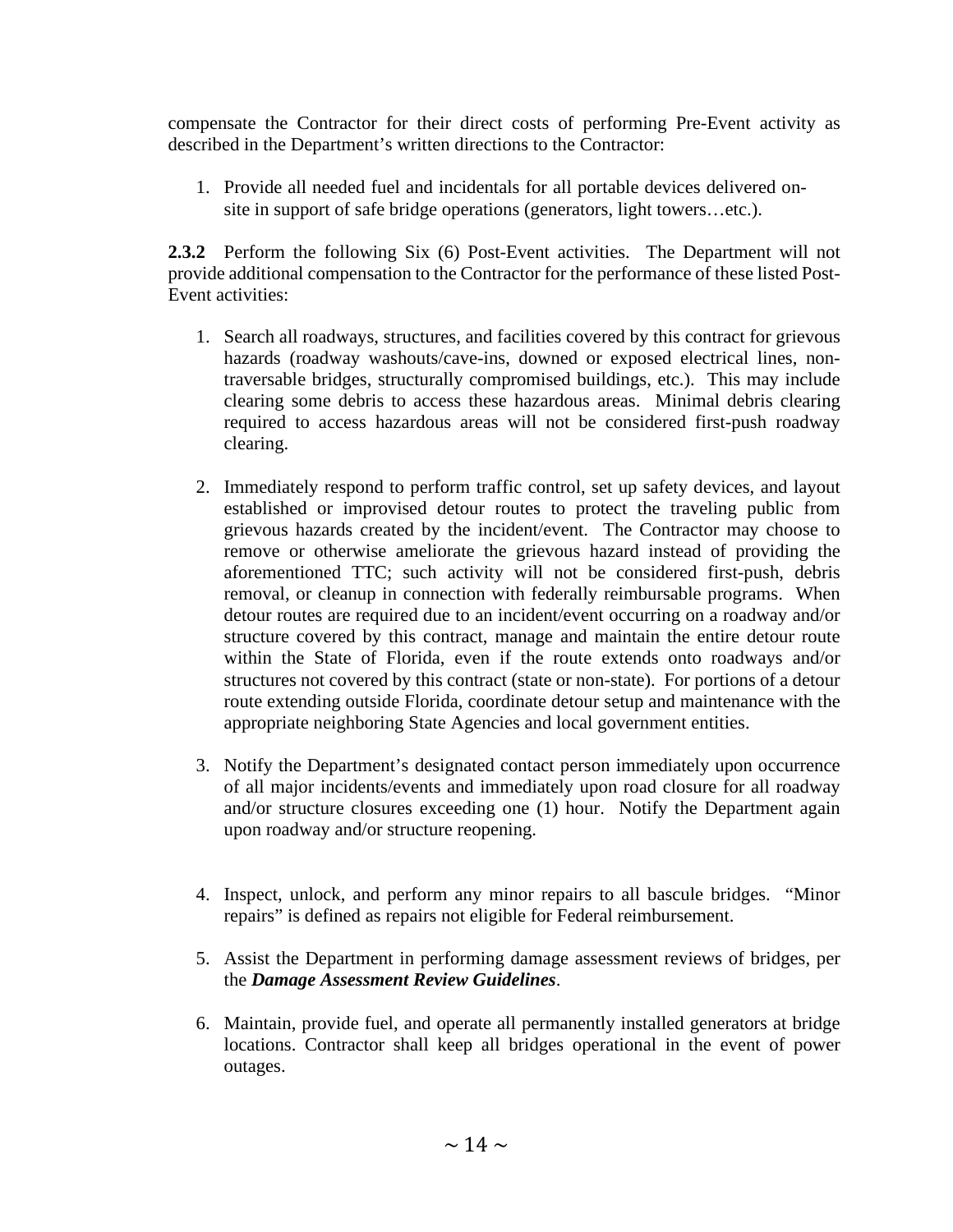compensate the Contractor for their direct costs of performing Pre-Event activity as described in the Department's written directions to the Contractor:

1. Provide all needed fuel and incidentals for all portable devices delivered on-site in support of safe bridge operations (generators, light towers…etc.).

**2.3.2** Perform the following Six (6) Post-Event activities. The Department will not provide additional compensation to the Contractor for the performance of these listed Post-Event activities:

1. Search all roadways, structures, and facilities covered by this contract for grievous hazards (roadway washouts/cave-ins, downed or exposed electrical lines, non-traversable bridges, structurally compromised buildings, etc.). This may include clearing some debris to access these hazardous areas. Minimal debris clearing required to access hazardous areas will not be considered first-push roadway clearing.

2. Immediately respond to perform traffic control, set up safety devices, and layout established or improvised detour routes to protect the traveling public from grievous hazards created by the incident/event. The Contractor may choose to remove or otherwise ameliorate the grievous hazard instead of providing the aforementioned TTC; such activity will not be considered first-push, debris removal, or cleanup in connection with federally reimbursable programs. When detour routes are required due to an incident/event occurring on a roadway and/or structure covered by this contract, manage and maintain the entire detour route within the State of Florida, even if the route extends onto roadways and/or structures not covered by this contract (state or non-state). For portions of a detour route extending outside Florida, coordinate detour setup and maintenance with the appropriate neighboring State Agencies and local government entities.

3. Notify the Department's designated contact person immediately upon occurrence of all major incidents/events and immediately upon road closure for all roadway and/or structure closures exceeding one (1) hour. Notify the Department again upon roadway and/or structure reopening.

4. Inspect, unlock, and perform any minor repairs to all bascule bridges. "Minor repairs" is defined as repairs not eligible for Federal reimbursement.

5. Assist the Department in performing damage assessment reviews of bridges, per the ***Damage Assessment Review Guidelines***.

6. Maintain, provide fuel, and operate all permanently installed generators at bridge locations. Contractor shall keep all bridges operational in the event of power outages.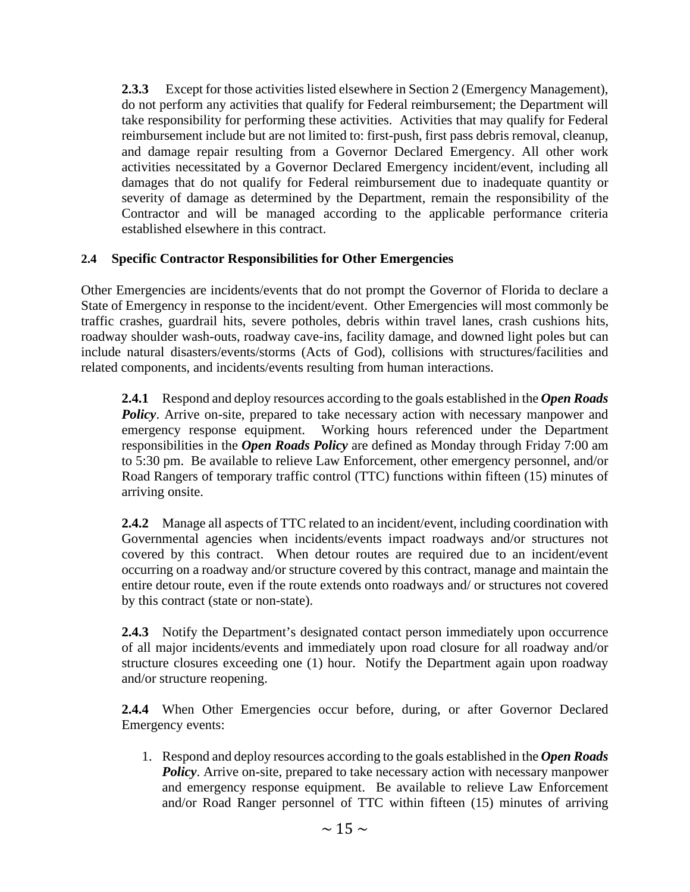**2.3.3** Except for those activities listed elsewhere in Section 2 (Emergency Management), do not perform any activities that qualify for Federal reimbursement; the Department will take responsibility for performing these activities. Activities that may qualify for Federal reimbursement include but are not limited to: first-push, first pass debris removal, cleanup, and damage repair resulting from a Governor Declared Emergency. All other work activities necessitated by a Governor Declared Emergency incident/event, including all damages that do not qualify for Federal reimbursement due to inadequate quantity or severity of damage as determined by the Department, remain the responsibility of the Contractor and will be managed according to the applicable performance criteria established elsewhere in this contract.

### 2.4 Specific Contractor Responsibilities for Other Emergencies

Other Emergencies are incidents/events that do not prompt the Governor of Florida to declare a State of Emergency in response to the incident/event. Other Emergencies will most commonly be traffic crashes, guardrail hits, severe potholes, debris within travel lanes, crash cushions hits, roadway shoulder wash-outs, roadway cave-ins, facility damage, and downed light poles but can include natural disasters/events/storms (Acts of God), collisions with structures/facilities and related components, and incidents/events resulting from human interactions.

**2.4.1** Respond and deploy resources according to the goals established in the ***Open Roads Policy***. Arrive on-site, prepared to take necessary action with necessary manpower and emergency response equipment. Working hours referenced under the Department responsibilities in the ***Open Roads Policy*** are defined as Monday through Friday 7:00 am to 5:30 pm. Be available to relieve Law Enforcement, other emergency personnel, and/or Road Rangers of temporary traffic control (TTC) functions within fifteen (15) minutes of arriving onsite.

**2.4.2** Manage all aspects of TTC related to an incident/event, including coordination with Governmental agencies when incidents/events impact roadways and/or structures not covered by this contract. When detour routes are required due to an incident/event occurring on a roadway and/or structure covered by this contract, manage and maintain the entire detour route, even if the route extends onto roadways and/ or structures not covered by this contract (state or non-state).

**2.4.3** Notify the Department's designated contact person immediately upon occurrence of all major incidents/events and immediately upon road closure for all roadway and/or structure closures exceeding one (1) hour. Notify the Department again upon roadway and/or structure reopening.

**2.4.4** When Other Emergencies occur before, during, or after Governor Declared Emergency events:

1. Respond and deploy resources according to the goals established in the ***Open Roads Policy***. Arrive on-site, prepared to take necessary action with necessary manpower and emergency response equipment. Be available to relieve Law Enforcement and/or Road Ranger personnel of TTC within fifteen (15) minutes of arriving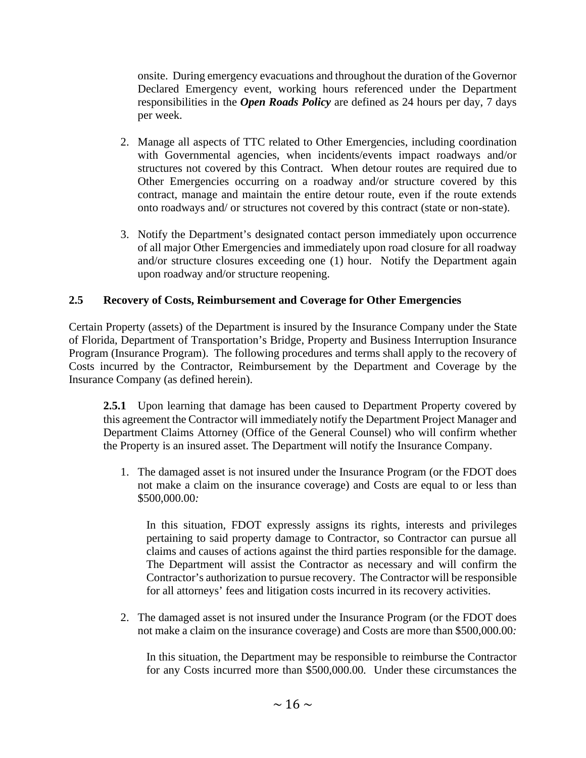onsite. During emergency evacuations and throughout the duration of the Governor Declared Emergency event, working hours referenced under the Department responsibilities in the ***Open Roads Policy*** are defined as 24 hours per day, 7 days per week.

2. Manage all aspects of TTC related to Other Emergencies, including coordination with Governmental agencies, when incidents/events impact roadways and/or structures not covered by this Contract. When detour routes are required due to Other Emergencies occurring on a roadway and/or structure covered by this contract, manage and maintain the entire detour route, even if the route extends onto roadways and/ or structures not covered by this contract (state or non-state).

3. Notify the Department's designated contact person immediately upon occurrence of all major Other Emergencies and immediately upon road closure for all roadway and/or structure closures exceeding one (1) hour. Notify the Department again upon roadway and/or structure reopening.

### 2.5 Recovery of Costs, Reimbursement and Coverage for Other Emergencies

Certain Property (assets) of the Department is insured by the Insurance Company under the State of Florida, Department of Transportation's Bridge, Property and Business Interruption Insurance Program (Insurance Program). The following procedures and terms shall apply to the recovery of Costs incurred by the Contractor, Reimbursement by the Department and Coverage by the Insurance Company (as defined herein).

**2.5.1** Upon learning that damage has been caused to Department Property covered by this agreement the Contractor will immediately notify the Department Project Manager and Department Claims Attorney (Office of the General Counsel) who will confirm whether the Property is an insured asset. The Department will notify the Insurance Company.

1. The damaged asset is not insured under the Insurance Program (or the FDOT does not make a claim on the insurance coverage) and Costs are equal to or less than $500,000.00*:*

   In this situation, FDOT expressly assigns its rights, interests and privileges pertaining to said property damage to Contractor, so Contractor can pursue all claims and causes of actions against the third parties responsible for the damage. The Department will assist the Contractor as necessary and will confirm the Contractor's authorization to pursue recovery. The Contractor will be responsible for all attorneys' fees and litigation costs incurred in its recovery activities.

2. The damaged asset is not insured under the Insurance Program (or the FDOT does not make a claim on the insurance coverage) and Costs are more than $500,000.00*:*

   In this situation, the Department may be responsible to reimburse the Contractor for any Costs incurred more than $500,000.00. Under these circumstances the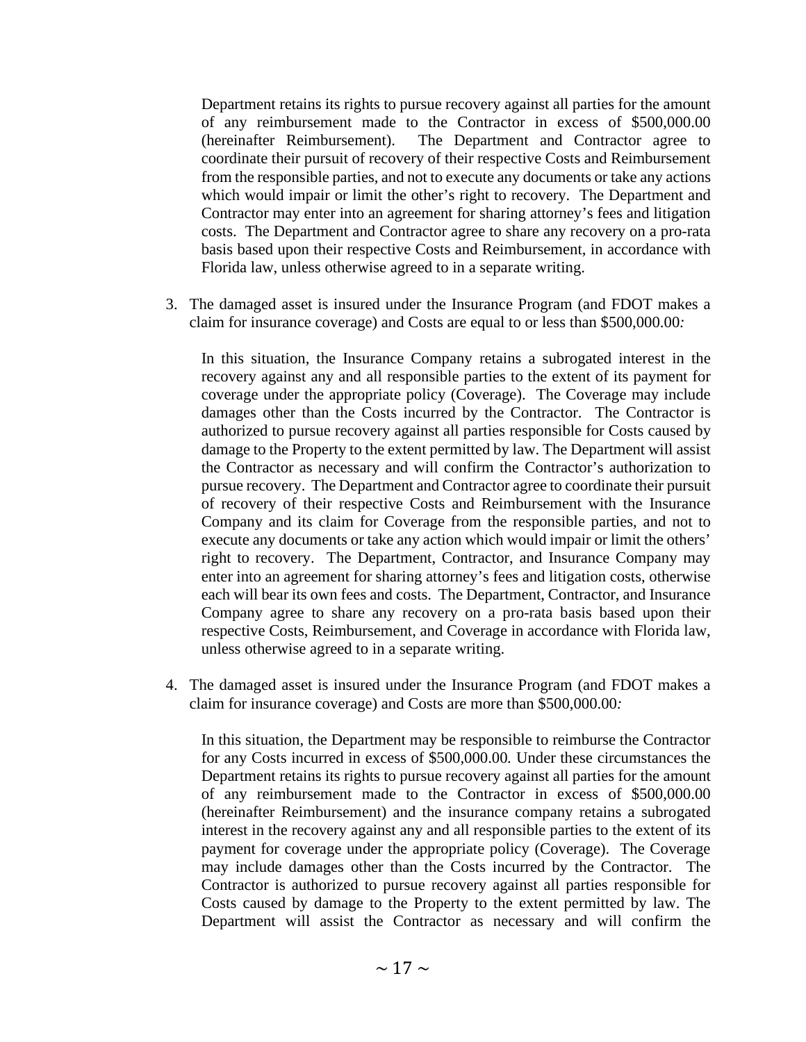Department retains its rights to pursue recovery against all parties for the amount of any reimbursement made to the Contractor in excess of $500,000.00 (hereinafter Reimbursement). The Department and Contractor agree to coordinate their pursuit of recovery of their respective Costs and Reimbursement from the responsible parties, and not to execute any documents or take any actions which would impair or limit the other's right to recovery. The Department and Contractor may enter into an agreement for sharing attorney's fees and litigation costs. The Department and Contractor agree to share any recovery on a pro-rata basis based upon their respective Costs and Reimbursement, in accordance with Florida law, unless otherwise agreed to in a separate writing.

3. The damaged asset is insured under the Insurance Program (and FDOT makes a claim for insurance coverage) and Costs are equal to or less than $500,000.00*:*

   In this situation, the Insurance Company retains a subrogated interest in the recovery against any and all responsible parties to the extent of its payment for coverage under the appropriate policy (Coverage). The Coverage may include damages other than the Costs incurred by the Contractor. The Contractor is authorized to pursue recovery against all parties responsible for Costs caused by damage to the Property to the extent permitted by law. The Department will assist the Contractor as necessary and will confirm the Contractor's authorization to pursue recovery. The Department and Contractor agree to coordinate their pursuit of recovery of their respective Costs and Reimbursement with the Insurance Company and its claim for Coverage from the responsible parties, and not to execute any documents or take any action which would impair or limit the others' right to recovery. The Department, Contractor, and Insurance Company may enter into an agreement for sharing attorney's fees and litigation costs, otherwise each will bear its own fees and costs. The Department, Contractor, and Insurance Company agree to share any recovery on a pro-rata basis based upon their respective Costs, Reimbursement, and Coverage in accordance with Florida law, unless otherwise agreed to in a separate writing.

4. The damaged asset is insured under the Insurance Program (and FDOT makes a claim for insurance coverage) and Costs are more than $500,000.00*:*

   In this situation, the Department may be responsible to reimburse the Contractor for any Costs incurred in excess of $500,000.00*.* Under these circumstances the Department retains its rights to pursue recovery against all parties for the amount of any reimbursement made to the Contractor in excess of $500,000.00 (hereinafter Reimbursement) and the insurance company retains a subrogated interest in the recovery against any and all responsible parties to the extent of its payment for coverage under the appropriate policy (Coverage). The Coverage may include damages other than the Costs incurred by the Contractor. The Contractor is authorized to pursue recovery against all parties responsible for Costs caused by damage to the Property to the extent permitted by law. The Department will assist the Contractor as necessary and will confirm the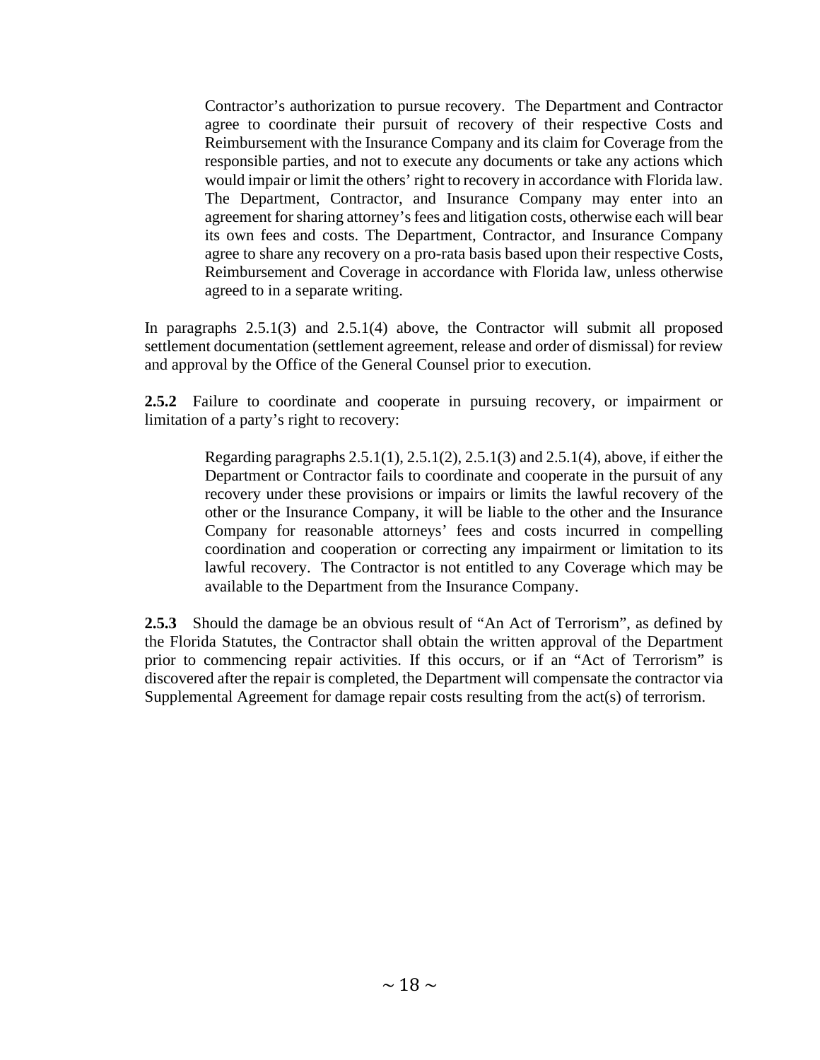Contractor's authorization to pursue recovery. The Department and Contractor agree to coordinate their pursuit of recovery of their respective Costs and Reimbursement with the Insurance Company and its claim for Coverage from the responsible parties, and not to execute any documents or take any actions which would impair or limit the others' right to recovery in accordance with Florida law. The Department, Contractor, and Insurance Company may enter into an agreement for sharing attorney's fees and litigation costs, otherwise each will bear its own fees and costs. The Department, Contractor, and Insurance Company agree to share any recovery on a pro-rata basis based upon their respective Costs, Reimbursement and Coverage in accordance with Florida law, unless otherwise agreed to in a separate writing.

In paragraphs 2.5.1(3) and 2.5.1(4) above, the Contractor will submit all proposed settlement documentation (settlement agreement, release and order of dismissal) for review and approval by the Office of the General Counsel prior to execution.

**2.5.2** Failure to coordinate and cooperate in pursuing recovery, or impairment or limitation of a party's right to recovery:

Regarding paragraphs 2.5.1(1), 2.5.1(2), 2.5.1(3) and 2.5.1(4), above, if either the Department or Contractor fails to coordinate and cooperate in the pursuit of any recovery under these provisions or impairs or limits the lawful recovery of the other or the Insurance Company, it will be liable to the other and the Insurance Company for reasonable attorneys' fees and costs incurred in compelling coordination and cooperation or correcting any impairment or limitation to its lawful recovery. The Contractor is not entitled to any Coverage which may be available to the Department from the Insurance Company.

**2.5.3** Should the damage be an obvious result of "An Act of Terrorism", as defined by the Florida Statutes, the Contractor shall obtain the written approval of the Department prior to commencing repair activities. If this occurs, or if an "Act of Terrorism" is discovered after the repair is completed, the Department will compensate the contractor via Supplemental Agreement for damage repair costs resulting from the act(s) of terrorism.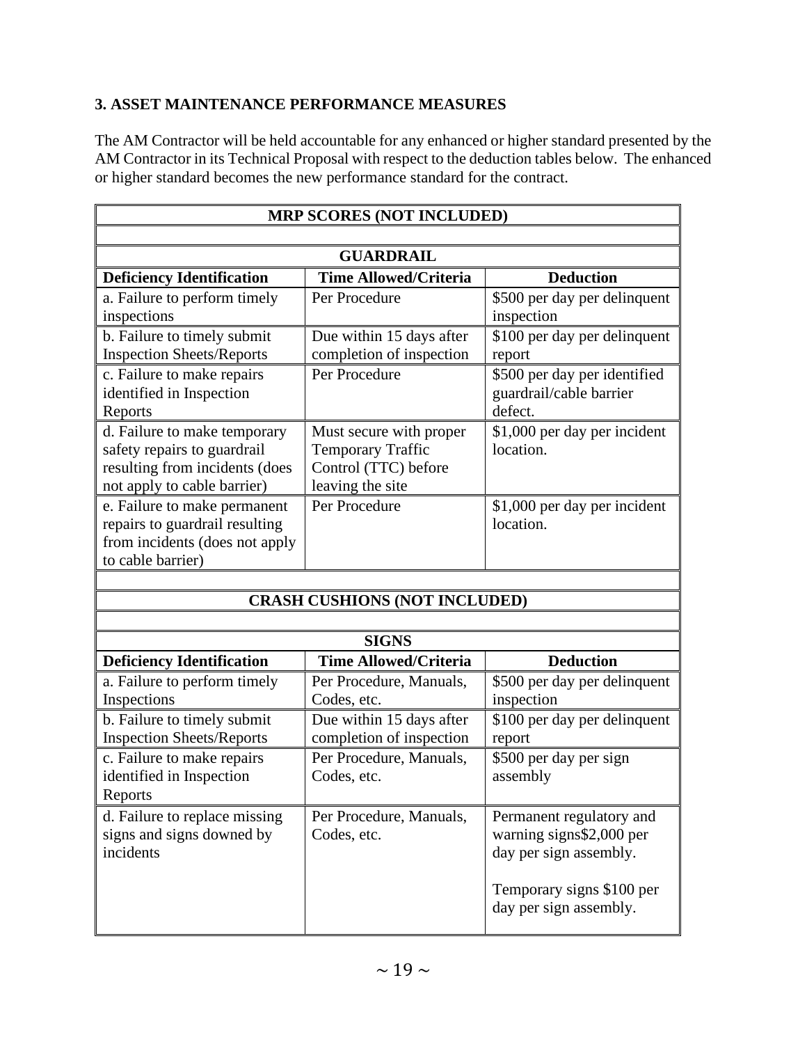### 3. ASSET MAINTENANCE PERFORMANCE MEASURES

The AM Contractor will be held accountable for any enhanced or higher standard presented by the AM Contractor in its Technical Proposal with respect to the deduction tables below. The enhanced or higher standard becomes the new performance standard for the contract.

| **MRP SCORES (NOT INCLUDED)** | | |
|---|---|---|
| | | |
| **GUARDRAIL** | | |
| **Deficiency Identification** | **Time Allowed/Criteria** | **Deduction** |
| a. Failure to perform timely inspections | Per Procedure | $500 per day per delinquent inspection |
| b. Failure to timely submit Inspection Sheets/Reports | Due within 15 days after completion of inspection | $100 per day per delinquent report |
| c. Failure to make repairs identified in Inspection Reports | Per Procedure | $500 per day per identified guardrail/cable barrier defect. |
| d. Failure to make temporary safety repairs to guardrail resulting from incidents (does not apply to cable barrier) | Must secure with proper Temporary Traffic Control (TTC) before leaving the site | $1,000 per day per incident location. |
| e. Failure to make permanent repairs to guardrail resulting from incidents (does not apply to cable barrier) | Per Procedure | $1,000 per day per incident location. |
| | | |
| **CRASH CUSHIONS (NOT INCLUDED)** | | |
| | | |
| **SIGNS** | | |
| **Deficiency Identification** | **Time Allowed/Criteria** | **Deduction** |
| a. Failure to perform timely Inspections | Per Procedure, Manuals, Codes, etc. | $500 per day per delinquent inspection |
| b. Failure to timely submit Inspection Sheets/Reports | Due within 15 days after completion of inspection | $100 per day per delinquent report |
| c. Failure to make repairs identified in Inspection Reports | Per Procedure, Manuals, Codes, etc. | $500 per day per sign assembly |
| d. Failure to replace missing signs and signs downed by incidents | Per Procedure, Manuals, Codes, etc. | Permanent regulatory and warning signs$2,000 per day per sign assembly.<br><br>Temporary signs $100 per day per sign assembly. |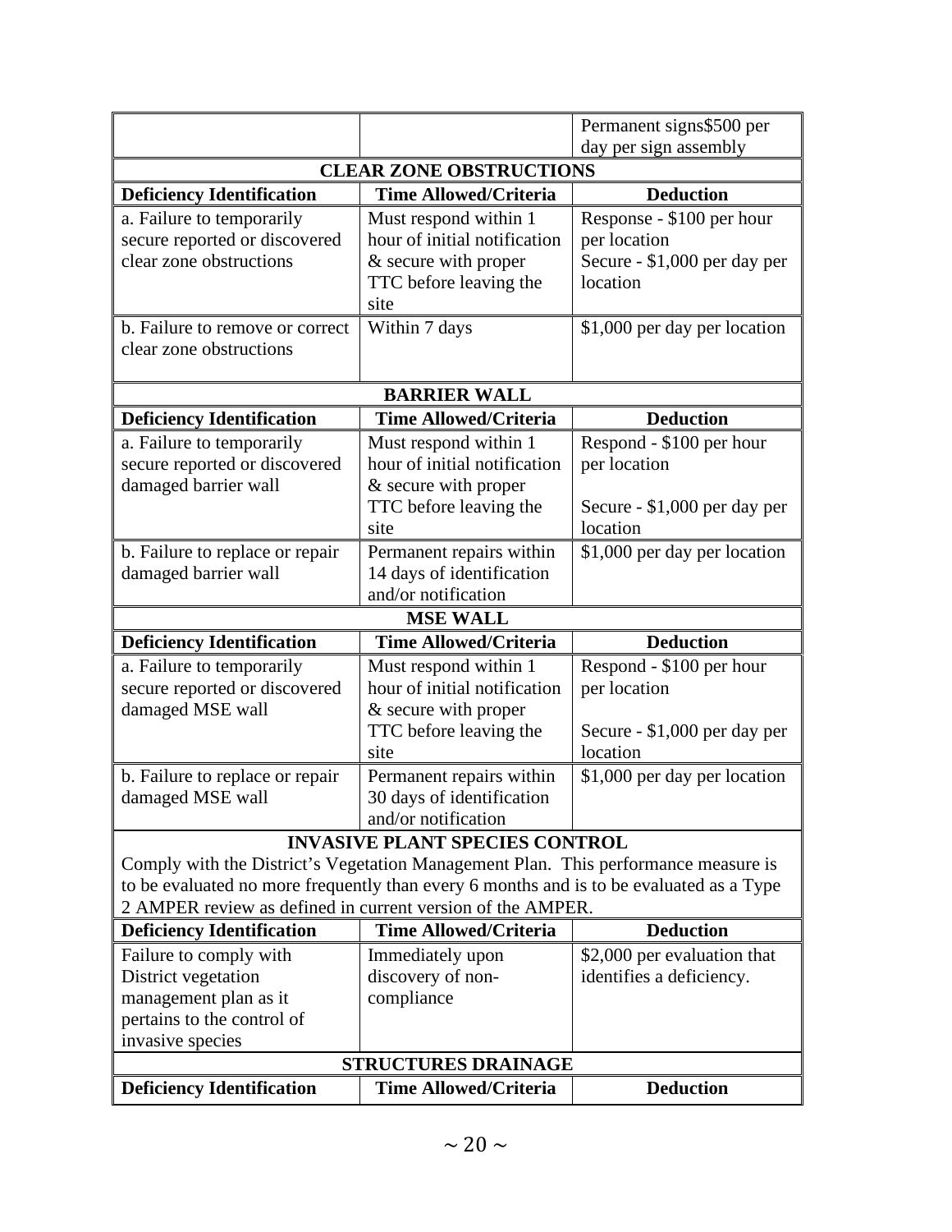| | | |
|---|---|---|
| | | Permanent signs$500 per day per sign assembly |
| **CLEAR ZONE OBSTRUCTIONS** | | |
| **Deficiency Identification** | **Time Allowed/Criteria** | **Deduction** |
| a. Failure to temporarily secure reported or discovered clear zone obstructions | Must respond within 1 hour of initial notification & secure with proper TTC before leaving the site | Response - $100 per hour per location<br>Secure - $1,000 per day per location |
| b. Failure to remove or correct clear zone obstructions | Within 7 days | $1,000 per day per location |
| **BARRIER WALL** | | |
| **Deficiency Identification** | **Time Allowed/Criteria** | **Deduction** |
| a. Failure to temporarily secure reported or discovered damaged barrier wall | Must respond within 1 hour of initial notification & secure with proper TTC before leaving the site | Respond - $100 per hour per location<br><br>Secure - $1,000 per day per location |
| b. Failure to replace or repair damaged barrier wall | Permanent repairs within 14 days of identification and/or notification | $1,000 per day per location |
| **MSE WALL** | | |
| **Deficiency Identification** | **Time Allowed/Criteria** | **Deduction** |
| a. Failure to temporarily secure reported or discovered damaged MSE wall | Must respond within 1 hour of initial notification & secure with proper TTC before leaving the site | Respond - $100 per hour per location<br><br>Secure - $1,000 per day per location |
| b. Failure to replace or repair damaged MSE wall | Permanent repairs within 30 days of identification and/or notification | $1,000 per day per location |
| **INVASIVE PLANT SPECIES CONTROL**<br>Comply with the District's Vegetation Management Plan. This performance measure is to be evaluated no more frequently than every 6 months and is to be evaluated as a Type 2 AMPER review as defined in current version of the AMPER. | | |
| **Deficiency Identification** | **Time Allowed/Criteria** | **Deduction** |
| Failure to comply with District vegetation management plan as it pertains to the control of invasive species | Immediately upon discovery of non-compliance | $2,000 per evaluation that identifies a deficiency. |
| **STRUCTURES DRAINAGE** | | |
| **Deficiency Identification** | **Time Allowed/Criteria** | **Deduction** |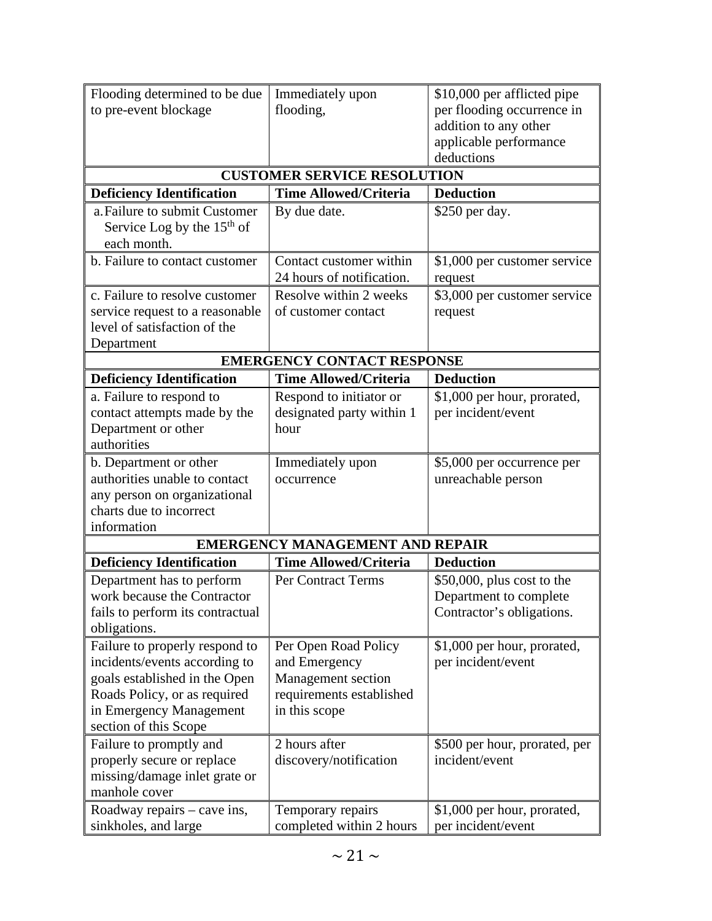| | | |
|---|---|---|
| Flooding determined to be due to pre-event blockage | Immediately upon flooding, | $10,000 per afflicted pipe per flooding occurrence in addition to any other applicable performance deductions |
| **CUSTOMER SERVICE RESOLUTION** | | |
| **Deficiency Identification** | **Time Allowed/Criteria** | **Deduction** |
| a. Failure to submit Customer Service Log by the 15th of each month. | By due date. | $250 per day. |
| b. Failure to contact customer | Contact customer within 24 hours of notification. | $1,000 per customer service request |
| c. Failure to resolve customer service request to a reasonable level of satisfaction of the Department | Resolve within 2 weeks of customer contact | $3,000 per customer service request |
| **EMERGENCY CONTACT RESPONSE** | | |
| **Deficiency Identification** | **Time Allowed/Criteria** | **Deduction** |
| a. Failure to respond to contact attempts made by the Department or other authorities | Respond to initiator or designated party within 1 hour | $1,000 per hour, prorated, per incident/event |
| b. Department or other authorities unable to contact any person on organizational charts due to incorrect information | Immediately upon occurrence | $5,000 per occurrence per unreachable person |
| **EMERGENCY MANAGEMENT AND REPAIR** | | |
| **Deficiency Identification** | **Time Allowed/Criteria** | **Deduction** |
| Department has to perform work because the Contractor fails to perform its contractual obligations. | Per Contract Terms | $50,000, plus cost to the Department to complete Contractor's obligations. |
| Failure to properly respond to incidents/events according to goals established in the Open Roads Policy, or as required in Emergency Management section of this Scope | Per Open Road Policy and Emergency Management section requirements established in this scope | $1,000 per hour, prorated, per incident/event |
| Failure to promptly and properly secure or replace missing/damage inlet grate or manhole cover | 2 hours after discovery/notification | $500 per hour, prorated, per incident/event |
| Roadway repairs – cave ins, sinkholes, and large | Temporary repairs completed within 2 hours | $1,000 per hour, prorated, per incident/event |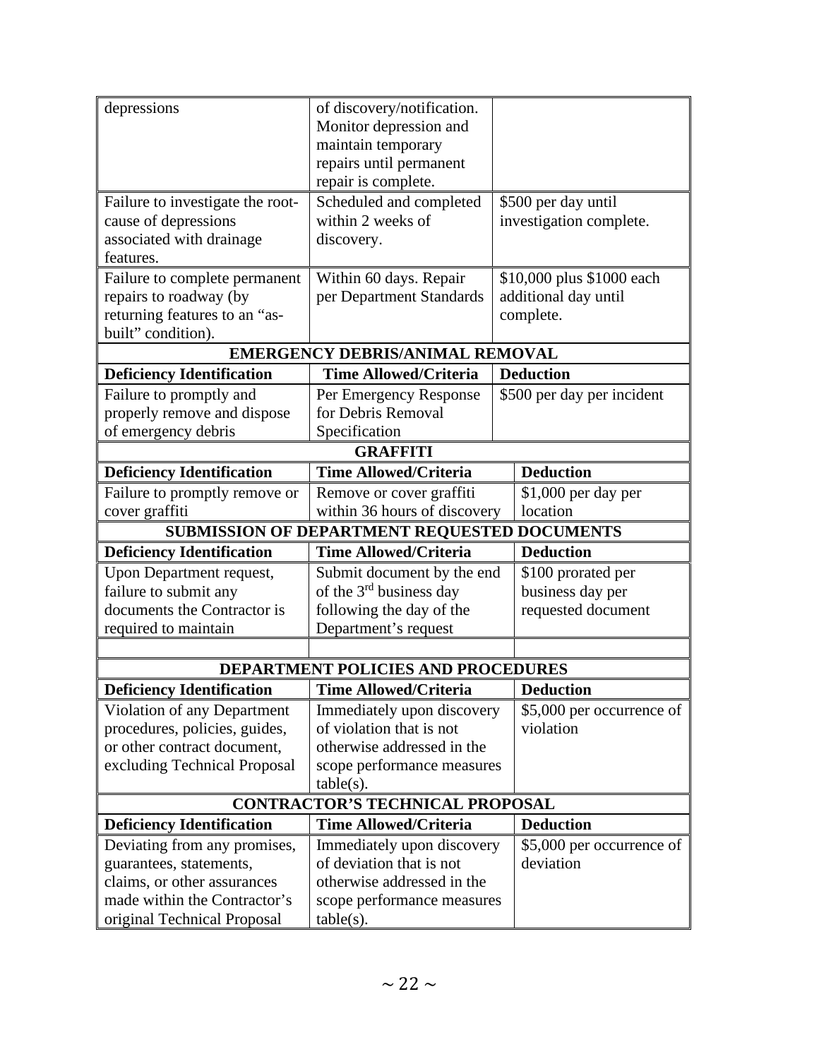| | | |
|---|---|---|
| depressions | of discovery/notification. Monitor depression and maintain temporary repairs until permanent repair is complete. | |
| Failure to investigate the root-cause of depressions associated with drainage features. | Scheduled and completed within 2 weeks of discovery. | \$500 per day until investigation complete. |
| Failure to complete permanent repairs to roadway (by returning features to an "as-built" condition). | Within 60 days. Repair per Department Standards | \$10,000 plus \$1000 each additional day until complete. |
| **EMERGENCY DEBRIS/ANIMAL REMOVAL** | | |
| **Deficiency Identification** | **Time Allowed/Criteria** | **Deduction** |
| Failure to promptly and properly remove and dispose of emergency debris | Per Emergency Response for Debris Removal Specification | \$500 per day per incident |
| **GRAFFITI** | | |
| **Deficiency Identification** | **Time Allowed/Criteria** | **Deduction** |
| Failure to promptly remove or cover graffiti | Remove or cover graffiti within 36 hours of discovery | \$1,000 per day per location |
| **SUBMISSION OF DEPARTMENT REQUESTED DOCUMENTS** | | |
| **Deficiency Identification** | **Time Allowed/Criteria** | **Deduction** |
| Upon Department request, failure to submit any documents the Contractor is required to maintain | Submit document by the end of the 3rd business day following the day of the Department's request | \$100 prorated per business day per requested document |
| | | |
| **DEPARTMENT POLICIES AND PROCEDURES** | | |
| **Deficiency Identification** | **Time Allowed/Criteria** | **Deduction** |
| Violation of any Department procedures, policies, guides, or other contract document, excluding Technical Proposal | Immediately upon discovery of violation that is not otherwise addressed in the scope performance measures table(s). | \$5,000 per occurrence of violation |
| **CONTRACTOR'S TECHNICAL PROPOSAL** | | |
| **Deficiency Identification** | **Time Allowed/Criteria** | **Deduction** |
| Deviating from any promises, guarantees, statements, claims, or other assurances made within the Contractor's original Technical Proposal | Immediately upon discovery of deviation that is not otherwise addressed in the scope performance measures table(s). | \$5,000 per occurrence of deviation |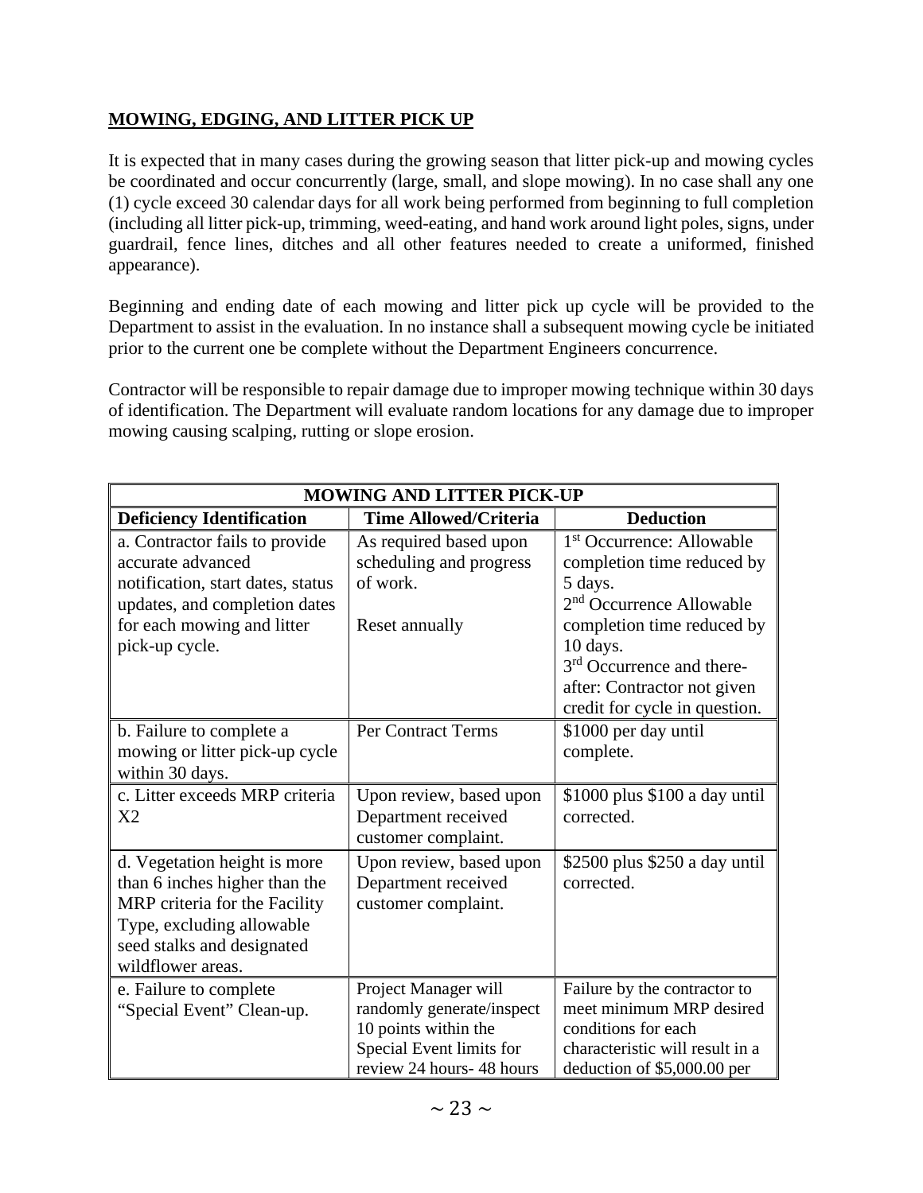## MOWING, EDGING, AND LITTER PICK UP

It is expected that in many cases during the growing season that litter pick-up and mowing cycles be coordinated and occur concurrently (large, small, and slope mowing). In no case shall any one (1) cycle exceed 30 calendar days for all work being performed from beginning to full completion (including all litter pick-up, trimming, weed-eating, and hand work around light poles, signs, under guardrail, fence lines, ditches and all other features needed to create a uniformed, finished appearance).

Beginning and ending date of each mowing and litter pick up cycle will be provided to the Department to assist in the evaluation. In no instance shall a subsequent mowing cycle be initiated prior to the current one be complete without the Department Engineers concurrence.

Contractor will be responsible to repair damage due to improper mowing technique within 30 days of identification. The Department will evaluate random locations for any damage due to improper mowing causing scalping, rutting or slope erosion.

| MOWING AND LITTER PICK-UP | | |
|---|---|---|
| **Deficiency Identification** | **Time Allowed/Criteria** | **Deduction** |
| a. Contractor fails to provide accurate advanced notification, start dates, status updates, and completion dates for each mowing and litter pick-up cycle. | As required based upon scheduling and progress of work.<br><br>Reset annually | 1st Occurrence: Allowable completion time reduced by 5 days.<br>2nd Occurrence Allowable completion time reduced by 10 days.<br>3rd Occurrence and there-after: Contractor not given credit for cycle in question. |
| b. Failure to complete a mowing or litter pick-up cycle within 30 days. | Per Contract Terms | $1000 per day until complete. |
| c. Litter exceeds MRP criteria X2 | Upon review, based upon Department received customer complaint. | $1000 plus $100 a day until corrected. |
| d. Vegetation height is more than 6 inches higher than the MRP criteria for the Facility Type, excluding allowable seed stalks and designated wildflower areas. | Upon review, based upon Department received customer complaint. | $2500 plus $250 a day until corrected. |
| e. Failure to complete "Special Event" Clean-up. | Project Manager will randomly generate/inspect 10 points within the Special Event limits for review 24 hours- 48 hours | Failure by the contractor to meet minimum MRP desired conditions for each characteristic will result in a deduction of $5,000.00 per |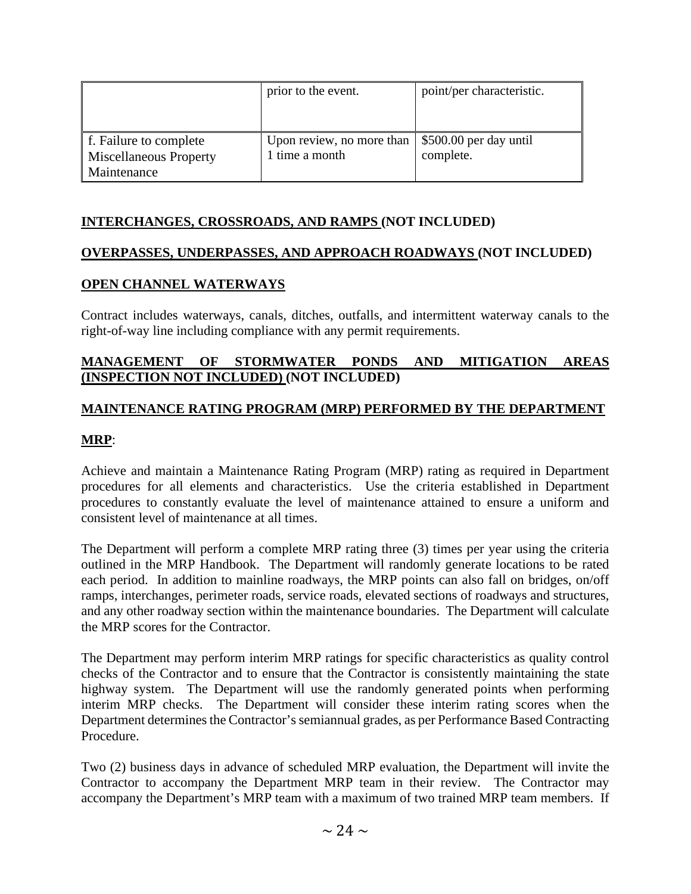|  |  |  |
|---|---|---|
|  | prior to the event. | point/per characteristic. |
| f. Failure to complete Miscellaneous Property Maintenance | Upon review, no more than 1 time a month | $500.00 per day until complete. |

**INTERCHANGES, CROSSROADS, AND RAMPS (NOT INCLUDED)**

**OVERPASSES, UNDERPASSES, AND APPROACH ROADWAYS (NOT INCLUDED)**

**OPEN CHANNEL WATERWAYS**

Contract includes waterways, canals, ditches, outfalls, and intermittent waterway canals to the right-of-way line including compliance with any permit requirements.

**MANAGEMENT OF STORMWATER PONDS AND MITIGATION AREAS (INSPECTION NOT INCLUDED) (NOT INCLUDED)**

**MAINTENANCE RATING PROGRAM (MRP) PERFORMED BY THE DEPARTMENT**

**MRP**:

Achieve and maintain a Maintenance Rating Program (MRP) rating as required in Department procedures for all elements and characteristics. Use the criteria established in Department procedures to constantly evaluate the level of maintenance attained to ensure a uniform and consistent level of maintenance at all times.

The Department will perform a complete MRP rating three (3) times per year using the criteria outlined in the MRP Handbook. The Department will randomly generate locations to be rated each period. In addition to mainline roadways, the MRP points can also fall on bridges, on/off ramps, interchanges, perimeter roads, service roads, elevated sections of roadways and structures, and any other roadway section within the maintenance boundaries. The Department will calculate the MRP scores for the Contractor.

The Department may perform interim MRP ratings for specific characteristics as quality control checks of the Contractor and to ensure that the Contractor is consistently maintaining the state highway system. The Department will use the randomly generated points when performing interim MRP checks. The Department will consider these interim rating scores when the Department determines the Contractor's semiannual grades, as per Performance Based Contracting Procedure.

Two (2) business days in advance of scheduled MRP evaluation, the Department will invite the Contractor to accompany the Department MRP team in their review. The Contractor may accompany the Department's MRP team with a maximum of two trained MRP team members. If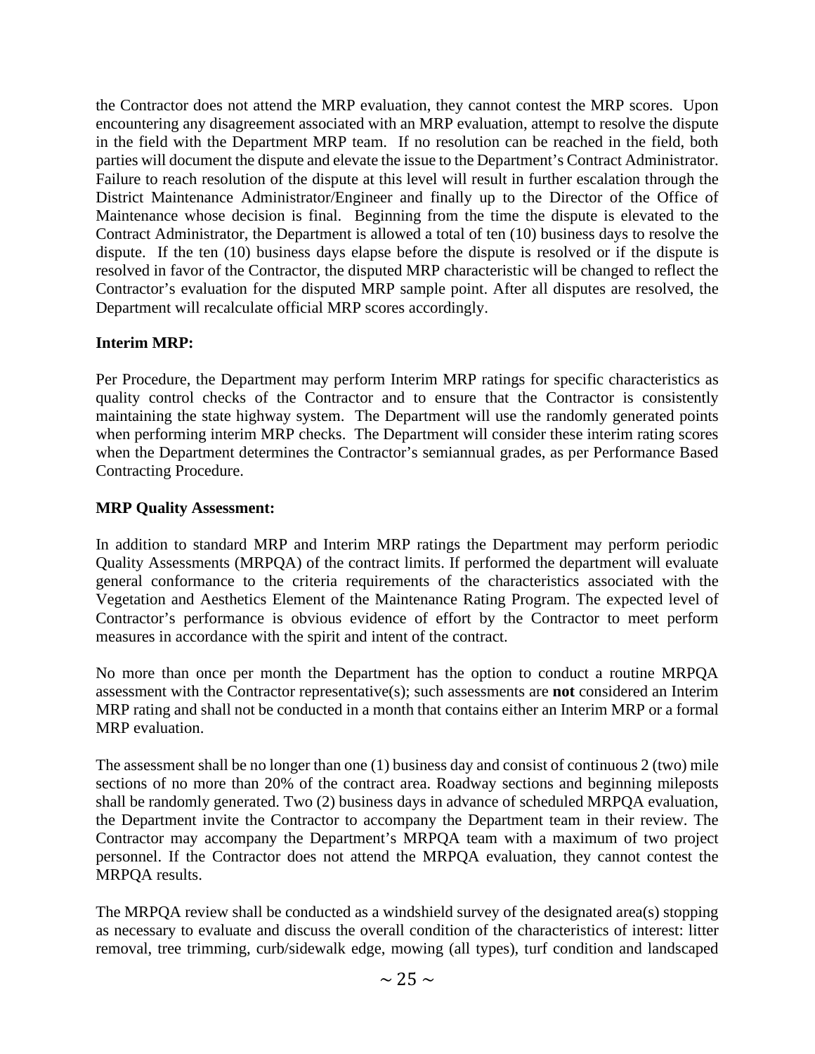the Contractor does not attend the MRP evaluation, they cannot contest the MRP scores. Upon encountering any disagreement associated with an MRP evaluation, attempt to resolve the dispute in the field with the Department MRP team. If no resolution can be reached in the field, both parties will document the dispute and elevate the issue to the Department's Contract Administrator. Failure to reach resolution of the dispute at this level will result in further escalation through the District Maintenance Administrator/Engineer and finally up to the Director of the Office of Maintenance whose decision is final. Beginning from the time the dispute is elevated to the Contract Administrator, the Department is allowed a total of ten (10) business days to resolve the dispute. If the ten (10) business days elapse before the dispute is resolved or if the dispute is resolved in favor of the Contractor, the disputed MRP characteristic will be changed to reflect the Contractor's evaluation for the disputed MRP sample point. After all disputes are resolved, the Department will recalculate official MRP scores accordingly.

**Interim MRP:**

Per Procedure, the Department may perform Interim MRP ratings for specific characteristics as quality control checks of the Contractor and to ensure that the Contractor is consistently maintaining the state highway system. The Department will use the randomly generated points when performing interim MRP checks. The Department will consider these interim rating scores when the Department determines the Contractor's semiannual grades, as per Performance Based Contracting Procedure.

**MRP Quality Assessment:**

In addition to standard MRP and Interim MRP ratings the Department may perform periodic Quality Assessments (MRPQA) of the contract limits. If performed the department will evaluate general conformance to the criteria requirements of the characteristics associated with the Vegetation and Aesthetics Element of the Maintenance Rating Program. The expected level of Contractor's performance is obvious evidence of effort by the Contractor to meet perform measures in accordance with the spirit and intent of the contract.

No more than once per month the Department has the option to conduct a routine MRPQA assessment with the Contractor representative(s); such assessments are **not** considered an Interim MRP rating and shall not be conducted in a month that contains either an Interim MRP or a formal MRP evaluation.

The assessment shall be no longer than one (1) business day and consist of continuous 2 (two) mile sections of no more than 20% of the contract area. Roadway sections and beginning mileposts shall be randomly generated. Two (2) business days in advance of scheduled MRPQA evaluation, the Department invite the Contractor to accompany the Department team in their review. The Contractor may accompany the Department's MRPQA team with a maximum of two project personnel. If the Contractor does not attend the MRPQA evaluation, they cannot contest the MRPQA results.

The MRPQA review shall be conducted as a windshield survey of the designated area(s) stopping as necessary to evaluate and discuss the overall condition of the characteristics of interest: litter removal, tree trimming, curb/sidewalk edge, mowing (all types), turf condition and landscaped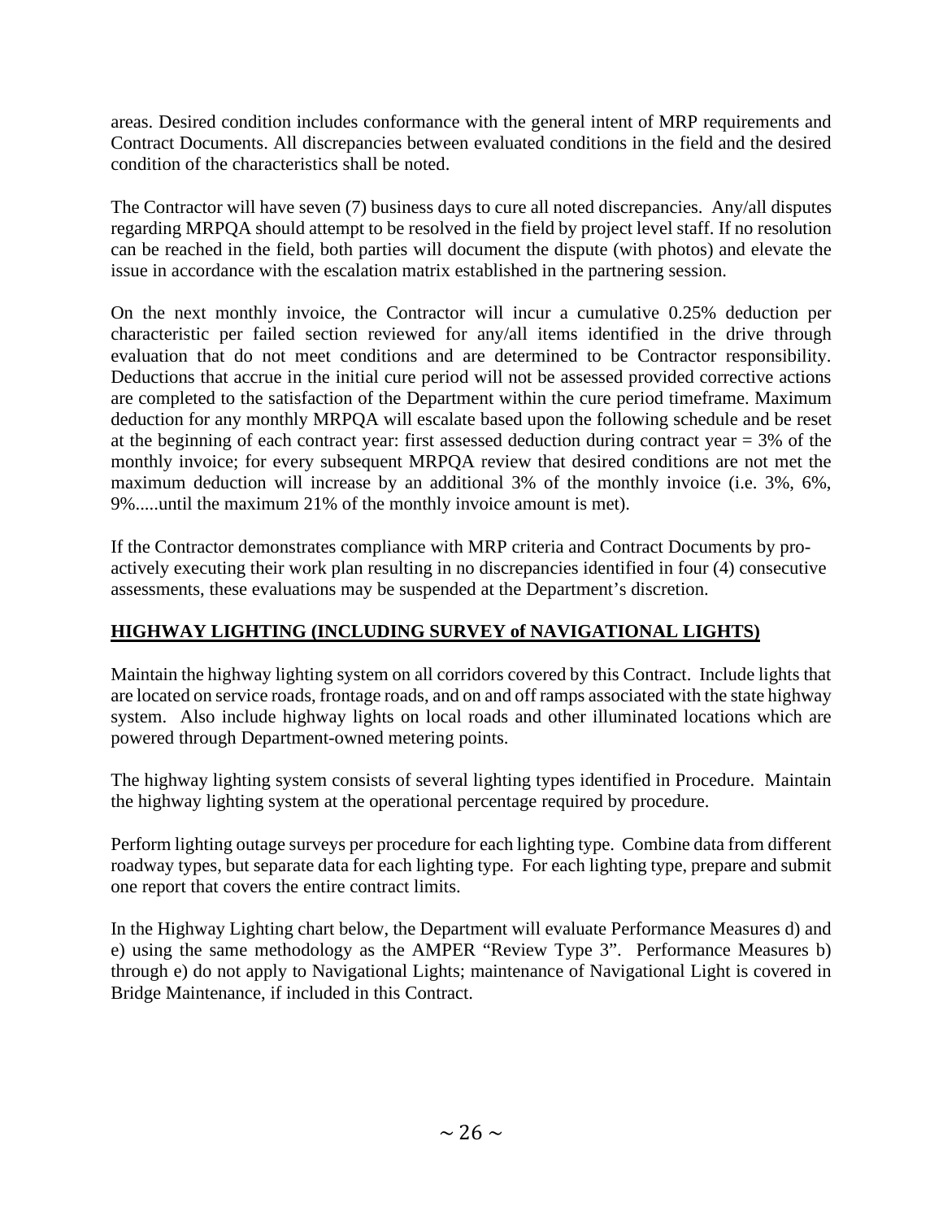areas. Desired condition includes conformance with the general intent of MRP requirements and Contract Documents. All discrepancies between evaluated conditions in the field and the desired condition of the characteristics shall be noted.

The Contractor will have seven (7) business days to cure all noted discrepancies. Any/all disputes regarding MRPQA should attempt to be resolved in the field by project level staff. If no resolution can be reached in the field, both parties will document the dispute (with photos) and elevate the issue in accordance with the escalation matrix established in the partnering session.

On the next monthly invoice, the Contractor will incur a cumulative 0.25% deduction per characteristic per failed section reviewed for any/all items identified in the drive through evaluation that do not meet conditions and are determined to be Contractor responsibility. Deductions that accrue in the initial cure period will not be assessed provided corrective actions are completed to the satisfaction of the Department within the cure period timeframe. Maximum deduction for any monthly MRPQA will escalate based upon the following schedule and be reset at the beginning of each contract year: first assessed deduction during contract year = 3% of the monthly invoice; for every subsequent MRPQA review that desired conditions are not met the maximum deduction will increase by an additional 3% of the monthly invoice (i.e. 3%, 6%, 9%.....until the maximum 21% of the monthly invoice amount is met).

If the Contractor demonstrates compliance with MRP criteria and Contract Documents by pro-actively executing their work plan resulting in no discrepancies identified in four (4) consecutive assessments, these evaluations may be suspended at the Department's discretion.

## HIGHWAY LIGHTING (INCLUDING SURVEY of NAVIGATIONAL LIGHTS)

Maintain the highway lighting system on all corridors covered by this Contract. Include lights that are located on service roads, frontage roads, and on and off ramps associated with the state highway system. Also include highway lights on local roads and other illuminated locations which are powered through Department-owned metering points.

The highway lighting system consists of several lighting types identified in Procedure. Maintain the highway lighting system at the operational percentage required by procedure.

Perform lighting outage surveys per procedure for each lighting type. Combine data from different roadway types, but separate data for each lighting type. For each lighting type, prepare and submit one report that covers the entire contract limits.

In the Highway Lighting chart below, the Department will evaluate Performance Measures d) and e) using the same methodology as the AMPER "Review Type 3". Performance Measures b) through e) do not apply to Navigational Lights; maintenance of Navigational Light is covered in Bridge Maintenance, if included in this Contract.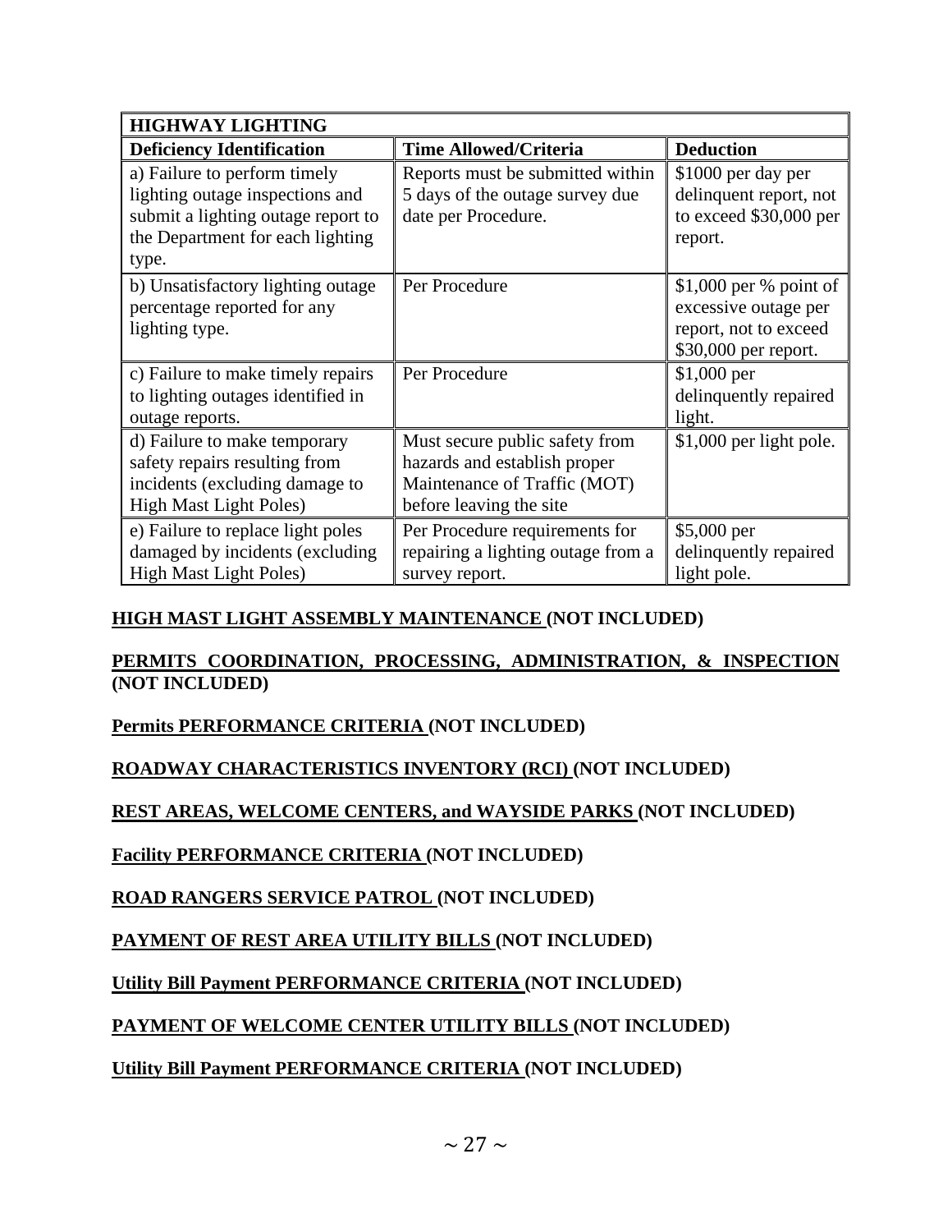| HIGHWAY LIGHTING | | |
|---|---|---|
| **Deficiency Identification** | **Time Allowed/Criteria** | **Deduction** |
| a) Failure to perform timely lighting outage inspections and submit a lighting outage report to the Department for each lighting type. | Reports must be submitted within 5 days of the outage survey due date per Procedure. | $1000 per day per delinquent report, not to exceed $30,000 per report. |
| b) Unsatisfactory lighting outage percentage reported for any lighting type. | Per Procedure | $1,000 per % point of excessive outage per report, not to exceed $30,000 per report. |
| c) Failure to make timely repairs to lighting outages identified in outage reports. | Per Procedure | $1,000 per delinquently repaired light. |
| d) Failure to make temporary safety repairs resulting from incidents (excluding damage to High Mast Light Poles) | Must secure public safety from hazards and establish proper Maintenance of Traffic (MOT) before leaving the site | $1,000 per light pole. |
| e) Failure to replace light poles damaged by incidents (excluding High Mast Light Poles) | Per Procedure requirements for repairing a lighting outage from a survey report. | $5,000 per delinquently repaired light pole. |

**HIGH MAST LIGHT ASSEMBLY MAINTENANCE (NOT INCLUDED)**

**PERMITS COORDINATION, PROCESSING, ADMINISTRATION, & INSPECTION (NOT INCLUDED)**

**Permits PERFORMANCE CRITERIA (NOT INCLUDED)**

**ROADWAY CHARACTERISTICS INVENTORY (RCI) (NOT INCLUDED)**

**REST AREAS, WELCOME CENTERS, and WAYSIDE PARKS (NOT INCLUDED)**

**Facility PERFORMANCE CRITERIA (NOT INCLUDED)**

**ROAD RANGERS SERVICE PATROL (NOT INCLUDED)**

**PAYMENT OF REST AREA UTILITY BILLS (NOT INCLUDED)**

**Utility Bill Payment PERFORMANCE CRITERIA (NOT INCLUDED)**

**PAYMENT OF WELCOME CENTER UTILITY BILLS (NOT INCLUDED)**

**Utility Bill Payment PERFORMANCE CRITERIA (NOT INCLUDED)**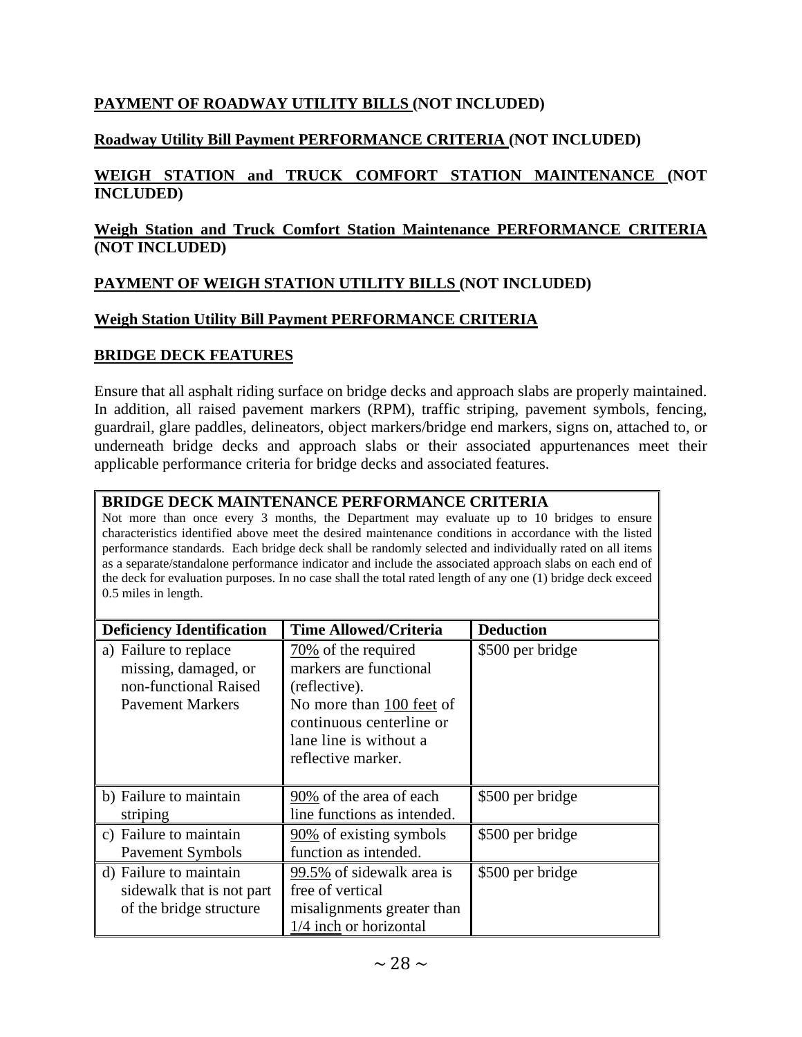**PAYMENT OF ROADWAY UTILITY BILLS (NOT INCLUDED)**

**Roadway Utility Bill Payment PERFORMANCE CRITERIA (NOT INCLUDED)**

**WEIGH STATION and TRUCK COMFORT STATION MAINTENANCE (NOT INCLUDED)**

**Weigh Station and Truck Comfort Station Maintenance PERFORMANCE CRITERIA (NOT INCLUDED)**

**PAYMENT OF WEIGH STATION UTILITY BILLS (NOT INCLUDED)**

**Weigh Station Utility Bill Payment PERFORMANCE CRITERIA**

**BRIDGE DECK FEATURES**

Ensure that all asphalt riding surface on bridge decks and approach slabs are properly maintained. In addition, all raised pavement markers (RPM), traffic striping, pavement symbols, fencing, guardrail, glare paddles, delineators, object markers/bridge end markers, signs on, attached to, or underneath bridge decks and approach slabs or their associated appurtenances meet their applicable performance criteria for bridge decks and associated features.

**BRIDGE DECK MAINTENANCE PERFORMANCE CRITERIA**

Not more than once every 3 months, the Department may evaluate up to 10 bridges to ensure characteristics identified above meet the desired maintenance conditions in accordance with the listed performance standards. Each bridge deck shall be randomly selected and individually rated on all items as a separate/standalone performance indicator and include the associated approach slabs on each end of the deck for evaluation purposes. In no case shall the total rated length of any one (1) bridge deck exceed 0.5 miles in length.

| Deficiency Identification | Time Allowed/Criteria | Deduction |
|---|---|---|
| a) Failure to replace missing, damaged, or non-functional Raised Pavement Markers | 70% of the required markers are functional (reflective). No more than 100 feet of continuous centerline or lane line is without a reflective marker. | $500 per bridge |
| b) Failure to maintain striping | 90% of the area of each line functions as intended. | $500 per bridge |
| c) Failure to maintain Pavement Symbols | 90% of existing symbols function as intended. | $500 per bridge |
| d) Failure to maintain sidewalk that is not part of the bridge structure | 99.5% of sidewalk area is free of vertical misalignments greater than 1/4 inch or horizontal | $500 per bridge |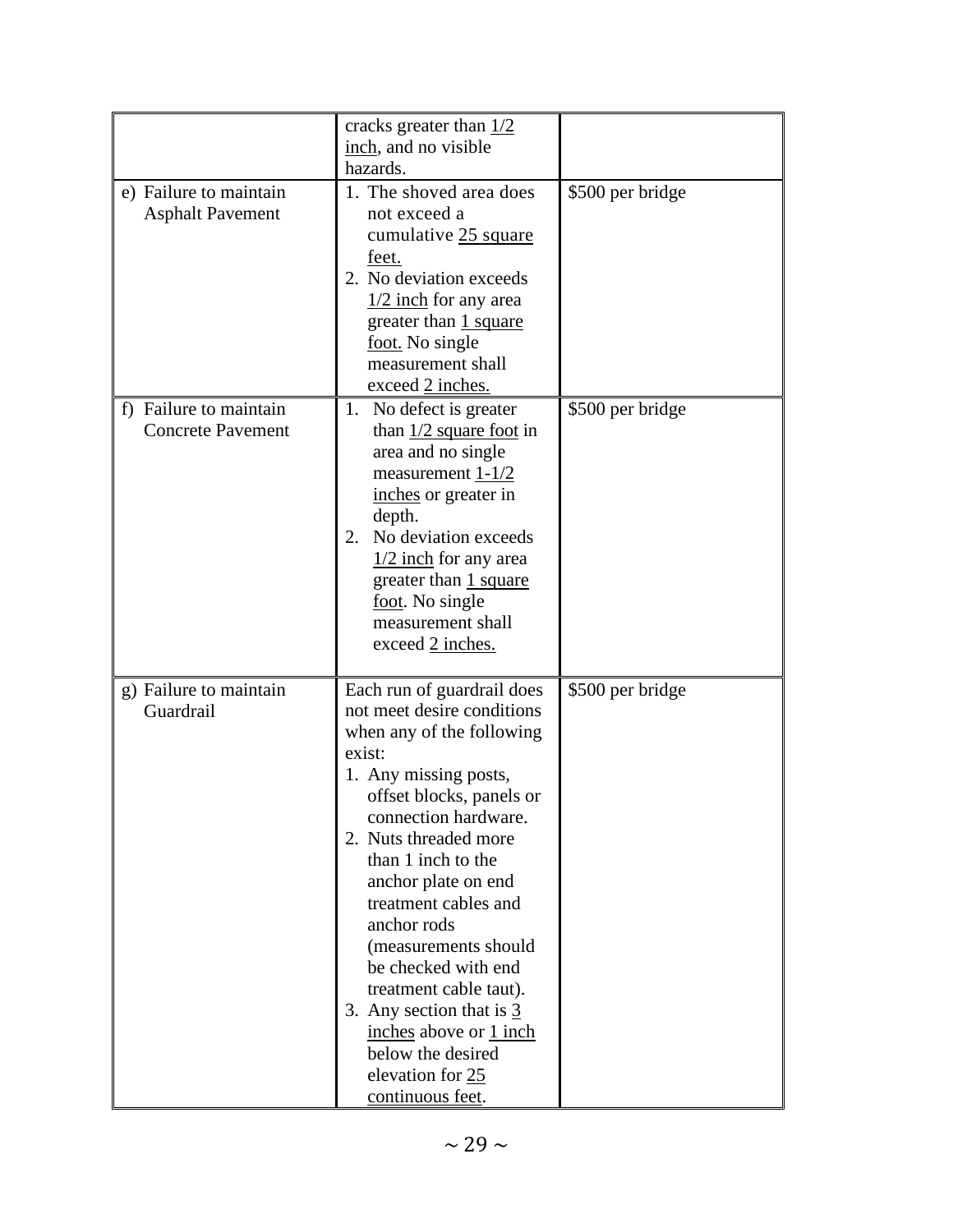| | | |
|---|---|---|
| | cracks greater than 1/2 inch, and no visible hazards. | |
| e) Failure to maintain Asphalt Pavement | 1. The shoved area does not exceed a cumulative 25 square feet.<br>2. No deviation exceeds 1/2 inch for any area greater than 1 square foot. No single measurement shall exceed 2 inches. | $500 per bridge |
| f) Failure to maintain Concrete Pavement | 1. No defect is greater than 1/2 square foot in area and no single measurement 1-1/2 inches or greater in depth.<br>2. No deviation exceeds 1/2 inch for any area greater than 1 square foot. No single measurement shall exceed 2 inches. | $500 per bridge |
| g) Failure to maintain Guardrail | Each run of guardrail does not meet desire conditions when any of the following exist:<br>1. Any missing posts, offset blocks, panels or connection hardware.<br>2. Nuts threaded more than 1 inch to the anchor plate on end treatment cables and anchor rods (measurements should be checked with end treatment cable taut).<br>3. Any section that is 3 inches above or 1 inch below the desired elevation for 25 continuous feet. | $500 per bridge |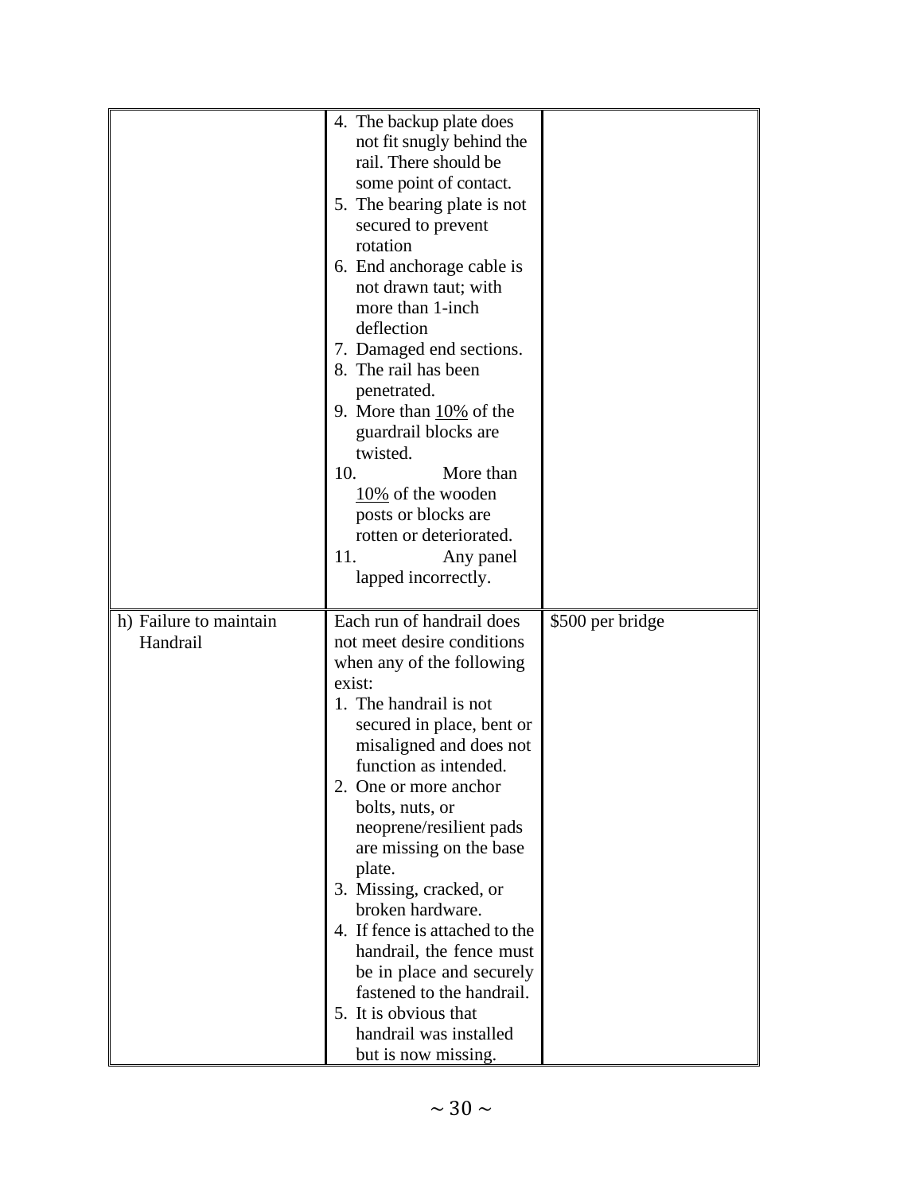| | | |
|---|---|---|
| | 4. The backup plate does not fit snugly behind the rail. There should be some point of contact.<br>5. The bearing plate is not secured to prevent rotation<br>6. End anchorage cable is not drawn taut; with more than 1-inch deflection<br>7. Damaged end sections.<br>8. The rail has been penetrated.<br>9. More than <u>10%</u> of the guardrail blocks are twisted.<br>10. More than <u>10%</u> of the wooden posts or blocks are rotten or deteriorated.<br>11. Any panel lapped incorrectly. | |
| h) Failure to maintain Handrail | Each run of handrail does not meet desire conditions when any of the following exist:<br>1. The handrail is not secured in place, bent or misaligned and does not function as intended.<br>2. One or more anchor bolts, nuts, or neoprene/resilient pads are missing on the base plate.<br>3. Missing, cracked, or broken hardware.<br>4. If fence is attached to the handrail, the fence must be in place and securely fastened to the handrail.<br>5. It is obvious that handrail was installed but is now missing. | $500 per bridge |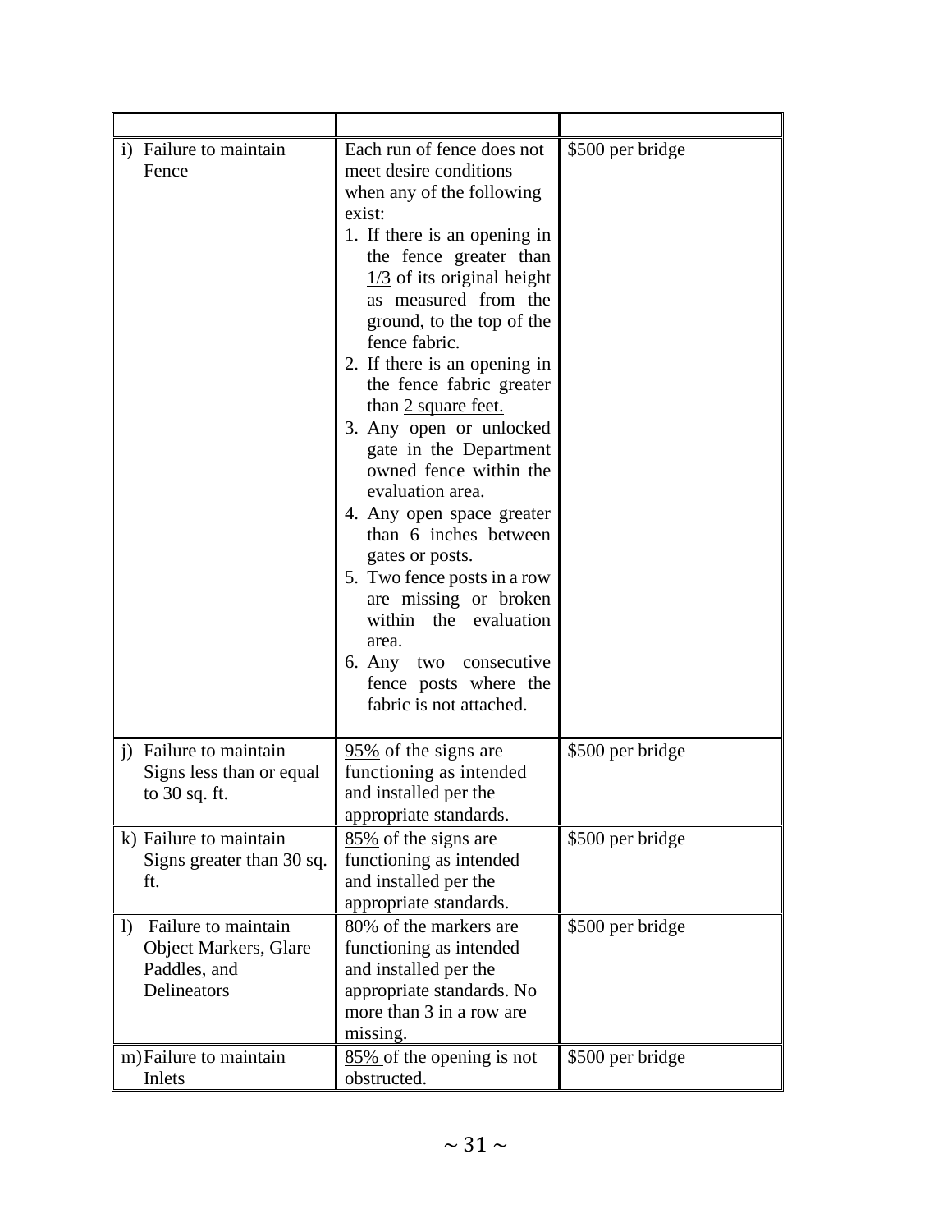| | | |
|---|---|---|
| i) Failure to maintain Fence | Each run of fence does not meet desire conditions when any of the following exist:<br>1. If there is an opening in the fence greater than 1/3 of its original height as measured from the ground, to the top of the fence fabric.<br>2. If there is an opening in the fence fabric greater than 2 square feet.<br>3. Any open or unlocked gate in the Department owned fence within the evaluation area.<br>4. Any open space greater than 6 inches between gates or posts.<br>5. Two fence posts in a row are missing or broken within the evaluation area.<br>6. Any two consecutive fence posts where the fabric is not attached. | $500 per bridge |
| j) Failure to maintain Signs less than or equal to 30 sq. ft. | 95% of the signs are functioning as intended and installed per the appropriate standards. | $500 per bridge |
| k) Failure to maintain Signs greater than 30 sq. ft. | 85% of the signs are functioning as intended and installed per the appropriate standards. | $500 per bridge |
| l) Failure to maintain Object Markers, Glare Paddles, and Delineators | 80% of the markers are functioning as intended and installed per the appropriate standards. No more than 3 in a row are missing. | $500 per bridge |
| m) Failure to maintain Inlets | 85% of the opening is not obstructed. | $500 per bridge |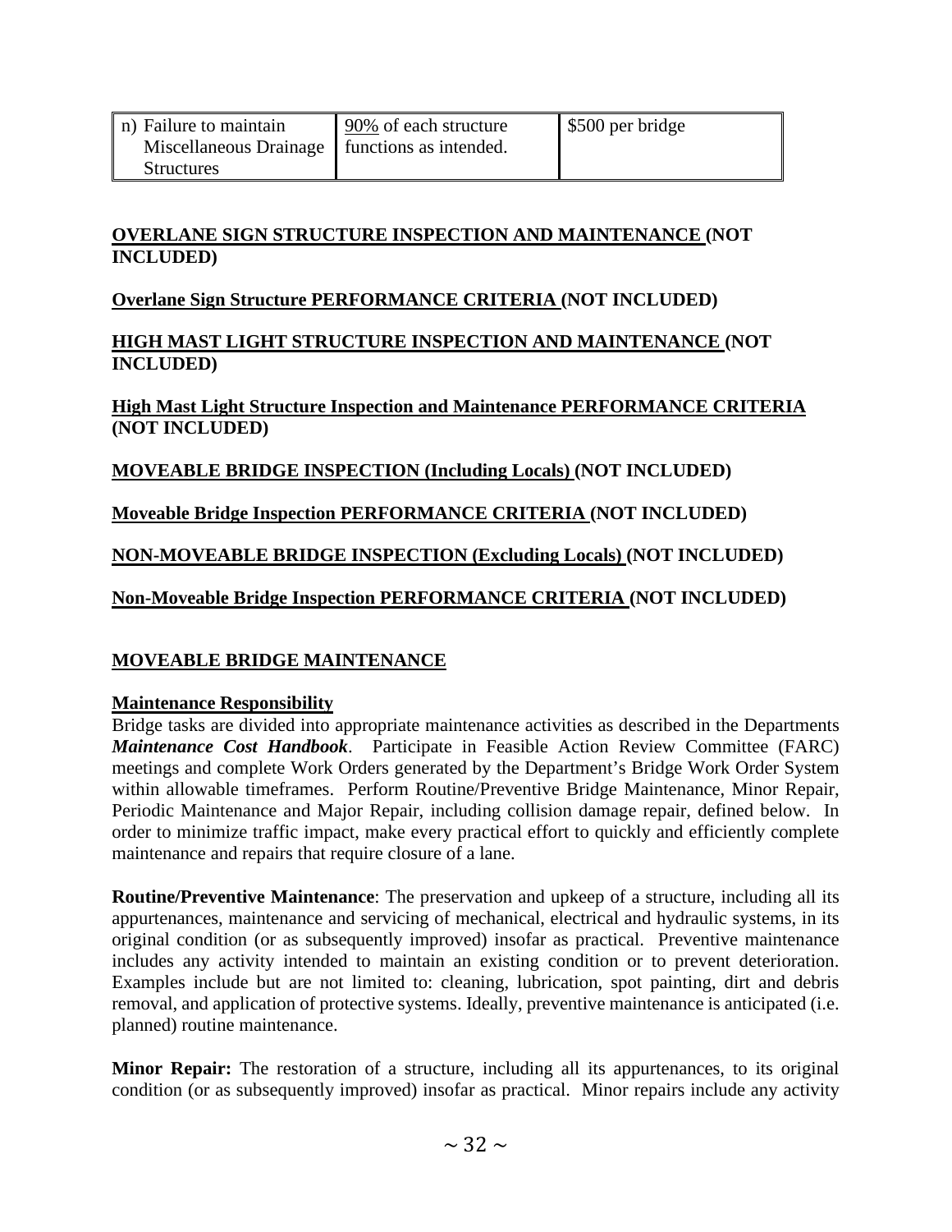| n) Failure to maintain Miscellaneous Drainage Structures | 90% of each structure functions as intended. | \$500 per bridge |
|---|---|---|

**OVERLANE SIGN STRUCTURE INSPECTION AND MAINTENANCE (NOT INCLUDED)**

**Overlane Sign Structure PERFORMANCE CRITERIA (NOT INCLUDED)**

**HIGH MAST LIGHT STRUCTURE INSPECTION AND MAINTENANCE (NOT INCLUDED)**

**High Mast Light Structure Inspection and Maintenance PERFORMANCE CRITERIA (NOT INCLUDED)**

**MOVEABLE BRIDGE INSPECTION (Including Locals) (NOT INCLUDED)**

**Moveable Bridge Inspection PERFORMANCE CRITERIA (NOT INCLUDED)**

**NON-MOVEABLE BRIDGE INSPECTION (Excluding Locals) (NOT INCLUDED)**

**Non-Moveable Bridge Inspection PERFORMANCE CRITERIA (NOT INCLUDED)**

**MOVEABLE BRIDGE MAINTENANCE**

**Maintenance Responsibility**

Bridge tasks are divided into appropriate maintenance activities as described in the Departments ***Maintenance Cost Handbook***. Participate in Feasible Action Review Committee (FARC) meetings and complete Work Orders generated by the Department's Bridge Work Order System within allowable timeframes. Perform Routine/Preventive Bridge Maintenance, Minor Repair, Periodic Maintenance and Major Repair, including collision damage repair, defined below. In order to minimize traffic impact, make every practical effort to quickly and efficiently complete maintenance and repairs that require closure of a lane.

**Routine/Preventive Maintenance**: The preservation and upkeep of a structure, including all its appurtenances, maintenance and servicing of mechanical, electrical and hydraulic systems, in its original condition (or as subsequently improved) insofar as practical. Preventive maintenance includes any activity intended to maintain an existing condition or to prevent deterioration. Examples include but are not limited to: cleaning, lubrication, spot painting, dirt and debris removal, and application of protective systems. Ideally, preventive maintenance is anticipated (i.e. planned) routine maintenance.

**Minor Repair:** The restoration of a structure, including all its appurtenances, to its original condition (or as subsequently improved) insofar as practical. Minor repairs include any activity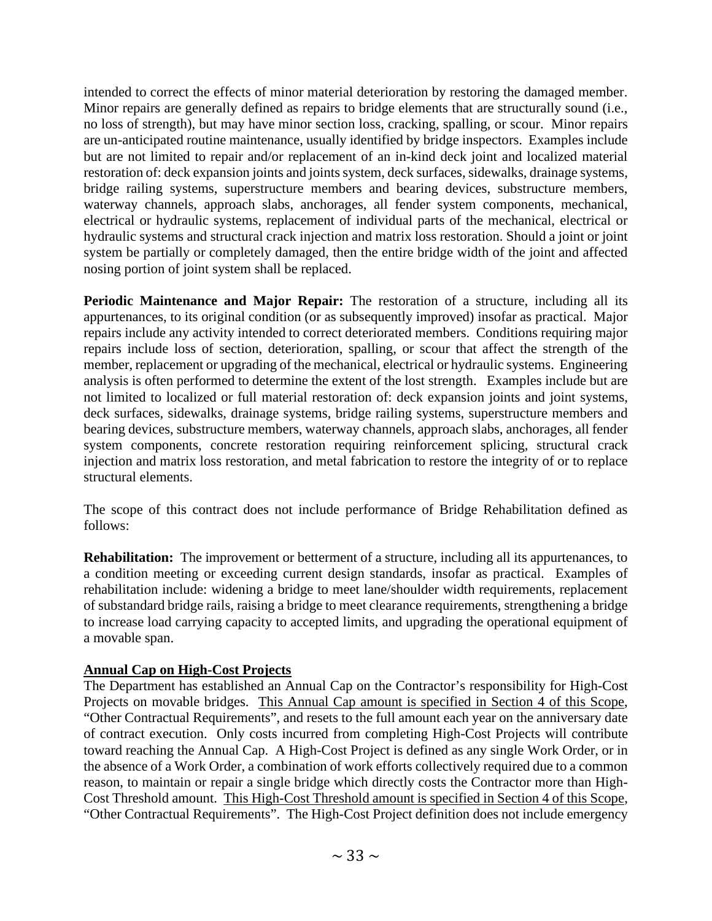intended to correct the effects of minor material deterioration by restoring the damaged member. Minor repairs are generally defined as repairs to bridge elements that are structurally sound (i.e., no loss of strength), but may have minor section loss, cracking, spalling, or scour. Minor repairs are un-anticipated routine maintenance, usually identified by bridge inspectors. Examples include but are not limited to repair and/or replacement of an in-kind deck joint and localized material restoration of: deck expansion joints and joints system, deck surfaces, sidewalks, drainage systems, bridge railing systems, superstructure members and bearing devices, substructure members, waterway channels, approach slabs, anchorages, all fender system components, mechanical, electrical or hydraulic systems, replacement of individual parts of the mechanical, electrical or hydraulic systems and structural crack injection and matrix loss restoration. Should a joint or joint system be partially or completely damaged, then the entire bridge width of the joint and affected nosing portion of joint system shall be replaced.

**Periodic Maintenance and Major Repair:** The restoration of a structure, including all its appurtenances, to its original condition (or as subsequently improved) insofar as practical. Major repairs include any activity intended to correct deteriorated members. Conditions requiring major repairs include loss of section, deterioration, spalling, or scour that affect the strength of the member, replacement or upgrading of the mechanical, electrical or hydraulic systems. Engineering analysis is often performed to determine the extent of the lost strength. Examples include but are not limited to localized or full material restoration of: deck expansion joints and joint systems, deck surfaces, sidewalks, drainage systems, bridge railing systems, superstructure members and bearing devices, substructure members, waterway channels, approach slabs, anchorages, all fender system components, concrete restoration requiring reinforcement splicing, structural crack injection and matrix loss restoration, and metal fabrication to restore the integrity of or to replace structural elements.

The scope of this contract does not include performance of Bridge Rehabilitation defined as follows:

**Rehabilitation:** The improvement or betterment of a structure, including all its appurtenances, to a condition meeting or exceeding current design standards, insofar as practical. Examples of rehabilitation include: widening a bridge to meet lane/shoulder width requirements, replacement of substandard bridge rails, raising a bridge to meet clearance requirements, strengthening a bridge to increase load carrying capacity to accepted limits, and upgrading the operational equipment of a movable span.

**Annual Cap on High-Cost Projects**

The Department has established an Annual Cap on the Contractor's responsibility for High-Cost Projects on movable bridges. This Annual Cap amount is specified in Section 4 of this Scope, "Other Contractual Requirements", and resets to the full amount each year on the anniversary date of contract execution. Only costs incurred from completing High-Cost Projects will contribute toward reaching the Annual Cap. A High-Cost Project is defined as any single Work Order, or in the absence of a Work Order, a combination of work efforts collectively required due to a common reason, to maintain or repair a single bridge which directly costs the Contractor more than High-Cost Threshold amount. This High-Cost Threshold amount is specified in Section 4 of this Scope, "Other Contractual Requirements". The High-Cost Project definition does not include emergency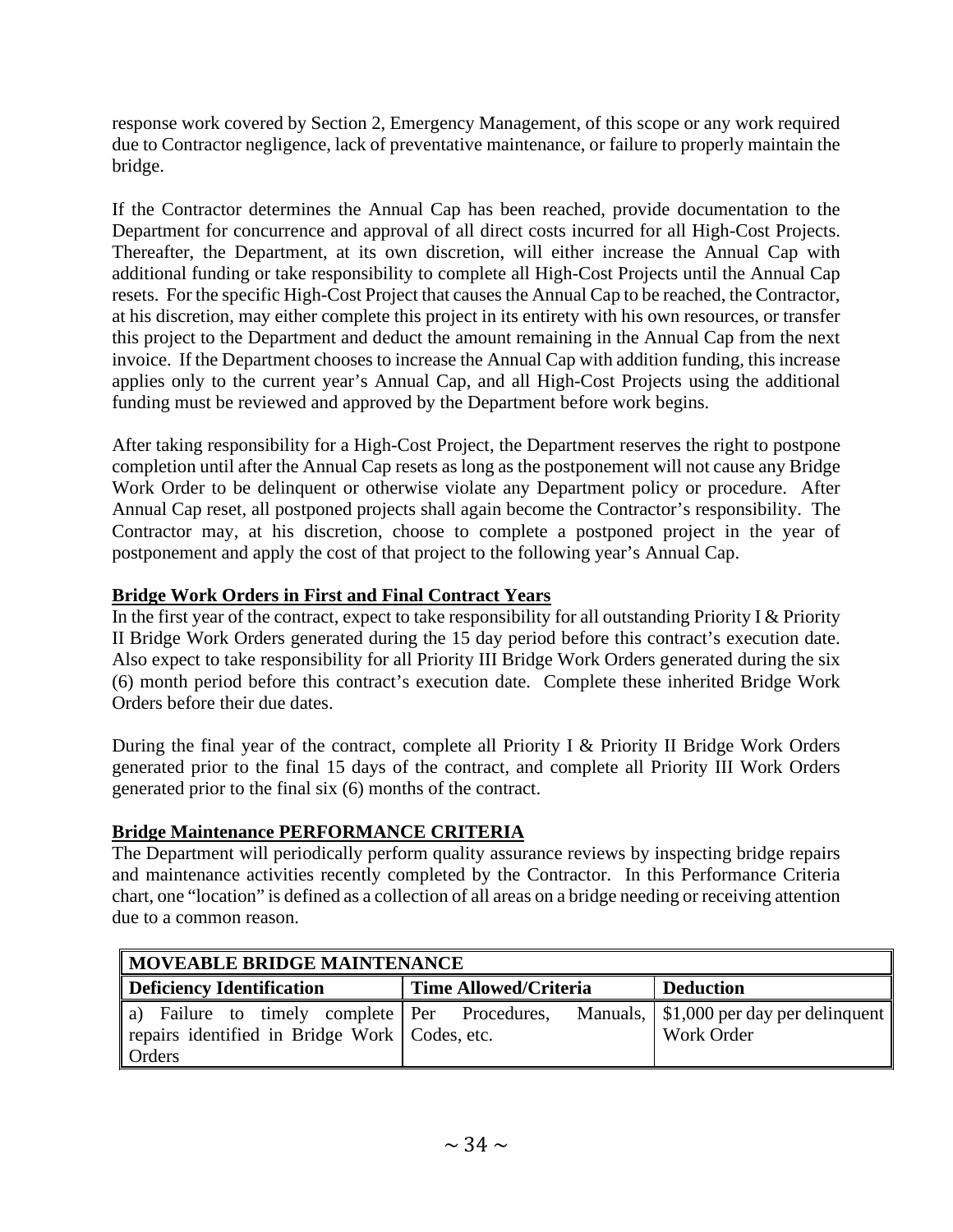response work covered by Section 2, Emergency Management, of this scope or any work required due to Contractor negligence, lack of preventative maintenance, or failure to properly maintain the bridge.

If the Contractor determines the Annual Cap has been reached, provide documentation to the Department for concurrence and approval of all direct costs incurred for all High-Cost Projects. Thereafter, the Department, at its own discretion, will either increase the Annual Cap with additional funding or take responsibility to complete all High-Cost Projects until the Annual Cap resets. For the specific High-Cost Project that causes the Annual Cap to be reached, the Contractor, at his discretion, may either complete this project in its entirety with his own resources, or transfer this project to the Department and deduct the amount remaining in the Annual Cap from the next invoice. If the Department chooses to increase the Annual Cap with addition funding, this increase applies only to the current year's Annual Cap, and all High-Cost Projects using the additional funding must be reviewed and approved by the Department before work begins.

After taking responsibility for a High-Cost Project, the Department reserves the right to postpone completion until after the Annual Cap resets as long as the postponement will not cause any Bridge Work Order to be delinquent or otherwise violate any Department policy or procedure. After Annual Cap reset, all postponed projects shall again become the Contractor's responsibility. The Contractor may, at his discretion, choose to complete a postponed project in the year of postponement and apply the cost of that project to the following year's Annual Cap.

**Bridge Work Orders in First and Final Contract Years**

In the first year of the contract, expect to take responsibility for all outstanding Priority I & Priority II Bridge Work Orders generated during the 15 day period before this contract's execution date. Also expect to take responsibility for all Priority III Bridge Work Orders generated during the six (6) month period before this contract's execution date. Complete these inherited Bridge Work Orders before their due dates.

During the final year of the contract, complete all Priority I & Priority II Bridge Work Orders generated prior to the final 15 days of the contract, and complete all Priority III Work Orders generated prior to the final six (6) months of the contract.

**Bridge Maintenance PERFORMANCE CRITERIA**

The Department will periodically perform quality assurance reviews by inspecting bridge repairs and maintenance activities recently completed by the Contractor. In this Performance Criteria chart, one "location" is defined as a collection of all areas on a bridge needing or receiving attention due to a common reason.

| MOVEABLE BRIDGE MAINTENANCE | | |
|---|---|---|
| **Deficiency Identification** | **Time Allowed/Criteria** | **Deduction** |
| a) Failure to timely complete repairs identified in Bridge Work Orders | Per Procedures, Manuals, Codes, etc. | $1,000 per day per delinquent Work Order |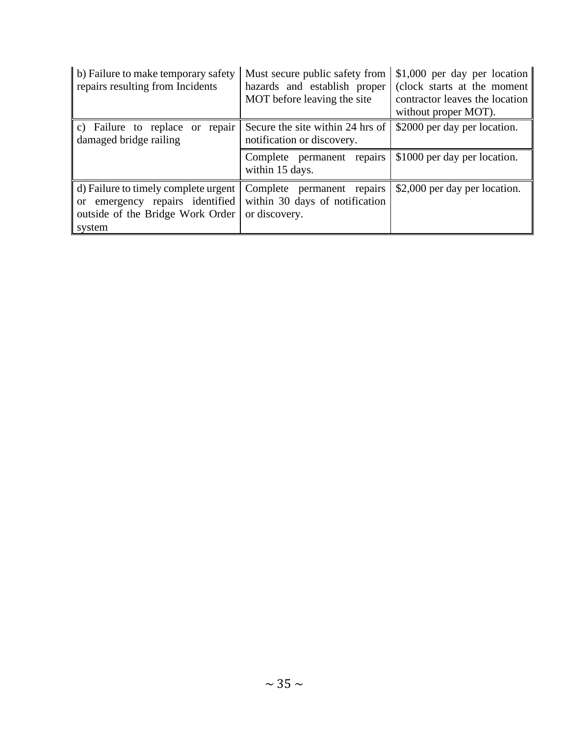| | | |
|---|---|---|
| b) Failure to make temporary safety repairs resulting from Incidents | Must secure public safety from hazards and establish proper MOT before leaving the site | $1,000 per day per location (clock starts at the moment contractor leaves the location without proper MOT). |
| c) Failure to replace or repair damaged bridge railing | Secure the site within 24 hrs of notification or discovery. | $2000 per day per location. |
| | Complete permanent repairs within 15 days. | $1000 per day per location. |
| d) Failure to timely complete urgent or emergency repairs identified outside of the Bridge Work Order system | Complete permanent repairs within 30 days of notification or discovery. | $2,000 per day per location. |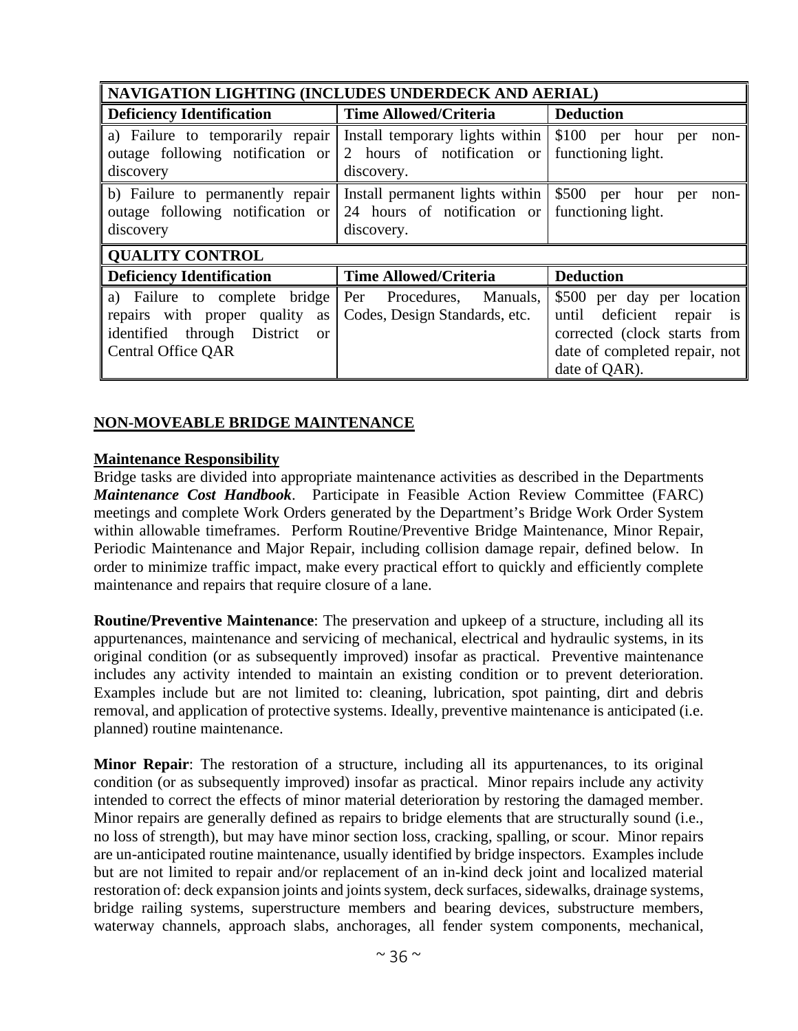| NAVIGATION LIGHTING (INCLUDES UNDERDECK AND AERIAL) | | |
|---|---|---|
| **Deficiency Identification** | **Time Allowed/Criteria** | **Deduction** |
| a) Failure to temporarily repair outage following notification or discovery | Install temporary lights within 2 hours of notification or discovery. | $100 per hour per non-functioning light. |
| b) Failure to permanently repair outage following notification or discovery | Install permanent lights within 24 hours of notification or discovery. | $500 per hour per non-functioning light. |

| QUALITY CONTROL | | |
|---|---|---|
| **Deficiency Identification** | **Time Allowed/Criteria** | **Deduction** |
| a) Failure to complete bridge repairs with proper quality as identified through District or Central Office QAR | Per Procedures, Manuals, Codes, Design Standards, etc. | $500 per day per location until deficient repair is corrected (clock starts from date of completed repair, not date of QAR). |

## NON-MOVEABLE BRIDGE MAINTENANCE

### Maintenance Responsibility

Bridge tasks are divided into appropriate maintenance activities as described in the Departments ***Maintenance Cost Handbook***. Participate in Feasible Action Review Committee (FARC) meetings and complete Work Orders generated by the Department's Bridge Work Order System within allowable timeframes. Perform Routine/Preventive Bridge Maintenance, Minor Repair, Periodic Maintenance and Major Repair, including collision damage repair, defined below. In order to minimize traffic impact, make every practical effort to quickly and efficiently complete maintenance and repairs that require closure of a lane.

**Routine/Preventive Maintenance**: The preservation and upkeep of a structure, including all its appurtenances, maintenance and servicing of mechanical, electrical and hydraulic systems, in its original condition (or as subsequently improved) insofar as practical. Preventive maintenance includes any activity intended to maintain an existing condition or to prevent deterioration. Examples include but are not limited to: cleaning, lubrication, spot painting, dirt and debris removal, and application of protective systems. Ideally, preventive maintenance is anticipated (i.e. planned) routine maintenance.

**Minor Repair**: The restoration of a structure, including all its appurtenances, to its original condition (or as subsequently improved) insofar as practical. Minor repairs include any activity intended to correct the effects of minor material deterioration by restoring the damaged member. Minor repairs are generally defined as repairs to bridge elements that are structurally sound (i.e., no loss of strength), but may have minor section loss, cracking, spalling, or scour. Minor repairs are un-anticipated routine maintenance, usually identified by bridge inspectors. Examples include but are not limited to repair and/or replacement of an in-kind deck joint and localized material restoration of: deck expansion joints and joints system, deck surfaces, sidewalks, drainage systems, bridge railing systems, superstructure members and bearing devices, substructure members, waterway channels, approach slabs, anchorages, all fender system components, mechanical,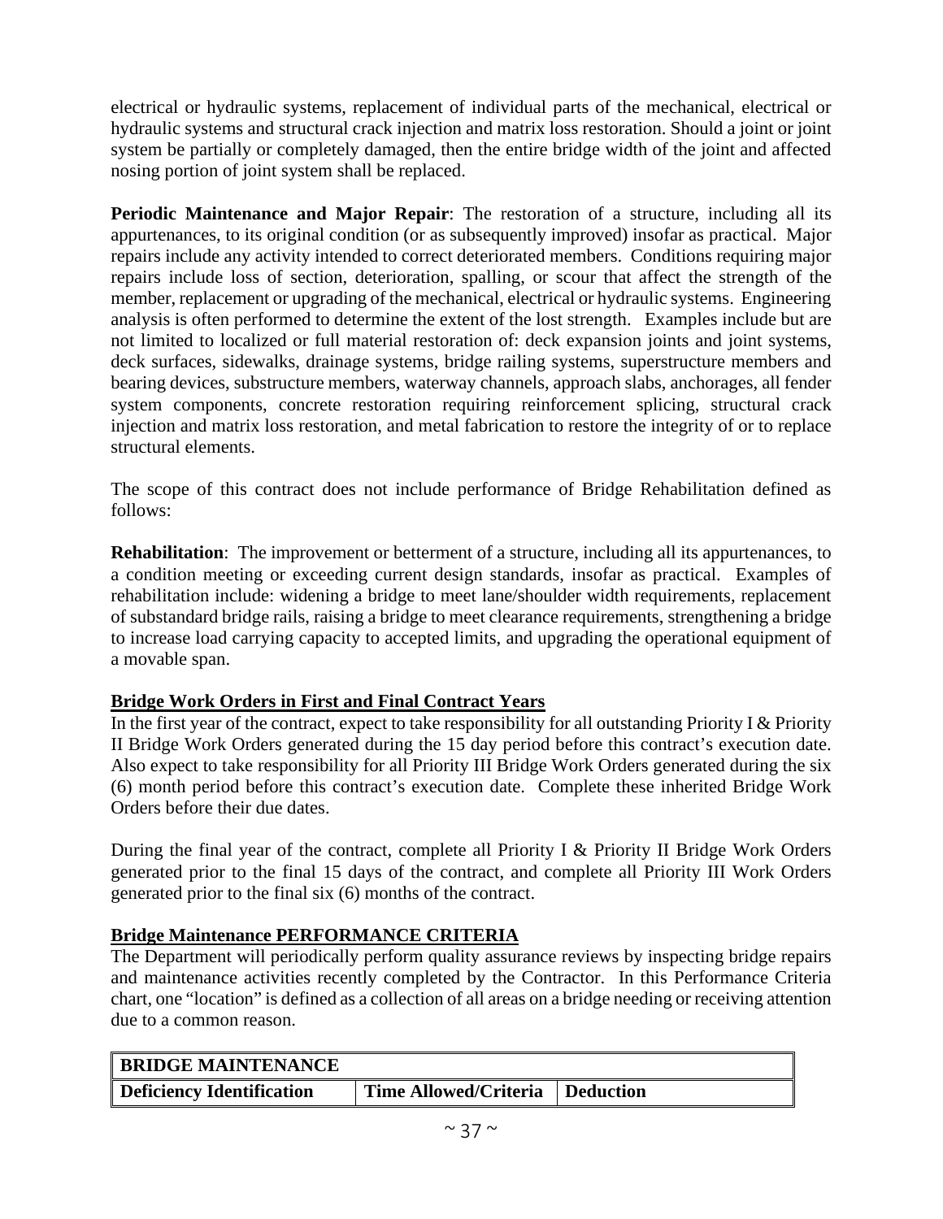electrical or hydraulic systems, replacement of individual parts of the mechanical, electrical or hydraulic systems and structural crack injection and matrix loss restoration. Should a joint or joint system be partially or completely damaged, then the entire bridge width of the joint and affected nosing portion of joint system shall be replaced.

**Periodic Maintenance and Major Repair**: The restoration of a structure, including all its appurtenances, to its original condition (or as subsequently improved) insofar as practical. Major repairs include any activity intended to correct deteriorated members. Conditions requiring major repairs include loss of section, deterioration, spalling, or scour that affect the strength of the member, replacement or upgrading of the mechanical, electrical or hydraulic systems. Engineering analysis is often performed to determine the extent of the lost strength. Examples include but are not limited to localized or full material restoration of: deck expansion joints and joint systems, deck surfaces, sidewalks, drainage systems, bridge railing systems, superstructure members and bearing devices, substructure members, waterway channels, approach slabs, anchorages, all fender system components, concrete restoration requiring reinforcement splicing, structural crack injection and matrix loss restoration, and metal fabrication to restore the integrity of or to replace structural elements.

The scope of this contract does not include performance of Bridge Rehabilitation defined as follows:

**Rehabilitation**: The improvement or betterment of a structure, including all its appurtenances, to a condition meeting or exceeding current design standards, insofar as practical. Examples of rehabilitation include: widening a bridge to meet lane/shoulder width requirements, replacement of substandard bridge rails, raising a bridge to meet clearance requirements, strengthening a bridge to increase load carrying capacity to accepted limits, and upgrading the operational equipment of a movable span.

**Bridge Work Orders in First and Final Contract Years**

In the first year of the contract, expect to take responsibility for all outstanding Priority I & Priority II Bridge Work Orders generated during the 15 day period before this contract's execution date. Also expect to take responsibility for all Priority III Bridge Work Orders generated during the six (6) month period before this contract's execution date. Complete these inherited Bridge Work Orders before their due dates.

During the final year of the contract, complete all Priority I & Priority II Bridge Work Orders generated prior to the final 15 days of the contract, and complete all Priority III Work Orders generated prior to the final six (6) months of the contract.

**Bridge Maintenance PERFORMANCE CRITERIA**

The Department will periodically perform quality assurance reviews by inspecting bridge repairs and maintenance activities recently completed by the Contractor. In this Performance Criteria chart, one "location" is defined as a collection of all areas on a bridge needing or receiving attention due to a common reason.

| **BRIDGE MAINTENANCE** | | |
|---|---|---|
| **Deficiency Identification** | **Time Allowed/Criteria** | **Deduction** |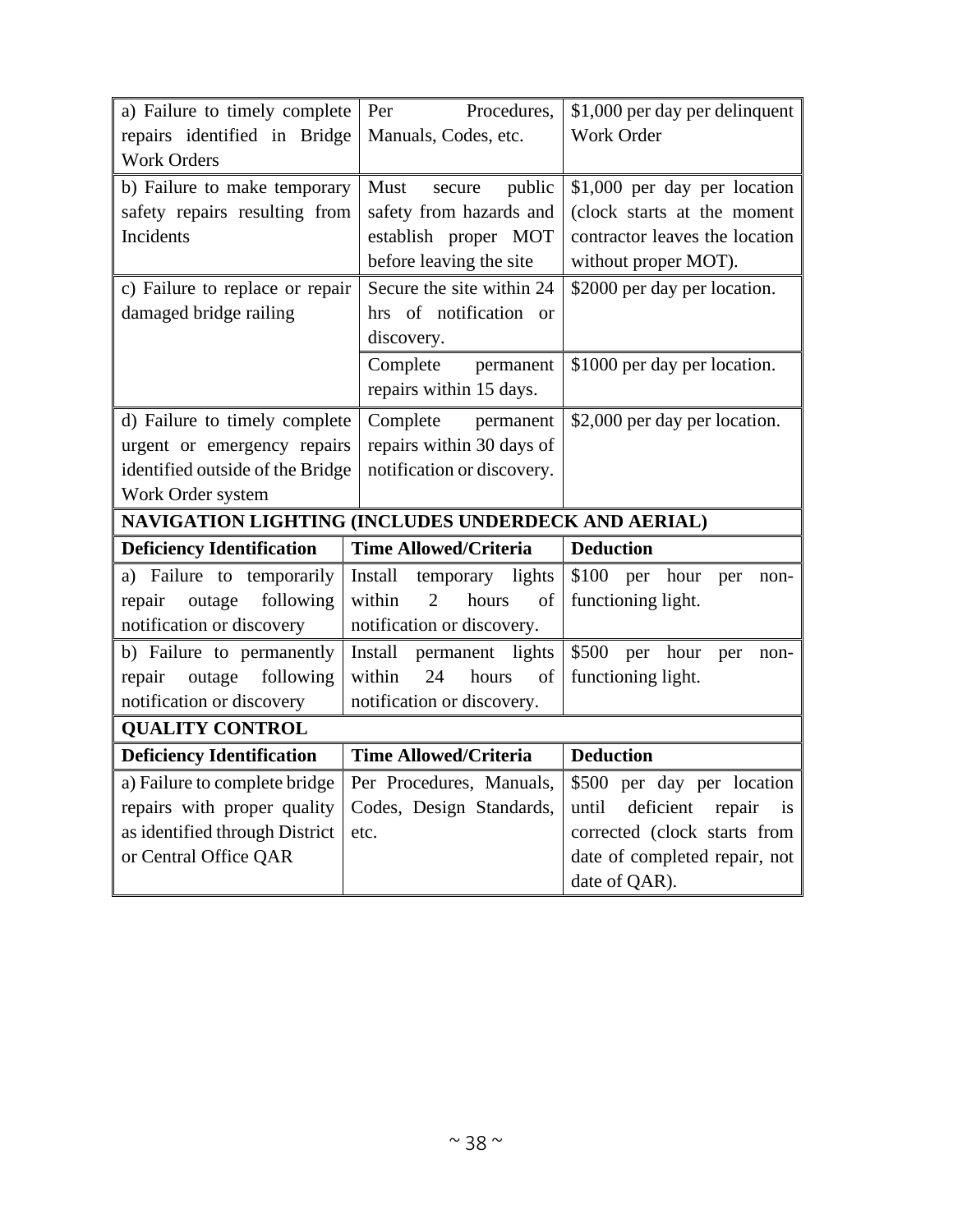| | | |
|---|---|---|
| a) Failure to timely complete repairs identified in Bridge Work Orders | Per Procedures, Manuals, Codes, etc. | $1,000 per day per delinquent Work Order |
| b) Failure to make temporary safety repairs resulting from Incidents | Must secure public safety from hazards and establish proper MOT before leaving the site | $1,000 per day per location (clock starts at the moment contractor leaves the location without proper MOT). |
| c) Failure to replace or repair damaged bridge railing | Secure the site within 24 hrs of notification or discovery. | $2000 per day per location. |
| | Complete permanent repairs within 15 days. | $1000 per day per location. |
| d) Failure to timely complete urgent or emergency repairs identified outside of the Bridge Work Order system | Complete permanent repairs within 30 days of notification or discovery. | $2,000 per day per location. |
| **NAVIGATION LIGHTING (INCLUDES UNDERDECK AND AERIAL)** | | |
| **Deficiency Identification** | **Time Allowed/Criteria** | **Deduction** |
| a) Failure to temporarily repair outage following notification or discovery | Install temporary lights within 2 hours of notification or discovery. | $100 per hour per non-functioning light. |
| b) Failure to permanently repair outage following notification or discovery | Install permanent lights within 24 hours of notification or discovery. | $500 per hour per non-functioning light. |
| **QUALITY CONTROL** | | |
| **Deficiency Identification** | **Time Allowed/Criteria** | **Deduction** |
| a) Failure to complete bridge repairs with proper quality as identified through District or Central Office QAR | Per Procedures, Manuals, Codes, Design Standards, etc. | $500 per day per location until deficient repair is corrected (clock starts from date of completed repair, not date of QAR). |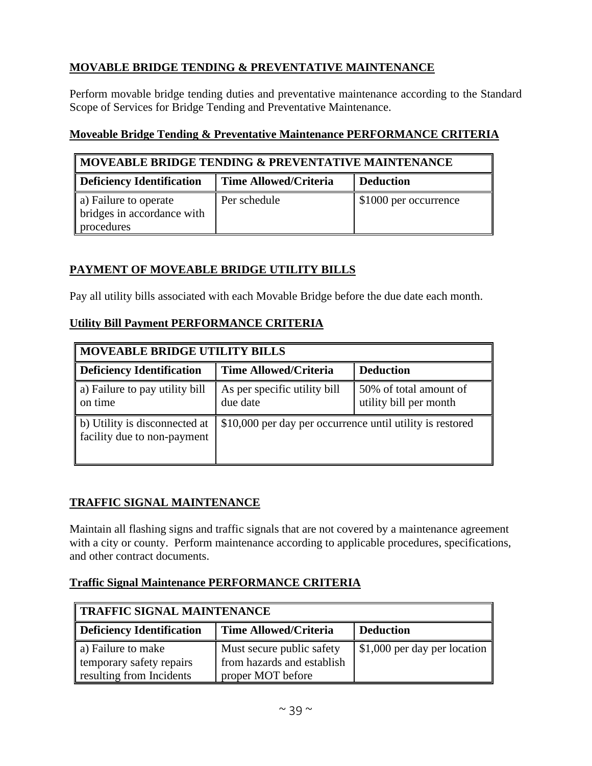**MOVABLE BRIDGE TENDING & PREVENTATIVE MAINTENANCE**

Perform movable bridge tending duties and preventative maintenance according to the Standard Scope of Services for Bridge Tending and Preventative Maintenance.

**Moveable Bridge Tending & Preventative Maintenance PERFORMANCE CRITERIA**

| MOVEABLE BRIDGE TENDING & PREVENTATIVE MAINTENANCE | | |
|---|---|---|
| **Deficiency Identification** | **Time Allowed/Criteria** | **Deduction** |
| a) Failure to operate bridges in accordance with procedures | Per schedule | $1000 per occurrence |

**PAYMENT OF MOVEABLE BRIDGE UTILITY BILLS**

Pay all utility bills associated with each Movable Bridge before the due date each month.

**Utility Bill Payment PERFORMANCE CRITERIA**

| MOVEABLE BRIDGE UTILITY BILLS | | |
|---|---|---|
| **Deficiency Identification** | **Time Allowed/Criteria** | **Deduction** |
| a) Failure to pay utility bill on time | As per specific utility bill due date | 50% of total amount of utility bill per month |
| b) Utility is disconnected at facility due to non-payment | $10,000 per day per occurrence until utility is restored | |

**TRAFFIC SIGNAL MAINTENANCE**

Maintain all flashing signs and traffic signals that are not covered by a maintenance agreement with a city or county. Perform maintenance according to applicable procedures, specifications, and other contract documents.

**Traffic Signal Maintenance PERFORMANCE CRITERIA**

| TRAFFIC SIGNAL MAINTENANCE | | |
|---|---|---|
| **Deficiency Identification** | **Time Allowed/Criteria** | **Deduction** |
| a) Failure to make temporary safety repairs resulting from Incidents | Must secure public safety from hazards and establish proper MOT before | $1,000 per day per location |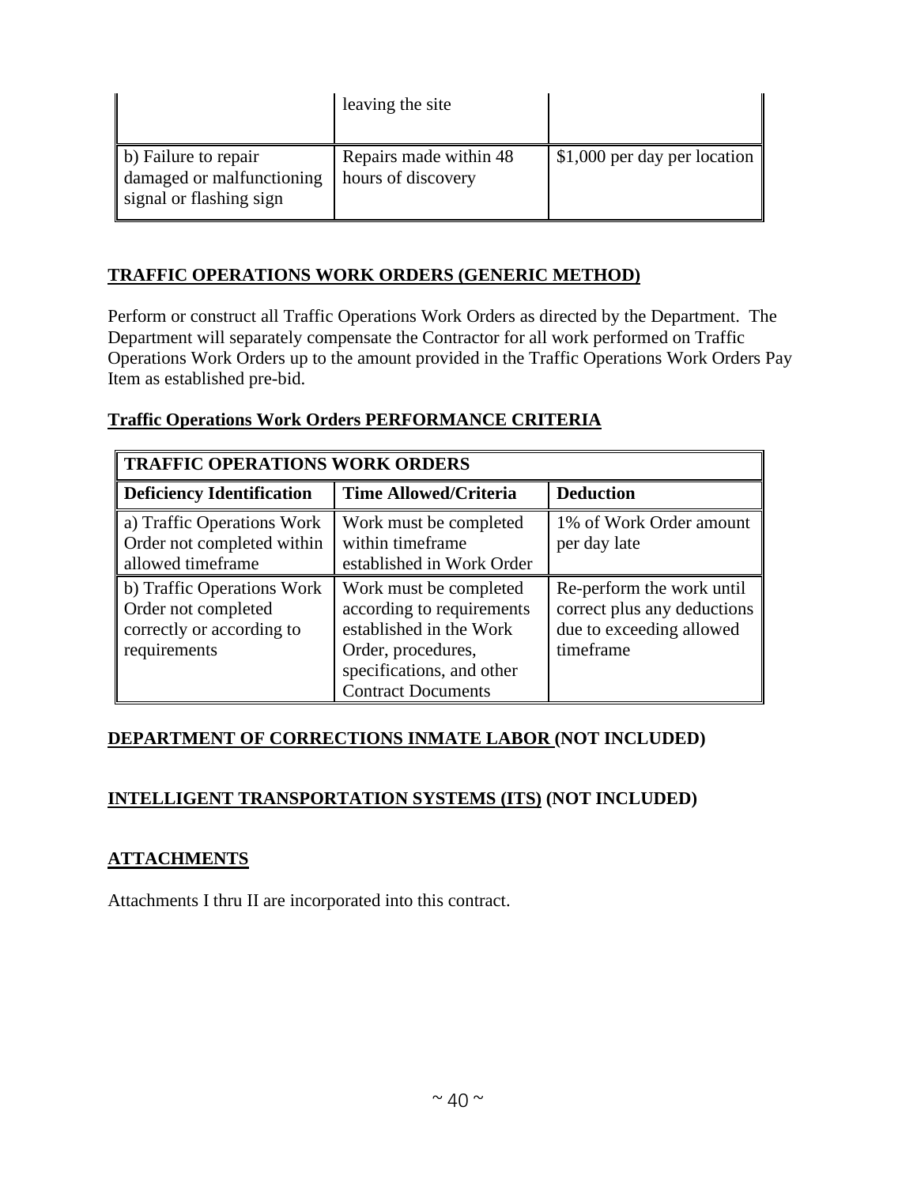| | leaving the site | |
|---|---|---|
| b) Failure to repair damaged or malfunctioning signal or flashing sign | Repairs made within 48 hours of discovery | $1,000 per day per location |

## TRAFFIC OPERATIONS WORK ORDERS (GENERIC METHOD)

Perform or construct all Traffic Operations Work Orders as directed by the Department. The Department will separately compensate the Contractor for all work performed on Traffic Operations Work Orders up to the amount provided in the Traffic Operations Work Orders Pay Item as established pre-bid.

### Traffic Operations Work Orders PERFORMANCE CRITERIA

| TRAFFIC OPERATIONS WORK ORDERS | | |
|---|---|---|
| **Deficiency Identification** | **Time Allowed/Criteria** | **Deduction** |
| a) Traffic Operations Work Order not completed within allowed timeframe | Work must be completed within timeframe established in Work Order | 1% of Work Order amount per day late |
| b) Traffic Operations Work Order not completed correctly or according to requirements | Work must be completed according to requirements established in the Work Order, procedures, specifications, and other Contract Documents | Re-perform the work until correct plus any deductions due to exceeding allowed timeframe |

## DEPARTMENT OF CORRECTIONS INMATE LABOR (NOT INCLUDED)

## INTELLIGENT TRANSPORTATION SYSTEMS (ITS) (NOT INCLUDED)

## ATTACHMENTS

Attachments I thru II are incorporated into this contract.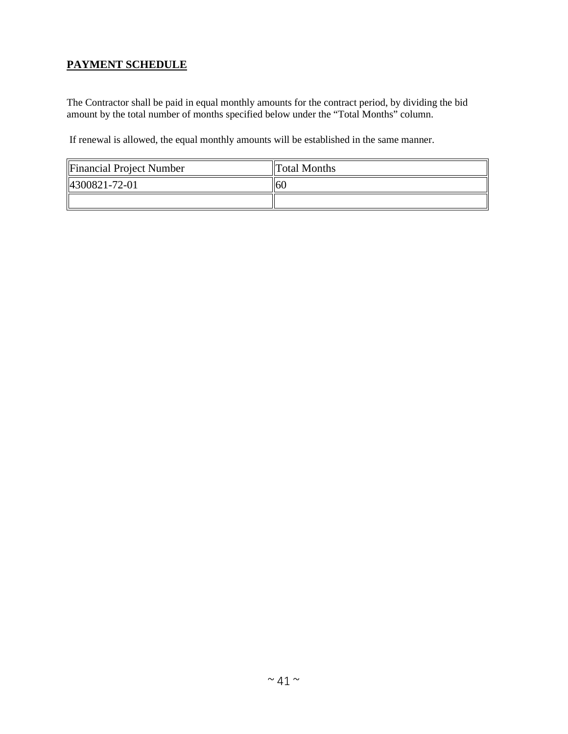## PAYMENT SCHEDULE

The Contractor shall be paid in equal monthly amounts for the contract period, by dividing the bid amount by the total number of months specified below under the "Total Months" column.

If renewal is allowed, the equal monthly amounts will be established in the same manner.

| Financial Project Number | Total Months |
| --- | --- |
| 4300821-72-01 | 60 |
| | |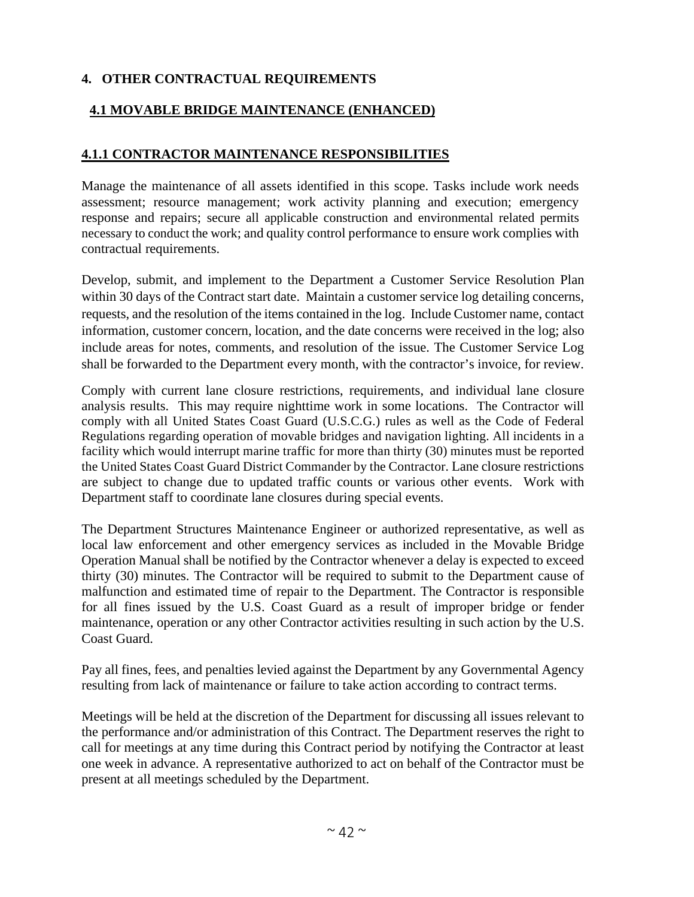# 4. OTHER CONTRACTUAL REQUIREMENTS

## 4.1 MOVABLE BRIDGE MAINTENANCE (ENHANCED)

### 4.1.1 CONTRACTOR MAINTENANCE RESPONSIBILITIES

Manage the maintenance of all assets identified in this scope. Tasks include work needs assessment; resource management; work activity planning and execution; emergency response and repairs; secure all applicable construction and environmental related permits necessary to conduct the work; and quality control performance to ensure work complies with contractual requirements.

Develop, submit, and implement to the Department a Customer Service Resolution Plan within 30 days of the Contract start date. Maintain a customer service log detailing concerns, requests, and the resolution of the items contained in the log. Include Customer name, contact information, customer concern, location, and the date concerns were received in the log; also include areas for notes, comments, and resolution of the issue. The Customer Service Log shall be forwarded to the Department every month, with the contractor's invoice, for review.

Comply with current lane closure restrictions, requirements, and individual lane closure analysis results. This may require nighttime work in some locations. The Contractor will comply with all United States Coast Guard (U.S.C.G.) rules as well as the Code of Federal Regulations regarding operation of movable bridges and navigation lighting. All incidents in a facility which would interrupt marine traffic for more than thirty (30) minutes must be reported the United States Coast Guard District Commander by the Contractor. Lane closure restrictions are subject to change due to updated traffic counts or various other events. Work with Department staff to coordinate lane closures during special events.

The Department Structures Maintenance Engineer or authorized representative, as well as local law enforcement and other emergency services as included in the Movable Bridge Operation Manual shall be notified by the Contractor whenever a delay is expected to exceed thirty (30) minutes. The Contractor will be required to submit to the Department cause of malfunction and estimated time of repair to the Department. The Contractor is responsible for all fines issued by the U.S. Coast Guard as a result of improper bridge or fender maintenance, operation or any other Contractor activities resulting in such action by the U.S. Coast Guard.

Pay all fines, fees, and penalties levied against the Department by any Governmental Agency resulting from lack of maintenance or failure to take action according to contract terms.

Meetings will be held at the discretion of the Department for discussing all issues relevant to the performance and/or administration of this Contract. The Department reserves the right to call for meetings at any time during this Contract period by notifying the Contractor at least one week in advance. A representative authorized to act on behalf of the Contractor must be present at all meetings scheduled by the Department.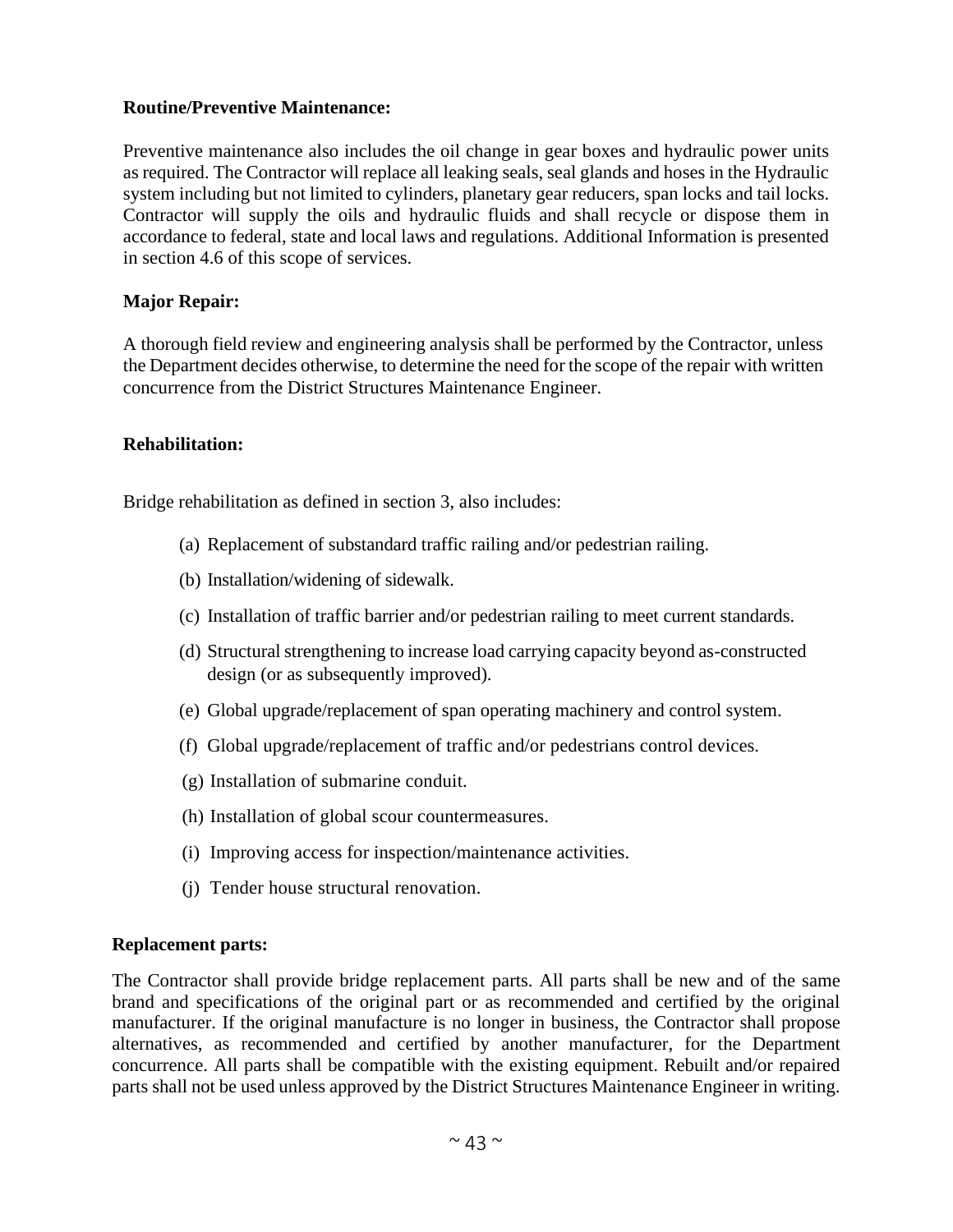**Routine/Preventive Maintenance:**

Preventive maintenance also includes the oil change in gear boxes and hydraulic power units as required. The Contractor will replace all leaking seals, seal glands and hoses in the Hydraulic system including but not limited to cylinders, planetary gear reducers, span locks and tail locks. Contractor will supply the oils and hydraulic fluids and shall recycle or dispose them in accordance to federal, state and local laws and regulations. Additional Information is presented in section 4.6 of this scope of services.

**Major Repair:**

A thorough field review and engineering analysis shall be performed by the Contractor, unless the Department decides otherwise, to determine the need for the scope of the repair with written concurrence from the District Structures Maintenance Engineer.

**Rehabilitation:**

Bridge rehabilitation as defined in section 3, also includes:

(a) Replacement of substandard traffic railing and/or pedestrian railing.

(b) Installation/widening of sidewalk.

(c) Installation of traffic barrier and/or pedestrian railing to meet current standards.

(d) Structural strengthening to increase load carrying capacity beyond as-constructed design (or as subsequently improved).

(e) Global upgrade/replacement of span operating machinery and control system.

(f) Global upgrade/replacement of traffic and/or pedestrians control devices.

(g) Installation of submarine conduit.

(h) Installation of global scour countermeasures.

(i) Improving access for inspection/maintenance activities.

(j) Tender house structural renovation.

**Replacement parts:**

The Contractor shall provide bridge replacement parts. All parts shall be new and of the same brand and specifications of the original part or as recommended and certified by the original manufacturer. If the original manufacture is no longer in business, the Contractor shall propose alternatives, as recommended and certified by another manufacturer, for the Department concurrence. All parts shall be compatible with the existing equipment. Rebuilt and/or repaired parts shall not be used unless approved by the District Structures Maintenance Engineer in writing.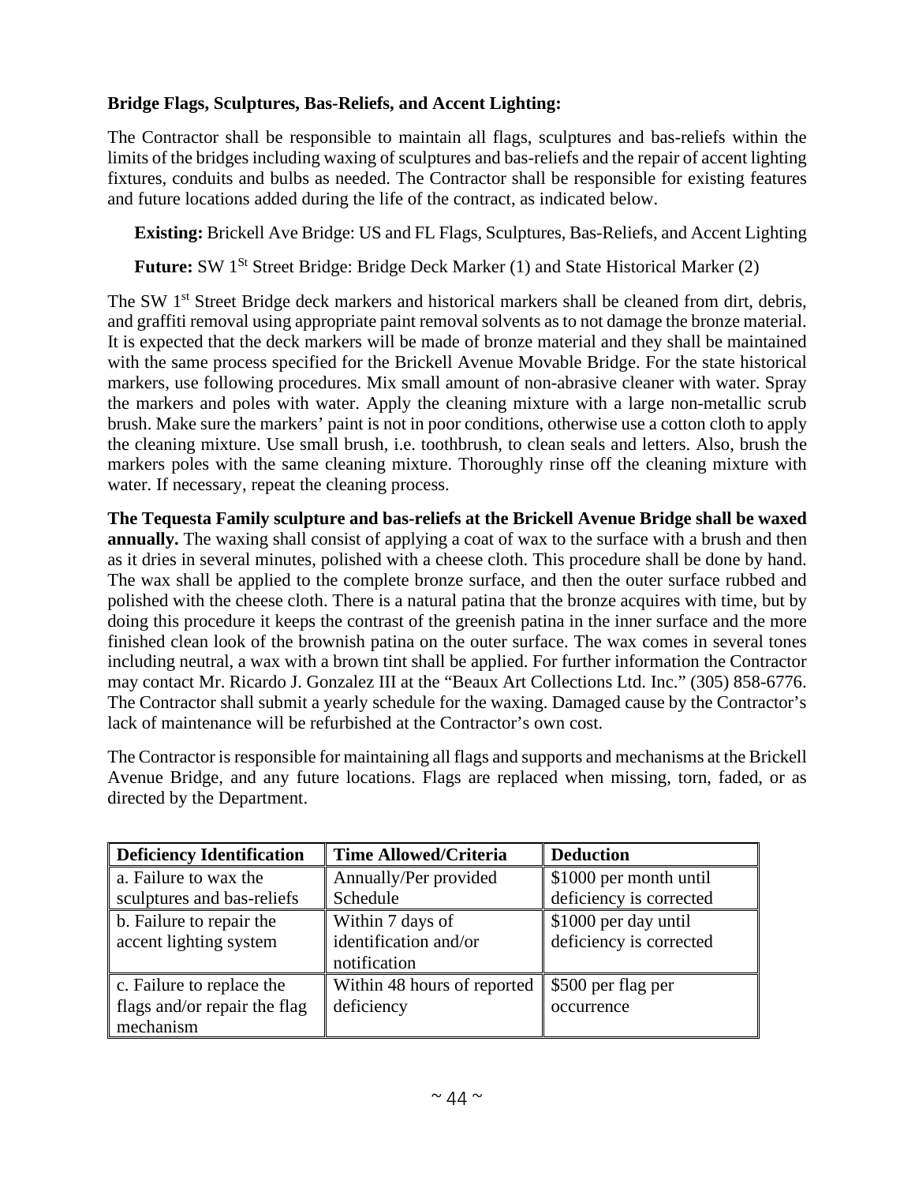**Bridge Flags, Sculptures, Bas-Reliefs, and Accent Lighting:**

The Contractor shall be responsible to maintain all flags, sculptures and bas-reliefs within the limits of the bridges including waxing of sculptures and bas-reliefs and the repair of accent lighting fixtures, conduits and bulbs as needed. The Contractor shall be responsible for existing features and future locations added during the life of the contract, as indicated below.

**Existing:** Brickell Ave Bridge: US and FL Flags, Sculptures, Bas-Reliefs, and Accent Lighting

**Future:** SW 1St Street Bridge: Bridge Deck Marker (1) and State Historical Marker (2)

The SW 1st Street Bridge deck markers and historical markers shall be cleaned from dirt, debris, and graffiti removal using appropriate paint removal solvents as to not damage the bronze material. It is expected that the deck markers will be made of bronze material and they shall be maintained with the same process specified for the Brickell Avenue Movable Bridge. For the state historical markers, use following procedures. Mix small amount of non-abrasive cleaner with water. Spray the markers and poles with water. Apply the cleaning mixture with a large non-metallic scrub brush. Make sure the markers' paint is not in poor conditions, otherwise use a cotton cloth to apply the cleaning mixture. Use small brush, i.e. toothbrush, to clean seals and letters. Also, brush the markers poles with the same cleaning mixture. Thoroughly rinse off the cleaning mixture with water. If necessary, repeat the cleaning process.

**The Tequesta Family sculpture and bas-reliefs at the Brickell Avenue Bridge shall be waxed annually.** The waxing shall consist of applying a coat of wax to the surface with a brush and then as it dries in several minutes, polished with a cheese cloth. This procedure shall be done by hand. The wax shall be applied to the complete bronze surface, and then the outer surface rubbed and polished with the cheese cloth. There is a natural patina that the bronze acquires with time, but by doing this procedure it keeps the contrast of the greenish patina in the inner surface and the more finished clean look of the brownish patina on the outer surface. The wax comes in several tones including neutral, a wax with a brown tint shall be applied. For further information the Contractor may contact Mr. Ricardo J. Gonzalez III at the "Beaux Art Collections Ltd. Inc." (305) 858-6776. The Contractor shall submit a yearly schedule for the waxing. Damaged cause by the Contractor's lack of maintenance will be refurbished at the Contractor's own cost.

The Contractor is responsible for maintaining all flags and supports and mechanisms at the Brickell Avenue Bridge, and any future locations. Flags are replaced when missing, torn, faded, or as directed by the Department.

| Deficiency Identification | Time Allowed/Criteria | Deduction |
|---|---|---|
| a. Failure to wax the sculptures and bas-reliefs | Annually/Per provided Schedule | $1000 per month until deficiency is corrected |
| b. Failure to repair the accent lighting system | Within 7 days of identification and/or notification | $1000 per day until deficiency is corrected |
| c. Failure to replace the flags and/or repair the flag mechanism | Within 48 hours of reported deficiency | $500 per flag per occurrence |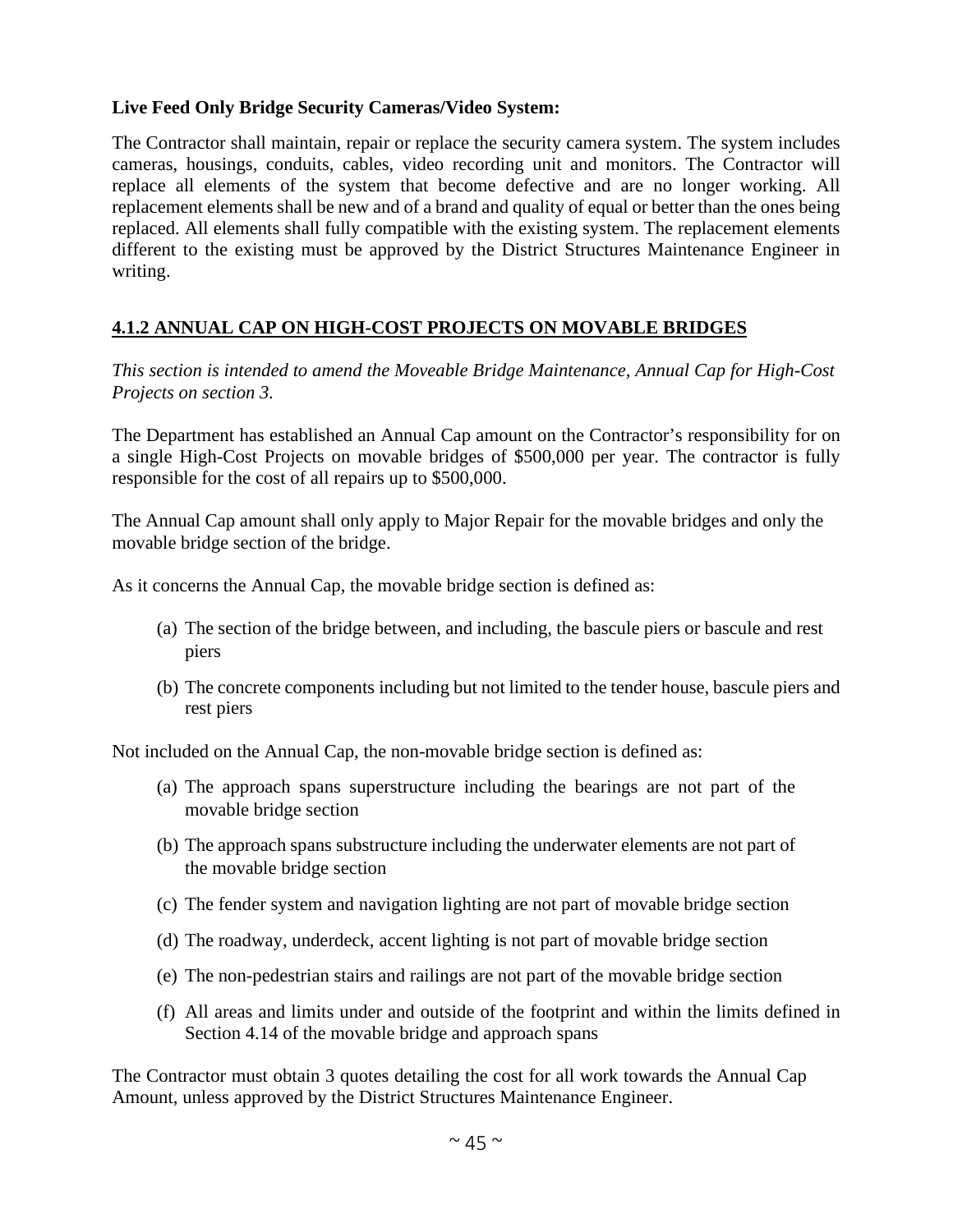**Live Feed Only Bridge Security Cameras/Video System:**

The Contractor shall maintain, repair or replace the security camera system. The system includes cameras, housings, conduits, cables, video recording unit and monitors. The Contractor will replace all elements of the system that become defective and are no longer working. All replacement elements shall be new and of a brand and quality of equal or better than the ones being replaced. All elements shall fully compatible with the existing system. The replacement elements different to the existing must be approved by the District Structures Maintenance Engineer in writing.

### 4.1.2 ANNUAL CAP ON HIGH-COST PROJECTS ON MOVABLE BRIDGES

*This section is intended to amend the Moveable Bridge Maintenance, Annual Cap for High-Cost Projects on section 3.*

The Department has established an Annual Cap amount on the Contractor's responsibility for on a single High-Cost Projects on movable bridges of $500,000 per year. The contractor is fully responsible for the cost of all repairs up to $500,000.

The Annual Cap amount shall only apply to Major Repair for the movable bridges and only the movable bridge section of the bridge.

As it concerns the Annual Cap, the movable bridge section is defined as:

(a) The section of the bridge between, and including, the bascule piers or bascule and rest piers

(b) The concrete components including but not limited to the tender house, bascule piers and rest piers

Not included on the Annual Cap, the non-movable bridge section is defined as:

(a) The approach spans superstructure including the bearings are not part of the movable bridge section

(b) The approach spans substructure including the underwater elements are not part of the movable bridge section

(c) The fender system and navigation lighting are not part of movable bridge section

(d) The roadway, underdeck, accent lighting is not part of movable bridge section

(e) The non-pedestrian stairs and railings are not part of the movable bridge section

(f) All areas and limits under and outside of the footprint and within the limits defined in Section 4.14 of the movable bridge and approach spans

The Contractor must obtain 3 quotes detailing the cost for all work towards the Annual Cap Amount, unless approved by the District Structures Maintenance Engineer.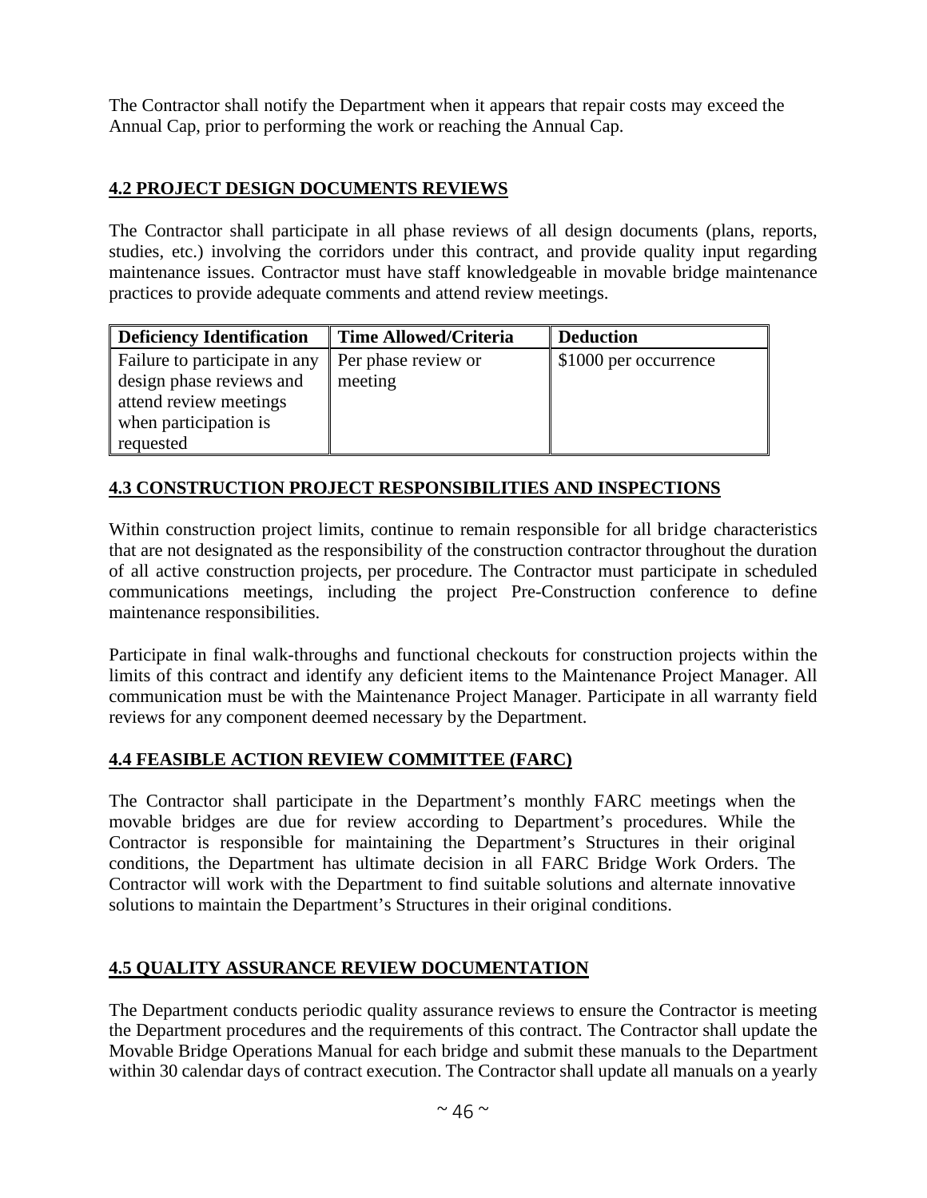The Contractor shall notify the Department when it appears that repair costs may exceed the Annual Cap, prior to performing the work or reaching the Annual Cap.

## 4.2 PROJECT DESIGN DOCUMENTS REVIEWS

The Contractor shall participate in all phase reviews of all design documents (plans, reports, studies, etc.) involving the corridors under this contract, and provide quality input regarding maintenance issues. Contractor must have staff knowledgeable in movable bridge maintenance practices to provide adequate comments and attend review meetings.

| Deficiency Identification | Time Allowed/Criteria | Deduction |
| --- | --- | --- |
| Failure to participate in any design phase reviews and attend review meetings when participation is requested | Per phase review or meeting | $1000 per occurrence |

## 4.3 CONSTRUCTION PROJECT RESPONSIBILITIES AND INSPECTIONS

Within construction project limits, continue to remain responsible for all bridge characteristics that are not designated as the responsibility of the construction contractor throughout the duration of all active construction projects, per procedure. The Contractor must participate in scheduled communications meetings, including the project Pre-Construction conference to define maintenance responsibilities.

Participate in final walk-throughs and functional checkouts for construction projects within the limits of this contract and identify any deficient items to the Maintenance Project Manager. All communication must be with the Maintenance Project Manager. Participate in all warranty field reviews for any component deemed necessary by the Department.

## 4.4 FEASIBLE ACTION REVIEW COMMITTEE (FARC)

The Contractor shall participate in the Department's monthly FARC meetings when the movable bridges are due for review according to Department's procedures. While the Contractor is responsible for maintaining the Department's Structures in their original conditions, the Department has ultimate decision in all FARC Bridge Work Orders. The Contractor will work with the Department to find suitable solutions and alternate innovative solutions to maintain the Department's Structures in their original conditions.

## 4.5 QUALITY ASSURANCE REVIEW DOCUMENTATION

The Department conducts periodic quality assurance reviews to ensure the Contractor is meeting the Department procedures and the requirements of this contract. The Contractor shall update the Movable Bridge Operations Manual for each bridge and submit these manuals to the Department within 30 calendar days of contract execution. The Contractor shall update all manuals on a yearly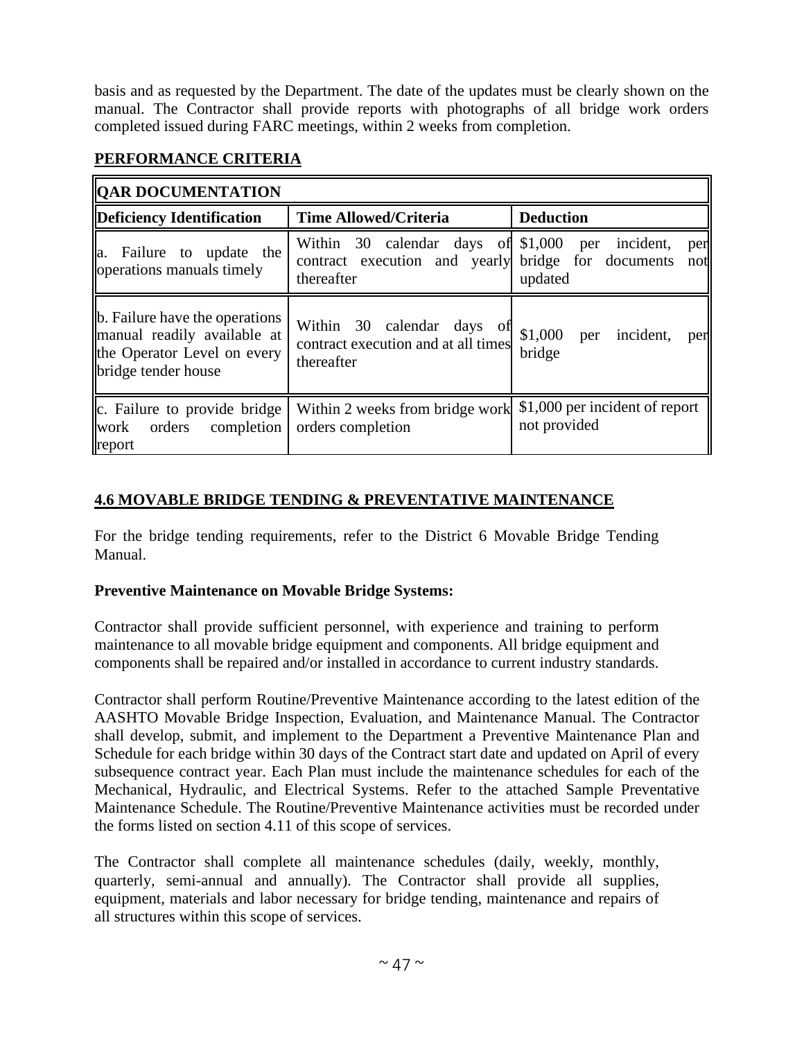basis and as requested by the Department. The date of the updates must be clearly shown on the manual. The Contractor shall provide reports with photographs of all bridge work orders completed issued during FARC meetings, within 2 weeks from completion.

**PERFORMANCE CRITERIA**

| **QAR DOCUMENTATION** | | |
|---|---|---|
| **Deficiency Identification** | **Time Allowed/Criteria** | **Deduction** |
| a. Failure to update the operations manuals timely | Within 30 calendar days of contract execution and yearly thereafter | $1,000 per incident, per bridge for documents not updated |
| b. Failure have the operations manual readily available at the Operator Level on every bridge tender house | Within 30 calendar days of contract execution and at all times thereafter | $1,000 per incident, per bridge |
| c. Failure to provide bridge work orders completion report | Within 2 weeks from bridge work orders completion | $1,000 per incident of report not provided |

## 4.6 MOVABLE BRIDGE TENDING & PREVENTATIVE MAINTENANCE

For the bridge tending requirements, refer to the District 6 Movable Bridge Tending Manual.

**Preventive Maintenance on Movable Bridge Systems:**

Contractor shall provide sufficient personnel, with experience and training to perform maintenance to all movable bridge equipment and components. All bridge equipment and components shall be repaired and/or installed in accordance to current industry standards.

Contractor shall perform Routine/Preventive Maintenance according to the latest edition of the AASHTO Movable Bridge Inspection, Evaluation, and Maintenance Manual. The Contractor shall develop, submit, and implement to the Department a Preventive Maintenance Plan and Schedule for each bridge within 30 days of the Contract start date and updated on April of every subsequence contract year. Each Plan must include the maintenance schedules for each of the Mechanical, Hydraulic, and Electrical Systems. Refer to the attached Sample Preventative Maintenance Schedule. The Routine/Preventive Maintenance activities must be recorded under the forms listed on section 4.11 of this scope of services.

The Contractor shall complete all maintenance schedules (daily, weekly, monthly, quarterly, semi-annual and annually). The Contractor shall provide all supplies, equipment, materials and labor necessary for bridge tending, maintenance and repairs of all structures within this scope of services.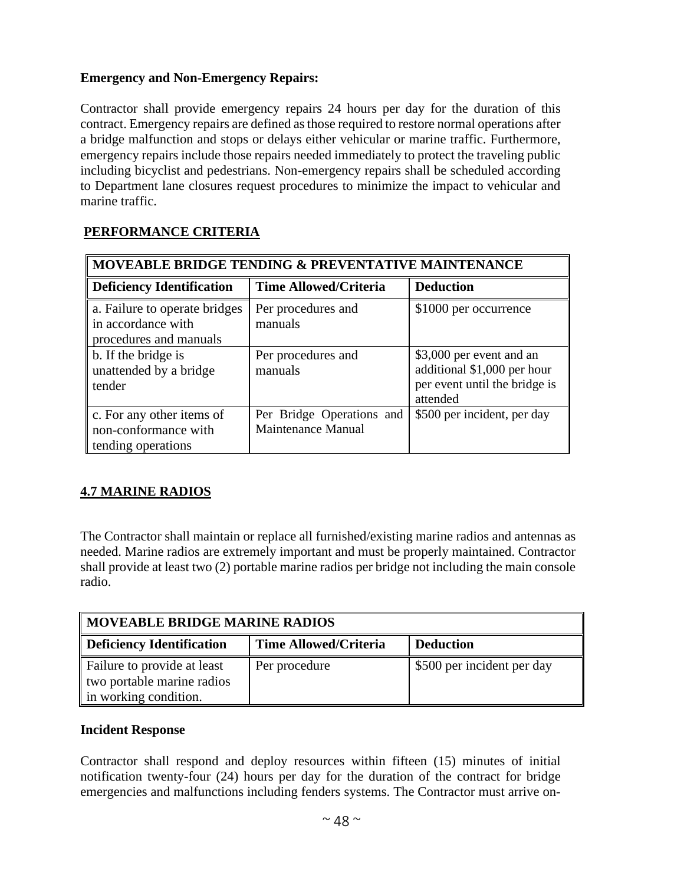**Emergency and Non-Emergency Repairs:**

Contractor shall provide emergency repairs 24 hours per day for the duration of this contract. Emergency repairs are defined as those required to restore normal operations after a bridge malfunction and stops or delays either vehicular or marine traffic. Furthermore, emergency repairs include those repairs needed immediately to protect the traveling public including bicyclist and pedestrians. Non-emergency repairs shall be scheduled according to Department lane closures request procedures to minimize the impact to vehicular and marine traffic.

**PERFORMANCE CRITERIA**

| MOVEABLE BRIDGE TENDING & PREVENTATIVE MAINTENANCE | | |
|---|---|---|
| **Deficiency Identification** | **Time Allowed/Criteria** | **Deduction** |
| a. Failure to operate bridges in accordance with procedures and manuals | Per procedures and manuals | $1000 per occurrence |
| b. If the bridge is unattended by a bridge tender | Per procedures and manuals | $3,000 per event and an additional $1,000 per hour per event until the bridge is attended |
| c. For any other items of non-conformance with tending operations | Per Bridge Operations and Maintenance Manual | $500 per incident, per day |

## 4.7 MARINE RADIOS

The Contractor shall maintain or replace all furnished/existing marine radios and antennas as needed. Marine radios are extremely important and must be properly maintained. Contractor shall provide at least two (2) portable marine radios per bridge not including the main console radio.

| MOVEABLE BRIDGE MARINE RADIOS | | |
|---|---|---|
| **Deficiency Identification** | **Time Allowed/Criteria** | **Deduction** |
| Failure to provide at least two portable marine radios in working condition. | Per procedure | $500 per incident per day |

**Incident Response**

Contractor shall respond and deploy resources within fifteen (15) minutes of initial notification twenty-four (24) hours per day for the duration of the contract for bridge emergencies and malfunctions including fenders systems. The Contractor must arrive on-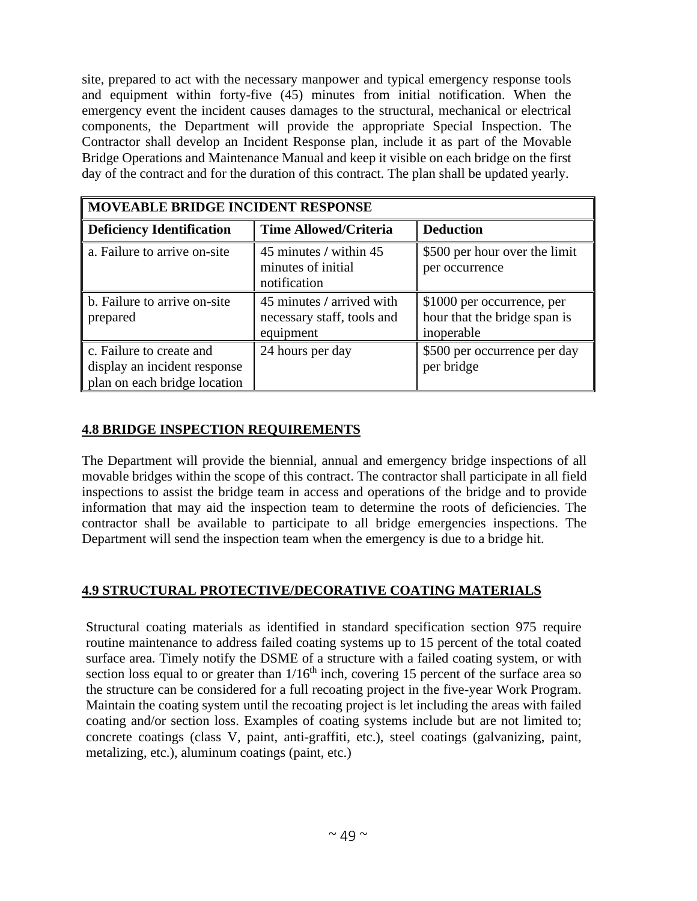site, prepared to act with the necessary manpower and typical emergency response tools and equipment within forty-five (45) minutes from initial notification. When the emergency event the incident causes damages to the structural, mechanical or electrical components, the Department will provide the appropriate Special Inspection. The Contractor shall develop an Incident Response plan, include it as part of the Movable Bridge Operations and Maintenance Manual and keep it visible on each bridge on the first day of the contract and for the duration of this contract. The plan shall be updated yearly.

| **MOVEABLE BRIDGE INCIDENT RESPONSE** | | |
|---|---|---|
| **Deficiency Identification** | **Time Allowed/Criteria** | **Deduction** |
| a. Failure to arrive on-site | 45 minutes / within 45 minutes of initial notification | \$500 per hour over the limit per occurrence |
| b. Failure to arrive on-site prepared | 45 minutes / arrived with necessary staff, tools and equipment | \$1000 per occurrence, per hour that the bridge span is inoperable |
| c. Failure to create and display an incident response plan on each bridge location | 24 hours per day | \$500 per occurrence per day per bridge |

## 4.8 BRIDGE INSPECTION REQUIREMENTS

The Department will provide the biennial, annual and emergency bridge inspections of all movable bridges within the scope of this contract. The contractor shall participate in all field inspections to assist the bridge team in access and operations of the bridge and to provide information that may aid the inspection team to determine the roots of deficiencies. The contractor shall be available to participate to all bridge emergencies inspections. The Department will send the inspection team when the emergency is due to a bridge hit.

## 4.9 STRUCTURAL PROTECTIVE/DECORATIVE COATING MATERIALS

Structural coating materials as identified in standard specification section 975 require routine maintenance to address failed coating systems up to 15 percent of the total coated surface area. Timely notify the DSME of a structure with a failed coating system, or with section loss equal to or greater than 1/16th inch, covering 15 percent of the surface area so the structure can be considered for a full recoating project in the five-year Work Program. Maintain the coating system until the recoating project is let including the areas with failed coating and/or section loss. Examples of coating systems include but are not limited to; concrete coatings (class V, paint, anti-graffiti, etc.), steel coatings (galvanizing, paint, metalizing, etc.), aluminum coatings (paint, etc.)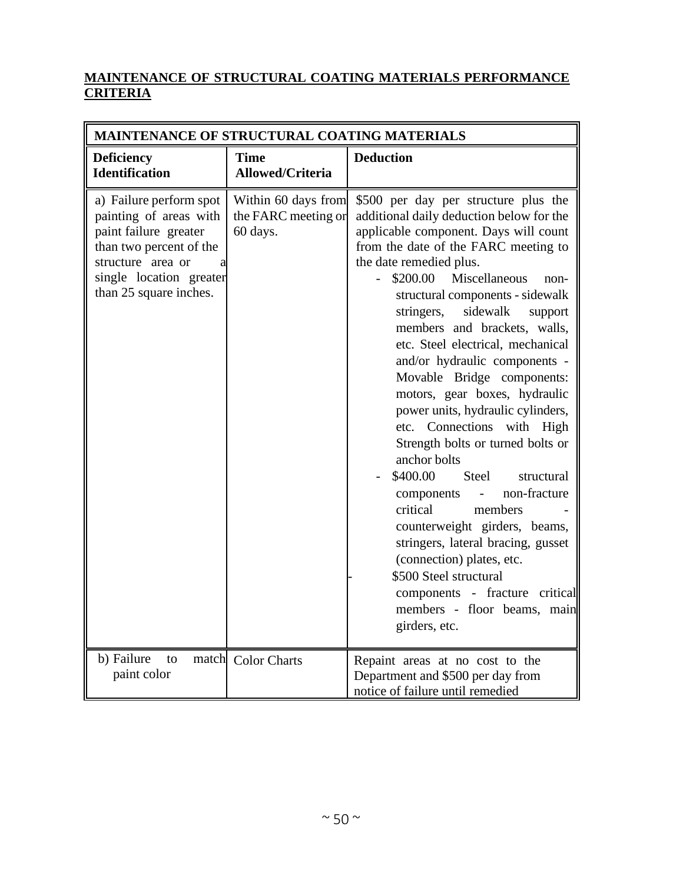**MAINTENANCE OF STRUCTURAL COATING MATERIALS PERFORMANCE CRITERIA**

| MAINTENANCE OF STRUCTURAL COATING MATERIALS | | |
|---|---|---|
| **Deficiency Identification** | **Time Allowed/Criteria** | **Deduction** |
| a) Failure perform spot painting of areas with paint failure greater than two percent of the structure area or a single location greater than 25 square inches. | Within 60 days from the FARC meeting or 60 days. | \$500 per day per structure plus the additional daily deduction below for the applicable component. Days will count from the date of the FARC meeting to the date remedied plus.<br>- \$200.00 Miscellaneous non-structural components - sidewalk stringers, sidewalk support members and brackets, walls, etc. Steel electrical, mechanical and/or hydraulic components - Movable Bridge components: motors, gear boxes, hydraulic power units, hydraulic cylinders, etc. Connections with High Strength bolts or turned bolts or anchor bolts<br>- \$400.00 Steel structural components - non-fracture critical members - counterweight girders, beams, stringers, lateral bracing, gusset (connection) plates, etc.<br>- \$500 Steel structural components - fracture critical members - floor beams, main girders, etc. |
| b) Failure to match paint color | Color Charts | Repaint areas at no cost to the Department and \$500 per day from notice of failure until remedied |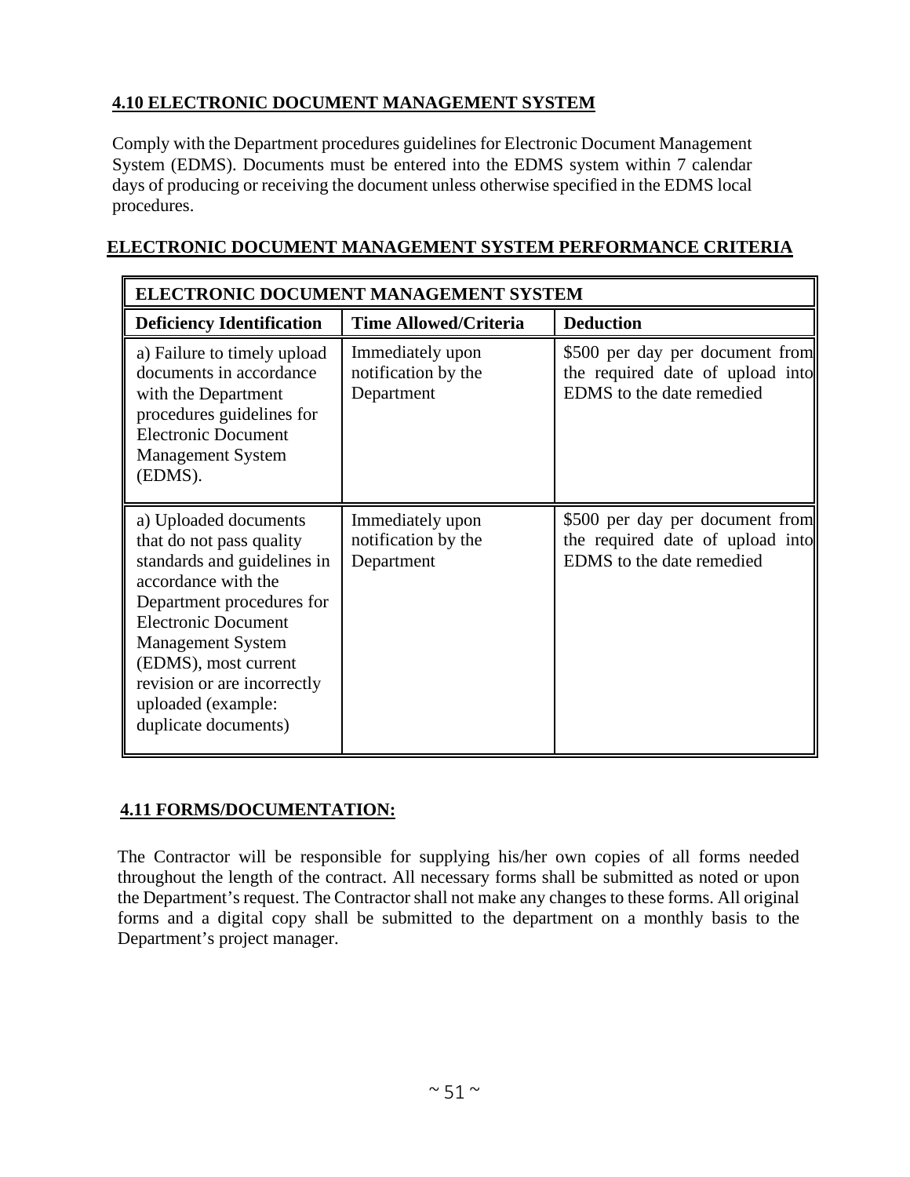## 4.10 ELECTRONIC DOCUMENT MANAGEMENT SYSTEM

Comply with the Department procedures guidelines for Electronic Document Management System (EDMS). Documents must be entered into the EDMS system within 7 calendar days of producing or receiving the document unless otherwise specified in the EDMS local procedures.

**ELECTRONIC DOCUMENT MANAGEMENT SYSTEM PERFORMANCE CRITERIA**

| ELECTRONIC DOCUMENT MANAGEMENT SYSTEM | | |
|---|---|---|
| **Deficiency Identification** | **Time Allowed/Criteria** | **Deduction** |
| a) Failure to timely upload documents in accordance with the Department procedures guidelines for Electronic Document Management System (EDMS). | Immediately upon notification by the Department | $500 per day per document from the required date of upload into EDMS to the date remedied |
| a) Uploaded documents that do not pass quality standards and guidelines in accordance with the Department procedures for Electronic Document Management System (EDMS), most current revision or are incorrectly uploaded (example: duplicate documents) | Immediately upon notification by the Department | $500 per day per document from the required date of upload into EDMS to the date remedied |

## 4.11 FORMS/DOCUMENTATION:

The Contractor will be responsible for supplying his/her own copies of all forms needed throughout the length of the contract. All necessary forms shall be submitted as noted or upon the Department's request. The Contractor shall not make any changes to these forms. All original forms and a digital copy shall be submitted to the department on a monthly basis to the Department's project manager.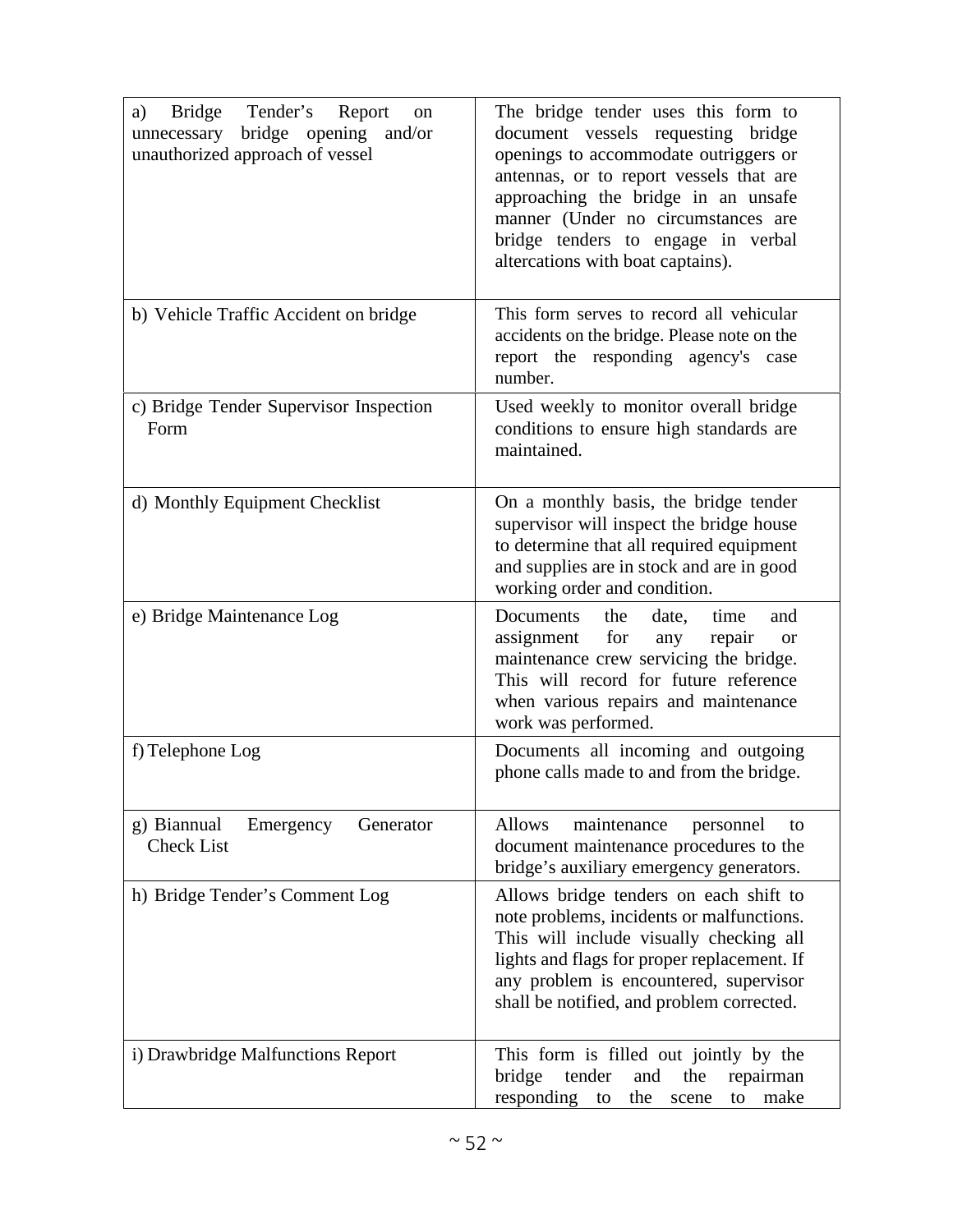| | |
|---|---|
| a) Bridge Tender's Report on unnecessary bridge opening and/or unauthorized approach of vessel | The bridge tender uses this form to document vessels requesting bridge openings to accommodate outriggers or antennas, or to report vessels that are approaching the bridge in an unsafe manner (Under no circumstances are bridge tenders to engage in verbal altercations with boat captains). |
| b) Vehicle Traffic Accident on bridge | This form serves to record all vehicular accidents on the bridge. Please note on the report the responding agency's case number. |
| c) Bridge Tender Supervisor Inspection Form | Used weekly to monitor overall bridge conditions to ensure high standards are maintained. |
| d) Monthly Equipment Checklist | On a monthly basis, the bridge tender supervisor will inspect the bridge house to determine that all required equipment and supplies are in stock and are in good working order and condition. |
| e) Bridge Maintenance Log | Documents the date, time and assignment for any repair or maintenance crew servicing the bridge. This will record for future reference when various repairs and maintenance work was performed. |
| f) Telephone Log | Documents all incoming and outgoing phone calls made to and from the bridge. |
| g) Biannual Emergency Generator Check List | Allows maintenance personnel to document maintenance procedures to the bridge's auxiliary emergency generators. |
| h) Bridge Tender's Comment Log | Allows bridge tenders on each shift to note problems, incidents or malfunctions. This will include visually checking all lights and flags for proper replacement. If any problem is encountered, supervisor shall be notified, and problem corrected. |
| i) Drawbridge Malfunctions Report | This form is filled out jointly by the bridge tender and the repairman responding to the scene to make |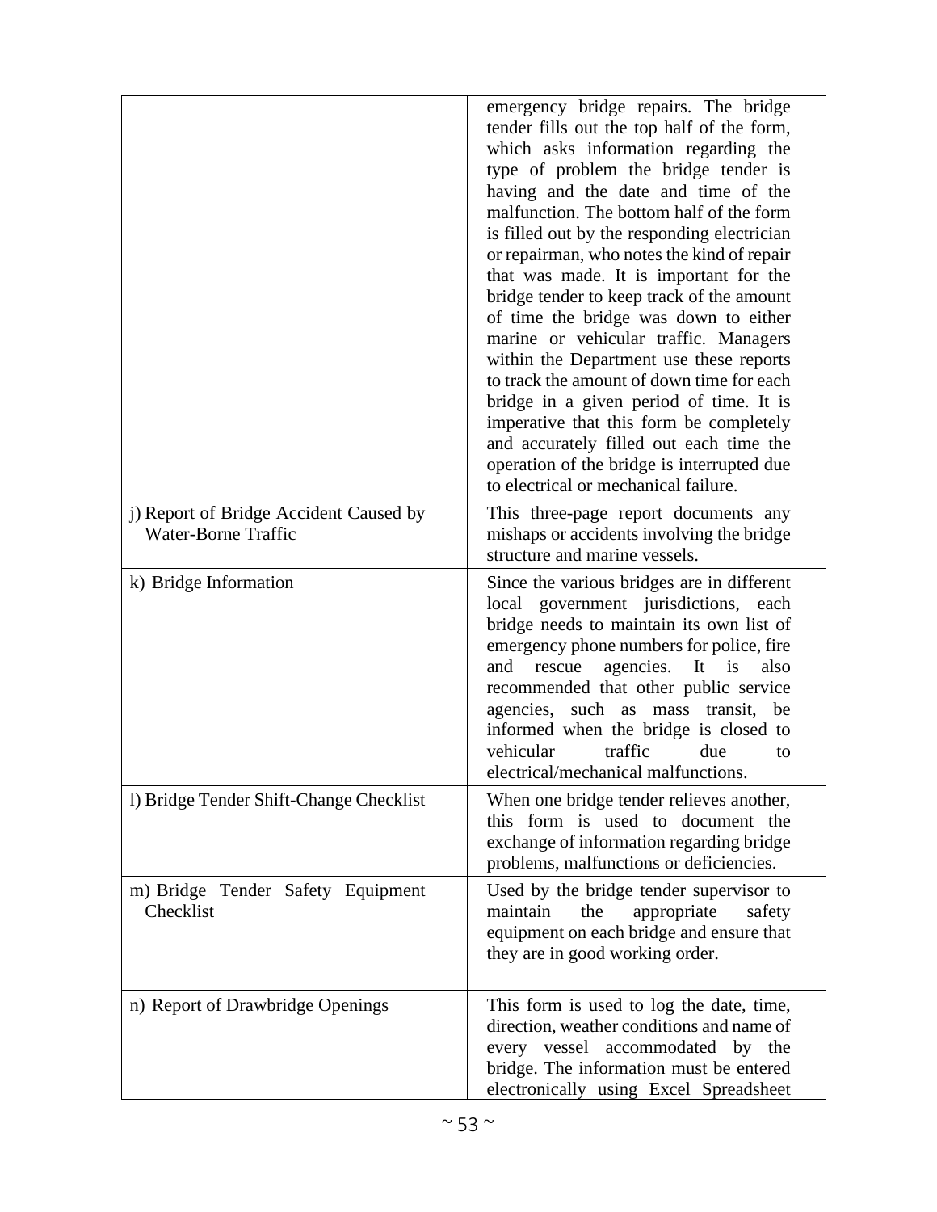| | |
|---|---|
| | emergency bridge repairs. The bridge tender fills out the top half of the form, which asks information regarding the type of problem the bridge tender is having and the date and time of the malfunction. The bottom half of the form is filled out by the responding electrician or repairman, who notes the kind of repair that was made. It is important for the bridge tender to keep track of the amount of time the bridge was down to either marine or vehicular traffic. Managers within the Department use these reports to track the amount of down time for each bridge in a given period of time. It is imperative that this form be completely and accurately filled out each time the operation of the bridge is interrupted due to electrical or mechanical failure. |
| j) Report of Bridge Accident Caused by Water-Borne Traffic | This three-page report documents any mishaps or accidents involving the bridge structure and marine vessels. |
| k) Bridge Information | Since the various bridges are in different local government jurisdictions, each bridge needs to maintain its own list of emergency phone numbers for police, fire and rescue agencies. It is also recommended that other public service agencies, such as mass transit, be informed when the bridge is closed to vehicular traffic due to electrical/mechanical malfunctions. |
| l) Bridge Tender Shift-Change Checklist | When one bridge tender relieves another, this form is used to document the exchange of information regarding bridge problems, malfunctions or deficiencies. |
| m) Bridge Tender Safety Equipment Checklist | Used by the bridge tender supervisor to maintain the appropriate safety equipment on each bridge and ensure that they are in good working order. |
| n) Report of Drawbridge Openings | This form is used to log the date, time, direction, weather conditions and name of every vessel accommodated by the bridge. The information must be entered electronically using Excel Spreadsheet |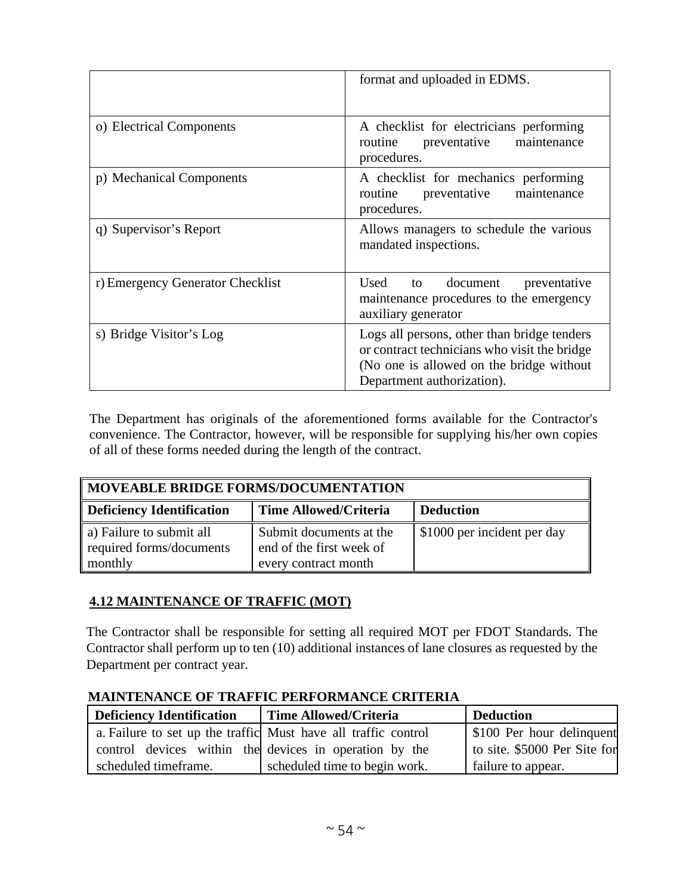| | |
|---|---|
| | format and uploaded in EDMS. |
| o) Electrical Components | A checklist for electricians performing routine preventative maintenance procedures. |
| p) Mechanical Components | A checklist for mechanics performing routine preventative maintenance procedures. |
| q) Supervisor's Report | Allows managers to schedule the various mandated inspections. |
| r) Emergency Generator Checklist | Used to document preventative maintenance procedures to the emergency auxiliary generator |
| s) Bridge Visitor's Log | Logs all persons, other than bridge tenders or contract technicians who visit the bridge (No one is allowed on the bridge without Department authorization). |

The Department has originals of the aforementioned forms available for the Contractor's convenience. The Contractor, however, will be responsible for supplying his/her own copies of all of these forms needed during the length of the contract.

| **MOVEABLE BRIDGE FORMS/DOCUMENTATION** | | |
|---|---|---|
| **Deficiency Identification** | **Time Allowed/Criteria** | **Deduction** |
| a) Failure to submit all required forms/documents monthly | Submit documents at the end of the first week of every contract month | $1000 per incident per day |

## 4.12 MAINTENANCE OF TRAFFIC (MOT)

The Contractor shall be responsible for setting all required MOT per FDOT Standards. The Contractor shall perform up to ten (10) additional instances of lane closures as requested by the Department per contract year.

**MAINTENANCE OF TRAFFIC PERFORMANCE CRITERIA**

| **Deficiency Identification** | **Time Allowed/Criteria** | **Deduction** |
|---|---|---|
| a. Failure to set up the traffic control devices within the scheduled timeframe. | Must have all traffic control devices in operation by the scheduled time to begin work. | $100 Per hour delinquent to site. $5000 Per Site for failure to appear. |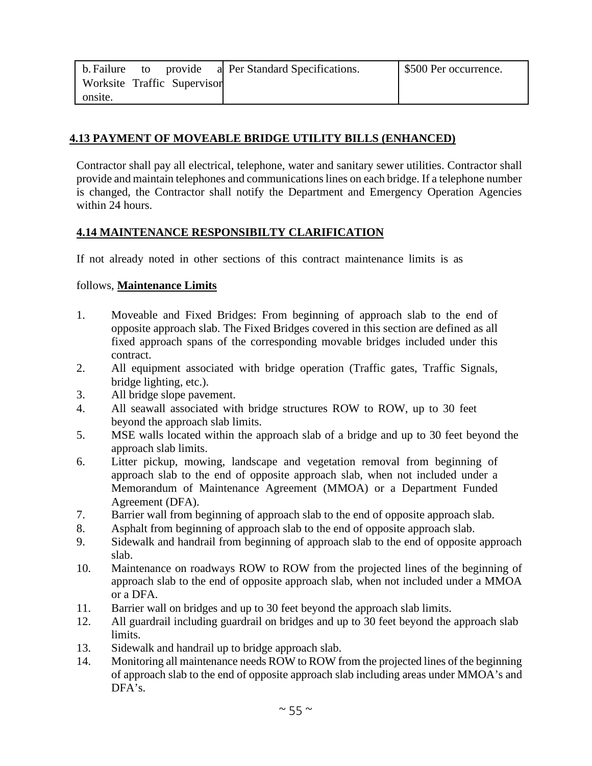| b. Failure to provide a Worksite Traffic Supervisor onsite. | Per Standard Specifications. | $500 Per occurrence. |
|---|---|---|

### 4.13 PAYMENT OF MOVEABLE BRIDGE UTILITY BILLS (ENHANCED)

Contractor shall pay all electrical, telephone, water and sanitary sewer utilities. Contractor shall provide and maintain telephones and communications lines on each bridge. If a telephone number is changed, the Contractor shall notify the Department and Emergency Operation Agencies within 24 hours.

### 4.14 MAINTENANCE RESPONSIBILTY CLARIFICATION

If not already noted in other sections of this contract maintenance limits is as

follows, **Maintenance Limits**

1. Moveable and Fixed Bridges: From beginning of approach slab to the end of opposite approach slab. The Fixed Bridges covered in this section are defined as all fixed approach spans of the corresponding movable bridges included under this contract.
2. All equipment associated with bridge operation (Traffic gates, Traffic Signals, bridge lighting, etc.).
3. All bridge slope pavement.
4. All seawall associated with bridge structures ROW to ROW, up to 30 feet beyond the approach slab limits.
5. MSE walls located within the approach slab of a bridge and up to 30 feet beyond the approach slab limits.
6. Litter pickup, mowing, landscape and vegetation removal from beginning of approach slab to the end of opposite approach slab, when not included under a Memorandum of Maintenance Agreement (MMOA) or a Department Funded Agreement (DFA).
7. Barrier wall from beginning of approach slab to the end of opposite approach slab.
8. Asphalt from beginning of approach slab to the end of opposite approach slab.
9. Sidewalk and handrail from beginning of approach slab to the end of opposite approach slab.
10. Maintenance on roadways ROW to ROW from the projected lines of the beginning of approach slab to the end of opposite approach slab, when not included under a MMOA or a DFA.
11. Barrier wall on bridges and up to 30 feet beyond the approach slab limits.
12. All guardrail including guardrail on bridges and up to 30 feet beyond the approach slab limits.
13. Sidewalk and handrail up to bridge approach slab.
14. Monitoring all maintenance needs ROW to ROW from the projected lines of the beginning of approach slab to the end of opposite approach slab including areas under MMOA's and DFA's.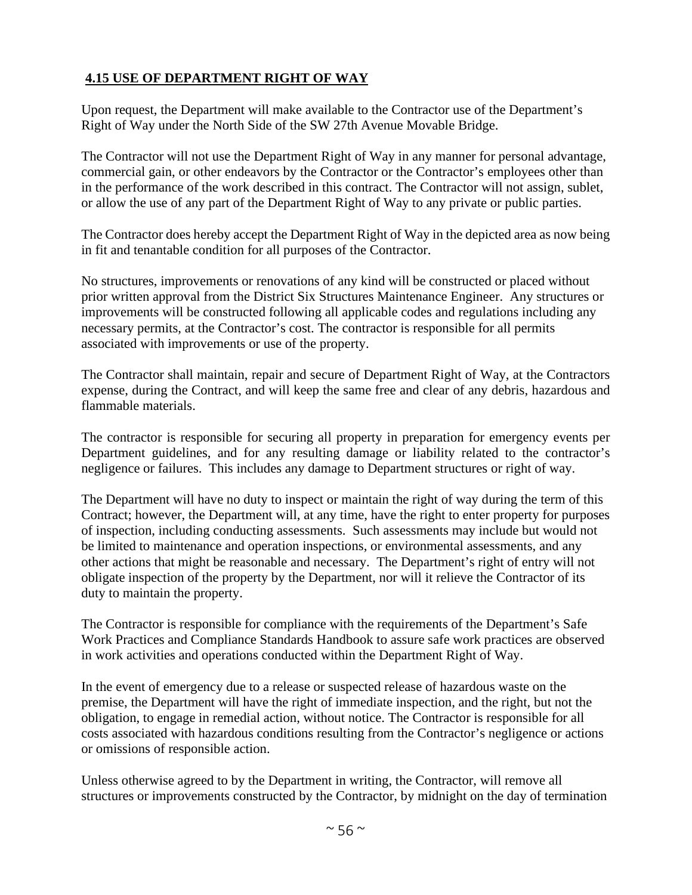## 4.15 USE OF DEPARTMENT RIGHT OF WAY

Upon request, the Department will make available to the Contractor use of the Department's Right of Way under the North Side of the SW 27th Avenue Movable Bridge.

The Contractor will not use the Department Right of Way in any manner for personal advantage, commercial gain, or other endeavors by the Contractor or the Contractor's employees other than in the performance of the work described in this contract. The Contractor will not assign, sublet, or allow the use of any part of the Department Right of Way to any private or public parties.

The Contractor does hereby accept the Department Right of Way in the depicted area as now being in fit and tenantable condition for all purposes of the Contractor.

No structures, improvements or renovations of any kind will be constructed or placed without prior written approval from the District Six Structures Maintenance Engineer. Any structures or improvements will be constructed following all applicable codes and regulations including any necessary permits, at the Contractor's cost. The contractor is responsible for all permits associated with improvements or use of the property.

The Contractor shall maintain, repair and secure of Department Right of Way, at the Contractors expense, during the Contract, and will keep the same free and clear of any debris, hazardous and flammable materials.

The contractor is responsible for securing all property in preparation for emergency events per Department guidelines, and for any resulting damage or liability related to the contractor's negligence or failures. This includes any damage to Department structures or right of way.

The Department will have no duty to inspect or maintain the right of way during the term of this Contract; however, the Department will, at any time, have the right to enter property for purposes of inspection, including conducting assessments. Such assessments may include but would not be limited to maintenance and operation inspections, or environmental assessments, and any other actions that might be reasonable and necessary. The Department's right of entry will not obligate inspection of the property by the Department, nor will it relieve the Contractor of its duty to maintain the property.

The Contractor is responsible for compliance with the requirements of the Department's Safe Work Practices and Compliance Standards Handbook to assure safe work practices are observed in work activities and operations conducted within the Department Right of Way.

In the event of emergency due to a release or suspected release of hazardous waste on the premise, the Department will have the right of immediate inspection, and the right, but not the obligation, to engage in remedial action, without notice. The Contractor is responsible for all costs associated with hazardous conditions resulting from the Contractor's negligence or actions or omissions of responsible action.

Unless otherwise agreed to by the Department in writing, the Contractor, will remove all structures or improvements constructed by the Contractor, by midnight on the day of termination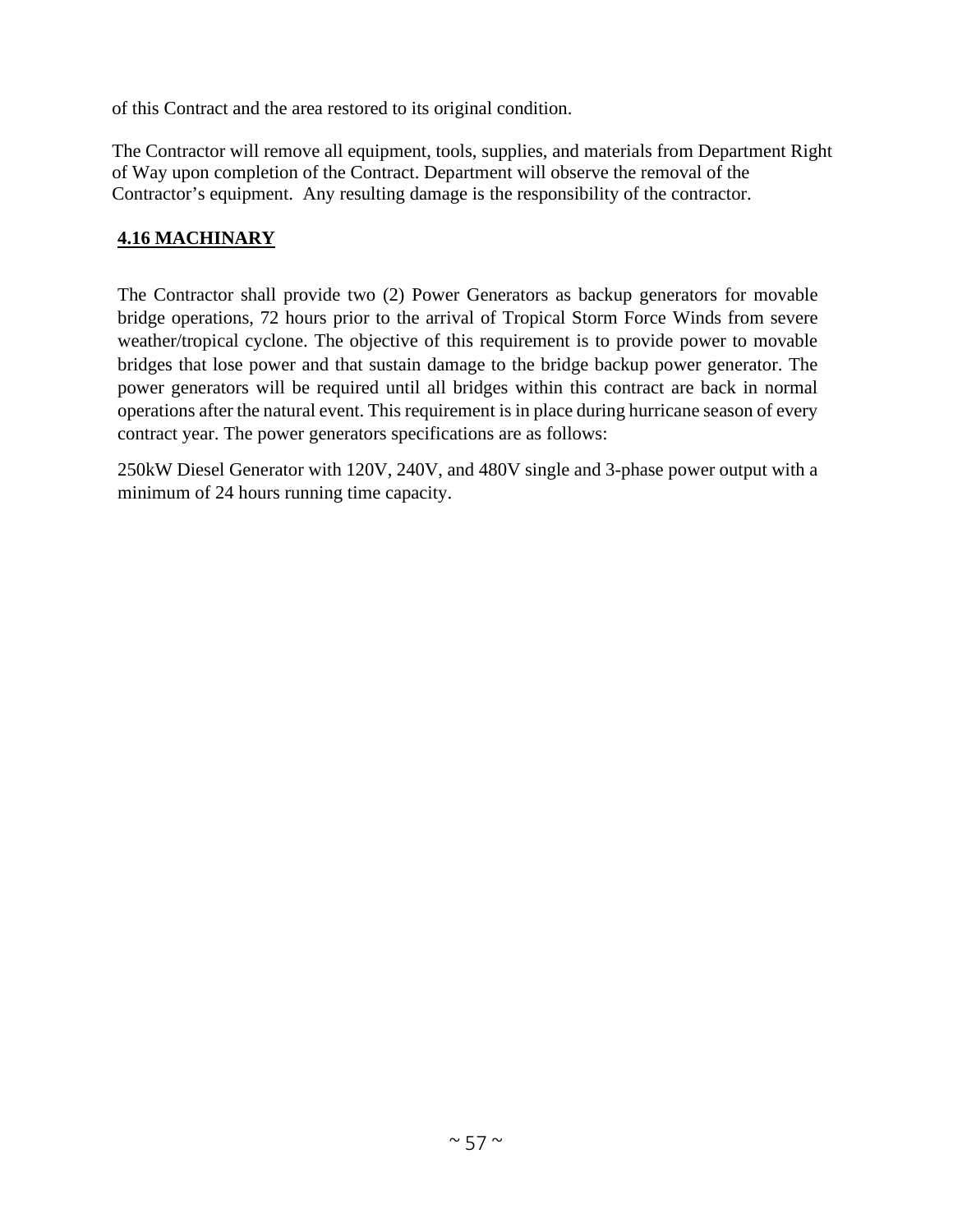of this Contract and the area restored to its original condition.

The Contractor will remove all equipment, tools, supplies, and materials from Department Right of Way upon completion of the Contract. Department will observe the removal of the Contractor's equipment.  Any resulting damage is the responsibility of the contractor.

## 4.16 MACHINARY

The Contractor shall provide two (2) Power Generators as backup generators for movable bridge operations, 72 hours prior to the arrival of Tropical Storm Force Winds from severe weather/tropical cyclone. The objective of this requirement is to provide power to movable bridges that lose power and that sustain damage to the bridge backup power generator. The power generators will be required until all bridges within this contract are back in normal operations after the natural event. This requirement is in place during hurricane season of every contract year. The power generators specifications are as follows:

250kW Diesel Generator with 120V, 240V, and 480V single and 3-phase power output with a minimum of 24 hours running time capacity.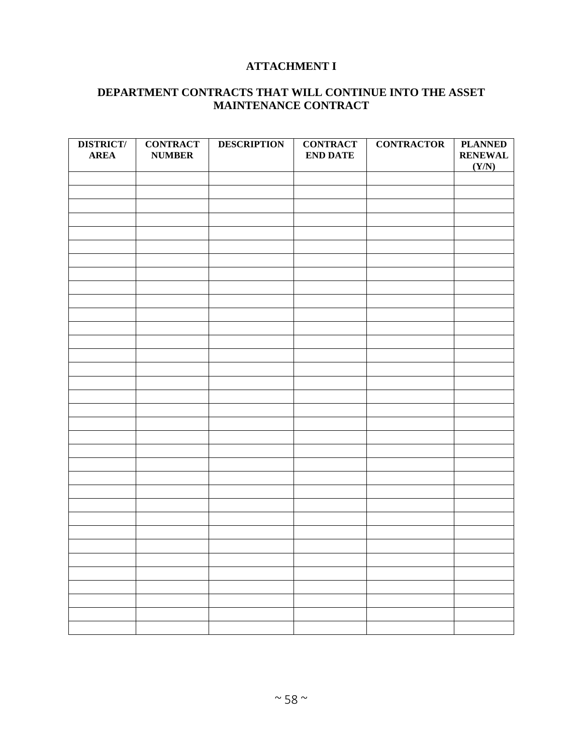# ATTACHMENT I

## DEPARTMENT CONTRACTS THAT WILL CONTINUE INTO THE ASSET MAINTENANCE CONTRACT

| DISTRICT/ AREA | CONTRACT NUMBER | DESCRIPTION | CONTRACT END DATE | CONTRACTOR | PLANNED RENEWAL (Y/N) |
|---|---|---|---|---|---|
| | | | | | |
| | | | | | |
| | | | | | |
| | | | | | |
| | | | | | |
| | | | | | |
| | | | | | |
| | | | | | |
| | | | | | |
| | | | | | |
| | | | | | |
| | | | | | |
| | | | | | |
| | | | | | |
| | | | | | |
| | | | | | |
| | | | | | |
| | | | | | |
| | | | | | |
| | | | | | |
| | | | | | |
| | | | | | |
| | | | | | |
| | | | | | |
| | | | | | |
| | | | | | |
| | | | | | |
| | | | | | |
| | | | | | |
| | | | | | |
| | | | | | |
| | | | | | |
| | | | | | |
| | | | | | |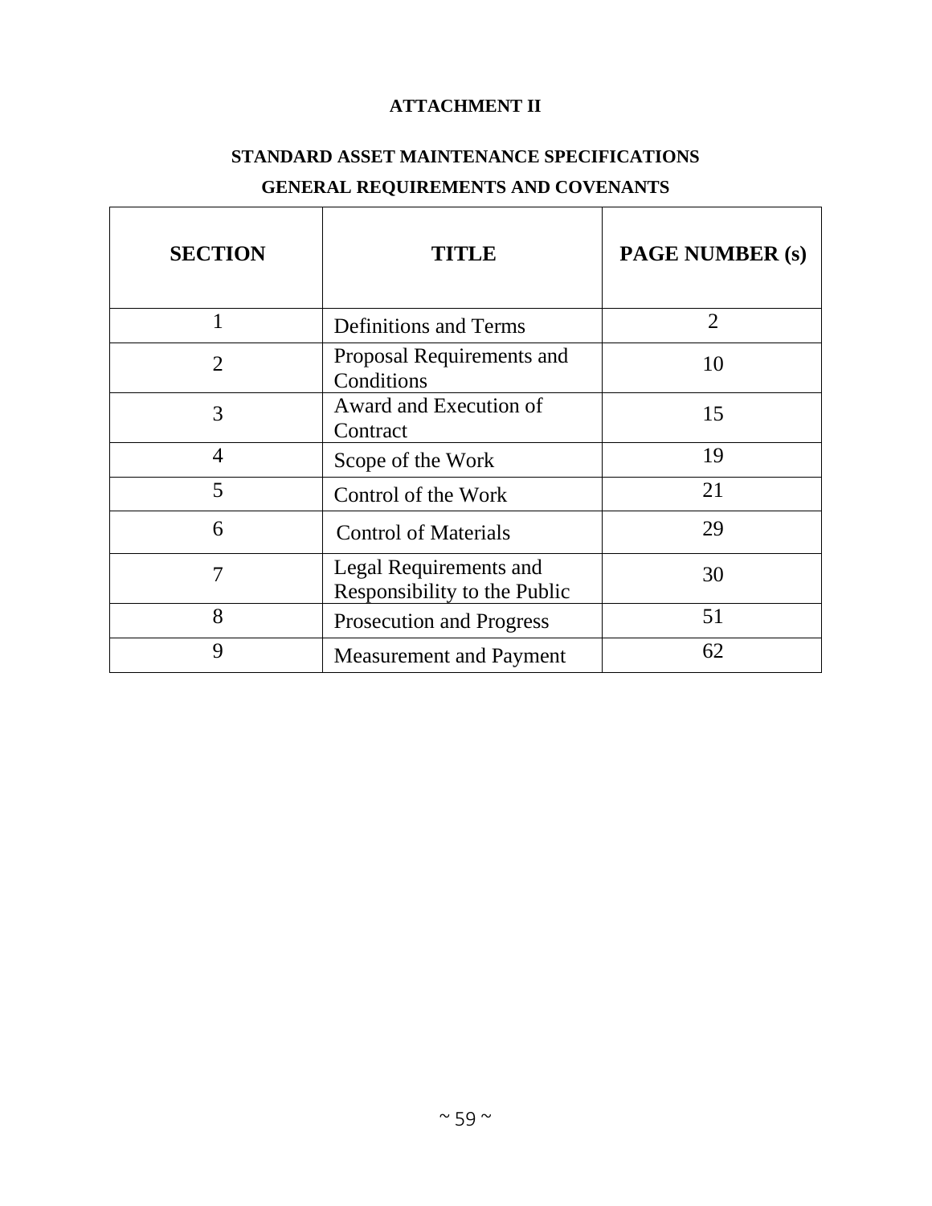**ATTACHMENT II**

**STANDARD ASSET MAINTENANCE SPECIFICATIONS**

**GENERAL REQUIREMENTS AND COVENANTS**

| SECTION | TITLE | PAGE NUMBER (s) |
|---|---|---|
| 1 | Definitions and Terms | 2 |
| 2 | Proposal Requirements and Conditions | 10 |
| 3 | Award and Execution of Contract | 15 |
| 4 | Scope of the Work | 19 |
| 5 | Control of the Work | 21 |
| 6 | Control of Materials | 29 |
| 7 | Legal Requirements and Responsibility to the Public | 30 |
| 8 | Prosecution and Progress | 51 |
| 9 | Measurement and Payment | 62 |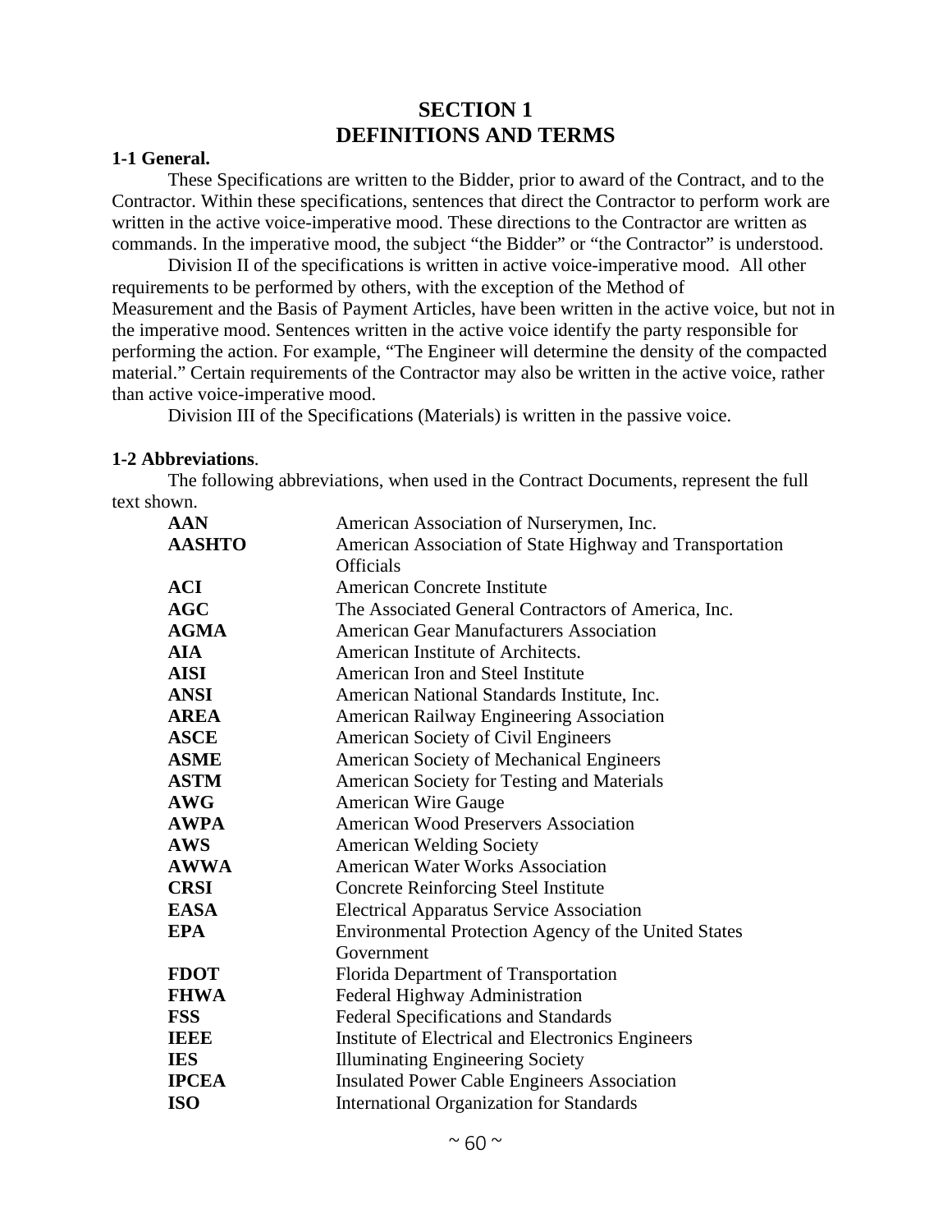# SECTION 1
# DEFINITIONS AND TERMS

**1-1 General.**

These Specifications are written to the Bidder, prior to award of the Contract, and to the Contractor. Within these specifications, sentences that direct the Contractor to perform work are written in the active voice-imperative mood. These directions to the Contractor are written as commands. In the imperative mood, the subject "the Bidder" or "the Contractor" is understood.

Division II of the specifications is written in active voice-imperative mood. All other requirements to be performed by others, with the exception of the Method of Measurement and the Basis of Payment Articles, have been written in the active voice, but not in the imperative mood. Sentences written in the active voice identify the party responsible for performing the action. For example, "The Engineer will determine the density of the compacted material." Certain requirements of the Contractor may also be written in the active voice, rather than active voice-imperative mood.

Division III of the Specifications (Materials) is written in the passive voice.

**1-2 Abbreviations**.

The following abbreviations, when used in the Contract Documents, represent the full text shown.

| | |
|---|---|
| **AAN** | American Association of Nurserymen, Inc. |
| **AASHTO** | American Association of State Highway and Transportation Officials |
| **ACI** | American Concrete Institute |
| **AGC** | The Associated General Contractors of America, Inc. |
| **AGMA** | American Gear Manufacturers Association |
| **AIA** | American Institute of Architects. |
| **AISI** | American Iron and Steel Institute |
| **ANSI** | American National Standards Institute, Inc. |
| **AREA** | American Railway Engineering Association |
| **ASCE** | American Society of Civil Engineers |
| **ASME** | American Society of Mechanical Engineers |
| **ASTM** | American Society for Testing and Materials |
| **AWG** | American Wire Gauge |
| **AWPA** | American Wood Preservers Association |
| **AWS** | American Welding Society |
| **AWWA** | American Water Works Association |
| **CRSI** | Concrete Reinforcing Steel Institute |
| **EASA** | Electrical Apparatus Service Association |
| **EPA** | Environmental Protection Agency of the United States Government |
| **FDOT** | Florida Department of Transportation |
| **FHWA** | Federal Highway Administration |
| **FSS** | Federal Specifications and Standards |
| **IEEE** | Institute of Electrical and Electronics Engineers |
| **IES** | Illuminating Engineering Society |
| **IPCEA** | Insulated Power Cable Engineers Association |
| **ISO** | International Organization for Standards |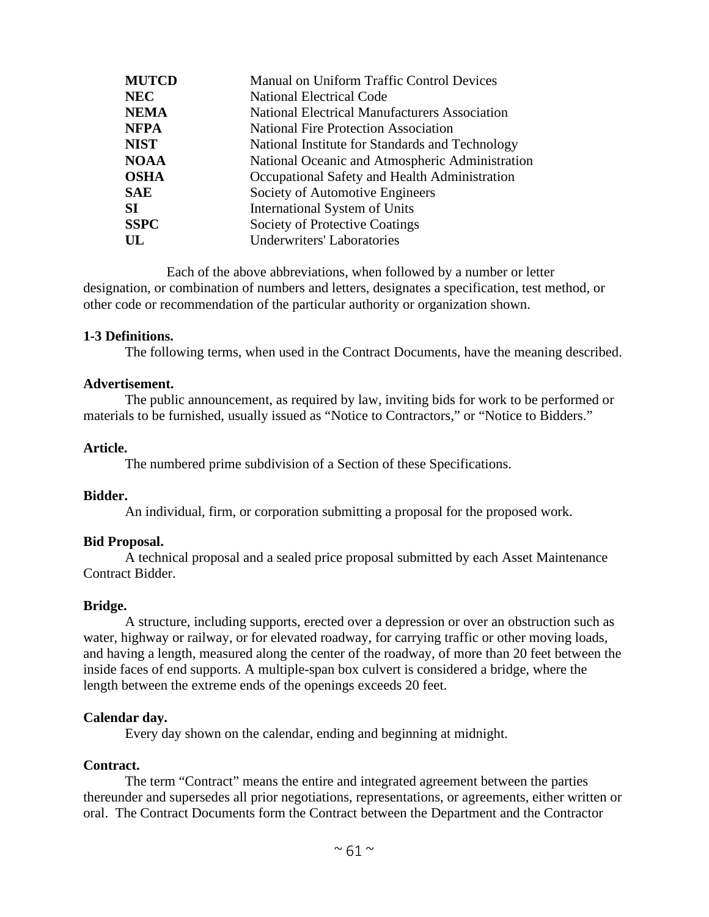| | |
|---|---|
| **MUTCD** | Manual on Uniform Traffic Control Devices |
| **NEC** | National Electrical Code |
| **NEMA** | National Electrical Manufacturers Association |
| **NFPA** | National Fire Protection Association |
| **NIST** | National Institute for Standards and Technology |
| **NOAA** | National Oceanic and Atmospheric Administration |
| **OSHA** | Occupational Safety and Health Administration |
| **SAE** | Society of Automotive Engineers |
| **SI** | International System of Units |
| **SSPC** | Society of Protective Coatings |
| **UL** | Underwriters' Laboratories |

Each of the above abbreviations, when followed by a number or letter designation, or combination of numbers and letters, designates a specification, test method, or other code or recommendation of the particular authority or organization shown.

**1-3 Definitions.**

The following terms, when used in the Contract Documents, have the meaning described.

**Advertisement.**

The public announcement, as required by law, inviting bids for work to be performed or materials to be furnished, usually issued as "Notice to Contractors," or "Notice to Bidders."

**Article.**

The numbered prime subdivision of a Section of these Specifications.

**Bidder.**

An individual, firm, or corporation submitting a proposal for the proposed work.

**Bid Proposal.**

A technical proposal and a sealed price proposal submitted by each Asset Maintenance Contract Bidder.

**Bridge.**

A structure, including supports, erected over a depression or over an obstruction such as water, highway or railway, or for elevated roadway, for carrying traffic or other moving loads, and having a length, measured along the center of the roadway, of more than 20 feet between the inside faces of end supports. A multiple-span box culvert is considered a bridge, where the length between the extreme ends of the openings exceeds 20 feet.

**Calendar day.**

Every day shown on the calendar, ending and beginning at midnight.

**Contract.**

The term "Contract" means the entire and integrated agreement between the parties thereunder and supersedes all prior negotiations, representations, or agreements, either written or oral. The Contract Documents form the Contract between the Department and the Contractor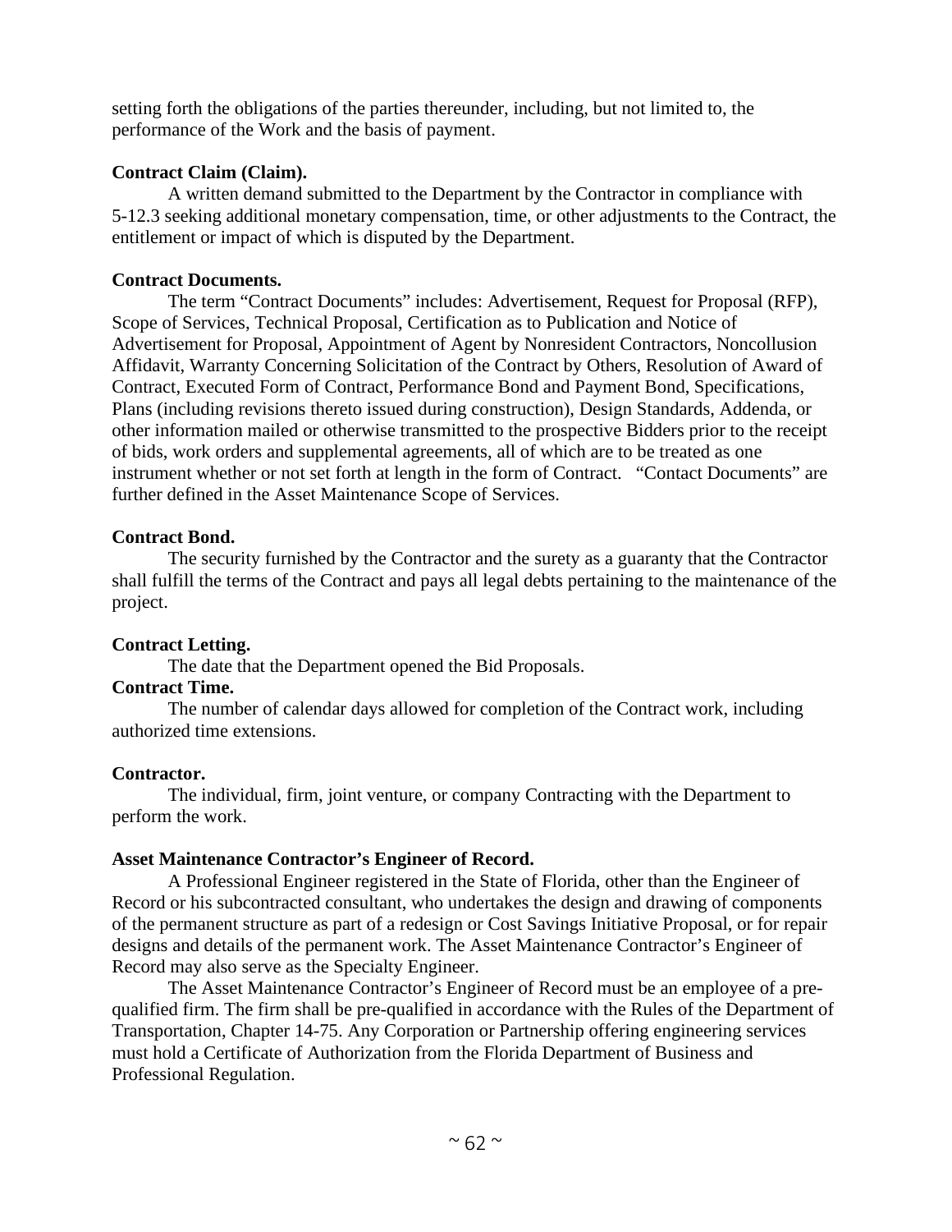setting forth the obligations of the parties thereunder, including, but not limited to, the performance of the Work and the basis of payment.

**Contract Claim (Claim).**

A written demand submitted to the Department by the Contractor in compliance with 5-12.3 seeking additional monetary compensation, time, or other adjustments to the Contract, the entitlement or impact of which is disputed by the Department.

**Contract Documents.**

The term "Contract Documents" includes: Advertisement, Request for Proposal (RFP), Scope of Services, Technical Proposal, Certification as to Publication and Notice of Advertisement for Proposal, Appointment of Agent by Nonresident Contractors, Noncollusion Affidavit, Warranty Concerning Solicitation of the Contract by Others, Resolution of Award of Contract, Executed Form of Contract, Performance Bond and Payment Bond, Specifications, Plans (including revisions thereto issued during construction), Design Standards, Addenda, or other information mailed or otherwise transmitted to the prospective Bidders prior to the receipt of bids, work orders and supplemental agreements, all of which are to be treated as one instrument whether or not set forth at length in the form of Contract. "Contact Documents" are further defined in the Asset Maintenance Scope of Services.

**Contract Bond.**

The security furnished by the Contractor and the surety as a guaranty that the Contractor shall fulfill the terms of the Contract and pays all legal debts pertaining to the maintenance of the project.

**Contract Letting.**

The date that the Department opened the Bid Proposals.

**Contract Time.**

The number of calendar days allowed for completion of the Contract work, including authorized time extensions.

**Contractor.**

The individual, firm, joint venture, or company Contracting with the Department to perform the work.

**Asset Maintenance Contractor's Engineer of Record.**

A Professional Engineer registered in the State of Florida, other than the Engineer of Record or his subcontracted consultant, who undertakes the design and drawing of components of the permanent structure as part of a redesign or Cost Savings Initiative Proposal, or for repair designs and details of the permanent work. The Asset Maintenance Contractor's Engineer of Record may also serve as the Specialty Engineer.

The Asset Maintenance Contractor's Engineer of Record must be an employee of a pre-qualified firm. The firm shall be pre-qualified in accordance with the Rules of the Department of Transportation, Chapter 14-75. Any Corporation or Partnership offering engineering services must hold a Certificate of Authorization from the Florida Department of Business and Professional Regulation.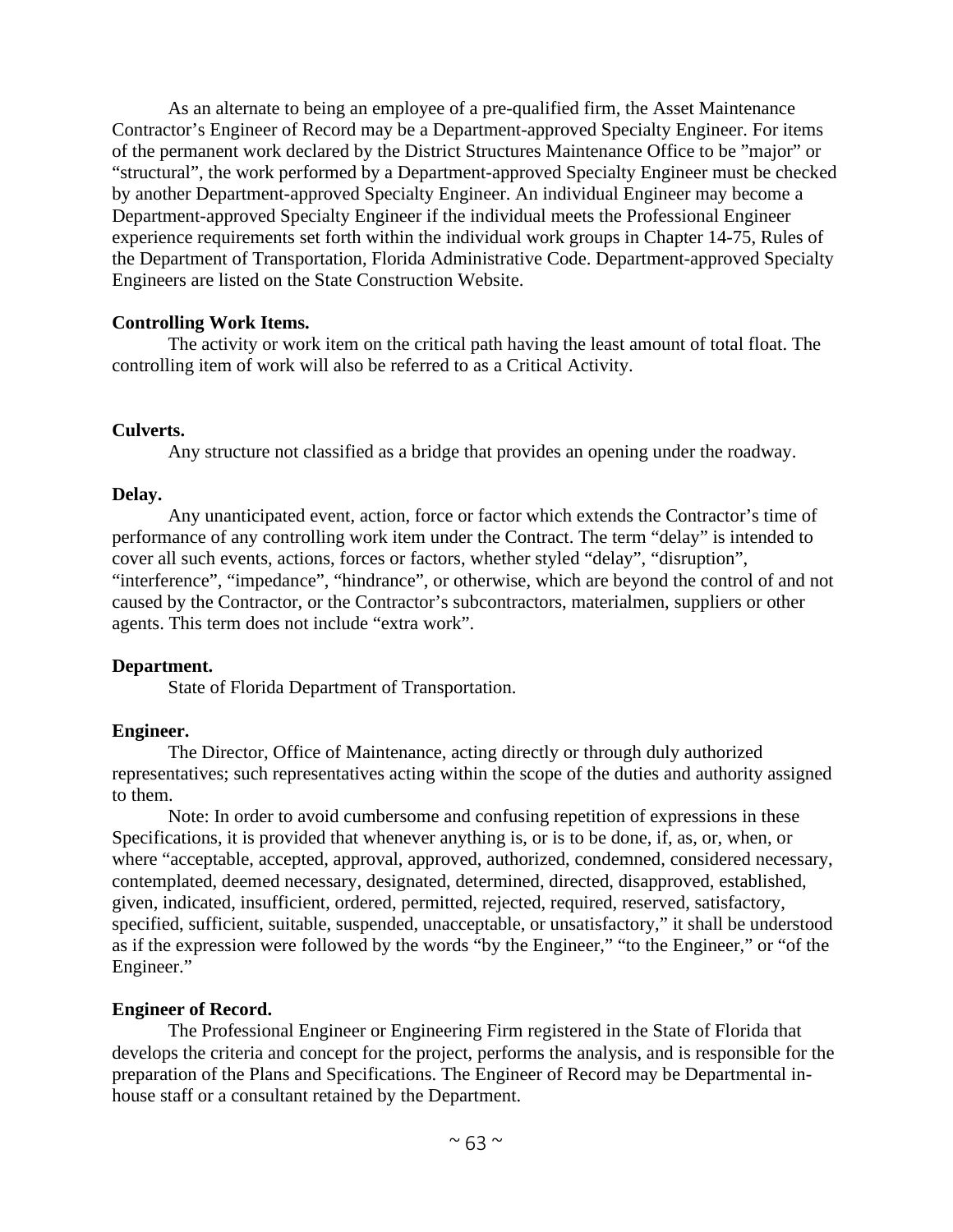As an alternate to being an employee of a pre-qualified firm, the Asset Maintenance Contractor's Engineer of Record may be a Department-approved Specialty Engineer. For items of the permanent work declared by the District Structures Maintenance Office to be "major" or "structural", the work performed by a Department-approved Specialty Engineer must be checked by another Department-approved Specialty Engineer. An individual Engineer may become a Department-approved Specialty Engineer if the individual meets the Professional Engineer experience requirements set forth within the individual work groups in Chapter 14-75, Rules of the Department of Transportation, Florida Administrative Code. Department-approved Specialty Engineers are listed on the State Construction Website.

**Controlling Work Items.**

The activity or work item on the critical path having the least amount of total float. The controlling item of work will also be referred to as a Critical Activity.

**Culverts.**

Any structure not classified as a bridge that provides an opening under the roadway.

**Delay.**

Any unanticipated event, action, force or factor which extends the Contractor's time of performance of any controlling work item under the Contract. The term "delay" is intended to cover all such events, actions, forces or factors, whether styled "delay", "disruption", "interference", "impedance", "hindrance", or otherwise, which are beyond the control of and not caused by the Contractor, or the Contractor's subcontractors, materialmen, suppliers or other agents. This term does not include "extra work".

**Department.**

State of Florida Department of Transportation.

**Engineer.**

The Director, Office of Maintenance, acting directly or through duly authorized representatives; such representatives acting within the scope of the duties and authority assigned to them.

Note: In order to avoid cumbersome and confusing repetition of expressions in these Specifications, it is provided that whenever anything is, or is to be done, if, as, or, when, or where "acceptable, accepted, approval, approved, authorized, condemned, considered necessary, contemplated, deemed necessary, designated, determined, directed, disapproved, established, given, indicated, insufficient, ordered, permitted, rejected, required, reserved, satisfactory, specified, sufficient, suitable, suspended, unacceptable, or unsatisfactory," it shall be understood as if the expression were followed by the words "by the Engineer," "to the Engineer," or "of the Engineer."

**Engineer of Record.**

The Professional Engineer or Engineering Firm registered in the State of Florida that develops the criteria and concept for the project, performs the analysis, and is responsible for the preparation of the Plans and Specifications. The Engineer of Record may be Departmental in-house staff or a consultant retained by the Department.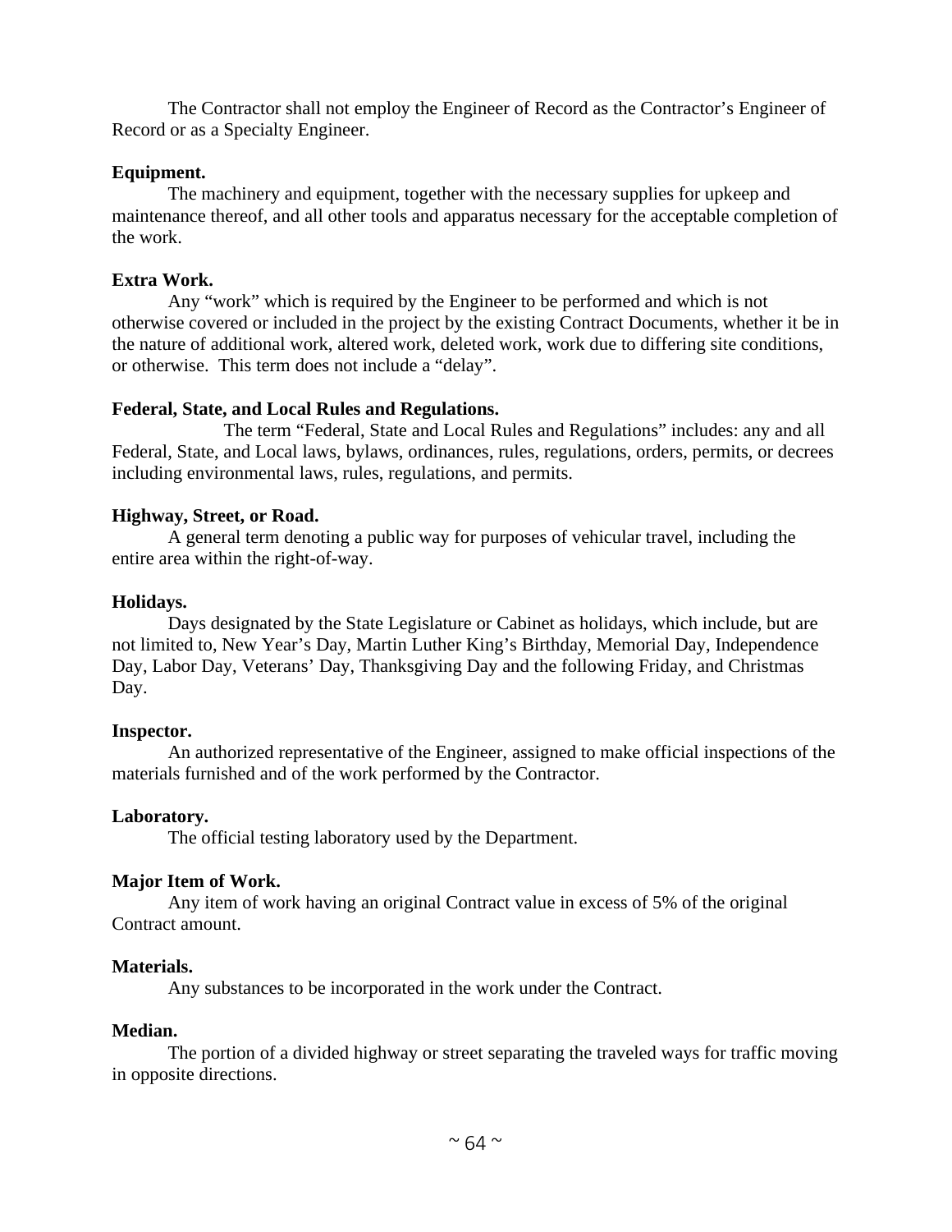The Contractor shall not employ the Engineer of Record as the Contractor's Engineer of Record or as a Specialty Engineer.

**Equipment.**

The machinery and equipment, together with the necessary supplies for upkeep and maintenance thereof, and all other tools and apparatus necessary for the acceptable completion of the work.

**Extra Work.**

Any "work" which is required by the Engineer to be performed and which is not otherwise covered or included in the project by the existing Contract Documents, whether it be in the nature of additional work, altered work, deleted work, work due to differing site conditions, or otherwise. This term does not include a "delay".

**Federal, State, and Local Rules and Regulations.**

The term "Federal, State and Local Rules and Regulations" includes: any and all Federal, State, and Local laws, bylaws, ordinances, rules, regulations, orders, permits, or decrees including environmental laws, rules, regulations, and permits.

**Highway, Street, or Road.**

A general term denoting a public way for purposes of vehicular travel, including the entire area within the right-of-way.

**Holidays.**

Days designated by the State Legislature or Cabinet as holidays, which include, but are not limited to, New Year's Day, Martin Luther King's Birthday, Memorial Day, Independence Day, Labor Day, Veterans' Day, Thanksgiving Day and the following Friday, and Christmas Day.

**Inspector.**

An authorized representative of the Engineer, assigned to make official inspections of the materials furnished and of the work performed by the Contractor.

**Laboratory.**

The official testing laboratory used by the Department.

**Major Item of Work.**

Any item of work having an original Contract value in excess of 5% of the original Contract amount.

**Materials.**

Any substances to be incorporated in the work under the Contract.

**Median.**

The portion of a divided highway or street separating the traveled ways for traffic moving in opposite directions.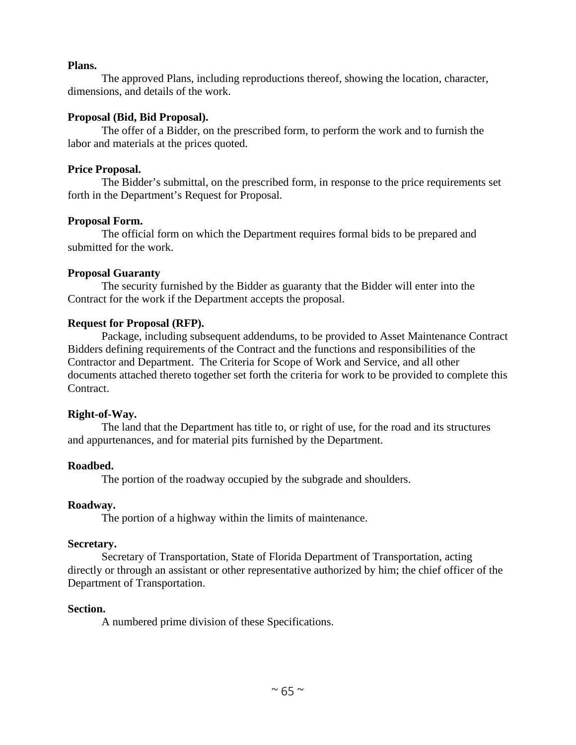**Plans.**

The approved Plans, including reproductions thereof, showing the location, character, dimensions, and details of the work.

**Proposal (Bid, Bid Proposal).**

The offer of a Bidder, on the prescribed form, to perform the work and to furnish the labor and materials at the prices quoted.

**Price Proposal.**

The Bidder's submittal, on the prescribed form, in response to the price requirements set forth in the Department's Request for Proposal.

**Proposal Form.**

The official form on which the Department requires formal bids to be prepared and submitted for the work.

**Proposal Guaranty**

The security furnished by the Bidder as guaranty that the Bidder will enter into the Contract for the work if the Department accepts the proposal.

**Request for Proposal (RFP).**

Package, including subsequent addendums, to be provided to Asset Maintenance Contract Bidders defining requirements of the Contract and the functions and responsibilities of the Contractor and Department. The Criteria for Scope of Work and Service, and all other documents attached thereto together set forth the criteria for work to be provided to complete this Contract.

**Right-of-Way.**

The land that the Department has title to, or right of use, for the road and its structures and appurtenances, and for material pits furnished by the Department.

**Roadbed.**

The portion of the roadway occupied by the subgrade and shoulders.

**Roadway.**

The portion of a highway within the limits of maintenance.

**Secretary.**

Secretary of Transportation, State of Florida Department of Transportation, acting directly or through an assistant or other representative authorized by him; the chief officer of the Department of Transportation.

**Section.**

A numbered prime division of these Specifications.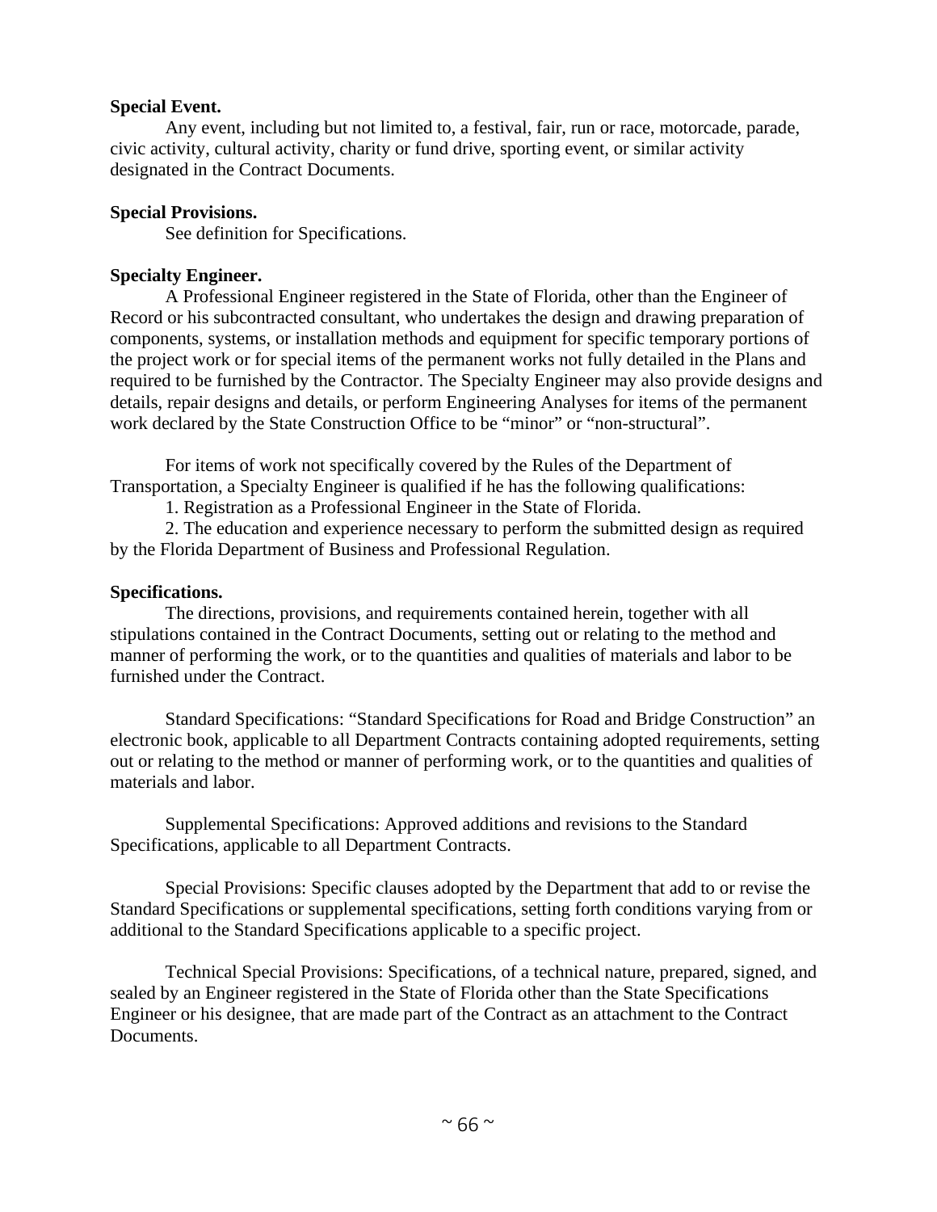**Special Event.**

Any event, including but not limited to, a festival, fair, run or race, motorcade, parade, civic activity, cultural activity, charity or fund drive, sporting event, or similar activity designated in the Contract Documents.

**Special Provisions.**

See definition for Specifications.

**Specialty Engineer.**

A Professional Engineer registered in the State of Florida, other than the Engineer of Record or his subcontracted consultant, who undertakes the design and drawing preparation of components, systems, or installation methods and equipment for specific temporary portions of the project work or for special items of the permanent works not fully detailed in the Plans and required to be furnished by the Contractor. The Specialty Engineer may also provide designs and details, repair designs and details, or perform Engineering Analyses for items of the permanent work declared by the State Construction Office to be "minor" or "non-structural".

For items of work not specifically covered by the Rules of the Department of Transportation, a Specialty Engineer is qualified if he has the following qualifications:

1. Registration as a Professional Engineer in the State of Florida.
2. The education and experience necessary to perform the submitted design as required by the Florida Department of Business and Professional Regulation.

**Specifications.**

The directions, provisions, and requirements contained herein, together with all stipulations contained in the Contract Documents, setting out or relating to the method and manner of performing the work, or to the quantities and qualities of materials and labor to be furnished under the Contract.

Standard Specifications: "Standard Specifications for Road and Bridge Construction" an electronic book, applicable to all Department Contracts containing adopted requirements, setting out or relating to the method or manner of performing work, or to the quantities and qualities of materials and labor.

Supplemental Specifications: Approved additions and revisions to the Standard Specifications, applicable to all Department Contracts.

Special Provisions: Specific clauses adopted by the Department that add to or revise the Standard Specifications or supplemental specifications, setting forth conditions varying from or additional to the Standard Specifications applicable to a specific project.

Technical Special Provisions: Specifications, of a technical nature, prepared, signed, and sealed by an Engineer registered in the State of Florida other than the State Specifications Engineer or his designee, that are made part of the Contract as an attachment to the Contract Documents.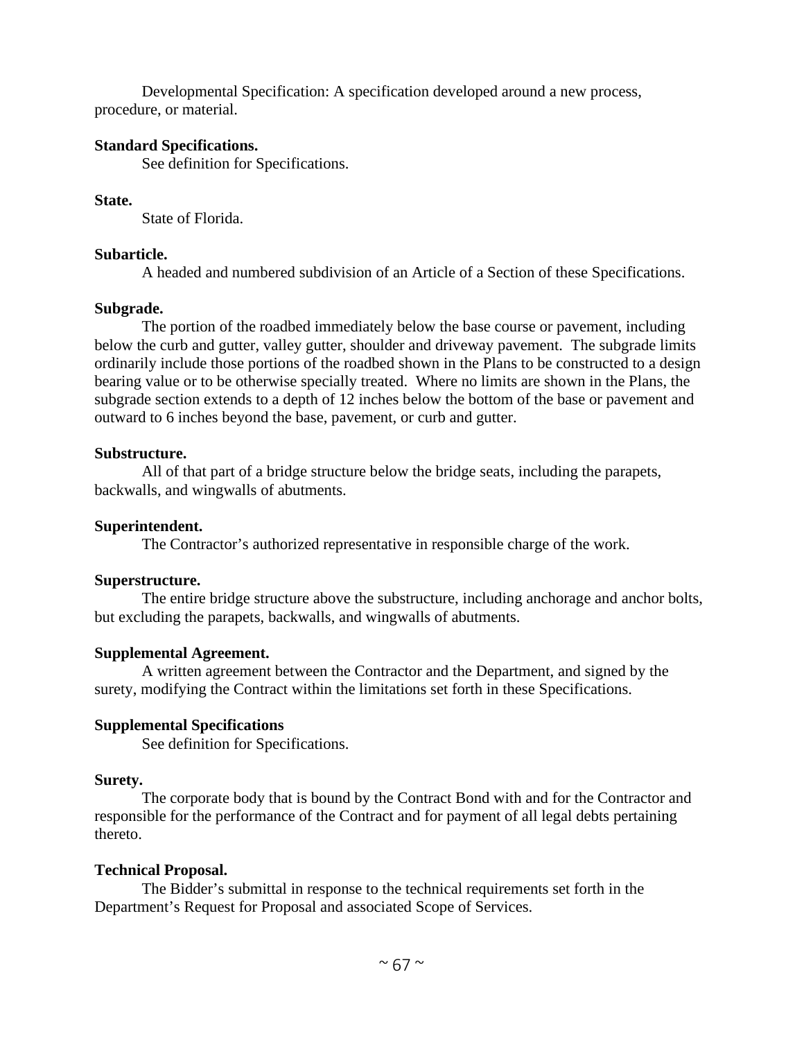Developmental Specification: A specification developed around a new process, procedure, or material.

**Standard Specifications.**

See definition for Specifications.

**State.**

State of Florida.

**Subarticle.**

A headed and numbered subdivision of an Article of a Section of these Specifications.

**Subgrade.**

The portion of the roadbed immediately below the base course or pavement, including below the curb and gutter, valley gutter, shoulder and driveway pavement. The subgrade limits ordinarily include those portions of the roadbed shown in the Plans to be constructed to a design bearing value or to be otherwise specially treated. Where no limits are shown in the Plans, the subgrade section extends to a depth of 12 inches below the bottom of the base or pavement and outward to 6 inches beyond the base, pavement, or curb and gutter.

**Substructure.**

All of that part of a bridge structure below the bridge seats, including the parapets, backwalls, and wingwalls of abutments.

**Superintendent.**

The Contractor's authorized representative in responsible charge of the work.

**Superstructure.**

The entire bridge structure above the substructure, including anchorage and anchor bolts, but excluding the parapets, backwalls, and wingwalls of abutments.

**Supplemental Agreement.**

A written agreement between the Contractor and the Department, and signed by the surety, modifying the Contract within the limitations set forth in these Specifications.

**Supplemental Specifications**

See definition for Specifications.

**Surety.**

The corporate body that is bound by the Contract Bond with and for the Contractor and responsible for the performance of the Contract and for payment of all legal debts pertaining thereto.

**Technical Proposal.**

The Bidder's submittal in response to the technical requirements set forth in the Department's Request for Proposal and associated Scope of Services.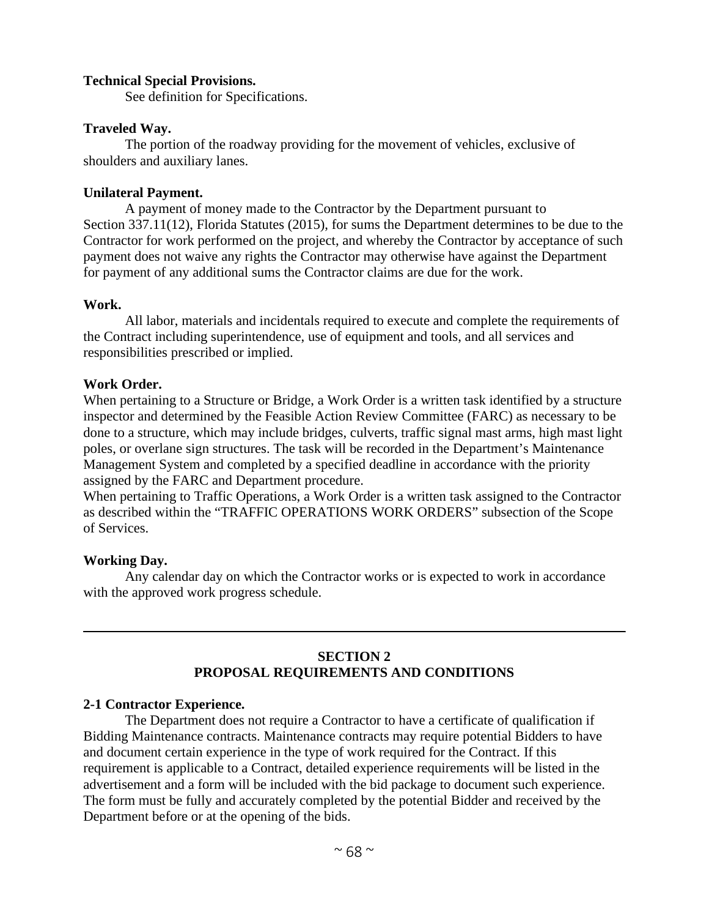**Technical Special Provisions.**

See definition for Specifications.

**Traveled Way.**

The portion of the roadway providing for the movement of vehicles, exclusive of shoulders and auxiliary lanes.

**Unilateral Payment.**

A payment of money made to the Contractor by the Department pursuant to Section 337.11(12), Florida Statutes (2015), for sums the Department determines to be due to the Contractor for work performed on the project, and whereby the Contractor by acceptance of such payment does not waive any rights the Contractor may otherwise have against the Department for payment of any additional sums the Contractor claims are due for the work.

**Work.**

All labor, materials and incidentals required to execute and complete the requirements of the Contract including superintendence, use of equipment and tools, and all services and responsibilities prescribed or implied.

**Work Order.**

When pertaining to a Structure or Bridge, a Work Order is a written task identified by a structure inspector and determined by the Feasible Action Review Committee (FARC) as necessary to be done to a structure, which may include bridges, culverts, traffic signal mast arms, high mast light poles, or overlane sign structures. The task will be recorded in the Department's Maintenance Management System and completed by a specified deadline in accordance with the priority assigned by the FARC and Department procedure.

When pertaining to Traffic Operations, a Work Order is a written task assigned to the Contractor as described within the "TRAFFIC OPERATIONS WORK ORDERS" subsection of the Scope of Services.

**Working Day.**

Any calendar day on which the Contractor works or is expected to work in accordance with the approved work progress schedule.

---

## SECTION 2
## PROPOSAL REQUIREMENTS AND CONDITIONS

**2-1 Contractor Experience.**

The Department does not require a Contractor to have a certificate of qualification if Bidding Maintenance contracts. Maintenance contracts may require potential Bidders to have and document certain experience in the type of work required for the Contract. If this requirement is applicable to a Contract, detailed experience requirements will be listed in the advertisement and a form will be included with the bid package to document such experience. The form must be fully and accurately completed by the potential Bidder and received by the Department before or at the opening of the bids.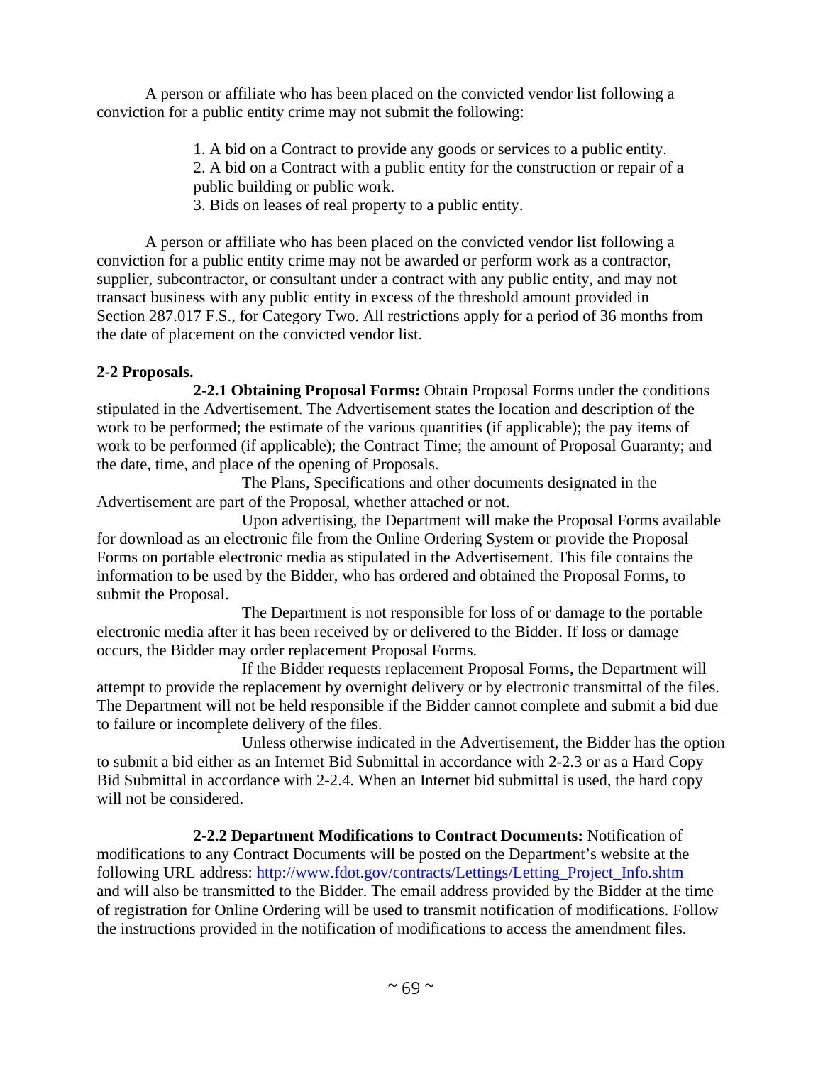A person or affiliate who has been placed on the convicted vendor list following a conviction for a public entity crime may not submit the following:

1. A bid on a Contract to provide any goods or services to a public entity.
2. A bid on a Contract with a public entity for the construction or repair of a public building or public work.
3. Bids on leases of real property to a public entity.

A person or affiliate who has been placed on the convicted vendor list following a conviction for a public entity crime may not be awarded or perform work as a contractor, supplier, subcontractor, or consultant under a contract with any public entity, and may not transact business with any public entity in excess of the threshold amount provided in Section 287.017 F.S., for Category Two. All restrictions apply for a period of 36 months from the date of placement on the convicted vendor list.

**2-2 Proposals.**

**2-2.1 Obtaining Proposal Forms:** Obtain Proposal Forms under the conditions stipulated in the Advertisement. The Advertisement states the location and description of the work to be performed; the estimate of the various quantities (if applicable); the pay items of work to be performed (if applicable); the Contract Time; the amount of Proposal Guaranty; and the date, time, and place of the opening of Proposals.

The Plans, Specifications and other documents designated in the Advertisement are part of the Proposal, whether attached or not.

Upon advertising, the Department will make the Proposal Forms available for download as an electronic file from the Online Ordering System or provide the Proposal Forms on portable electronic media as stipulated in the Advertisement. This file contains the information to be used by the Bidder, who has ordered and obtained the Proposal Forms, to submit the Proposal.

The Department is not responsible for loss of or damage to the portable electronic media after it has been received by or delivered to the Bidder. If loss or damage occurs, the Bidder may order replacement Proposal Forms.

If the Bidder requests replacement Proposal Forms, the Department will attempt to provide the replacement by overnight delivery or by electronic transmittal of the files. The Department will not be held responsible if the Bidder cannot complete and submit a bid due to failure or incomplete delivery of the files.

Unless otherwise indicated in the Advertisement, the Bidder has the option to submit a bid either as an Internet Bid Submittal in accordance with 2-2.3 or as a Hard Copy Bid Submittal in accordance with 2-2.4. When an Internet bid submittal is used, the hard copy will not be considered.

**2-2.2 Department Modifications to Contract Documents:** Notification of modifications to any Contract Documents will be posted on the Department's website at the following URL address: http://www.fdot.gov/contracts/Lettings/Letting_Project_Info.shtm and will also be transmitted to the Bidder. The email address provided by the Bidder at the time of registration for Online Ordering will be used to transmit notification of modifications. Follow the instructions provided in the notification of modifications to access the amendment files.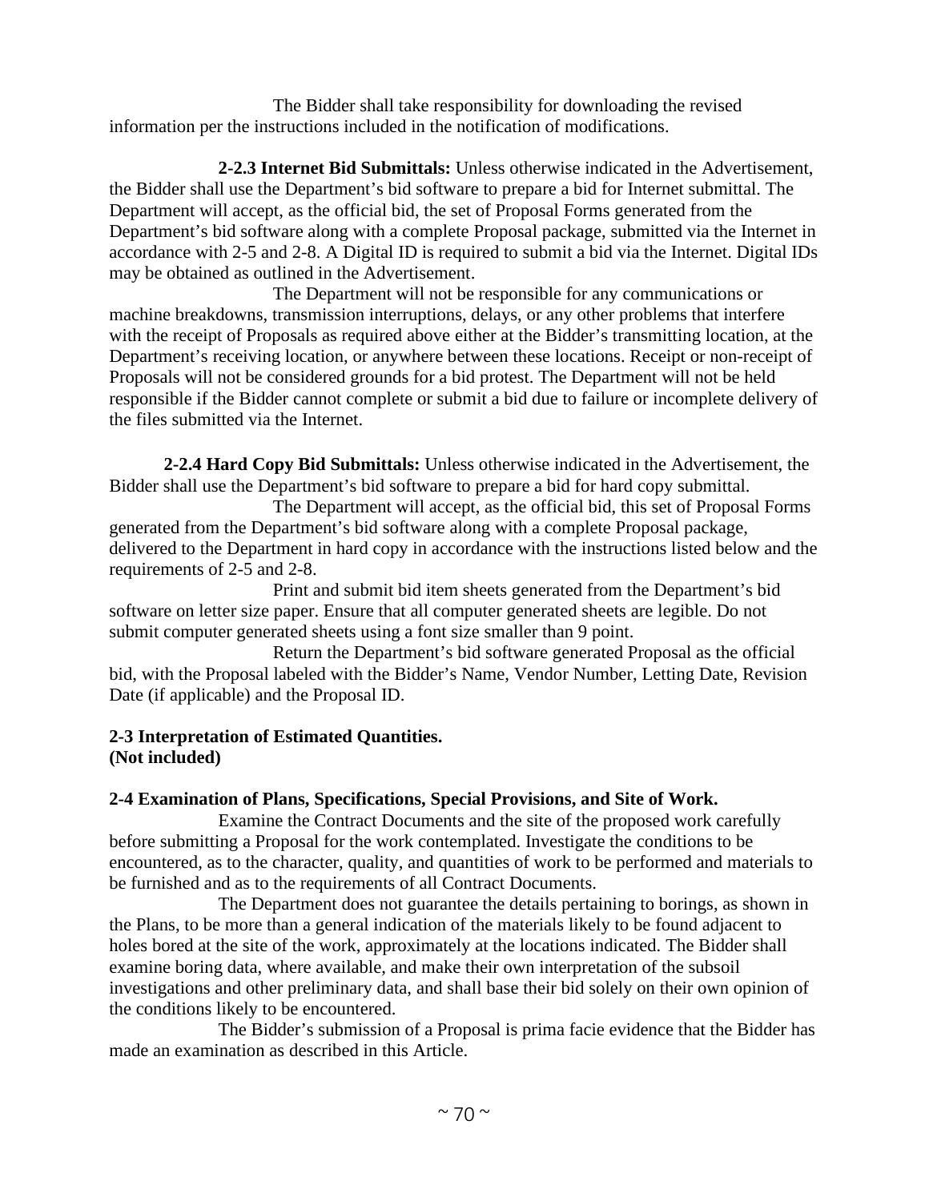The Bidder shall take responsibility for downloading the revised information per the instructions included in the notification of modifications.

**2-2.3 Internet Bid Submittals:** Unless otherwise indicated in the Advertisement, the Bidder shall use the Department's bid software to prepare a bid for Internet submittal. The Department will accept, as the official bid, the set of Proposal Forms generated from the Department's bid software along with a complete Proposal package, submitted via the Internet in accordance with 2-5 and 2-8. A Digital ID is required to submit a bid via the Internet. Digital IDs may be obtained as outlined in the Advertisement.

The Department will not be responsible for any communications or machine breakdowns, transmission interruptions, delays, or any other problems that interfere with the receipt of Proposals as required above either at the Bidder's transmitting location, at the Department's receiving location, or anywhere between these locations. Receipt or non-receipt of Proposals will not be considered grounds for a bid protest. The Department will not be held responsible if the Bidder cannot complete or submit a bid due to failure or incomplete delivery of the files submitted via the Internet.

**2-2.4 Hard Copy Bid Submittals:** Unless otherwise indicated in the Advertisement, the Bidder shall use the Department's bid software to prepare a bid for hard copy submittal.

The Department will accept, as the official bid, this set of Proposal Forms generated from the Department's bid software along with a complete Proposal package, delivered to the Department in hard copy in accordance with the instructions listed below and the requirements of 2-5 and 2-8.

Print and submit bid item sheets generated from the Department's bid software on letter size paper. Ensure that all computer generated sheets are legible. Do not submit computer generated sheets using a font size smaller than 9 point.

Return the Department's bid software generated Proposal as the official bid, with the Proposal labeled with the Bidder's Name, Vendor Number, Letting Date, Revision Date (if applicable) and the Proposal ID.

## 2-3 Interpretation of Estimated Quantities.
**(Not included)**

## 2-4 Examination of Plans, Specifications, Special Provisions, and Site of Work.

Examine the Contract Documents and the site of the proposed work carefully before submitting a Proposal for the work contemplated. Investigate the conditions to be encountered, as to the character, quality, and quantities of work to be performed and materials to be furnished and as to the requirements of all Contract Documents.

The Department does not guarantee the details pertaining to borings, as shown in the Plans, to be more than a general indication of the materials likely to be found adjacent to holes bored at the site of the work, approximately at the locations indicated. The Bidder shall examine boring data, where available, and make their own interpretation of the subsoil investigations and other preliminary data, and shall base their bid solely on their own opinion of the conditions likely to be encountered.

The Bidder's submission of a Proposal is prima facie evidence that the Bidder has made an examination as described in this Article.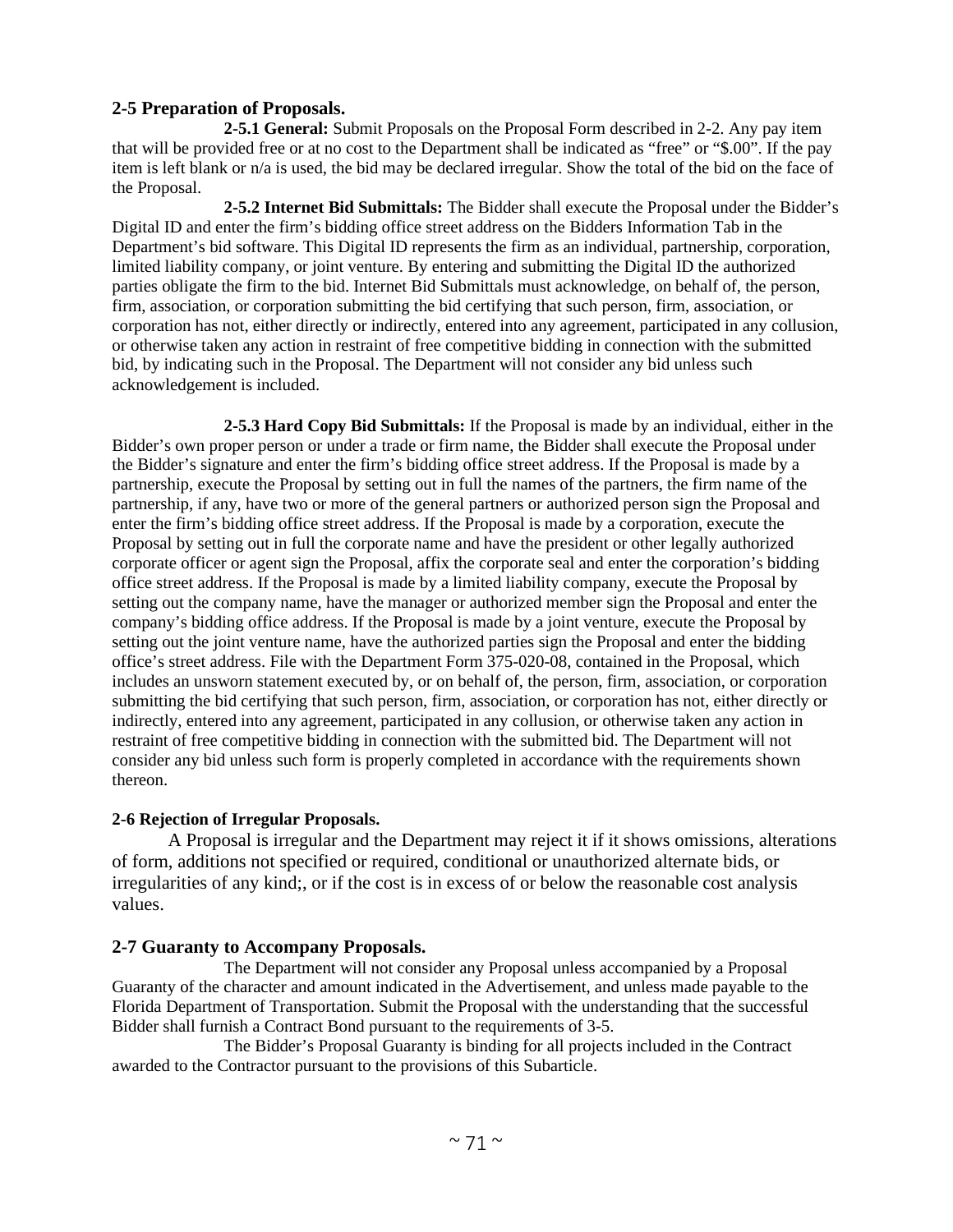## 2-5 Preparation of Proposals.

**2-5.1 General:** Submit Proposals on the Proposal Form described in 2-2. Any pay item that will be provided free or at no cost to the Department shall be indicated as "free" or "$.00". If the pay item is left blank or n/a is used, the bid may be declared irregular. Show the total of the bid on the face of the Proposal.

**2-5.2 Internet Bid Submittals:** The Bidder shall execute the Proposal under the Bidder's Digital ID and enter the firm's bidding office street address on the Bidders Information Tab in the Department's bid software. This Digital ID represents the firm as an individual, partnership, corporation, limited liability company, or joint venture. By entering and submitting the Digital ID the authorized parties obligate the firm to the bid. Internet Bid Submittals must acknowledge, on behalf of, the person, firm, association, or corporation submitting the bid certifying that such person, firm, association, or corporation has not, either directly or indirectly, entered into any agreement, participated in any collusion, or otherwise taken any action in restraint of free competitive bidding in connection with the submitted bid, by indicating such in the Proposal. The Department will not consider any bid unless such acknowledgement is included.

**2-5.3 Hard Copy Bid Submittals:** If the Proposal is made by an individual, either in the Bidder's own proper person or under a trade or firm name, the Bidder shall execute the Proposal under the Bidder's signature and enter the firm's bidding office street address. If the Proposal is made by a partnership, execute the Proposal by setting out in full the names of the partners, the firm name of the partnership, if any, have two or more of the general partners or authorized person sign the Proposal and enter the firm's bidding office street address. If the Proposal is made by a corporation, execute the Proposal by setting out in full the corporate name and have the president or other legally authorized corporate officer or agent sign the Proposal, affix the corporate seal and enter the corporation's bidding office street address. If the Proposal is made by a limited liability company, execute the Proposal by setting out the company name, have the manager or authorized member sign the Proposal and enter the company's bidding office address. If the Proposal is made by a joint venture, execute the Proposal by setting out the joint venture name, have the authorized parties sign the Proposal and enter the bidding office's street address. File with the Department Form 375-020-08, contained in the Proposal, which includes an unsworn statement executed by, or on behalf of, the person, firm, association, or corporation submitting the bid certifying that such person, firm, association, or corporation has not, either directly or indirectly, entered into any agreement, participated in any collusion, or otherwise taken any action in restraint of free competitive bidding in connection with the submitted bid. The Department will not consider any bid unless such form is properly completed in accordance with the requirements shown thereon.

### 2-6 Rejection of Irregular Proposals.

A Proposal is irregular and the Department may reject it if it shows omissions, alterations of form, additions not specified or required, conditional or unauthorized alternate bids, or irregularities of any kind;, or if the cost is in excess of or below the reasonable cost analysis values.

## 2-7 Guaranty to Accompany Proposals.

The Department will not consider any Proposal unless accompanied by a Proposal Guaranty of the character and amount indicated in the Advertisement, and unless made payable to the Florida Department of Transportation. Submit the Proposal with the understanding that the successful Bidder shall furnish a Contract Bond pursuant to the requirements of 3-5.

The Bidder's Proposal Guaranty is binding for all projects included in the Contract awarded to the Contractor pursuant to the provisions of this Subarticle.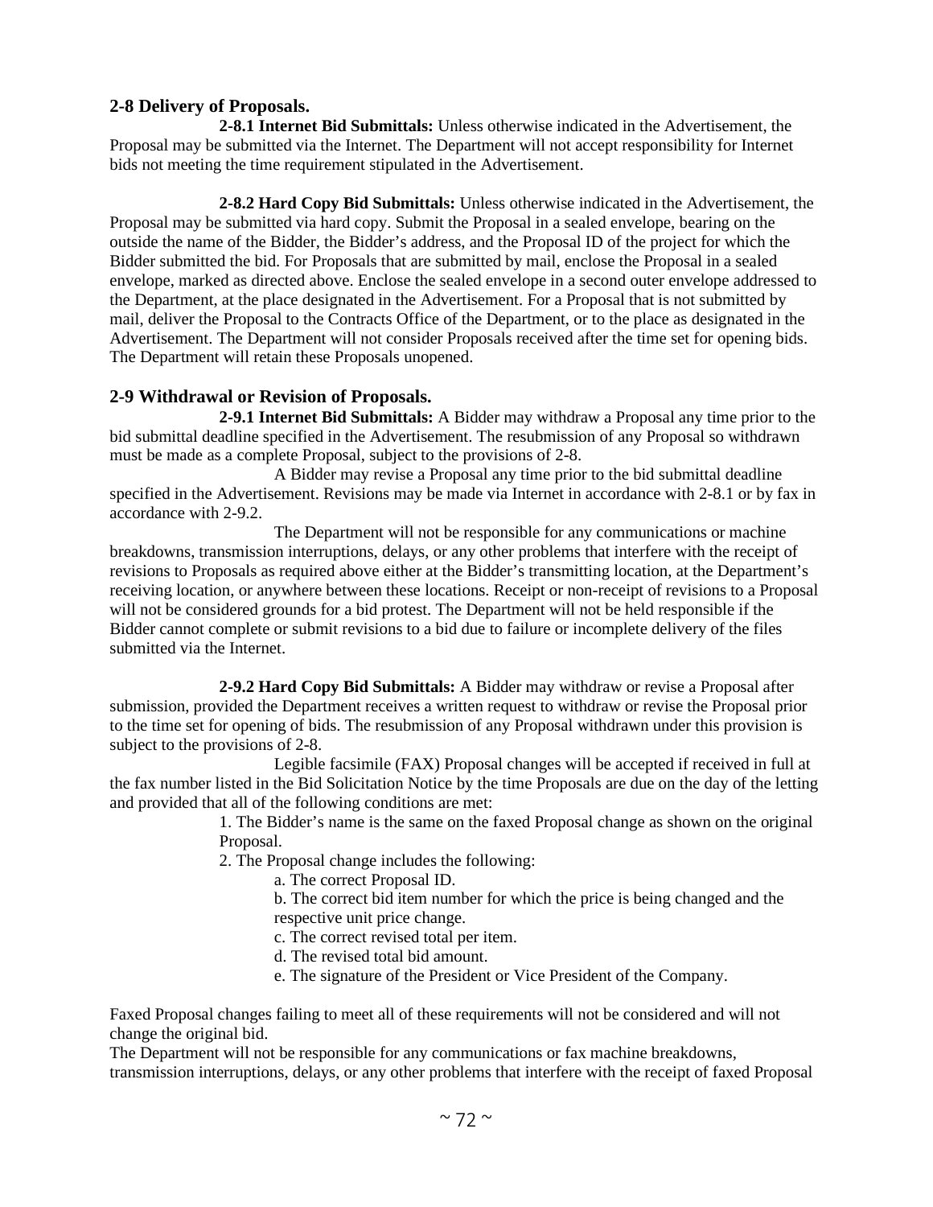## 2-8 Delivery of Proposals.

**2-8.1 Internet Bid Submittals:** Unless otherwise indicated in the Advertisement, the Proposal may be submitted via the Internet. The Department will not accept responsibility for Internet bids not meeting the time requirement stipulated in the Advertisement.

**2-8.2 Hard Copy Bid Submittals:** Unless otherwise indicated in the Advertisement, the Proposal may be submitted via hard copy. Submit the Proposal in a sealed envelope, bearing on the outside the name of the Bidder, the Bidder's address, and the Proposal ID of the project for which the Bidder submitted the bid. For Proposals that are submitted by mail, enclose the Proposal in a sealed envelope, marked as directed above. Enclose the sealed envelope in a second outer envelope addressed to the Department, at the place designated in the Advertisement. For a Proposal that is not submitted by mail, deliver the Proposal to the Contracts Office of the Department, or to the place as designated in the Advertisement. The Department will not consider Proposals received after the time set for opening bids. The Department will retain these Proposals unopened.

## 2-9 Withdrawal or Revision of Proposals.

**2-9.1 Internet Bid Submittals:** A Bidder may withdraw a Proposal any time prior to the bid submittal deadline specified in the Advertisement. The resubmission of any Proposal so withdrawn must be made as a complete Proposal, subject to the provisions of 2-8.

A Bidder may revise a Proposal any time prior to the bid submittal deadline specified in the Advertisement. Revisions may be made via Internet in accordance with 2-8.1 or by fax in accordance with 2-9.2.

The Department will not be responsible for any communications or machine breakdowns, transmission interruptions, delays, or any other problems that interfere with the receipt of revisions to Proposals as required above either at the Bidder's transmitting location, at the Department's receiving location, or anywhere between these locations. Receipt or non-receipt of revisions to a Proposal will not be considered grounds for a bid protest. The Department will not be held responsible if the Bidder cannot complete or submit revisions to a bid due to failure or incomplete delivery of the files submitted via the Internet.

**2-9.2 Hard Copy Bid Submittals:** A Bidder may withdraw or revise a Proposal after submission, provided the Department receives a written request to withdraw or revise the Proposal prior to the time set for opening of bids. The resubmission of any Proposal withdrawn under this provision is subject to the provisions of 2-8.

Legible facsimile (FAX) Proposal changes will be accepted if received in full at the fax number listed in the Bid Solicitation Notice by the time Proposals are due on the day of the letting and provided that all of the following conditions are met:

1. The Bidder's name is the same on the faxed Proposal change as shown on the original Proposal.
2. The Proposal change includes the following:
    a. The correct Proposal ID.
    b. The correct bid item number for which the price is being changed and the respective unit price change.
    c. The correct revised total per item.
    d. The revised total bid amount.
    e. The signature of the President or Vice President of the Company.

Faxed Proposal changes failing to meet all of these requirements will not be considered and will not change the original bid.

The Department will not be responsible for any communications or fax machine breakdowns, transmission interruptions, delays, or any other problems that interfere with the receipt of faxed Proposal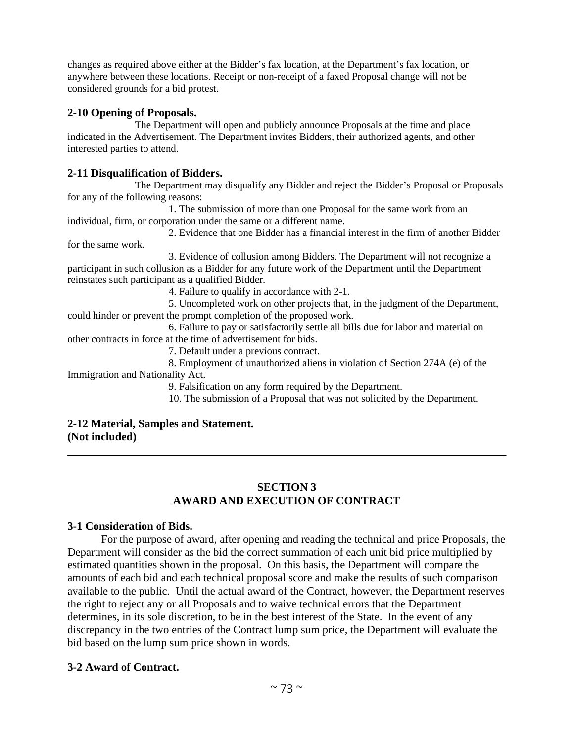changes as required above either at the Bidder's fax location, at the Department's fax location, or anywhere between these locations. Receipt or non-receipt of a faxed Proposal change will not be considered grounds for a bid protest.

**2-10 Opening of Proposals.**

The Department will open and publicly announce Proposals at the time and place indicated in the Advertisement. The Department invites Bidders, their authorized agents, and other interested parties to attend.

**2-11 Disqualification of Bidders.**

The Department may disqualify any Bidder and reject the Bidder's Proposal or Proposals for any of the following reasons:

1. The submission of more than one Proposal for the same work from an individual, firm, or corporation under the same or a different name.
2. Evidence that one Bidder has a financial interest in the firm of another Bidder for the same work.
3. Evidence of collusion among Bidders. The Department will not recognize a participant in such collusion as a Bidder for any future work of the Department until the Department reinstates such participant as a qualified Bidder.
4. Failure to qualify in accordance with 2-1.
5. Uncompleted work on other projects that, in the judgment of the Department, could hinder or prevent the prompt completion of the proposed work.
6. Failure to pay or satisfactorily settle all bills due for labor and material on other contracts in force at the time of advertisement for bids.
7. Default under a previous contract.
8. Employment of unauthorized aliens in violation of Section 274A (e) of the Immigration and Nationality Act.
9. Falsification on any form required by the Department.
10. The submission of a Proposal that was not solicited by the Department.

**2-12 Material, Samples and Statement.**
**(Not included)**

---

## SECTION 3
## AWARD AND EXECUTION OF CONTRACT

**3-1 Consideration of Bids.**

For the purpose of award, after opening and reading the technical and price Proposals, the Department will consider as the bid the correct summation of each unit bid price multiplied by estimated quantities shown in the proposal. On this basis, the Department will compare the amounts of each bid and each technical proposal score and make the results of such comparison available to the public. Until the actual award of the Contract, however, the Department reserves the right to reject any or all Proposals and to waive technical errors that the Department determines, in its sole discretion, to be in the best interest of the State. In the event of any discrepancy in the two entries of the Contract lump sum price, the Department will evaluate the bid based on the lump sum price shown in words.

**3-2 Award of Contract.**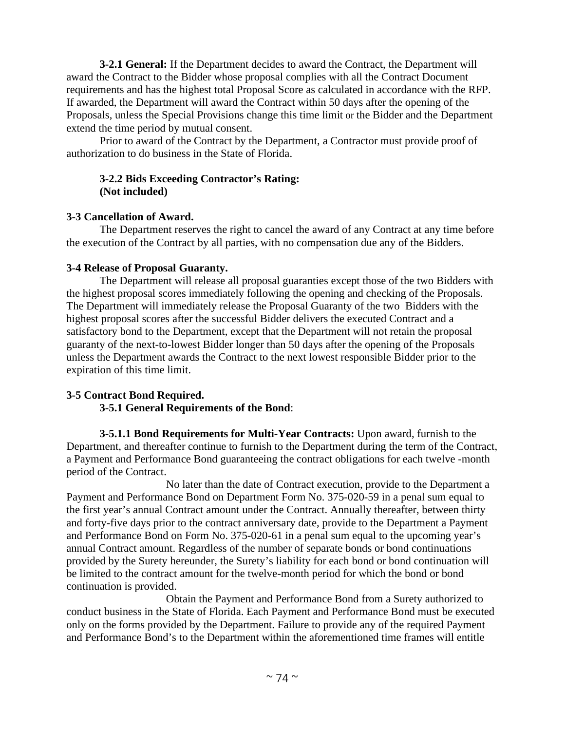**3-2.1 General:** If the Department decides to award the Contract, the Department will award the Contract to the Bidder whose proposal complies with all the Contract Document requirements and has the highest total Proposal Score as calculated in accordance with the RFP. If awarded, the Department will award the Contract within 50 days after the opening of the Proposals, unless the Special Provisions change this time limit or the Bidder and the Department extend the time period by mutual consent.

Prior to award of the Contract by the Department, a Contractor must provide proof of authorization to do business in the State of Florida.

**3-2.2 Bids Exceeding Contractor's Rating:**
**(Not included)**

**3-3 Cancellation of Award.**

The Department reserves the right to cancel the award of any Contract at any time before the execution of the Contract by all parties, with no compensation due any of the Bidders.

**3-4 Release of Proposal Guaranty.**

The Department will release all proposal guaranties except those of the two Bidders with the highest proposal scores immediately following the opening and checking of the Proposals. The Department will immediately release the Proposal Guaranty of the two Bidders with the highest proposal scores after the successful Bidder delivers the executed Contract and a satisfactory bond to the Department, except that the Department will not retain the proposal guaranty of the next-to-lowest Bidder longer than 50 days after the opening of the Proposals unless the Department awards the Contract to the next lowest responsible Bidder prior to the expiration of this time limit.

**3-5 Contract Bond Required.**

**3-5.1 General Requirements of the Bond**:

**3-5.1.1 Bond Requirements for Multi-Year Contracts:** Upon award, furnish to the Department, and thereafter continue to furnish to the Department during the term of the Contract, a Payment and Performance Bond guaranteeing the contract obligations for each twelve -month period of the Contract.

No later than the date of Contract execution, provide to the Department a Payment and Performance Bond on Department Form No. 375-020-59 in a penal sum equal to the first year's annual Contract amount under the Contract. Annually thereafter, between thirty and forty-five days prior to the contract anniversary date, provide to the Department a Payment and Performance Bond on Form No. 375-020-61 in a penal sum equal to the upcoming year's annual Contract amount. Regardless of the number of separate bonds or bond continuations provided by the Surety hereunder, the Surety's liability for each bond or bond continuation will be limited to the contract amount for the twelve-month period for which the bond or bond continuation is provided.

Obtain the Payment and Performance Bond from a Surety authorized to conduct business in the State of Florida. Each Payment and Performance Bond must be executed only on the forms provided by the Department. Failure to provide any of the required Payment and Performance Bond's to the Department within the aforementioned time frames will entitle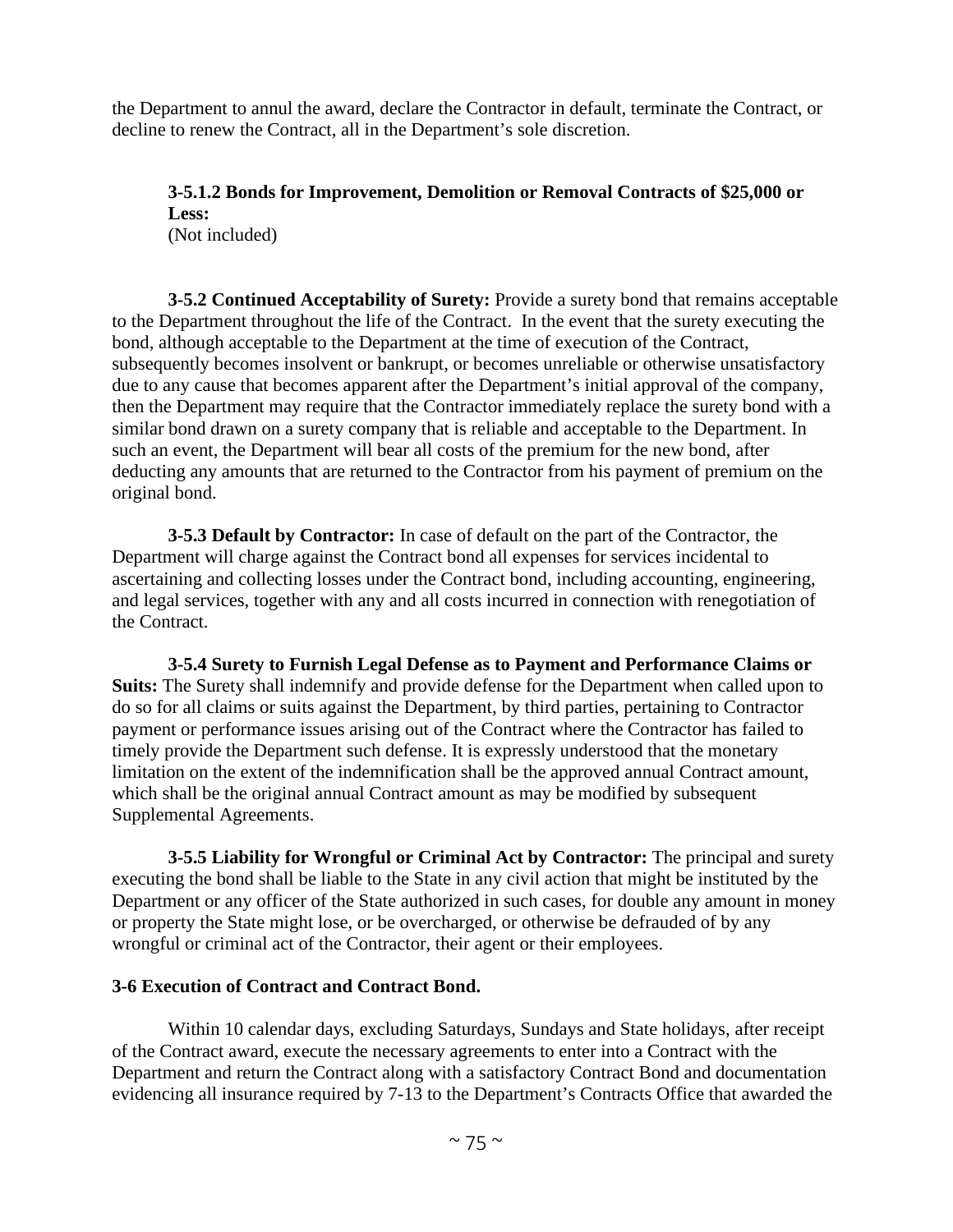the Department to annul the award, declare the Contractor in default, terminate the Contract, or decline to renew the Contract, all in the Department's sole discretion.

**3-5.1.2 Bonds for Improvement, Demolition or Removal Contracts of $25,000 or Less:**
(Not included)

**3-5.2 Continued Acceptability of Surety:** Provide a surety bond that remains acceptable to the Department throughout the life of the Contract. In the event that the surety executing the bond, although acceptable to the Department at the time of execution of the Contract, subsequently becomes insolvent or bankrupt, or becomes unreliable or otherwise unsatisfactory due to any cause that becomes apparent after the Department's initial approval of the company, then the Department may require that the Contractor immediately replace the surety bond with a similar bond drawn on a surety company that is reliable and acceptable to the Department. In such an event, the Department will bear all costs of the premium for the new bond, after deducting any amounts that are returned to the Contractor from his payment of premium on the original bond.

**3-5.3 Default by Contractor:** In case of default on the part of the Contractor, the Department will charge against the Contract bond all expenses for services incidental to ascertaining and collecting losses under the Contract bond, including accounting, engineering, and legal services, together with any and all costs incurred in connection with renegotiation of the Contract.

**3-5.4 Surety to Furnish Legal Defense as to Payment and Performance Claims or Suits:** The Surety shall indemnify and provide defense for the Department when called upon to do so for all claims or suits against the Department, by third parties, pertaining to Contractor payment or performance issues arising out of the Contract where the Contractor has failed to timely provide the Department such defense. It is expressly understood that the monetary limitation on the extent of the indemnification shall be the approved annual Contract amount, which shall be the original annual Contract amount as may be modified by subsequent Supplemental Agreements.

**3-5.5 Liability for Wrongful or Criminal Act by Contractor:** The principal and surety executing the bond shall be liable to the State in any civil action that might be instituted by the Department or any officer of the State authorized in such cases, for double any amount in money or property the State might lose, or be overcharged, or otherwise be defrauded of by any wrongful or criminal act of the Contractor, their agent or their employees.

**3-6 Execution of Contract and Contract Bond.**

Within 10 calendar days, excluding Saturdays, Sundays and State holidays, after receipt of the Contract award, execute the necessary agreements to enter into a Contract with the Department and return the Contract along with a satisfactory Contract Bond and documentation evidencing all insurance required by 7-13 to the Department's Contracts Office that awarded the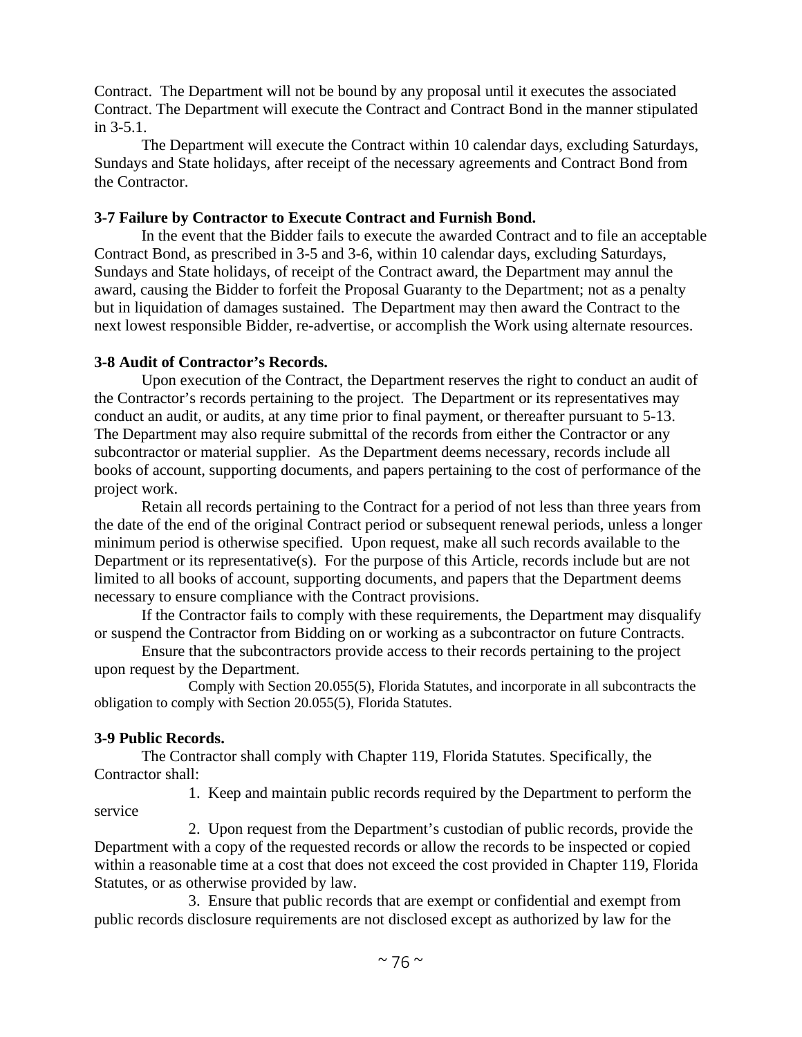Contract. The Department will not be bound by any proposal until it executes the associated Contract. The Department will execute the Contract and Contract Bond in the manner stipulated in 3-5.1.

The Department will execute the Contract within 10 calendar days, excluding Saturdays, Sundays and State holidays, after receipt of the necessary agreements and Contract Bond from the Contractor.

**3-7 Failure by Contractor to Execute Contract and Furnish Bond.**

In the event that the Bidder fails to execute the awarded Contract and to file an acceptable Contract Bond, as prescribed in 3-5 and 3-6, within 10 calendar days, excluding Saturdays, Sundays and State holidays, of receipt of the Contract award, the Department may annul the award, causing the Bidder to forfeit the Proposal Guaranty to the Department; not as a penalty but in liquidation of damages sustained. The Department may then award the Contract to the next lowest responsible Bidder, re-advertise, or accomplish the Work using alternate resources.

**3-8 Audit of Contractor's Records.**

Upon execution of the Contract, the Department reserves the right to conduct an audit of the Contractor's records pertaining to the project. The Department or its representatives may conduct an audit, or audits, at any time prior to final payment, or thereafter pursuant to 5-13. The Department may also require submittal of the records from either the Contractor or any subcontractor or material supplier. As the Department deems necessary, records include all books of account, supporting documents, and papers pertaining to the cost of performance of the project work.

Retain all records pertaining to the Contract for a period of not less than three years from the date of the end of the original Contract period or subsequent renewal periods, unless a longer minimum period is otherwise specified. Upon request, make all such records available to the Department or its representative(s). For the purpose of this Article, records include but are not limited to all books of account, supporting documents, and papers that the Department deems necessary to ensure compliance with the Contract provisions.

If the Contractor fails to comply with these requirements, the Department may disqualify or suspend the Contractor from Bidding on or working as a subcontractor on future Contracts.

Ensure that the subcontractors provide access to their records pertaining to the project upon request by the Department.

Comply with Section 20.055(5), Florida Statutes, and incorporate in all subcontracts the obligation to comply with Section 20.055(5), Florida Statutes.

**3-9 Public Records.**

The Contractor shall comply with Chapter 119, Florida Statutes. Specifically, the Contractor shall:

1. Keep and maintain public records required by the Department to perform the service

2. Upon request from the Department's custodian of public records, provide the Department with a copy of the requested records or allow the records to be inspected or copied within a reasonable time at a cost that does not exceed the cost provided in Chapter 119, Florida Statutes, or as otherwise provided by law.

3. Ensure that public records that are exempt or confidential and exempt from public records disclosure requirements are not disclosed except as authorized by law for the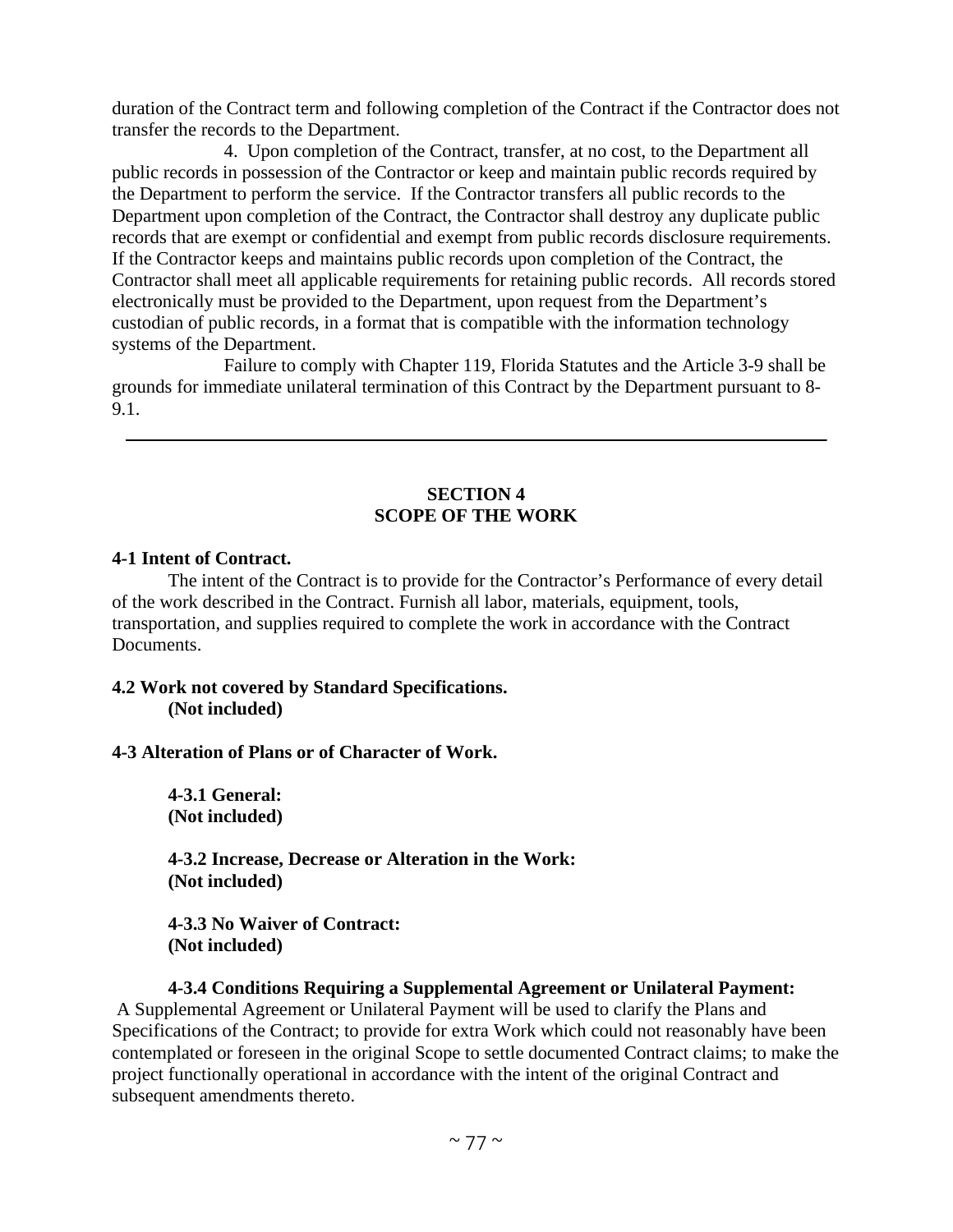duration of the Contract term and following completion of the Contract if the Contractor does not transfer the records to the Department.

4. Upon completion of the Contract, transfer, at no cost, to the Department all public records in possession of the Contractor or keep and maintain public records required by the Department to perform the service. If the Contractor transfers all public records to the Department upon completion of the Contract, the Contractor shall destroy any duplicate public records that are exempt or confidential and exempt from public records disclosure requirements. If the Contractor keeps and maintains public records upon completion of the Contract, the Contractor shall meet all applicable requirements for retaining public records. All records stored electronically must be provided to the Department, upon request from the Department's custodian of public records, in a format that is compatible with the information technology systems of the Department.

Failure to comply with Chapter 119, Florida Statutes and the Article 3-9 shall be grounds for immediate unilateral termination of this Contract by the Department pursuant to 8-9.1.

---

## SECTION 4
## SCOPE OF THE WORK

**4-1 Intent of Contract.**

The intent of the Contract is to provide for the Contractor's Performance of every detail of the work described in the Contract. Furnish all labor, materials, equipment, tools, transportation, and supplies required to complete the work in accordance with the Contract Documents.

**4.2 Work not covered by Standard Specifications.**
**(Not included)**

**4-3 Alteration of Plans or of Character of Work.**

**4-3.1 General:**
**(Not included)**

**4-3.2 Increase, Decrease or Alteration in the Work:**
**(Not included)**

**4-3.3 No Waiver of Contract:**
**(Not included)**

**4-3.4 Conditions Requiring a Supplemental Agreement or Unilateral Payment:**

A Supplemental Agreement or Unilateral Payment will be used to clarify the Plans and Specifications of the Contract; to provide for extra Work which could not reasonably have been contemplated or foreseen in the original Scope to settle documented Contract claims; to make the project functionally operational in accordance with the intent of the original Contract and subsequent amendments thereto.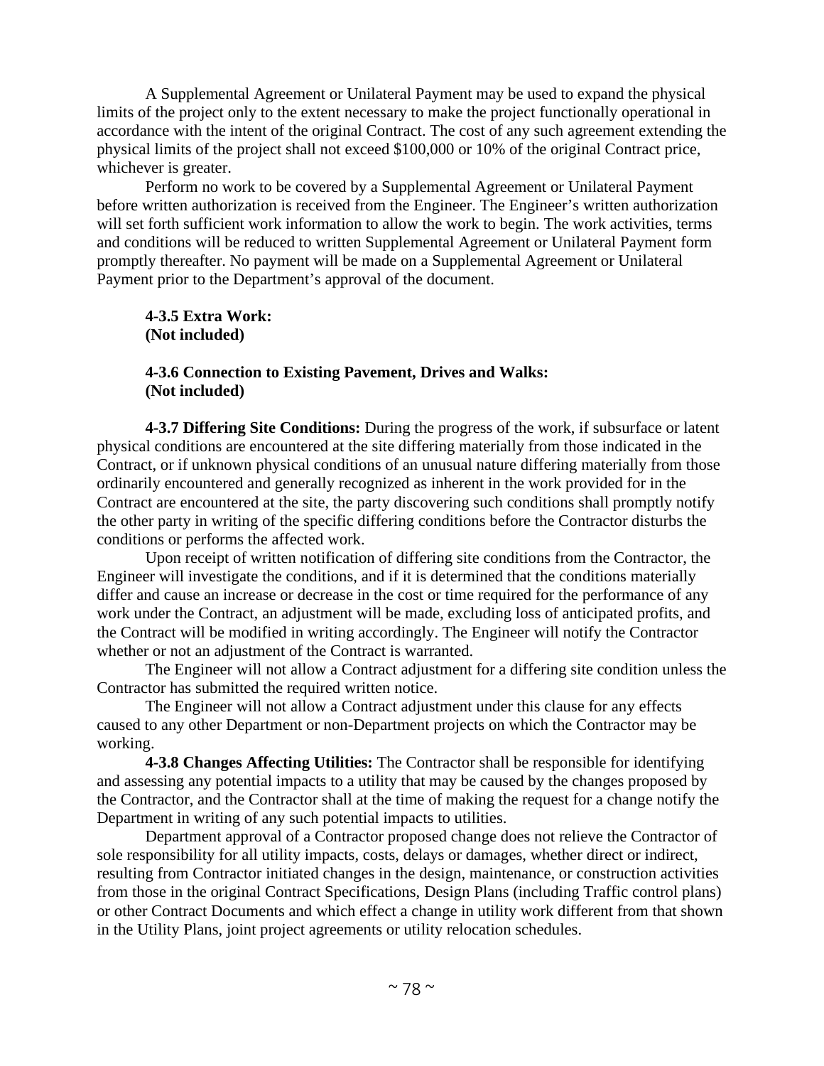A Supplemental Agreement or Unilateral Payment may be used to expand the physical limits of the project only to the extent necessary to make the project functionally operational in accordance with the intent of the original Contract. The cost of any such agreement extending the physical limits of the project shall not exceed $100,000 or 10% of the original Contract price, whichever is greater.

Perform no work to be covered by a Supplemental Agreement or Unilateral Payment before written authorization is received from the Engineer. The Engineer's written authorization will set forth sufficient work information to allow the work to begin. The work activities, terms and conditions will be reduced to written Supplemental Agreement or Unilateral Payment form promptly thereafter. No payment will be made on a Supplemental Agreement or Unilateral Payment prior to the Department's approval of the document.

**4-3.5 Extra Work:**
**(Not included)**

**4-3.6 Connection to Existing Pavement, Drives and Walks:**
**(Not included)**

**4-3.7 Differing Site Conditions:** During the progress of the work, if subsurface or latent physical conditions are encountered at the site differing materially from those indicated in the Contract, or if unknown physical conditions of an unusual nature differing materially from those ordinarily encountered and generally recognized as inherent in the work provided for in the Contract are encountered at the site, the party discovering such conditions shall promptly notify the other party in writing of the specific differing conditions before the Contractor disturbs the conditions or performs the affected work.

Upon receipt of written notification of differing site conditions from the Contractor, the Engineer will investigate the conditions, and if it is determined that the conditions materially differ and cause an increase or decrease in the cost or time required for the performance of any work under the Contract, an adjustment will be made, excluding loss of anticipated profits, and the Contract will be modified in writing accordingly. The Engineer will notify the Contractor whether or not an adjustment of the Contract is warranted.

The Engineer will not allow a Contract adjustment for a differing site condition unless the Contractor has submitted the required written notice.

The Engineer will not allow a Contract adjustment under this clause for any effects caused to any other Department or non-Department projects on which the Contractor may be working.

**4-3.8 Changes Affecting Utilities:** The Contractor shall be responsible for identifying and assessing any potential impacts to a utility that may be caused by the changes proposed by the Contractor, and the Contractor shall at the time of making the request for a change notify the Department in writing of any such potential impacts to utilities.

Department approval of a Contractor proposed change does not relieve the Contractor of sole responsibility for all utility impacts, costs, delays or damages, whether direct or indirect, resulting from Contractor initiated changes in the design, maintenance, or construction activities from those in the original Contract Specifications, Design Plans (including Traffic control plans) or other Contract Documents and which effect a change in utility work different from that shown in the Utility Plans, joint project agreements or utility relocation schedules.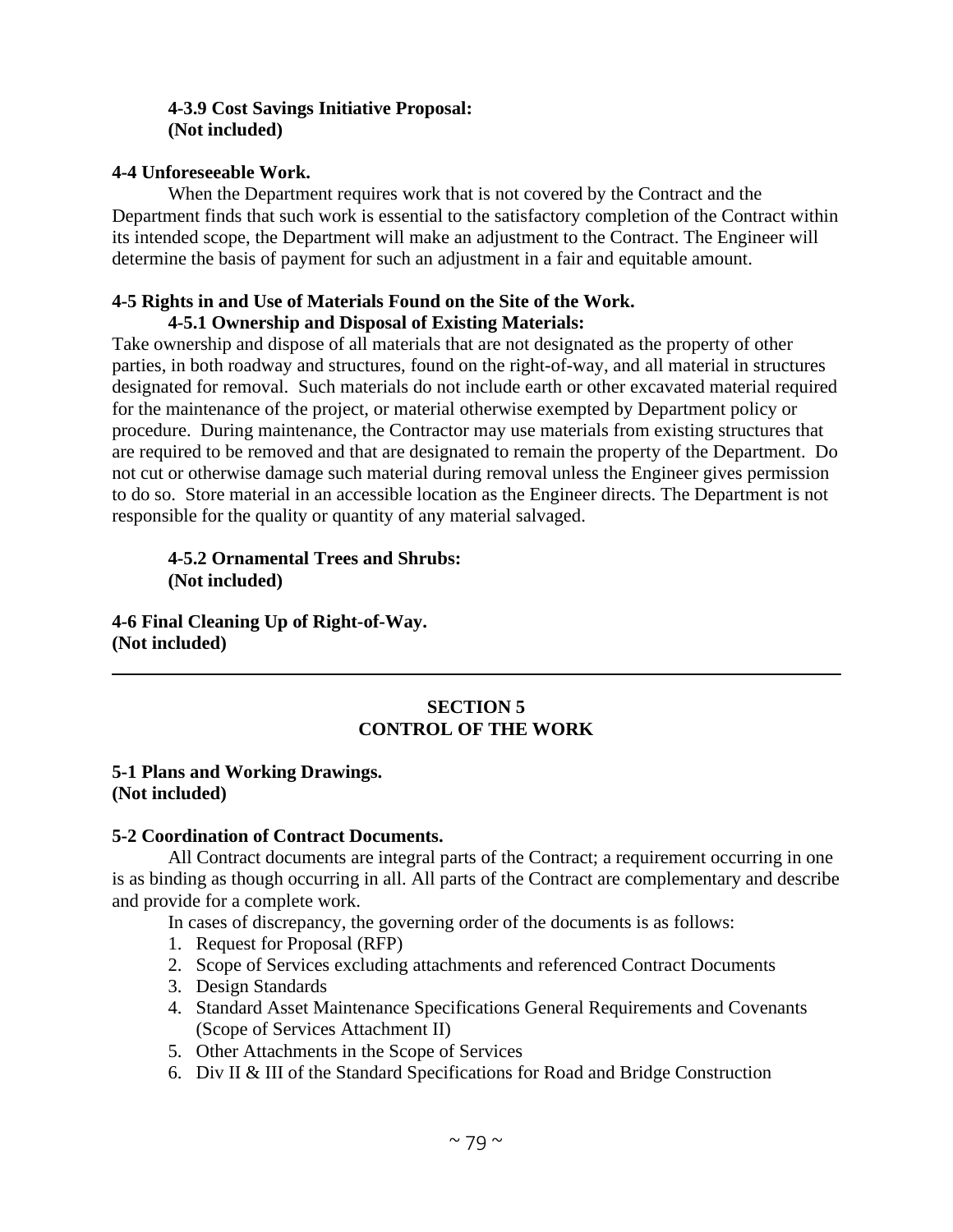#### 4-3.9 Cost Savings Initiative Proposal:
**(Not included)**

### 4-4 Unforeseeable Work.

When the Department requires work that is not covered by the Contract and the Department finds that such work is essential to the satisfactory completion of the Contract within its intended scope, the Department will make an adjustment to the Contract. The Engineer will determine the basis of payment for such an adjustment in a fair and equitable amount.

### 4-5 Rights in and Use of Materials Found on the Site of the Work.

#### 4-5.1 Ownership and Disposal of Existing Materials:

Take ownership and dispose of all materials that are not designated as the property of other parties, in both roadway and structures, found on the right-of-way, and all material in structures designated for removal. Such materials do not include earth or other excavated material required for the maintenance of the project, or material otherwise exempted by Department policy or procedure. During maintenance, the Contractor may use materials from existing structures that are required to be removed and that are designated to remain the property of the Department. Do not cut or otherwise damage such material during removal unless the Engineer gives permission to do so. Store material in an accessible location as the Engineer directs. The Department is not responsible for the quality or quantity of any material salvaged.

#### 4-5.2 Ornamental Trees and Shrubs:
**(Not included)**

### 4-6 Final Cleaning Up of Right-of-Way.
**(Not included)**

---

## SECTION 5
## CONTROL OF THE WORK

### 5-1 Plans and Working Drawings.
**(Not included)**

### 5-2 Coordination of Contract Documents.

All Contract documents are integral parts of the Contract; a requirement occurring in one is as binding as though occurring in all. All parts of the Contract are complementary and describe and provide for a complete work.

In cases of discrepancy, the governing order of the documents is as follows:

1. Request for Proposal (RFP)
2. Scope of Services excluding attachments and referenced Contract Documents
3. Design Standards
4. Standard Asset Maintenance Specifications General Requirements and Covenants (Scope of Services Attachment II)
5. Other Attachments in the Scope of Services
6. Div II & III of the Standard Specifications for Road and Bridge Construction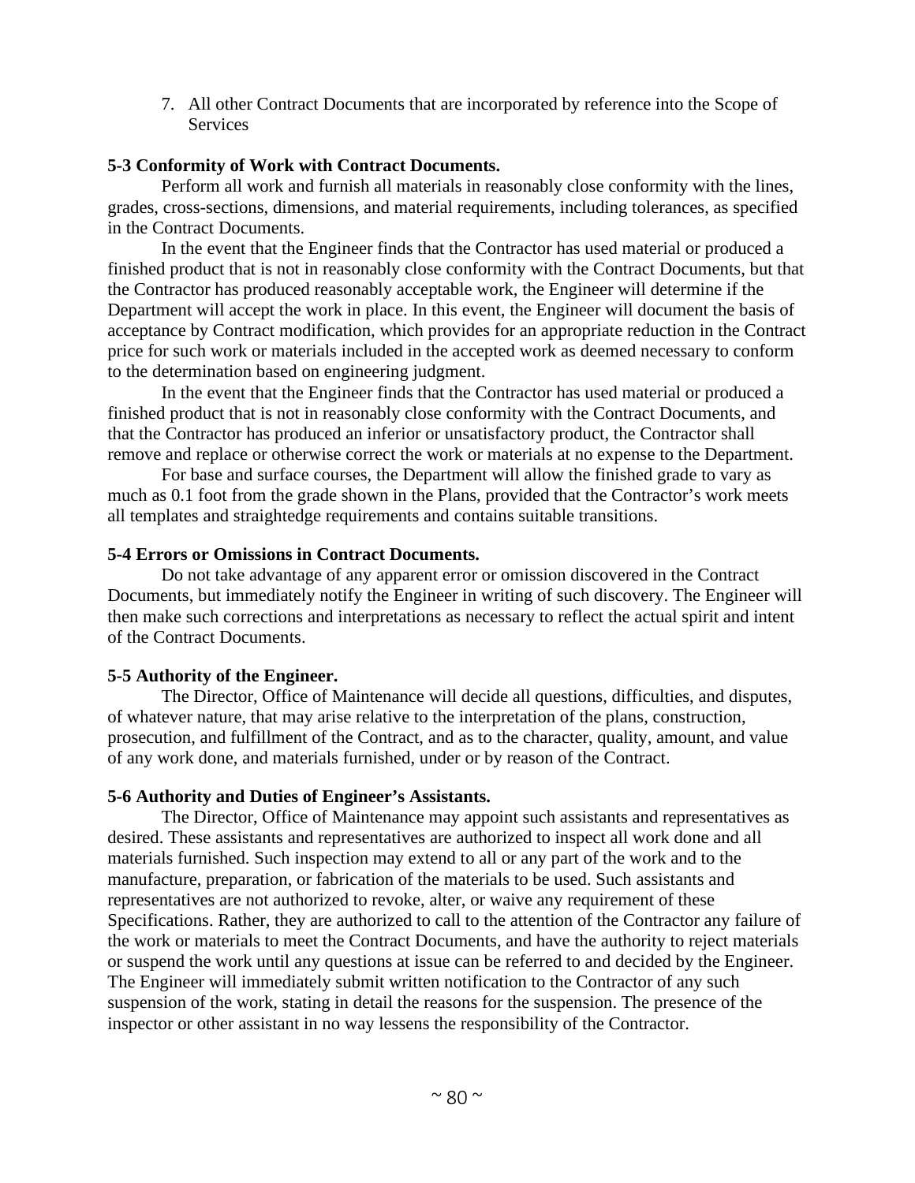7. All other Contract Documents that are incorporated by reference into the Scope of Services

**5-3 Conformity of Work with Contract Documents.**

Perform all work and furnish all materials in reasonably close conformity with the lines, grades, cross-sections, dimensions, and material requirements, including tolerances, as specified in the Contract Documents.

In the event that the Engineer finds that the Contractor has used material or produced a finished product that is not in reasonably close conformity with the Contract Documents, but that the Contractor has produced reasonably acceptable work, the Engineer will determine if the Department will accept the work in place. In this event, the Engineer will document the basis of acceptance by Contract modification, which provides for an appropriate reduction in the Contract price for such work or materials included in the accepted work as deemed necessary to conform to the determination based on engineering judgment.

In the event that the Engineer finds that the Contractor has used material or produced a finished product that is not in reasonably close conformity with the Contract Documents, and that the Contractor has produced an inferior or unsatisfactory product, the Contractor shall remove and replace or otherwise correct the work or materials at no expense to the Department.

For base and surface courses, the Department will allow the finished grade to vary as much as 0.1 foot from the grade shown in the Plans, provided that the Contractor's work meets all templates and straightedge requirements and contains suitable transitions.

**5-4 Errors or Omissions in Contract Documents.**

Do not take advantage of any apparent error or omission discovered in the Contract Documents, but immediately notify the Engineer in writing of such discovery. The Engineer will then make such corrections and interpretations as necessary to reflect the actual spirit and intent of the Contract Documents.

**5-5 Authority of the Engineer.**

The Director, Office of Maintenance will decide all questions, difficulties, and disputes, of whatever nature, that may arise relative to the interpretation of the plans, construction, prosecution, and fulfillment of the Contract, and as to the character, quality, amount, and value of any work done, and materials furnished, under or by reason of the Contract.

**5-6 Authority and Duties of Engineer's Assistants.**

The Director, Office of Maintenance may appoint such assistants and representatives as desired. These assistants and representatives are authorized to inspect all work done and all materials furnished. Such inspection may extend to all or any part of the work and to the manufacture, preparation, or fabrication of the materials to be used. Such assistants and representatives are not authorized to revoke, alter, or waive any requirement of these Specifications. Rather, they are authorized to call to the attention of the Contractor any failure of the work or materials to meet the Contract Documents, and have the authority to reject materials or suspend the work until any questions at issue can be referred to and decided by the Engineer. The Engineer will immediately submit written notification to the Contractor of any such suspension of the work, stating in detail the reasons for the suspension. The presence of the inspector or other assistant in no way lessens the responsibility of the Contractor.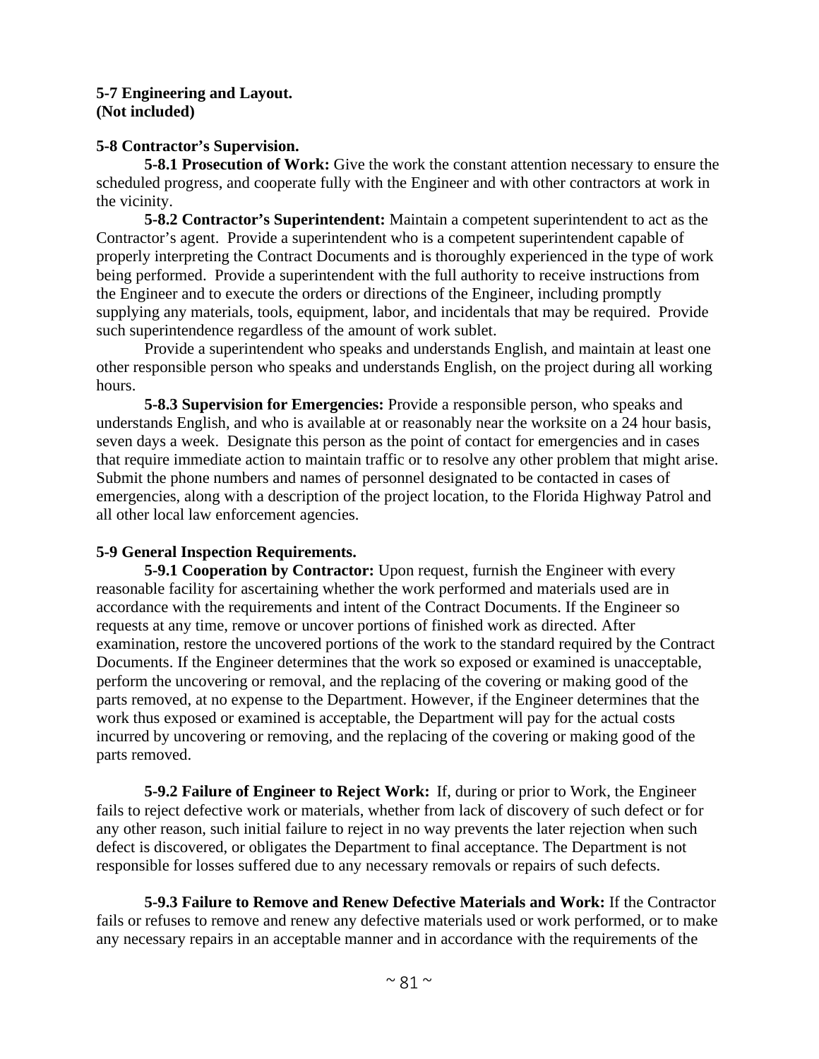**5-7 Engineering and Layout.**
**(Not included)**

**5-8 Contractor's Supervision.**

**5-8.1 Prosecution of Work:** Give the work the constant attention necessary to ensure the scheduled progress, and cooperate fully with the Engineer and with other contractors at work in the vicinity.

**5-8.2 Contractor's Superintendent:** Maintain a competent superintendent to act as the Contractor's agent. Provide a superintendent who is a competent superintendent capable of properly interpreting the Contract Documents and is thoroughly experienced in the type of work being performed. Provide a superintendent with the full authority to receive instructions from the Engineer and to execute the orders or directions of the Engineer, including promptly supplying any materials, tools, equipment, labor, and incidentals that may be required. Provide such superintendence regardless of the amount of work sublet.

Provide a superintendent who speaks and understands English, and maintain at least one other responsible person who speaks and understands English, on the project during all working hours.

**5-8.3 Supervision for Emergencies:** Provide a responsible person, who speaks and understands English, and who is available at or reasonably near the worksite on a 24 hour basis, seven days a week. Designate this person as the point of contact for emergencies and in cases that require immediate action to maintain traffic or to resolve any other problem that might arise. Submit the phone numbers and names of personnel designated to be contacted in cases of emergencies, along with a description of the project location, to the Florida Highway Patrol and all other local law enforcement agencies.

**5-9 General Inspection Requirements.**

**5-9.1 Cooperation by Contractor:** Upon request, furnish the Engineer with every reasonable facility for ascertaining whether the work performed and materials used are in accordance with the requirements and intent of the Contract Documents. If the Engineer so requests at any time, remove or uncover portions of finished work as directed. After examination, restore the uncovered portions of the work to the standard required by the Contract Documents. If the Engineer determines that the work so exposed or examined is unacceptable, perform the uncovering or removal, and the replacing of the covering or making good of the parts removed, at no expense to the Department. However, if the Engineer determines that the work thus exposed or examined is acceptable, the Department will pay for the actual costs incurred by uncovering or removing, and the replacing of the covering or making good of the parts removed.

**5-9.2 Failure of Engineer to Reject Work:** If, during or prior to Work, the Engineer fails to reject defective work or materials, whether from lack of discovery of such defect or for any other reason, such initial failure to reject in no way prevents the later rejection when such defect is discovered, or obligates the Department to final acceptance. The Department is not responsible for losses suffered due to any necessary removals or repairs of such defects.

**5-9.3 Failure to Remove and Renew Defective Materials and Work:** If the Contractor fails or refuses to remove and renew any defective materials used or work performed, or to make any necessary repairs in an acceptable manner and in accordance with the requirements of the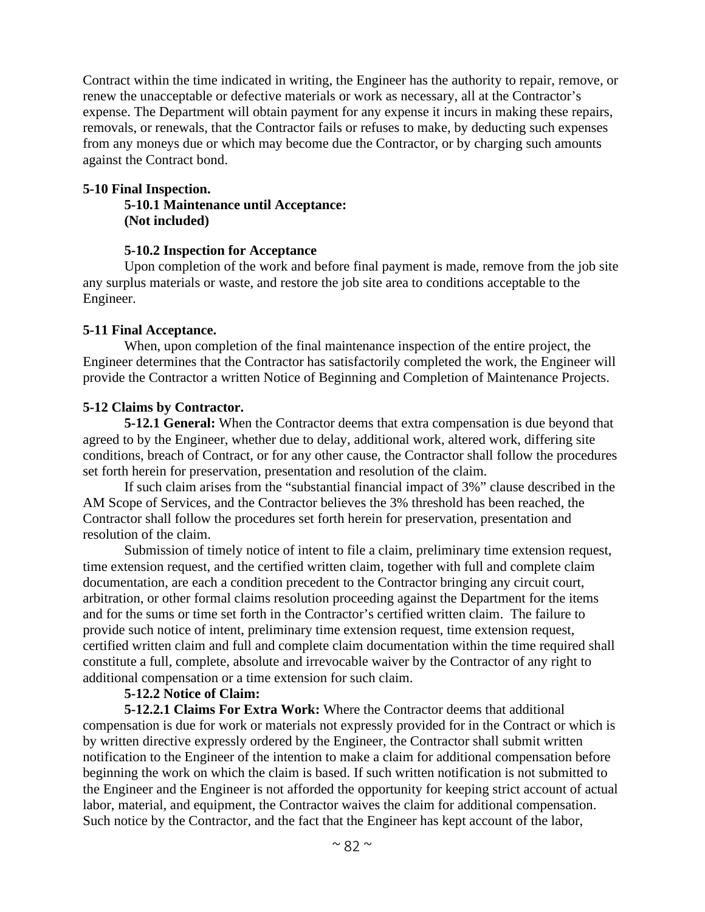Contract within the time indicated in writing, the Engineer has the authority to repair, remove, or renew the unacceptable or defective materials or work as necessary, all at the Contractor's expense. The Department will obtain payment for any expense it incurs in making these repairs, removals, or renewals, that the Contractor fails or refuses to make, by deducting such expenses from any moneys due or which may become due the Contractor, or by charging such amounts against the Contract bond.

**5-10 Final Inspection.**

**5-10.1 Maintenance until Acceptance:**
**(Not included)**

**5-10.2 Inspection for Acceptance**

Upon completion of the work and before final payment is made, remove from the job site any surplus materials or waste, and restore the job site area to conditions acceptable to the Engineer.

**5-11 Final Acceptance.**

When, upon completion of the final maintenance inspection of the entire project, the Engineer determines that the Contractor has satisfactorily completed the work, the Engineer will provide the Contractor a written Notice of Beginning and Completion of Maintenance Projects.

**5-12 Claims by Contractor.**

**5-12.1 General:** When the Contractor deems that extra compensation is due beyond that agreed to by the Engineer, whether due to delay, additional work, altered work, differing site conditions, breach of Contract, or for any other cause, the Contractor shall follow the procedures set forth herein for preservation, presentation and resolution of the claim.

If such claim arises from the "substantial financial impact of 3%" clause described in the AM Scope of Services, and the Contractor believes the 3% threshold has been reached, the Contractor shall follow the procedures set forth herein for preservation, presentation and resolution of the claim.

Submission of timely notice of intent to file a claim, preliminary time extension request, time extension request, and the certified written claim, together with full and complete claim documentation, are each a condition precedent to the Contractor bringing any circuit court, arbitration, or other formal claims resolution proceeding against the Department for the items and for the sums or time set forth in the Contractor's certified written claim. The failure to provide such notice of intent, preliminary time extension request, time extension request, certified written claim and full and complete claim documentation within the time required shall constitute a full, complete, absolute and irrevocable waiver by the Contractor of any right to additional compensation or a time extension for such claim.

**5-12.2 Notice of Claim:**

**5-12.2.1 Claims For Extra Work:** Where the Contractor deems that additional compensation is due for work or materials not expressly provided for in the Contract or which is by written directive expressly ordered by the Engineer, the Contractor shall submit written notification to the Engineer of the intention to make a claim for additional compensation before beginning the work on which the claim is based. If such written notification is not submitted to the Engineer and the Engineer is not afforded the opportunity for keeping strict account of actual labor, material, and equipment, the Contractor waives the claim for additional compensation. Such notice by the Contractor, and the fact that the Engineer has kept account of the labor,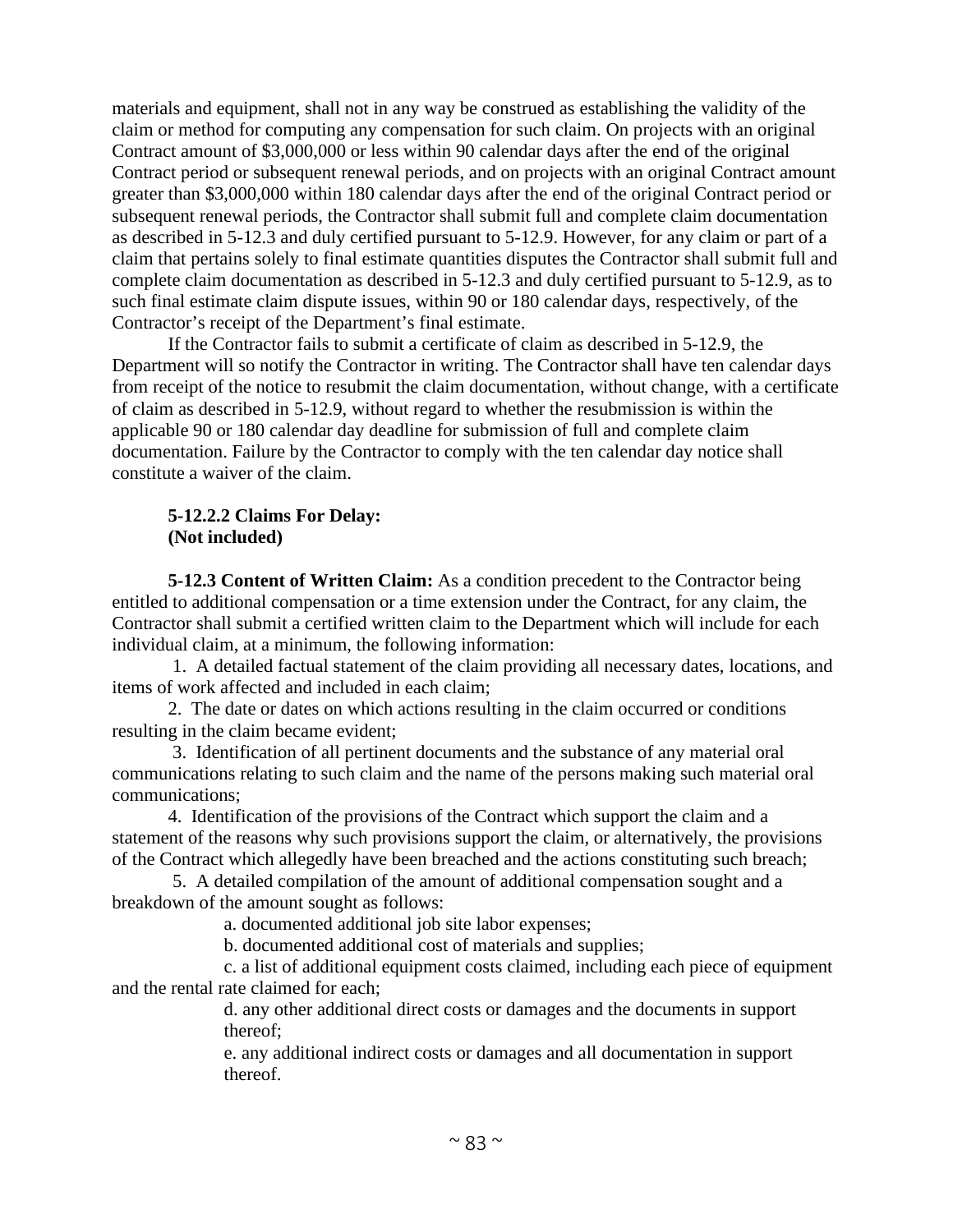materials and equipment, shall not in any way be construed as establishing the validity of the claim or method for computing any compensation for such claim. On projects with an original Contract amount of $3,000,000 or less within 90 calendar days after the end of the original Contract period or subsequent renewal periods, and on projects with an original Contract amount greater than $3,000,000 within 180 calendar days after the end of the original Contract period or subsequent renewal periods, the Contractor shall submit full and complete claim documentation as described in 5-12.3 and duly certified pursuant to 5-12.9. However, for any claim or part of a claim that pertains solely to final estimate quantities disputes the Contractor shall submit full and complete claim documentation as described in 5-12.3 and duly certified pursuant to 5-12.9, as to such final estimate claim dispute issues, within 90 or 180 calendar days, respectively, of the Contractor's receipt of the Department's final estimate.

If the Contractor fails to submit a certificate of claim as described in 5-12.9, the Department will so notify the Contractor in writing. The Contractor shall have ten calendar days from receipt of the notice to resubmit the claim documentation, without change, with a certificate of claim as described in 5-12.9, without regard to whether the resubmission is within the applicable 90 or 180 calendar day deadline for submission of full and complete claim documentation. Failure by the Contractor to comply with the ten calendar day notice shall constitute a waiver of the claim.

**5-12.2.2 Claims For Delay:**
**(Not included)**

**5-12.3 Content of Written Claim:** As a condition precedent to the Contractor being entitled to additional compensation or a time extension under the Contract, for any claim, the Contractor shall submit a certified written claim to the Department which will include for each individual claim, at a minimum, the following information:

1. A detailed factual statement of the claim providing all necessary dates, locations, and items of work affected and included in each claim;
2. The date or dates on which actions resulting in the claim occurred or conditions resulting in the claim became evident;
3. Identification of all pertinent documents and the substance of any material oral communications relating to such claim and the name of the persons making such material oral communications;
4. Identification of the provisions of the Contract which support the claim and a statement of the reasons why such provisions support the claim, or alternatively, the provisions of the Contract which allegedly have been breached and the actions constituting such breach;
5. A detailed compilation of the amount of additional compensation sought and a breakdown of the amount sought as follows:
   a. documented additional job site labor expenses;
   b. documented additional cost of materials and supplies;
   c. a list of additional equipment costs claimed, including each piece of equipment and the rental rate claimed for each;
   d. any other additional direct costs or damages and the documents in support thereof;
   e. any additional indirect costs or damages and all documentation in support thereof.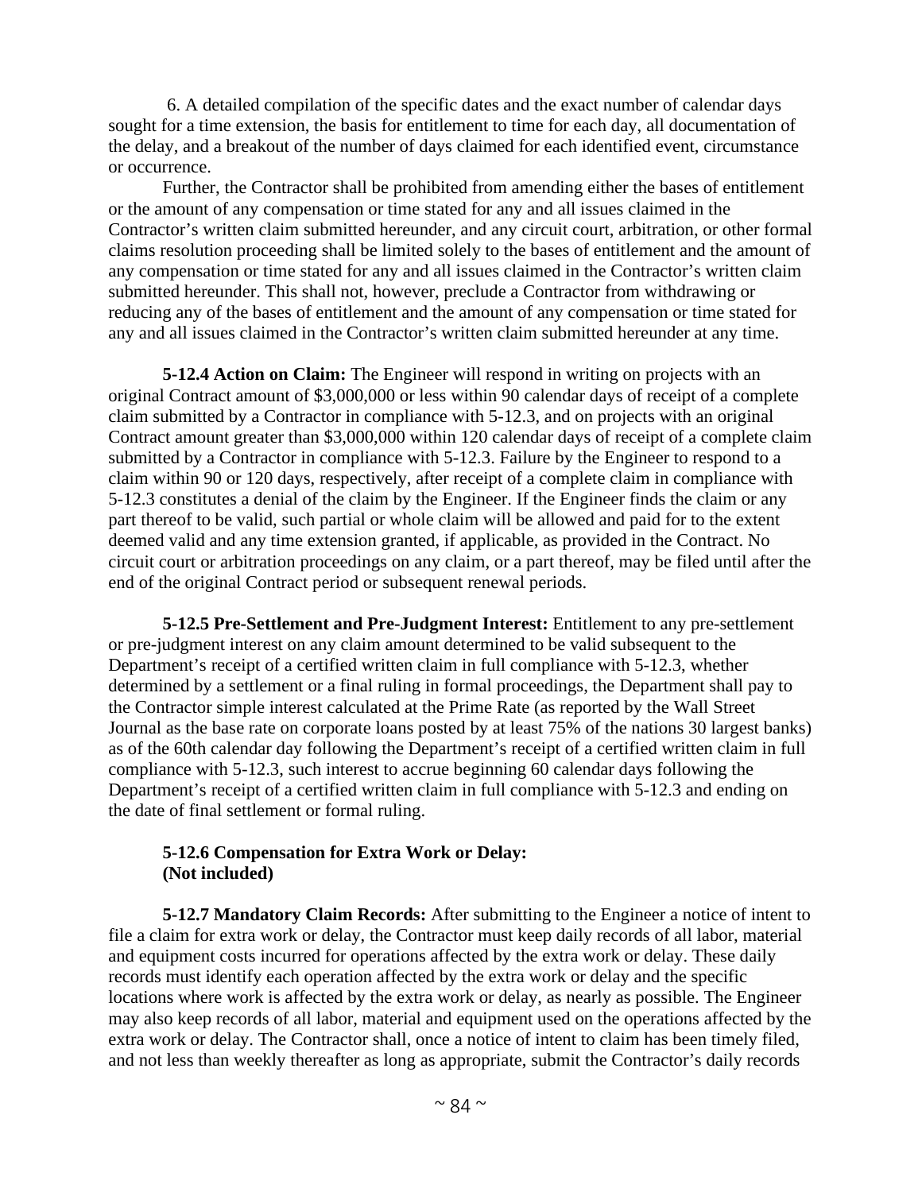6. A detailed compilation of the specific dates and the exact number of calendar days sought for a time extension, the basis for entitlement to time for each day, all documentation of the delay, and a breakout of the number of days claimed for each identified event, circumstance or occurrence.

Further, the Contractor shall be prohibited from amending either the bases of entitlement or the amount of any compensation or time stated for any and all issues claimed in the Contractor's written claim submitted hereunder, and any circuit court, arbitration, or other formal claims resolution proceeding shall be limited solely to the bases of entitlement and the amount of any compensation or time stated for any and all issues claimed in the Contractor's written claim submitted hereunder. This shall not, however, preclude a Contractor from withdrawing or reducing any of the bases of entitlement and the amount of any compensation or time stated for any and all issues claimed in the Contractor's written claim submitted hereunder at any time.

**5-12.4 Action on Claim:** The Engineer will respond in writing on projects with an original Contract amount of $3,000,000 or less within 90 calendar days of receipt of a complete claim submitted by a Contractor in compliance with 5-12.3, and on projects with an original Contract amount greater than $3,000,000 within 120 calendar days of receipt of a complete claim submitted by a Contractor in compliance with 5-12.3. Failure by the Engineer to respond to a claim within 90 or 120 days, respectively, after receipt of a complete claim in compliance with 5-12.3 constitutes a denial of the claim by the Engineer. If the Engineer finds the claim or any part thereof to be valid, such partial or whole claim will be allowed and paid for to the extent deemed valid and any time extension granted, if applicable, as provided in the Contract. No circuit court or arbitration proceedings on any claim, or a part thereof, may be filed until after the end of the original Contract period or subsequent renewal periods.

**5-12.5 Pre-Settlement and Pre-Judgment Interest:** Entitlement to any pre-settlement or pre-judgment interest on any claim amount determined to be valid subsequent to the Department's receipt of a certified written claim in full compliance with 5-12.3, whether determined by a settlement or a final ruling in formal proceedings, the Department shall pay to the Contractor simple interest calculated at the Prime Rate (as reported by the Wall Street Journal as the base rate on corporate loans posted by at least 75% of the nations 30 largest banks) as of the 60th calendar day following the Department's receipt of a certified written claim in full compliance with 5-12.3, such interest to accrue beginning 60 calendar days following the Department's receipt of a certified written claim in full compliance with 5-12.3 and ending on the date of final settlement or formal ruling.

**5-12.6 Compensation for Extra Work or Delay:**
**(Not included)**

**5-12.7 Mandatory Claim Records:** After submitting to the Engineer a notice of intent to file a claim for extra work or delay, the Contractor must keep daily records of all labor, material and equipment costs incurred for operations affected by the extra work or delay. These daily records must identify each operation affected by the extra work or delay and the specific locations where work is affected by the extra work or delay, as nearly as possible. The Engineer may also keep records of all labor, material and equipment used on the operations affected by the extra work or delay. The Contractor shall, once a notice of intent to claim has been timely filed, and not less than weekly thereafter as long as appropriate, submit the Contractor's daily records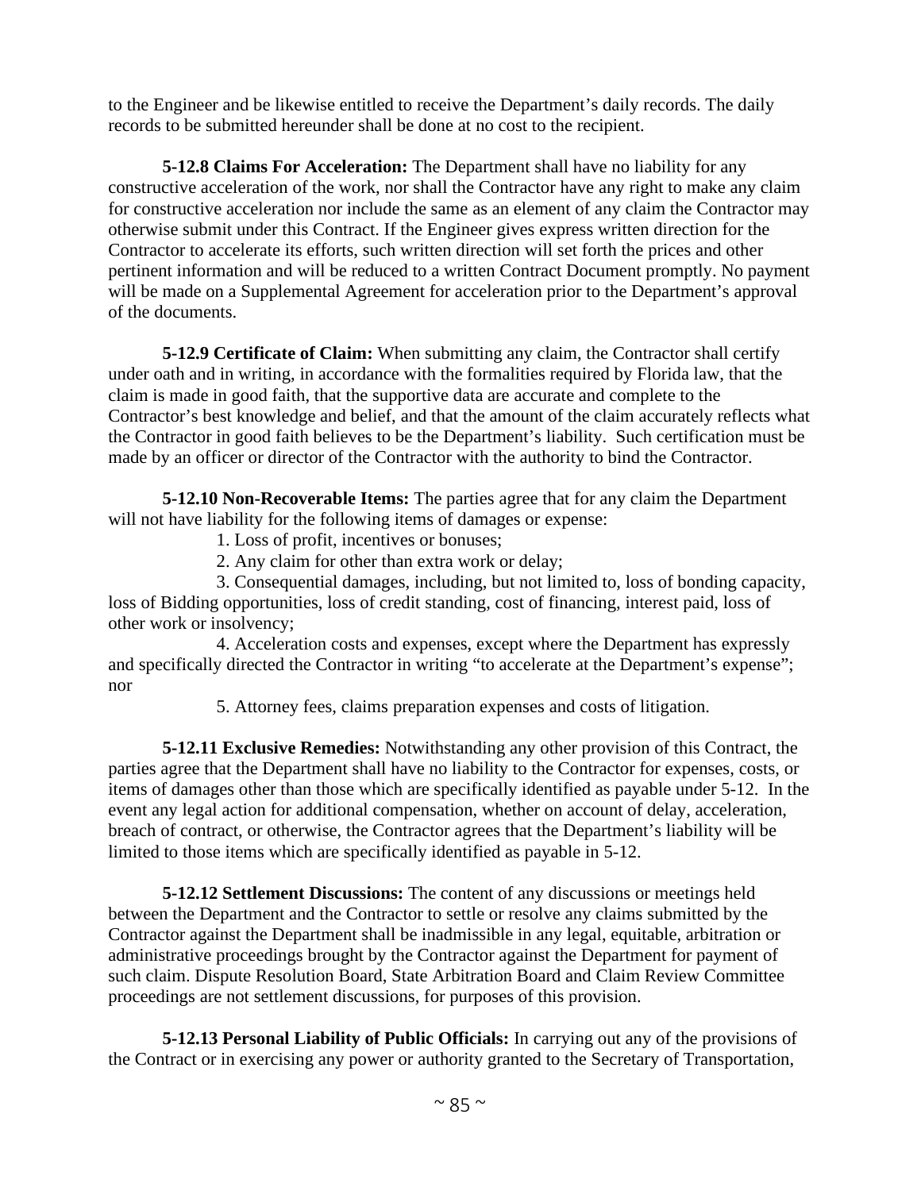to the Engineer and be likewise entitled to receive the Department's daily records. The daily records to be submitted hereunder shall be done at no cost to the recipient.

**5-12.8 Claims For Acceleration:** The Department shall have no liability for any constructive acceleration of the work, nor shall the Contractor have any right to make any claim for constructive acceleration nor include the same as an element of any claim the Contractor may otherwise submit under this Contract. If the Engineer gives express written direction for the Contractor to accelerate its efforts, such written direction will set forth the prices and other pertinent information and will be reduced to a written Contract Document promptly. No payment will be made on a Supplemental Agreement for acceleration prior to the Department's approval of the documents.

**5-12.9 Certificate of Claim:** When submitting any claim, the Contractor shall certify under oath and in writing, in accordance with the formalities required by Florida law, that the claim is made in good faith, that the supportive data are accurate and complete to the Contractor's best knowledge and belief, and that the amount of the claim accurately reflects what the Contractor in good faith believes to be the Department's liability. Such certification must be made by an officer or director of the Contractor with the authority to bind the Contractor.

**5-12.10 Non-Recoverable Items:** The parties agree that for any claim the Department will not have liability for the following items of damages or expense:

1. Loss of profit, incentives or bonuses;
2. Any claim for other than extra work or delay;
3. Consequential damages, including, but not limited to, loss of bonding capacity, loss of Bidding opportunities, loss of credit standing, cost of financing, interest paid, loss of other work or insolvency;
4. Acceleration costs and expenses, except where the Department has expressly and specifically directed the Contractor in writing "to accelerate at the Department's expense"; nor
5. Attorney fees, claims preparation expenses and costs of litigation.

**5-12.11 Exclusive Remedies:** Notwithstanding any other provision of this Contract, the parties agree that the Department shall have no liability to the Contractor for expenses, costs, or items of damages other than those which are specifically identified as payable under 5-12. In the event any legal action for additional compensation, whether on account of delay, acceleration, breach of contract, or otherwise, the Contractor agrees that the Department's liability will be limited to those items which are specifically identified as payable in 5-12.

**5-12.12 Settlement Discussions:** The content of any discussions or meetings held between the Department and the Contractor to settle or resolve any claims submitted by the Contractor against the Department shall be inadmissible in any legal, equitable, arbitration or administrative proceedings brought by the Contractor against the Department for payment of such claim. Dispute Resolution Board, State Arbitration Board and Claim Review Committee proceedings are not settlement discussions, for purposes of this provision.

**5-12.13 Personal Liability of Public Officials:** In carrying out any of the provisions of the Contract or in exercising any power or authority granted to the Secretary of Transportation,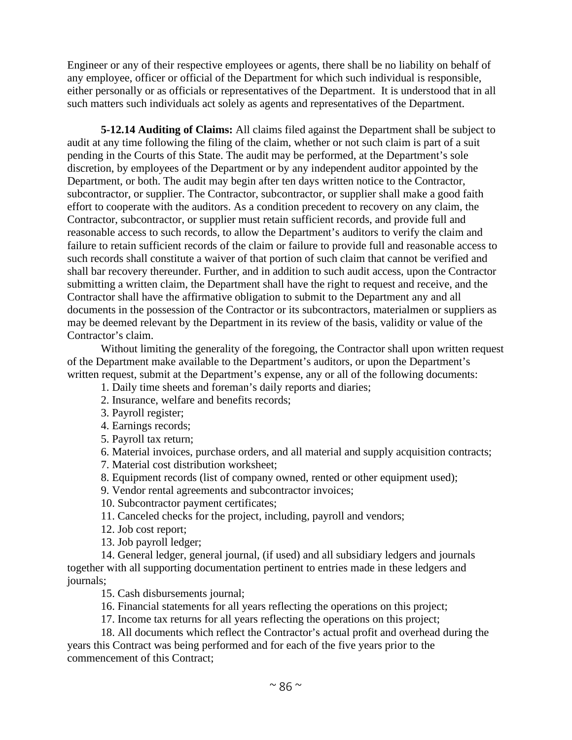Engineer or any of their respective employees or agents, there shall be no liability on behalf of any employee, officer or official of the Department for which such individual is responsible, either personally or as officials or representatives of the Department. It is understood that in all such matters such individuals act solely as agents and representatives of the Department.

**5-12.14 Auditing of Claims:** All claims filed against the Department shall be subject to audit at any time following the filing of the claim, whether or not such claim is part of a suit pending in the Courts of this State. The audit may be performed, at the Department's sole discretion, by employees of the Department or by any independent auditor appointed by the Department, or both. The audit may begin after ten days written notice to the Contractor, subcontractor, or supplier. The Contractor, subcontractor, or supplier shall make a good faith effort to cooperate with the auditors. As a condition precedent to recovery on any claim, the Contractor, subcontractor, or supplier must retain sufficient records, and provide full and reasonable access to such records, to allow the Department's auditors to verify the claim and failure to retain sufficient records of the claim or failure to provide full and reasonable access to such records shall constitute a waiver of that portion of such claim that cannot be verified and shall bar recovery thereunder. Further, and in addition to such audit access, upon the Contractor submitting a written claim, the Department shall have the right to request and receive, and the Contractor shall have the affirmative obligation to submit to the Department any and all documents in the possession of the Contractor or its subcontractors, materialmen or suppliers as may be deemed relevant by the Department in its review of the basis, validity or value of the Contractor's claim.

Without limiting the generality of the foregoing, the Contractor shall upon written request of the Department make available to the Department's auditors, or upon the Department's written request, submit at the Department's expense, any or all of the following documents:

1. Daily time sheets and foreman's daily reports and diaries;
2. Insurance, welfare and benefits records;
3. Payroll register;
4. Earnings records;
5. Payroll tax return;
6. Material invoices, purchase orders, and all material and supply acquisition contracts;
7. Material cost distribution worksheet;
8. Equipment records (list of company owned, rented or other equipment used);
9. Vendor rental agreements and subcontractor invoices;
10. Subcontractor payment certificates;
11. Canceled checks for the project, including, payroll and vendors;
12. Job cost report;
13. Job payroll ledger;
14. General ledger, general journal, (if used) and all subsidiary ledgers and journals together with all supporting documentation pertinent to entries made in these ledgers and journals;
15. Cash disbursements journal;
16. Financial statements for all years reflecting the operations on this project;
17. Income tax returns for all years reflecting the operations on this project;
18. All documents which reflect the Contractor's actual profit and overhead during the years this Contract was being performed and for each of the five years prior to the commencement of this Contract;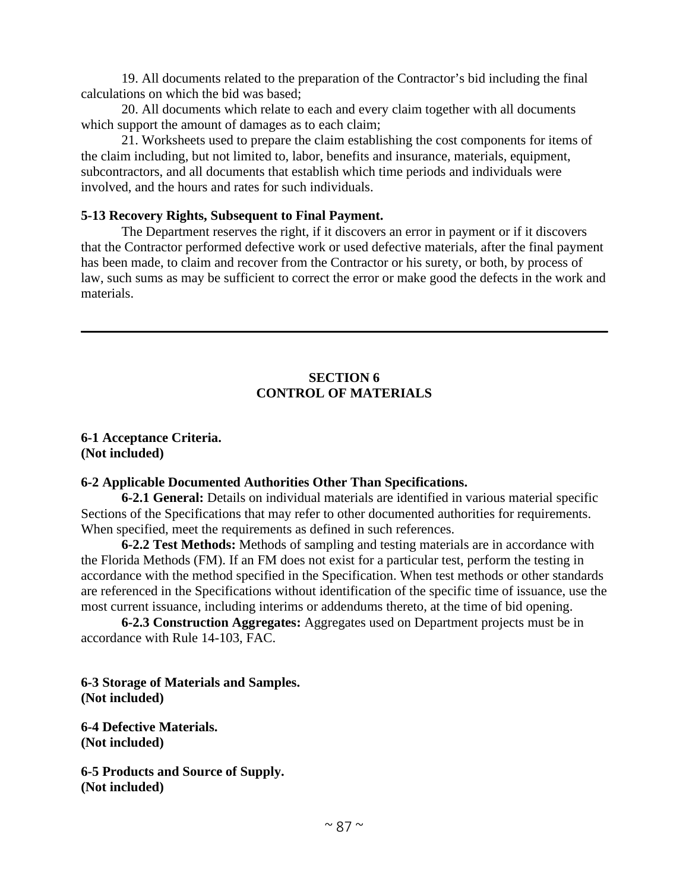19. All documents related to the preparation of the Contractor's bid including the final calculations on which the bid was based;

20. All documents which relate to each and every claim together with all documents which support the amount of damages as to each claim;

21. Worksheets used to prepare the claim establishing the cost components for items of the claim including, but not limited to, labor, benefits and insurance, materials, equipment, subcontractors, and all documents that establish which time periods and individuals were involved, and the hours and rates for such individuals.

**5-13 Recovery Rights, Subsequent to Final Payment.**

The Department reserves the right, if it discovers an error in payment or if it discovers that the Contractor performed defective work or used defective materials, after the final payment has been made, to claim and recover from the Contractor or his surety, or both, by process of law, such sums as may be sufficient to correct the error or make good the defects in the work and materials.

---

## SECTION 6
## CONTROL OF MATERIALS

**6-1 Acceptance Criteria.**
**(Not included)**

**6-2 Applicable Documented Authorities Other Than Specifications.**

**6-2.1 General:** Details on individual materials are identified in various material specific Sections of the Specifications that may refer to other documented authorities for requirements. When specified, meet the requirements as defined in such references.

**6-2.2 Test Methods:** Methods of sampling and testing materials are in accordance with the Florida Methods (FM). If an FM does not exist for a particular test, perform the testing in accordance with the method specified in the Specification. When test methods or other standards are referenced in the Specifications without identification of the specific time of issuance, use the most current issuance, including interims or addendums thereto, at the time of bid opening.

**6-2.3 Construction Aggregates:** Aggregates used on Department projects must be in accordance with Rule 14-103, FAC.

**6-3 Storage of Materials and Samples.**
**(Not included)**

**6-4 Defective Materials.**
**(Not included)**

**6-5 Products and Source of Supply.**
**(Not included)**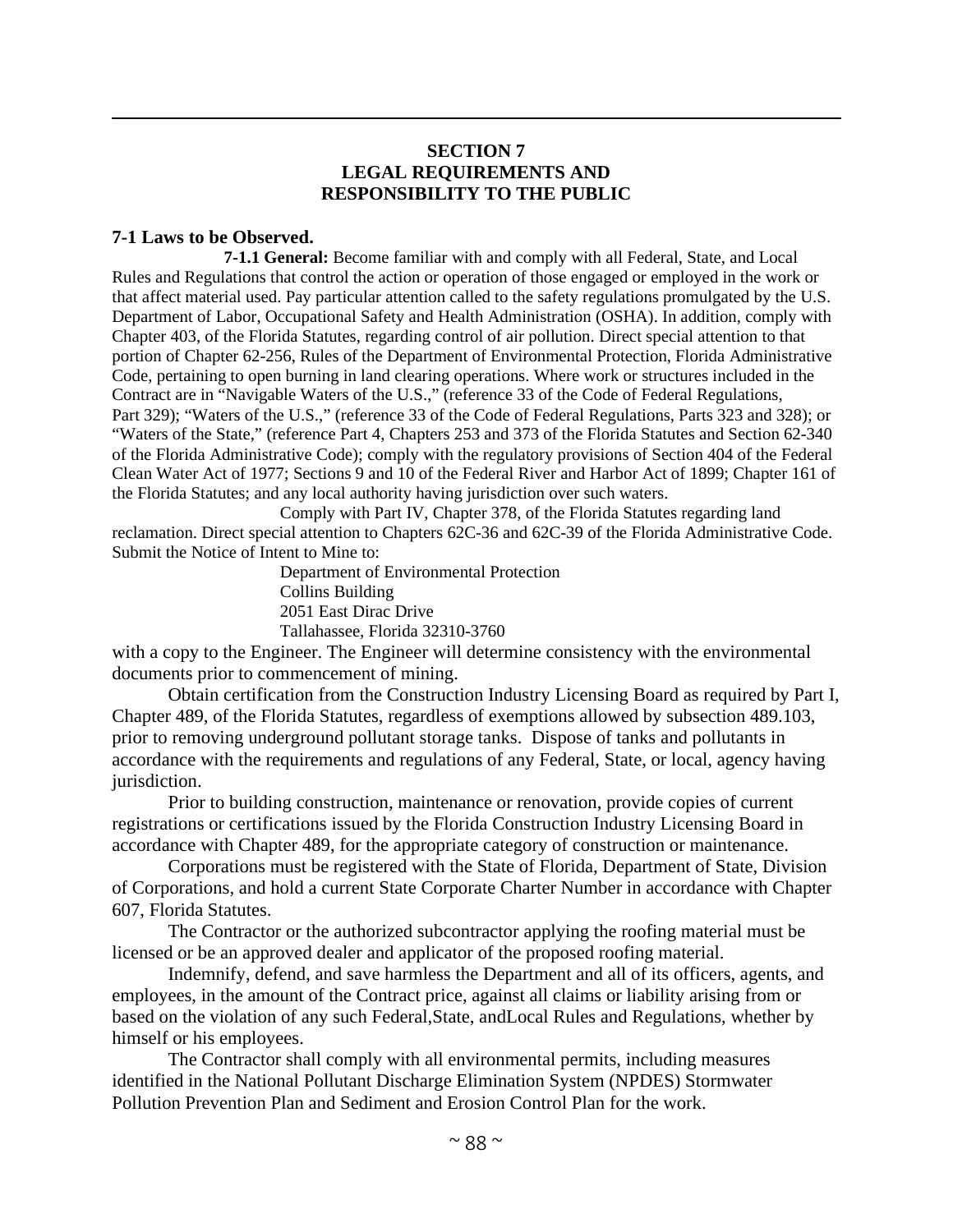## SECTION 7
## LEGAL REQUIREMENTS AND RESPONSIBILITY TO THE PUBLIC

**7-1 Laws to be Observed.**

**7-1.1 General:** Become familiar with and comply with all Federal, State, and Local Rules and Regulations that control the action or operation of those engaged or employed in the work or that affect material used. Pay particular attention called to the safety regulations promulgated by the U.S. Department of Labor, Occupational Safety and Health Administration (OSHA). In addition, comply with Chapter 403, of the Florida Statutes, regarding control of air pollution. Direct special attention to that portion of Chapter 62-256, Rules of the Department of Environmental Protection, Florida Administrative Code, pertaining to open burning in land clearing operations. Where work or structures included in the Contract are in "Navigable Waters of the U.S.," (reference 33 of the Code of Federal Regulations, Part 329); "Waters of the U.S.," (reference 33 of the Code of Federal Regulations, Parts 323 and 328); or "Waters of the State," (reference Part 4, Chapters 253 and 373 of the Florida Statutes and Section 62-340 of the Florida Administrative Code); comply with the regulatory provisions of Section 404 of the Federal Clean Water Act of 1977; Sections 9 and 10 of the Federal River and Harbor Act of 1899; Chapter 161 of the Florida Statutes; and any local authority having jurisdiction over such waters.

Comply with Part IV, Chapter 378, of the Florida Statutes regarding land reclamation. Direct special attention to Chapters 62C-36 and 62C-39 of the Florida Administrative Code. Submit the Notice of Intent to Mine to:

Department of Environmental Protection
Collins Building
2051 East Dirac Drive
Tallahassee, Florida 32310-3760

with a copy to the Engineer. The Engineer will determine consistency with the environmental documents prior to commencement of mining.

Obtain certification from the Construction Industry Licensing Board as required by Part I, Chapter 489, of the Florida Statutes, regardless of exemptions allowed by subsection 489.103, prior to removing underground pollutant storage tanks. Dispose of tanks and pollutants in accordance with the requirements and regulations of any Federal, State, or local, agency having jurisdiction.

Prior to building construction, maintenance or renovation, provide copies of current registrations or certifications issued by the Florida Construction Industry Licensing Board in accordance with Chapter 489, for the appropriate category of construction or maintenance.

Corporations must be registered with the State of Florida, Department of State, Division of Corporations, and hold a current State Corporate Charter Number in accordance with Chapter 607, Florida Statutes.

The Contractor or the authorized subcontractor applying the roofing material must be licensed or be an approved dealer and applicator of the proposed roofing material.

Indemnify, defend, and save harmless the Department and all of its officers, agents, and employees, in the amount of the Contract price, against all claims or liability arising from or based on the violation of any such Federal,State, andLocal Rules and Regulations, whether by himself or his employees.

The Contractor shall comply with all environmental permits, including measures identified in the National Pollutant Discharge Elimination System (NPDES) Stormwater Pollution Prevention Plan and Sediment and Erosion Control Plan for the work.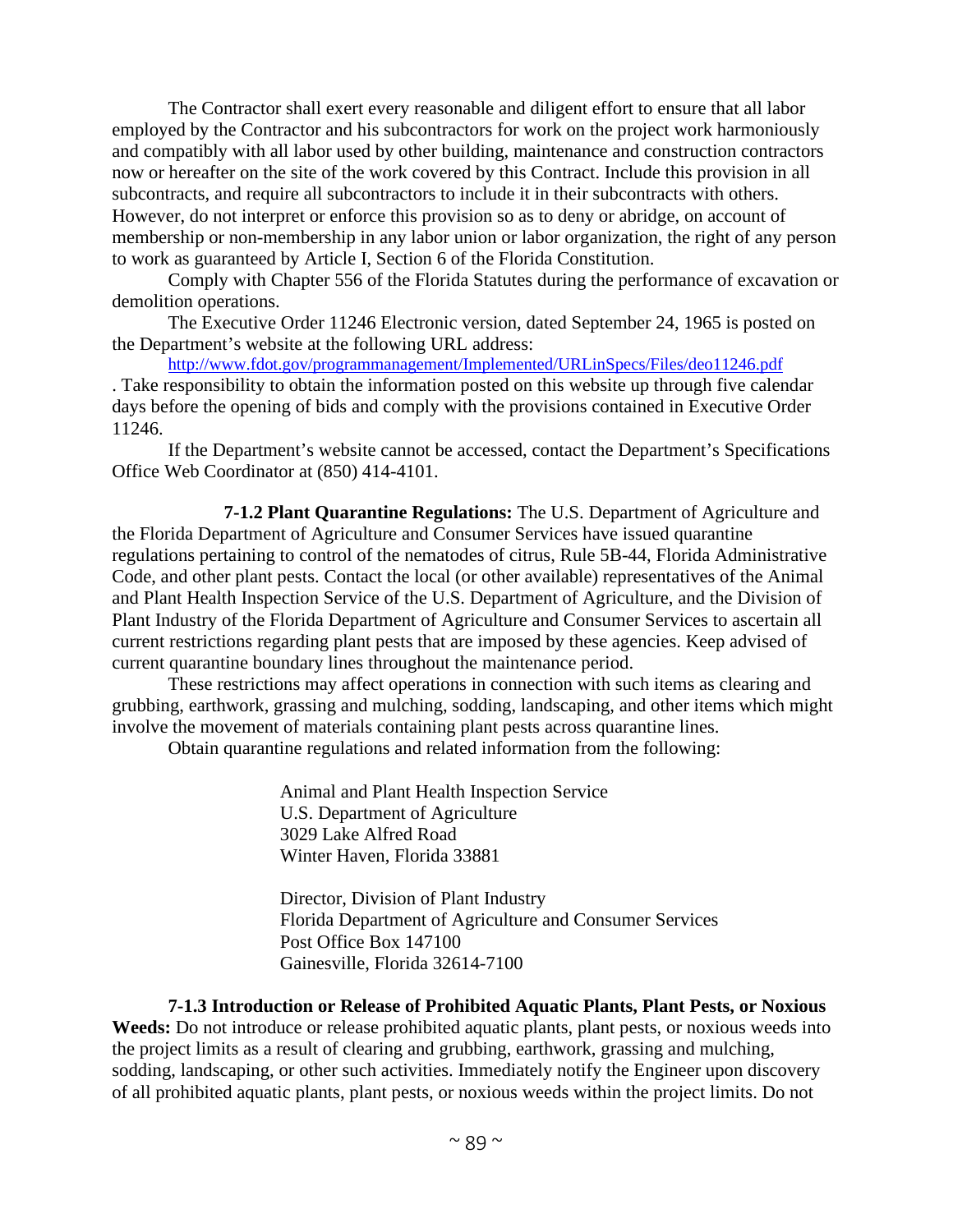The Contractor shall exert every reasonable and diligent effort to ensure that all labor employed by the Contractor and his subcontractors for work on the project work harmoniously and compatibly with all labor used by other building, maintenance and construction contractors now or hereafter on the site of the work covered by this Contract. Include this provision in all subcontracts, and require all subcontractors to include it in their subcontracts with others. However, do not interpret or enforce this provision so as to deny or abridge, on account of membership or non-membership in any labor union or labor organization, the right of any person to work as guaranteed by Article I, Section 6 of the Florida Constitution.

Comply with Chapter 556 of the Florida Statutes during the performance of excavation or demolition operations.

The Executive Order 11246 Electronic version, dated September 24, 1965 is posted on the Department's website at the following URL address:

http://www.fdot.gov/programmanagement/Implemented/URLinSpecs/Files/deo11246.pdf
. Take responsibility to obtain the information posted on this website up through five calendar days before the opening of bids and comply with the provisions contained in Executive Order 11246.

If the Department's website cannot be accessed, contact the Department's Specifications Office Web Coordinator at (850) 414-4101.

**7-1.2 Plant Quarantine Regulations:** The U.S. Department of Agriculture and the Florida Department of Agriculture and Consumer Services have issued quarantine regulations pertaining to control of the nematodes of citrus, Rule 5B-44, Florida Administrative Code, and other plant pests. Contact the local (or other available) representatives of the Animal and Plant Health Inspection Service of the U.S. Department of Agriculture, and the Division of Plant Industry of the Florida Department of Agriculture and Consumer Services to ascertain all current restrictions regarding plant pests that are imposed by these agencies. Keep advised of current quarantine boundary lines throughout the maintenance period.

These restrictions may affect operations in connection with such items as clearing and grubbing, earthwork, grassing and mulching, sodding, landscaping, and other items which might involve the movement of materials containing plant pests across quarantine lines.

Obtain quarantine regulations and related information from the following:

Animal and Plant Health Inspection Service
U.S. Department of Agriculture
3029 Lake Alfred Road
Winter Haven, Florida 33881

Director, Division of Plant Industry
Florida Department of Agriculture and Consumer Services
Post Office Box 147100
Gainesville, Florida 32614-7100

**7-1.3 Introduction or Release of Prohibited Aquatic Plants, Plant Pests, or Noxious Weeds:** Do not introduce or release prohibited aquatic plants, plant pests, or noxious weeds into the project limits as a result of clearing and grubbing, earthwork, grassing and mulching, sodding, landscaping, or other such activities. Immediately notify the Engineer upon discovery of all prohibited aquatic plants, plant pests, or noxious weeds within the project limits. Do not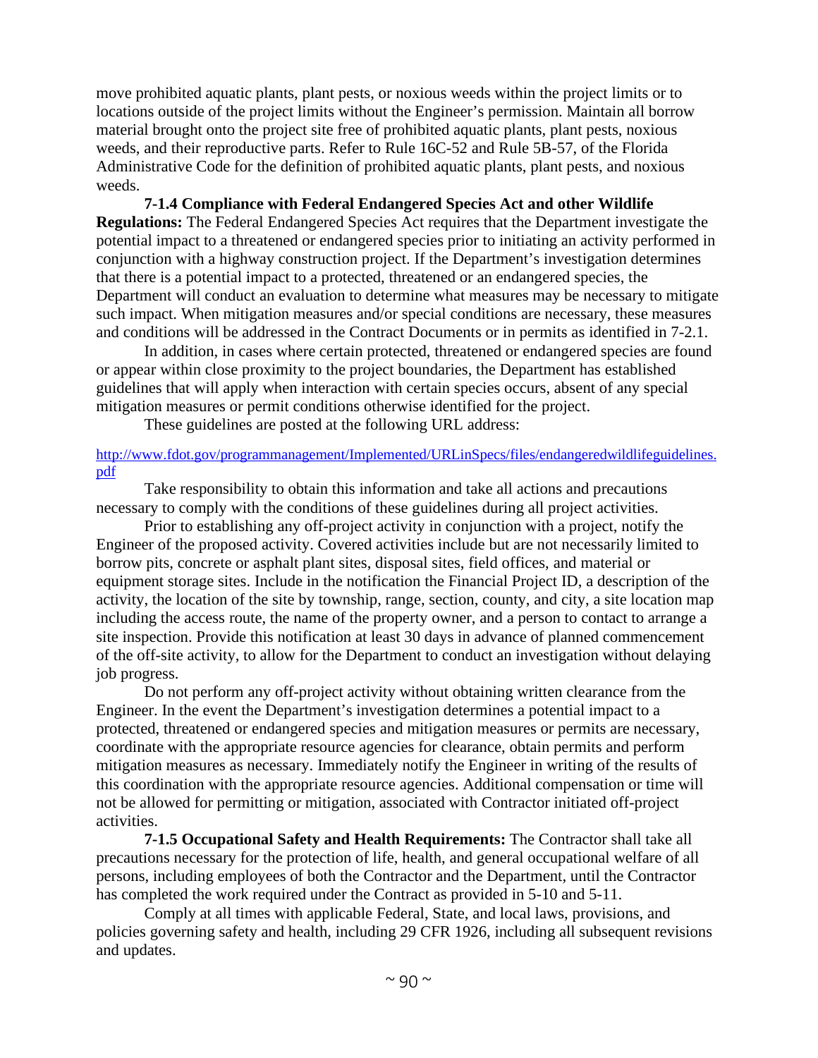move prohibited aquatic plants, plant pests, or noxious weeds within the project limits or to locations outside of the project limits without the Engineer's permission. Maintain all borrow material brought onto the project site free of prohibited aquatic plants, plant pests, noxious weeds, and their reproductive parts. Refer to Rule 16C-52 and Rule 5B-57, of the Florida Administrative Code for the definition of prohibited aquatic plants, plant pests, and noxious weeds.

**7-1.4 Compliance with Federal Endangered Species Act and other Wildlife Regulations:** The Federal Endangered Species Act requires that the Department investigate the potential impact to a threatened or endangered species prior to initiating an activity performed in conjunction with a highway construction project. If the Department's investigation determines that there is a potential impact to a protected, threatened or an endangered species, the Department will conduct an evaluation to determine what measures may be necessary to mitigate such impact. When mitigation measures and/or special conditions are necessary, these measures and conditions will be addressed in the Contract Documents or in permits as identified in 7-2.1.

In addition, in cases where certain protected, threatened or endangered species are found or appear within close proximity to the project boundaries, the Department has established guidelines that will apply when interaction with certain species occurs, absent of any special mitigation measures or permit conditions otherwise identified for the project.

These guidelines are posted at the following URL address:

http://www.fdot.gov/programmanagement/Implemented/URLinSpecs/files/endangeredwildlifeguidelines.pdf

Take responsibility to obtain this information and take all actions and precautions necessary to comply with the conditions of these guidelines during all project activities.

Prior to establishing any off-project activity in conjunction with a project, notify the Engineer of the proposed activity. Covered activities include but are not necessarily limited to borrow pits, concrete or asphalt plant sites, disposal sites, field offices, and material or equipment storage sites. Include in the notification the Financial Project ID, a description of the activity, the location of the site by township, range, section, county, and city, a site location map including the access route, the name of the property owner, and a person to contact to arrange a site inspection. Provide this notification at least 30 days in advance of planned commencement of the off-site activity, to allow for the Department to conduct an investigation without delaying job progress.

Do not perform any off-project activity without obtaining written clearance from the Engineer. In the event the Department's investigation determines a potential impact to a protected, threatened or endangered species and mitigation measures or permits are necessary, coordinate with the appropriate resource agencies for clearance, obtain permits and perform mitigation measures as necessary. Immediately notify the Engineer in writing of the results of this coordination with the appropriate resource agencies. Additional compensation or time will not be allowed for permitting or mitigation, associated with Contractor initiated off-project activities.

**7-1.5 Occupational Safety and Health Requirements:** The Contractor shall take all precautions necessary for the protection of life, health, and general occupational welfare of all persons, including employees of both the Contractor and the Department, until the Contractor has completed the work required under the Contract as provided in 5-10 and 5-11.

Comply at all times with applicable Federal, State, and local laws, provisions, and policies governing safety and health, including 29 CFR 1926, including all subsequent revisions and updates.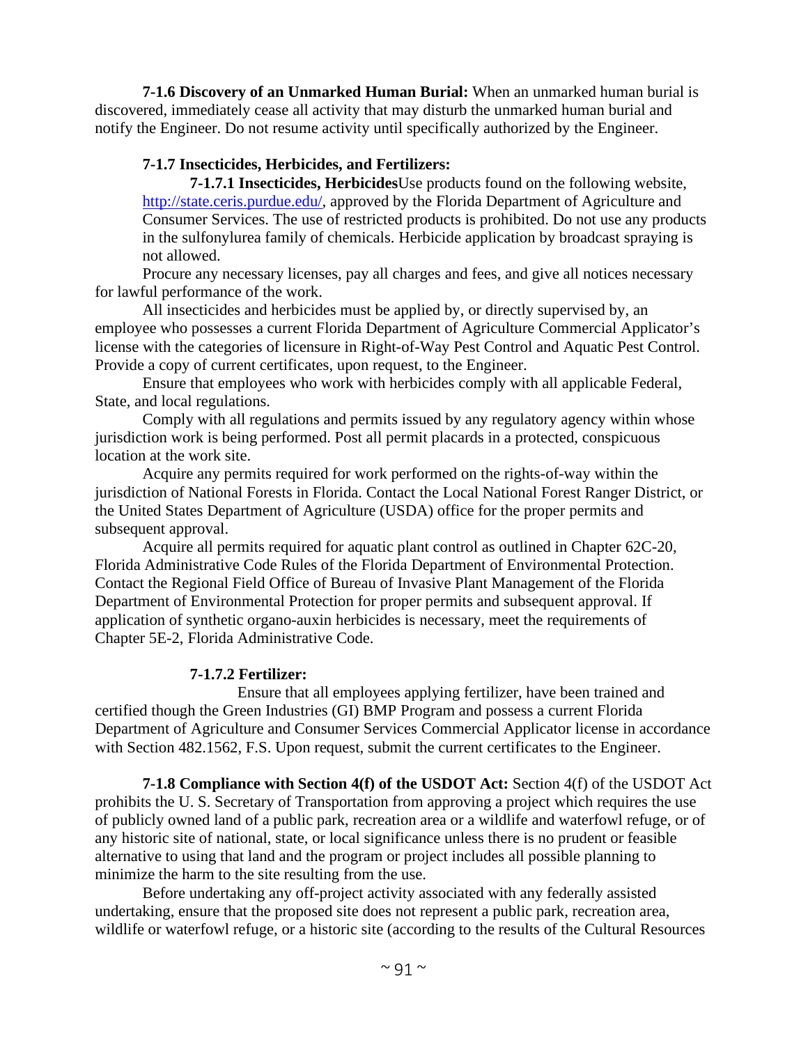**7-1.6 Discovery of an Unmarked Human Burial:** When an unmarked human burial is discovered, immediately cease all activity that may disturb the unmarked human burial and notify the Engineer. Do not resume activity until specifically authorized by the Engineer.

**7-1.7 Insecticides, Herbicides, and Fertilizers:**

**7-1.7.1 Insecticides, Herbicides**Use products found on the following website, http://state.ceris.purdue.edu/, approved by the Florida Department of Agriculture and Consumer Services. The use of restricted products is prohibited. Do not use any products in the sulfonylurea family of chemicals. Herbicide application by broadcast spraying is not allowed.

Procure any necessary licenses, pay all charges and fees, and give all notices necessary for lawful performance of the work.

All insecticides and herbicides must be applied by, or directly supervised by, an employee who possesses a current Florida Department of Agriculture Commercial Applicator's license with the categories of licensure in Right-of-Way Pest Control and Aquatic Pest Control. Provide a copy of current certificates, upon request, to the Engineer.

Ensure that employees who work with herbicides comply with all applicable Federal, State, and local regulations.

Comply with all regulations and permits issued by any regulatory agency within whose jurisdiction work is being performed. Post all permit placards in a protected, conspicuous location at the work site.

Acquire any permits required for work performed on the rights-of-way within the jurisdiction of National Forests in Florida. Contact the Local National Forest Ranger District, or the United States Department of Agriculture (USDA) office for the proper permits and subsequent approval.

Acquire all permits required for aquatic plant control as outlined in Chapter 62C-20, Florida Administrative Code Rules of the Florida Department of Environmental Protection. Contact the Regional Field Office of Bureau of Invasive Plant Management of the Florida Department of Environmental Protection for proper permits and subsequent approval. If application of synthetic organo-auxin herbicides is necessary, meet the requirements of Chapter 5E-2, Florida Administrative Code.

**7-1.7.2 Fertilizer:**

Ensure that all employees applying fertilizer, have been trained and certified though the Green Industries (GI) BMP Program and possess a current Florida Department of Agriculture and Consumer Services Commercial Applicator license in accordance with Section 482.1562, F.S. Upon request, submit the current certificates to the Engineer.

**7-1.8 Compliance with Section 4(f) of the USDOT Act:** Section 4(f) of the USDOT Act prohibits the U. S. Secretary of Transportation from approving a project which requires the use of publicly owned land of a public park, recreation area or a wildlife and waterfowl refuge, or of any historic site of national, state, or local significance unless there is no prudent or feasible alternative to using that land and the program or project includes all possible planning to minimize the harm to the site resulting from the use.

Before undertaking any off-project activity associated with any federally assisted undertaking, ensure that the proposed site does not represent a public park, recreation area, wildlife or waterfowl refuge, or a historic site (according to the results of the Cultural Resources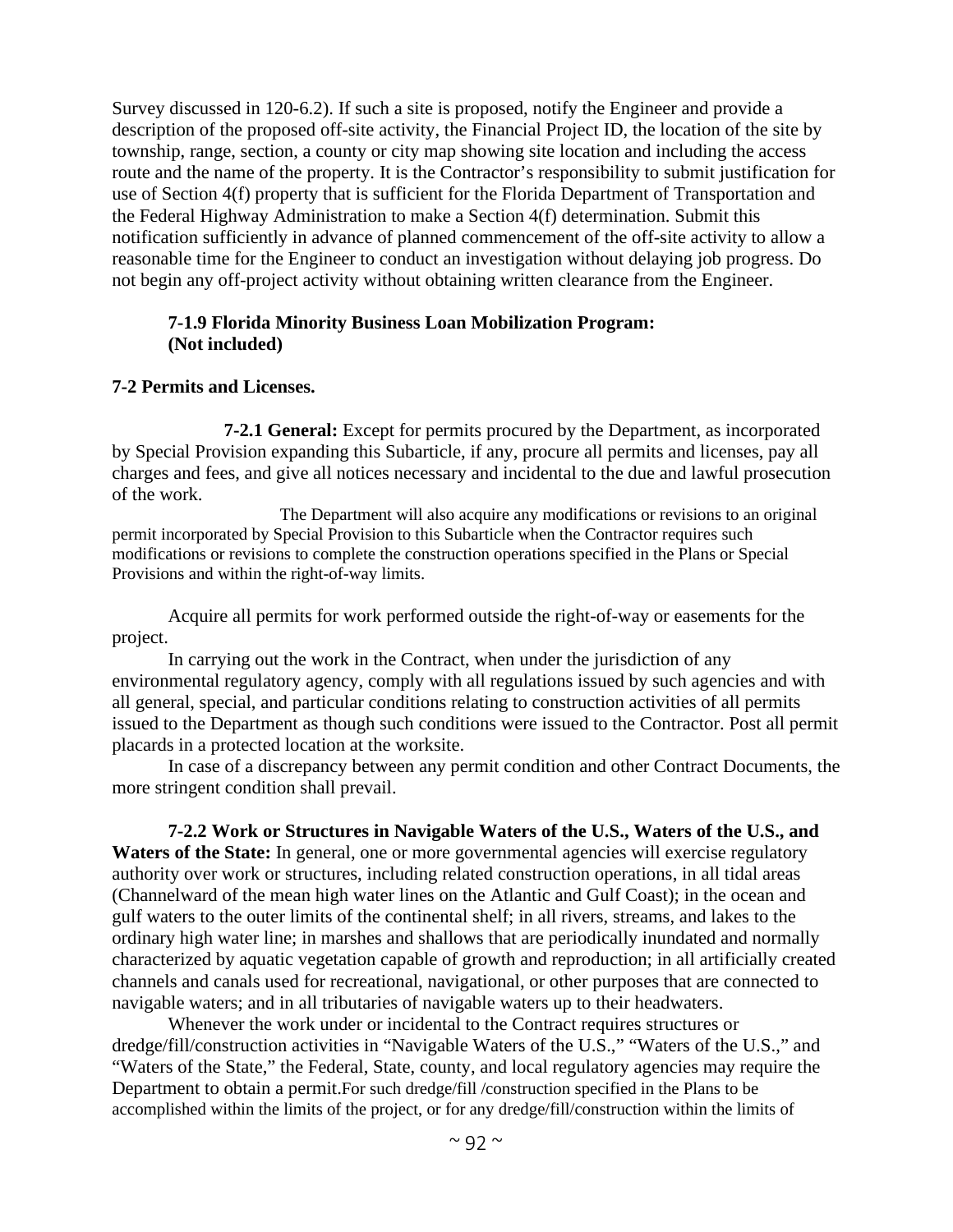Survey discussed in 120-6.2). If such a site is proposed, notify the Engineer and provide a description of the proposed off-site activity, the Financial Project ID, the location of the site by township, range, section, a county or city map showing site location and including the access route and the name of the property. It is the Contractor's responsibility to submit justification for use of Section 4(f) property that is sufficient for the Florida Department of Transportation and the Federal Highway Administration to make a Section 4(f) determination. Submit this notification sufficiently in advance of planned commencement of the off-site activity to allow a reasonable time for the Engineer to conduct an investigation without delaying job progress. Do not begin any off-project activity without obtaining written clearance from the Engineer.

**7-1.9 Florida Minority Business Loan Mobilization Program: (Not included)**

**7-2 Permits and Licenses.**

**7-2.1 General:** Except for permits procured by the Department, as incorporated by Special Provision expanding this Subarticle, if any, procure all permits and licenses, pay all charges and fees, and give all notices necessary and incidental to the due and lawful prosecution of the work.

The Department will also acquire any modifications or revisions to an original permit incorporated by Special Provision to this Subarticle when the Contractor requires such modifications or revisions to complete the construction operations specified in the Plans or Special Provisions and within the right-of-way limits.

Acquire all permits for work performed outside the right-of-way or easements for the project.

In carrying out the work in the Contract, when under the jurisdiction of any environmental regulatory agency, comply with all regulations issued by such agencies and with all general, special, and particular conditions relating to construction activities of all permits issued to the Department as though such conditions were issued to the Contractor. Post all permit placards in a protected location at the worksite.

In case of a discrepancy between any permit condition and other Contract Documents, the more stringent condition shall prevail.

**7-2.2 Work or Structures in Navigable Waters of the U.S., Waters of the U.S., and Waters of the State:** In general, one or more governmental agencies will exercise regulatory authority over work or structures, including related construction operations, in all tidal areas (Channelward of the mean high water lines on the Atlantic and Gulf Coast); in the ocean and gulf waters to the outer limits of the continental shelf; in all rivers, streams, and lakes to the ordinary high water line; in marshes and shallows that are periodically inundated and normally characterized by aquatic vegetation capable of growth and reproduction; in all artificially created channels and canals used for recreational, navigational, or other purposes that are connected to navigable waters; and in all tributaries of navigable waters up to their headwaters.

Whenever the work under or incidental to the Contract requires structures or dredge/fill/construction activities in "Navigable Waters of the U.S.," "Waters of the U.S.," and "Waters of the State," the Federal, State, county, and local regulatory agencies may require the Department to obtain a permit. For such dredge/fill /construction specified in the Plans to be accomplished within the limits of the project, or for any dredge/fill/construction within the limits of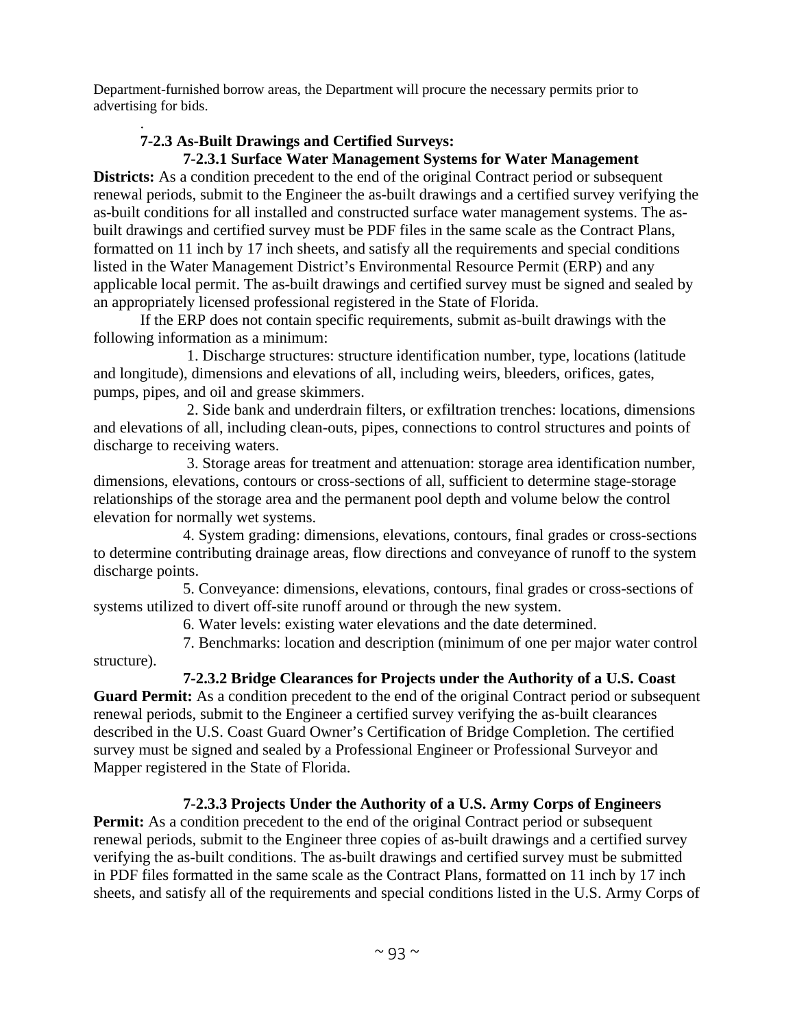Department-furnished borrow areas, the Department will procure the necessary permits prior to advertising for bids.

.

**7-2.3 As-Built Drawings and Certified Surveys:**

**7-2.3.1 Surface Water Management Systems for Water Management Districts:** As a condition precedent to the end of the original Contract period or subsequent renewal periods, submit to the Engineer the as-built drawings and a certified survey verifying the as-built conditions for all installed and constructed surface water management systems. The as-built drawings and certified survey must be PDF files in the same scale as the Contract Plans, formatted on 11 inch by 17 inch sheets, and satisfy all the requirements and special conditions listed in the Water Management District's Environmental Resource Permit (ERP) and any applicable local permit. The as-built drawings and certified survey must be signed and sealed by an appropriately licensed professional registered in the State of Florida.

If the ERP does not contain specific requirements, submit as-built drawings with the following information as a minimum:

1. Discharge structures: structure identification number, type, locations (latitude and longitude), dimensions and elevations of all, including weirs, bleeders, orifices, gates, pumps, pipes, and oil and grease skimmers.

2. Side bank and underdrain filters, or exfiltration trenches: locations, dimensions and elevations of all, including clean-outs, pipes, connections to control structures and points of discharge to receiving waters.

3. Storage areas for treatment and attenuation: storage area identification number, dimensions, elevations, contours or cross-sections of all, sufficient to determine stage-storage relationships of the storage area and the permanent pool depth and volume below the control elevation for normally wet systems.

4. System grading: dimensions, elevations, contours, final grades or cross-sections to determine contributing drainage areas, flow directions and conveyance of runoff to the system discharge points.

5. Conveyance: dimensions, elevations, contours, final grades or cross-sections of systems utilized to divert off-site runoff around or through the new system.

6. Water levels: existing water elevations and the date determined.

7. Benchmarks: location and description (minimum of one per major water control structure).

**7-2.3.2 Bridge Clearances for Projects under the Authority of a U.S. Coast Guard Permit:** As a condition precedent to the end of the original Contract period or subsequent renewal periods, submit to the Engineer a certified survey verifying the as-built clearances described in the U.S. Coast Guard Owner's Certification of Bridge Completion. The certified survey must be signed and sealed by a Professional Engineer or Professional Surveyor and Mapper registered in the State of Florida.

**7-2.3.3 Projects Under the Authority of a U.S. Army Corps of Engineers Permit:** As a condition precedent to the end of the original Contract period or subsequent renewal periods, submit to the Engineer three copies of as-built drawings and a certified survey verifying the as-built conditions. The as-built drawings and certified survey must be submitted in PDF files formatted in the same scale as the Contract Plans, formatted on 11 inch by 17 inch sheets, and satisfy all of the requirements and special conditions listed in the U.S. Army Corps of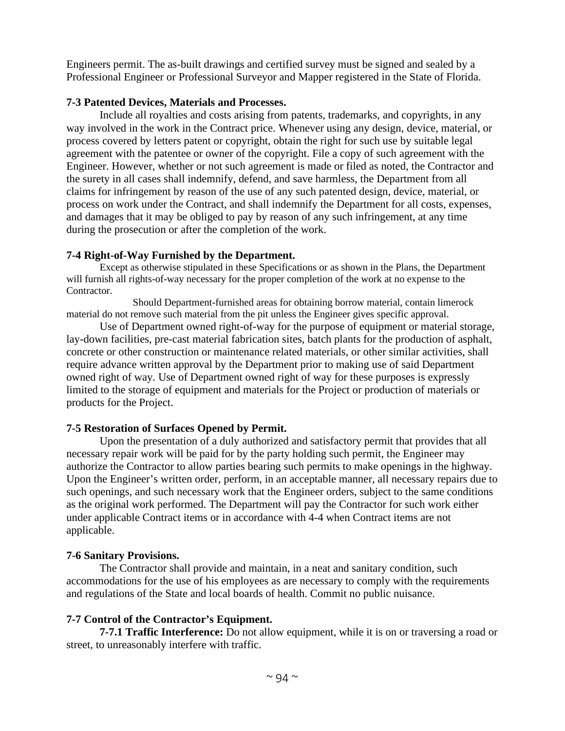Engineers permit. The as-built drawings and certified survey must be signed and sealed by a Professional Engineer or Professional Surveyor and Mapper registered in the State of Florida.

**7-3 Patented Devices, Materials and Processes.**

Include all royalties and costs arising from patents, trademarks, and copyrights, in any way involved in the work in the Contract price. Whenever using any design, device, material, or process covered by letters patent or copyright, obtain the right for such use by suitable legal agreement with the patentee or owner of the copyright. File a copy of such agreement with the Engineer. However, whether or not such agreement is made or filed as noted, the Contractor and the surety in all cases shall indemnify, defend, and save harmless, the Department from all claims for infringement by reason of the use of any such patented design, device, material, or process on work under the Contract, and shall indemnify the Department for all costs, expenses, and damages that it may be obliged to pay by reason of any such infringement, at any time during the prosecution or after the completion of the work.

**7-4 Right-of-Way Furnished by the Department.**

Except as otherwise stipulated in these Specifications or as shown in the Plans, the Department will furnish all rights-of-way necessary for the proper completion of the work at no expense to the Contractor.

Should Department-furnished areas for obtaining borrow material, contain limerock material do not remove such material from the pit unless the Engineer gives specific approval.

Use of Department owned right-of-way for the purpose of equipment or material storage, lay-down facilities, pre-cast material fabrication sites, batch plants for the production of asphalt, concrete or other construction or maintenance related materials, or other similar activities, shall require advance written approval by the Department prior to making use of said Department owned right of way. Use of Department owned right of way for these purposes is expressly limited to the storage of equipment and materials for the Project or production of materials or products for the Project.

**7-5 Restoration of Surfaces Opened by Permit.**

Upon the presentation of a duly authorized and satisfactory permit that provides that all necessary repair work will be paid for by the party holding such permit, the Engineer may authorize the Contractor to allow parties bearing such permits to make openings in the highway. Upon the Engineer's written order, perform, in an acceptable manner, all necessary repairs due to such openings, and such necessary work that the Engineer orders, subject to the same conditions as the original work performed. The Department will pay the Contractor for such work either under applicable Contract items or in accordance with 4-4 when Contract items are not applicable.

**7-6 Sanitary Provisions.**

The Contractor shall provide and maintain, in a neat and sanitary condition, such accommodations for the use of his employees as are necessary to comply with the requirements and regulations of the State and local boards of health. Commit no public nuisance.

**7-7 Control of the Contractor's Equipment.**

**7-7.1 Traffic Interference:** Do not allow equipment, while it is on or traversing a road or street, to unreasonably interfere with traffic.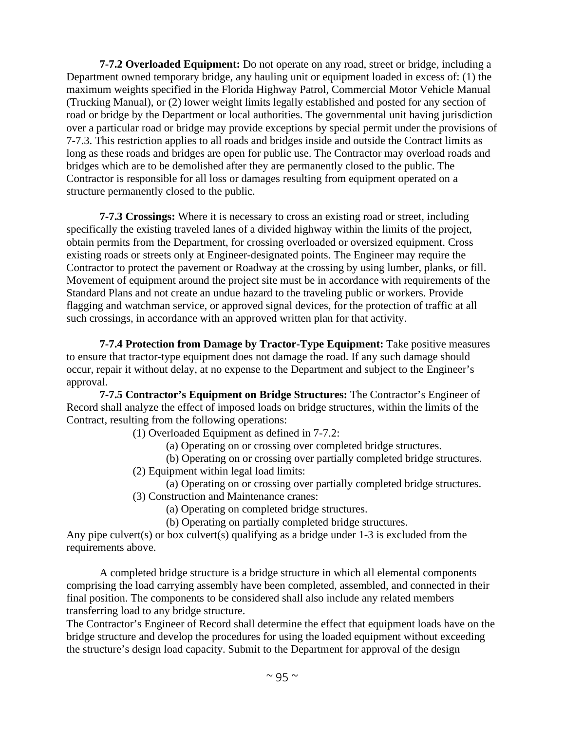**7-7.2 Overloaded Equipment:** Do not operate on any road, street or bridge, including a Department owned temporary bridge, any hauling unit or equipment loaded in excess of: (1) the maximum weights specified in the Florida Highway Patrol, Commercial Motor Vehicle Manual (Trucking Manual), or (2) lower weight limits legally established and posted for any section of road or bridge by the Department or local authorities. The governmental unit having jurisdiction over a particular road or bridge may provide exceptions by special permit under the provisions of 7-7.3. This restriction applies to all roads and bridges inside and outside the Contract limits as long as these roads and bridges are open for public use. The Contractor may overload roads and bridges which are to be demolished after they are permanently closed to the public. The Contractor is responsible for all loss or damages resulting from equipment operated on a structure permanently closed to the public.

**7-7.3 Crossings:** Where it is necessary to cross an existing road or street, including specifically the existing traveled lanes of a divided highway within the limits of the project, obtain permits from the Department, for crossing overloaded or oversized equipment. Cross existing roads or streets only at Engineer-designated points. The Engineer may require the Contractor to protect the pavement or Roadway at the crossing by using lumber, planks, or fill. Movement of equipment around the project site must be in accordance with requirements of the Standard Plans and not create an undue hazard to the traveling public or workers. Provide flagging and watchman service, or approved signal devices, for the protection of traffic at all such crossings, in accordance with an approved written plan for that activity.

**7-7.4 Protection from Damage by Tractor-Type Equipment:** Take positive measures to ensure that tractor-type equipment does not damage the road. If any such damage should occur, repair it without delay, at no expense to the Department and subject to the Engineer's approval.

**7-7.5 Contractor's Equipment on Bridge Structures:** The Contractor's Engineer of Record shall analyze the effect of imposed loads on bridge structures, within the limits of the Contract, resulting from the following operations:

(1) Overloaded Equipment as defined in 7-7.2:

(a) Operating on or crossing over completed bridge structures.

(b) Operating on or crossing over partially completed bridge structures.

(2) Equipment within legal load limits:

(a) Operating on or crossing over partially completed bridge structures.

(3) Construction and Maintenance cranes:

(a) Operating on completed bridge structures.

(b) Operating on partially completed bridge structures.

Any pipe culvert(s) or box culvert(s) qualifying as a bridge under 1-3 is excluded from the requirements above.

A completed bridge structure is a bridge structure in which all elemental components comprising the load carrying assembly have been completed, assembled, and connected in their final position. The components to be considered shall also include any related members transferring load to any bridge structure.

The Contractor's Engineer of Record shall determine the effect that equipment loads have on the bridge structure and develop the procedures for using the loaded equipment without exceeding the structure's design load capacity. Submit to the Department for approval of the design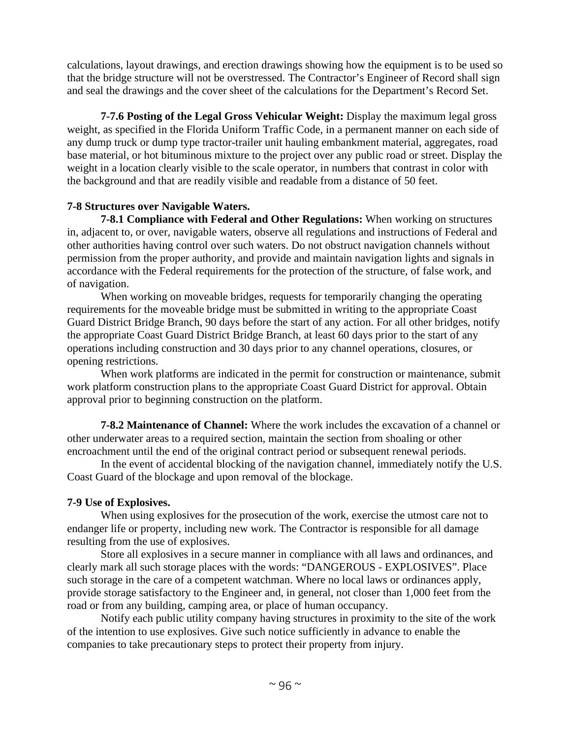calculations, layout drawings, and erection drawings showing how the equipment is to be used so that the bridge structure will not be overstressed. The Contractor's Engineer of Record shall sign and seal the drawings and the cover sheet of the calculations for the Department's Record Set.

**7-7.6 Posting of the Legal Gross Vehicular Weight:** Display the maximum legal gross weight, as specified in the Florida Uniform Traffic Code, in a permanent manner on each side of any dump truck or dump type tractor-trailer unit hauling embankment material, aggregates, road base material, or hot bituminous mixture to the project over any public road or street. Display the weight in a location clearly visible to the scale operator, in numbers that contrast in color with the background and that are readily visible and readable from a distance of 50 feet.

**7-8 Structures over Navigable Waters.**

**7-8.1 Compliance with Federal and Other Regulations:** When working on structures in, adjacent to, or over, navigable waters, observe all regulations and instructions of Federal and other authorities having control over such waters. Do not obstruct navigation channels without permission from the proper authority, and provide and maintain navigation lights and signals in accordance with the Federal requirements for the protection of the structure, of false work, and of navigation.

When working on moveable bridges, requests for temporarily changing the operating requirements for the moveable bridge must be submitted in writing to the appropriate Coast Guard District Bridge Branch, 90 days before the start of any action. For all other bridges, notify the appropriate Coast Guard District Bridge Branch, at least 60 days prior to the start of any operations including construction and 30 days prior to any channel operations, closures, or opening restrictions.

When work platforms are indicated in the permit for construction or maintenance, submit work platform construction plans to the appropriate Coast Guard District for approval. Obtain approval prior to beginning construction on the platform.

**7-8.2 Maintenance of Channel:** Where the work includes the excavation of a channel or other underwater areas to a required section, maintain the section from shoaling or other encroachment until the end of the original contract period or subsequent renewal periods.

In the event of accidental blocking of the navigation channel, immediately notify the U.S. Coast Guard of the blockage and upon removal of the blockage.

**7-9 Use of Explosives.**

When using explosives for the prosecution of the work, exercise the utmost care not to endanger life or property, including new work. The Contractor is responsible for all damage resulting from the use of explosives.

Store all explosives in a secure manner in compliance with all laws and ordinances, and clearly mark all such storage places with the words: "DANGEROUS - EXPLOSIVES". Place such storage in the care of a competent watchman. Where no local laws or ordinances apply, provide storage satisfactory to the Engineer and, in general, not closer than 1,000 feet from the road or from any building, camping area, or place of human occupancy.

Notify each public utility company having structures in proximity to the site of the work of the intention to use explosives. Give such notice sufficiently in advance to enable the companies to take precautionary steps to protect their property from injury.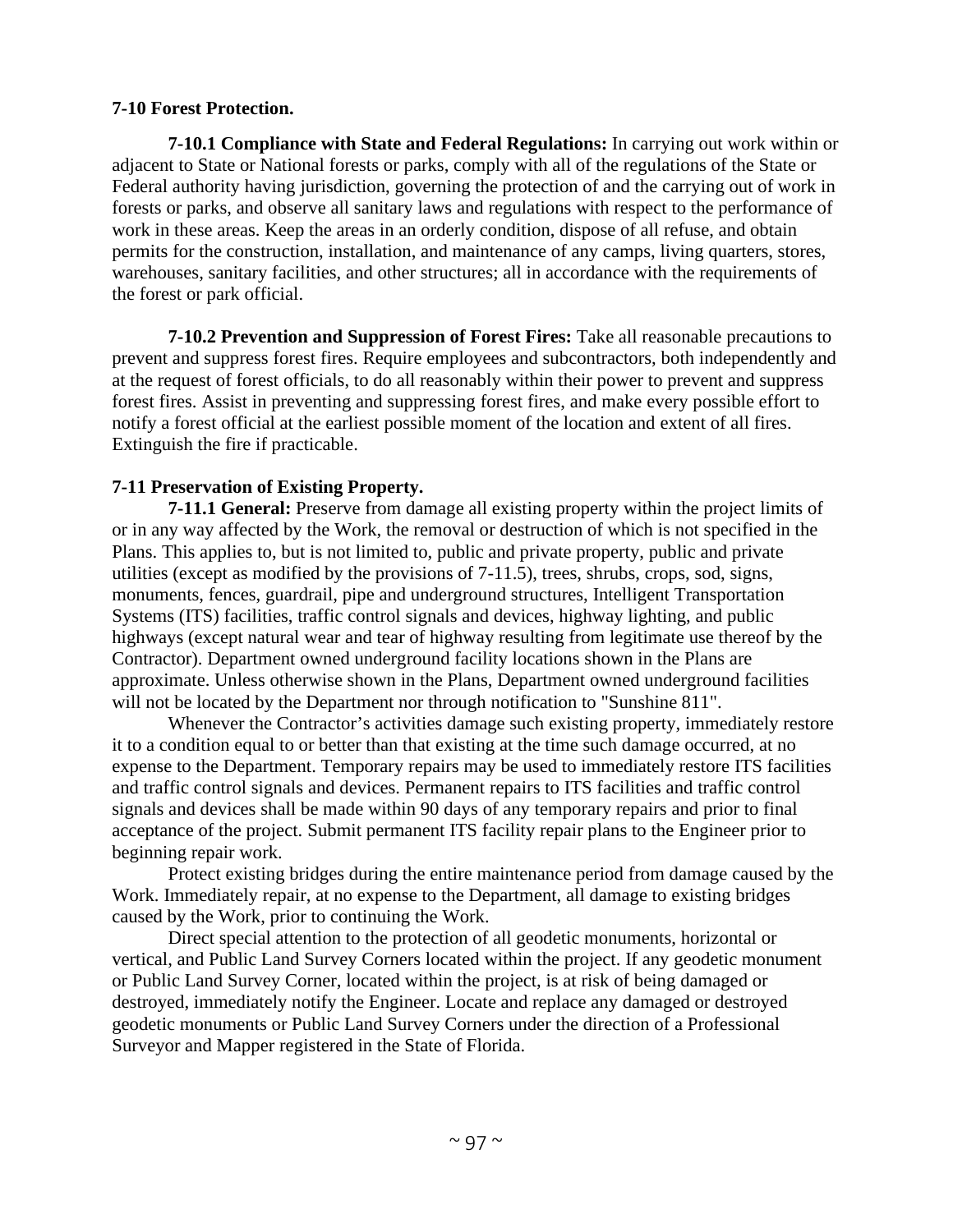**7-10 Forest Protection.**

**7-10.1 Compliance with State and Federal Regulations:** In carrying out work within or adjacent to State or National forests or parks, comply with all of the regulations of the State or Federal authority having jurisdiction, governing the protection of and the carrying out of work in forests or parks, and observe all sanitary laws and regulations with respect to the performance of work in these areas. Keep the areas in an orderly condition, dispose of all refuse, and obtain permits for the construction, installation, and maintenance of any camps, living quarters, stores, warehouses, sanitary facilities, and other structures; all in accordance with the requirements of the forest or park official.

**7-10.2 Prevention and Suppression of Forest Fires:** Take all reasonable precautions to prevent and suppress forest fires. Require employees and subcontractors, both independently and at the request of forest officials, to do all reasonably within their power to prevent and suppress forest fires. Assist in preventing and suppressing forest fires, and make every possible effort to notify a forest official at the earliest possible moment of the location and extent of all fires. Extinguish the fire if practicable.

**7-11 Preservation of Existing Property.**

**7-11.1 General:** Preserve from damage all existing property within the project limits of or in any way affected by the Work, the removal or destruction of which is not specified in the Plans. This applies to, but is not limited to, public and private property, public and private utilities (except as modified by the provisions of 7-11.5), trees, shrubs, crops, sod, signs, monuments, fences, guardrail, pipe and underground structures, Intelligent Transportation Systems (ITS) facilities, traffic control signals and devices, highway lighting, and public highways (except natural wear and tear of highway resulting from legitimate use thereof by the Contractor). Department owned underground facility locations shown in the Plans are approximate. Unless otherwise shown in the Plans, Department owned underground facilities will not be located by the Department nor through notification to "Sunshine 811".

Whenever the Contractor's activities damage such existing property, immediately restore it to a condition equal to or better than that existing at the time such damage occurred, at no expense to the Department. Temporary repairs may be used to immediately restore ITS facilities and traffic control signals and devices. Permanent repairs to ITS facilities and traffic control signals and devices shall be made within 90 days of any temporary repairs and prior to final acceptance of the project. Submit permanent ITS facility repair plans to the Engineer prior to beginning repair work.

Protect existing bridges during the entire maintenance period from damage caused by the Work. Immediately repair, at no expense to the Department, all damage to existing bridges caused by the Work, prior to continuing the Work.

Direct special attention to the protection of all geodetic monuments, horizontal or vertical, and Public Land Survey Corners located within the project. If any geodetic monument or Public Land Survey Corner, located within the project, is at risk of being damaged or destroyed, immediately notify the Engineer. Locate and replace any damaged or destroyed geodetic monuments or Public Land Survey Corners under the direction of a Professional Surveyor and Mapper registered in the State of Florida.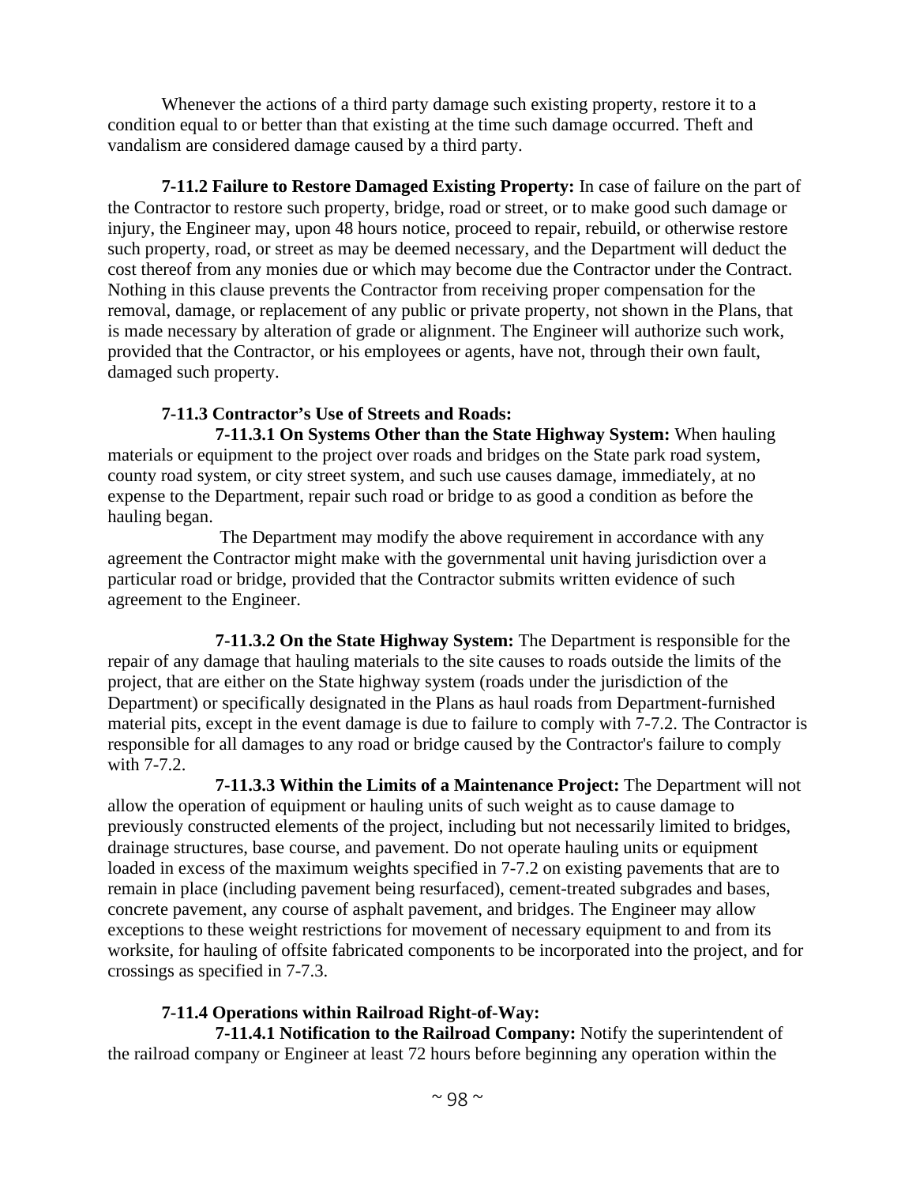Whenever the actions of a third party damage such existing property, restore it to a condition equal to or better than that existing at the time such damage occurred. Theft and vandalism are considered damage caused by a third party.

**7-11.2 Failure to Restore Damaged Existing Property:** In case of failure on the part of the Contractor to restore such property, bridge, road or street, or to make good such damage or injury, the Engineer may, upon 48 hours notice, proceed to repair, rebuild, or otherwise restore such property, road, or street as may be deemed necessary, and the Department will deduct the cost thereof from any monies due or which may become due the Contractor under the Contract. Nothing in this clause prevents the Contractor from receiving proper compensation for the removal, damage, or replacement of any public or private property, not shown in the Plans, that is made necessary by alteration of grade or alignment. The Engineer will authorize such work, provided that the Contractor, or his employees or agents, have not, through their own fault, damaged such property.

**7-11.3 Contractor's Use of Streets and Roads:**

**7-11.3.1 On Systems Other than the State Highway System:** When hauling materials or equipment to the project over roads and bridges on the State park road system, county road system, or city street system, and such use causes damage, immediately, at no expense to the Department, repair such road or bridge to as good a condition as before the hauling began.

The Department may modify the above requirement in accordance with any agreement the Contractor might make with the governmental unit having jurisdiction over a particular road or bridge, provided that the Contractor submits written evidence of such agreement to the Engineer.

**7-11.3.2 On the State Highway System:** The Department is responsible for the repair of any damage that hauling materials to the site causes to roads outside the limits of the project, that are either on the State highway system (roads under the jurisdiction of the Department) or specifically designated in the Plans as haul roads from Department-furnished material pits, except in the event damage is due to failure to comply with 7-7.2. The Contractor is responsible for all damages to any road or bridge caused by the Contractor's failure to comply with 7-7.2.

**7-11.3.3 Within the Limits of a Maintenance Project:** The Department will not allow the operation of equipment or hauling units of such weight as to cause damage to previously constructed elements of the project, including but not necessarily limited to bridges, drainage structures, base course, and pavement. Do not operate hauling units or equipment loaded in excess of the maximum weights specified in 7-7.2 on existing pavements that are to remain in place (including pavement being resurfaced), cement-treated subgrades and bases, concrete pavement, any course of asphalt pavement, and bridges. The Engineer may allow exceptions to these weight restrictions for movement of necessary equipment to and from its worksite, for hauling of offsite fabricated components to be incorporated into the project, and for crossings as specified in 7-7.3.

**7-11.4 Operations within Railroad Right-of-Way:**

**7-11.4.1 Notification to the Railroad Company:** Notify the superintendent of the railroad company or Engineer at least 72 hours before beginning any operation within the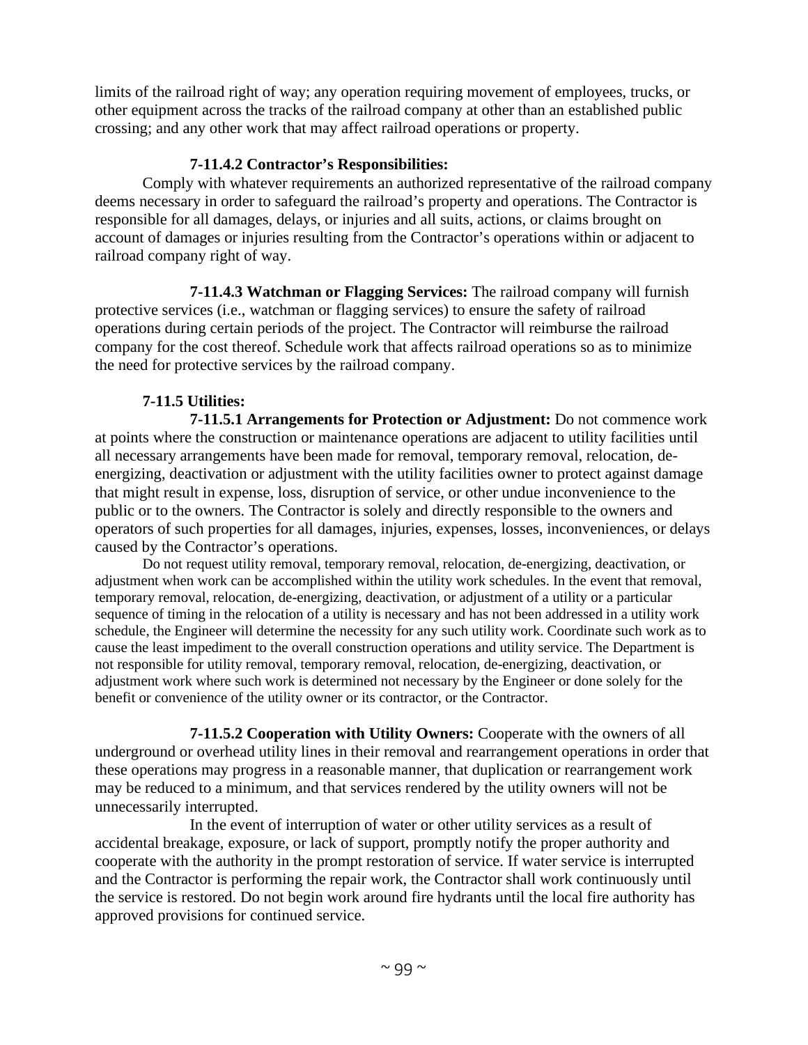limits of the railroad right of way; any operation requiring movement of employees, trucks, or other equipment across the tracks of the railroad company at other than an established public crossing; and any other work that may affect railroad operations or property.

**7-11.4.2 Contractor's Responsibilities:**

Comply with whatever requirements an authorized representative of the railroad company deems necessary in order to safeguard the railroad's property and operations. The Contractor is responsible for all damages, delays, or injuries and all suits, actions, or claims brought on account of damages or injuries resulting from the Contractor's operations within or adjacent to railroad company right of way.

**7-11.4.3 Watchman or Flagging Services:** The railroad company will furnish protective services (i.e., watchman or flagging services) to ensure the safety of railroad operations during certain periods of the project. The Contractor will reimburse the railroad company for the cost thereof. Schedule work that affects railroad operations so as to minimize the need for protective services by the railroad company.

**7-11.5 Utilities:**

**7-11.5.1 Arrangements for Protection or Adjustment:** Do not commence work at points where the construction or maintenance operations are adjacent to utility facilities until all necessary arrangements have been made for removal, temporary removal, relocation, de-energizing, deactivation or adjustment with the utility facilities owner to protect against damage that might result in expense, loss, disruption of service, or other undue inconvenience to the public or to the owners. The Contractor is solely and directly responsible to the owners and operators of such properties for all damages, injuries, expenses, losses, inconveniences, or delays caused by the Contractor's operations.

Do not request utility removal, temporary removal, relocation, de-energizing, deactivation, or adjustment when work can be accomplished within the utility work schedules. In the event that removal, temporary removal, relocation, de-energizing, deactivation, or adjustment of a utility or a particular sequence of timing in the relocation of a utility is necessary and has not been addressed in a utility work schedule, the Engineer will determine the necessity for any such utility work. Coordinate such work as to cause the least impediment to the overall construction operations and utility service. The Department is not responsible for utility removal, temporary removal, relocation, de-energizing, deactivation, or adjustment work where such work is determined not necessary by the Engineer or done solely for the benefit or convenience of the utility owner or its contractor, or the Contractor.

**7-11.5.2 Cooperation with Utility Owners:** Cooperate with the owners of all underground or overhead utility lines in their removal and rearrangement operations in order that these operations may progress in a reasonable manner, that duplication or rearrangement work may be reduced to a minimum, and that services rendered by the utility owners will not be unnecessarily interrupted.

In the event of interruption of water or other utility services as a result of accidental breakage, exposure, or lack of support, promptly notify the proper authority and cooperate with the authority in the prompt restoration of service. If water service is interrupted and the Contractor is performing the repair work, the Contractor shall work continuously until the service is restored. Do not begin work around fire hydrants until the local fire authority has approved provisions for continued service.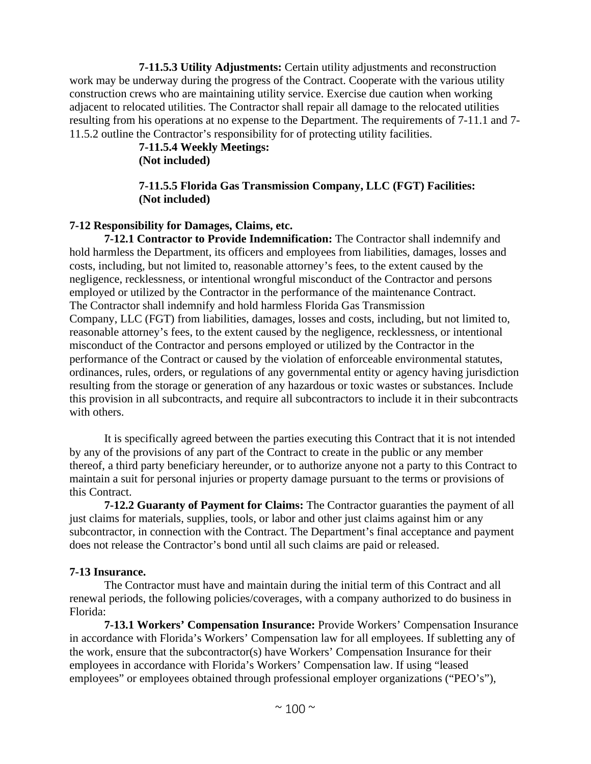**7-11.5.3 Utility Adjustments:** Certain utility adjustments and reconstruction work may be underway during the progress of the Contract. Cooperate with the various utility construction crews who are maintaining utility service. Exercise due caution when working adjacent to relocated utilities. The Contractor shall repair all damage to the relocated utilities resulting from his operations at no expense to the Department. The requirements of 7-11.1 and 7-11.5.2 outline the Contractor's responsibility for of protecting utility facilities.

**7-11.5.4 Weekly Meetings:**
**(Not included)**

**7-11.5.5 Florida Gas Transmission Company, LLC (FGT) Facilities:**
**(Not included)**

## 7-12 Responsibility for Damages, Claims, etc.

**7-12.1 Contractor to Provide Indemnification:** The Contractor shall indemnify and hold harmless the Department, its officers and employees from liabilities, damages, losses and costs, including, but not limited to, reasonable attorney's fees, to the extent caused by the negligence, recklessness, or intentional wrongful misconduct of the Contractor and persons employed or utilized by the Contractor in the performance of the maintenance Contract. The Contractor shall indemnify and hold harmless Florida Gas Transmission Company, LLC (FGT) from liabilities, damages, losses and costs, including, but not limited to, reasonable attorney's fees, to the extent caused by the negligence, recklessness, or intentional misconduct of the Contractor and persons employed or utilized by the Contractor in the performance of the Contract or caused by the violation of enforceable environmental statutes, ordinances, rules, orders, or regulations of any governmental entity or agency having jurisdiction resulting from the storage or generation of any hazardous or toxic wastes or substances. Include this provision in all subcontracts, and require all subcontractors to include it in their subcontracts with others.

It is specifically agreed between the parties executing this Contract that it is not intended by any of the provisions of any part of the Contract to create in the public or any member thereof, a third party beneficiary hereunder, or to authorize anyone not a party to this Contract to maintain a suit for personal injuries or property damage pursuant to the terms or provisions of this Contract.

**7-12.2 Guaranty of Payment for Claims:** The Contractor guaranties the payment of all just claims for materials, supplies, tools, or labor and other just claims against him or any subcontractor, in connection with the Contract. The Department's final acceptance and payment does not release the Contractor's bond until all such claims are paid or released.

## 7-13 Insurance.

The Contractor must have and maintain during the initial term of this Contract and all renewal periods, the following policies/coverages, with a company authorized to do business in Florida:

**7-13.1 Workers' Compensation Insurance:** Provide Workers' Compensation Insurance in accordance with Florida's Workers' Compensation law for all employees. If subletting any of the work, ensure that the subcontractor(s) have Workers' Compensation Insurance for their employees in accordance with Florida's Workers' Compensation law. If using "leased employees" or employees obtained through professional employer organizations ("PEO's"),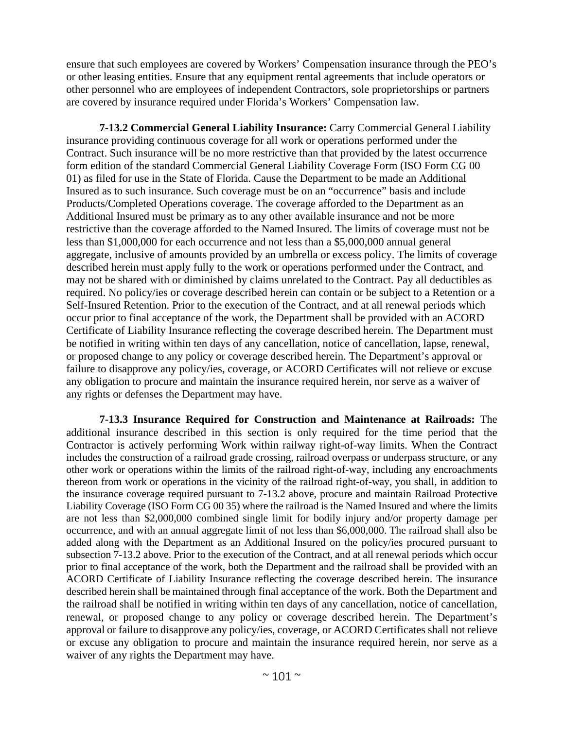ensure that such employees are covered by Workers' Compensation insurance through the PEO's or other leasing entities. Ensure that any equipment rental agreements that include operators or other personnel who are employees of independent Contractors, sole proprietorships or partners are covered by insurance required under Florida's Workers' Compensation law.

**7-13.2 Commercial General Liability Insurance:** Carry Commercial General Liability insurance providing continuous coverage for all work or operations performed under the Contract. Such insurance will be no more restrictive than that provided by the latest occurrence form edition of the standard Commercial General Liability Coverage Form (ISO Form CG 00 01) as filed for use in the State of Florida. Cause the Department to be made an Additional Insured as to such insurance. Such coverage must be on an "occurrence" basis and include Products/Completed Operations coverage. The coverage afforded to the Department as an Additional Insured must be primary as to any other available insurance and not be more restrictive than the coverage afforded to the Named Insured. The limits of coverage must not be less than $1,000,000 for each occurrence and not less than a $5,000,000 annual general aggregate, inclusive of amounts provided by an umbrella or excess policy. The limits of coverage described herein must apply fully to the work or operations performed under the Contract, and may not be shared with or diminished by claims unrelated to the Contract. Pay all deductibles as required. No policy/ies or coverage described herein can contain or be subject to a Retention or a Self-Insured Retention. Prior to the execution of the Contract, and at all renewal periods which occur prior to final acceptance of the work, the Department shall be provided with an ACORD Certificate of Liability Insurance reflecting the coverage described herein. The Department must be notified in writing within ten days of any cancellation, notice of cancellation, lapse, renewal, or proposed change to any policy or coverage described herein. The Department's approval or failure to disapprove any policy/ies, coverage, or ACORD Certificates will not relieve or excuse any obligation to procure and maintain the insurance required herein, nor serve as a waiver of any rights or defenses the Department may have.

**7-13.3 Insurance Required for Construction and Maintenance at Railroads:** The additional insurance described in this section is only required for the time period that the Contractor is actively performing Work within railway right-of-way limits. When the Contract includes the construction of a railroad grade crossing, railroad overpass or underpass structure, or any other work or operations within the limits of the railroad right-of-way, including any encroachments thereon from work or operations in the vicinity of the railroad right-of-way, you shall, in addition to the insurance coverage required pursuant to 7-13.2 above, procure and maintain Railroad Protective Liability Coverage (ISO Form CG 00 35) where the railroad is the Named Insured and where the limits are not less than $2,000,000 combined single limit for bodily injury and/or property damage per occurrence, and with an annual aggregate limit of not less than $6,000,000. The railroad shall also be added along with the Department as an Additional Insured on the policy/ies procured pursuant to subsection 7-13.2 above. Prior to the execution of the Contract, and at all renewal periods which occur prior to final acceptance of the work, both the Department and the railroad shall be provided with an ACORD Certificate of Liability Insurance reflecting the coverage described herein. The insurance described herein shall be maintained through final acceptance of the work. Both the Department and the railroad shall be notified in writing within ten days of any cancellation, notice of cancellation, renewal, or proposed change to any policy or coverage described herein. The Department's approval or failure to disapprove any policy/ies, coverage, or ACORD Certificates shall not relieve or excuse any obligation to procure and maintain the insurance required herein, nor serve as a waiver of any rights the Department may have.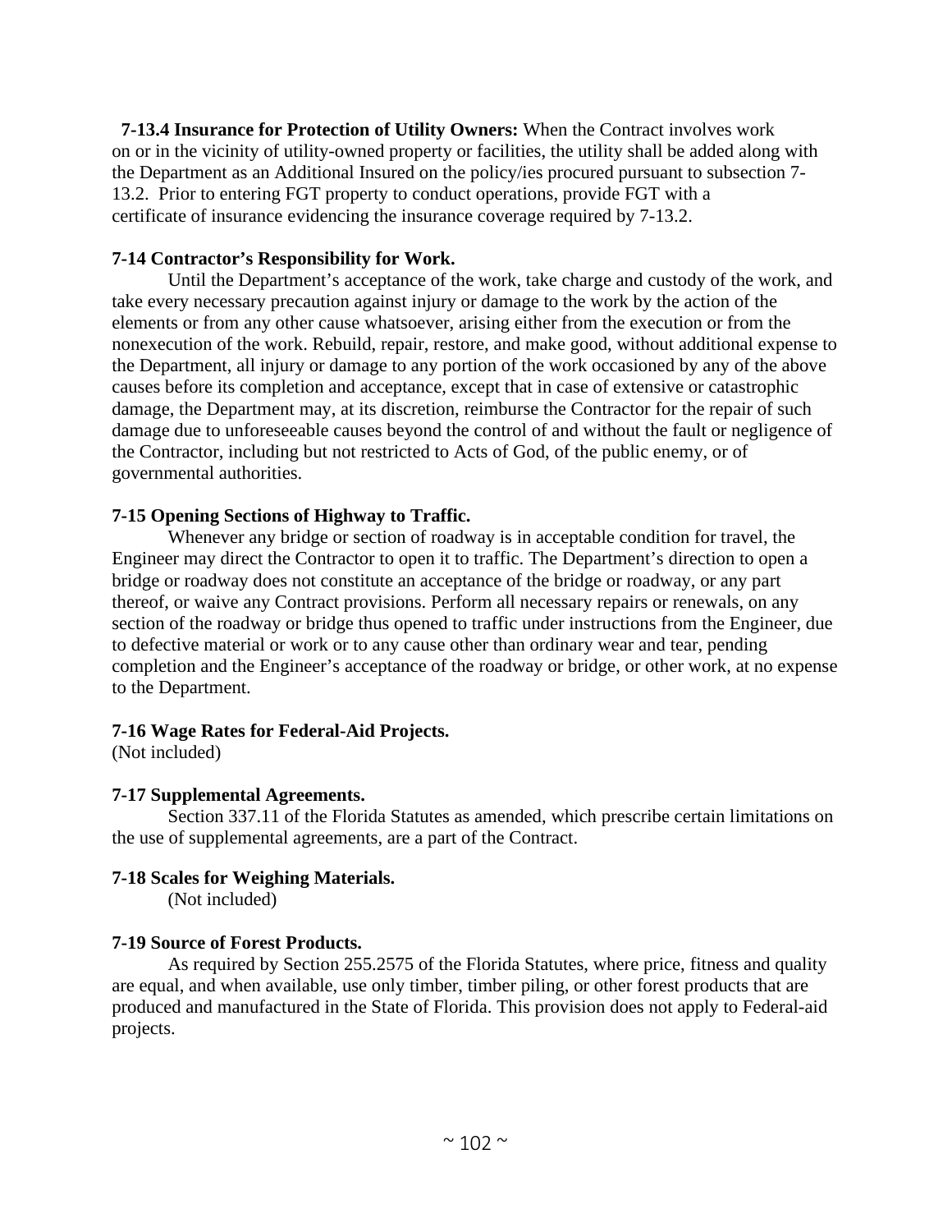**7-13.4 Insurance for Protection of Utility Owners:** When the Contract involves work on or in the vicinity of utility-owned property or facilities, the utility shall be added along with the Department as an Additional Insured on the policy/ies procured pursuant to subsection 7-13.2. Prior to entering FGT property to conduct operations, provide FGT with a certificate of insurance evidencing the insurance coverage required by 7-13.2.

**7-14 Contractor's Responsibility for Work.**

Until the Department's acceptance of the work, take charge and custody of the work, and take every necessary precaution against injury or damage to the work by the action of the elements or from any other cause whatsoever, arising either from the execution or from the nonexecution of the work. Rebuild, repair, restore, and make good, without additional expense to the Department, all injury or damage to any portion of the work occasioned by any of the above causes before its completion and acceptance, except that in case of extensive or catastrophic damage, the Department may, at its discretion, reimburse the Contractor for the repair of such damage due to unforeseeable causes beyond the control of and without the fault or negligence of the Contractor, including but not restricted to Acts of God, of the public enemy, or of governmental authorities.

**7-15 Opening Sections of Highway to Traffic.**

Whenever any bridge or section of roadway is in acceptable condition for travel, the Engineer may direct the Contractor to open it to traffic. The Department's direction to open a bridge or roadway does not constitute an acceptance of the bridge or roadway, or any part thereof, or waive any Contract provisions. Perform all necessary repairs or renewals, on any section of the roadway or bridge thus opened to traffic under instructions from the Engineer, due to defective material or work or to any cause other than ordinary wear and tear, pending completion and the Engineer's acceptance of the roadway or bridge, or other work, at no expense to the Department.

**7-16 Wage Rates for Federal-Aid Projects.**

(Not included)

**7-17 Supplemental Agreements.**

Section 337.11 of the Florida Statutes as amended, which prescribe certain limitations on the use of supplemental agreements, are a part of the Contract.

**7-18 Scales for Weighing Materials.**

(Not included)

**7-19 Source of Forest Products.**

As required by Section 255.2575 of the Florida Statutes, where price, fitness and quality are equal, and when available, use only timber, timber piling, or other forest products that are produced and manufactured in the State of Florida. This provision does not apply to Federal-aid projects.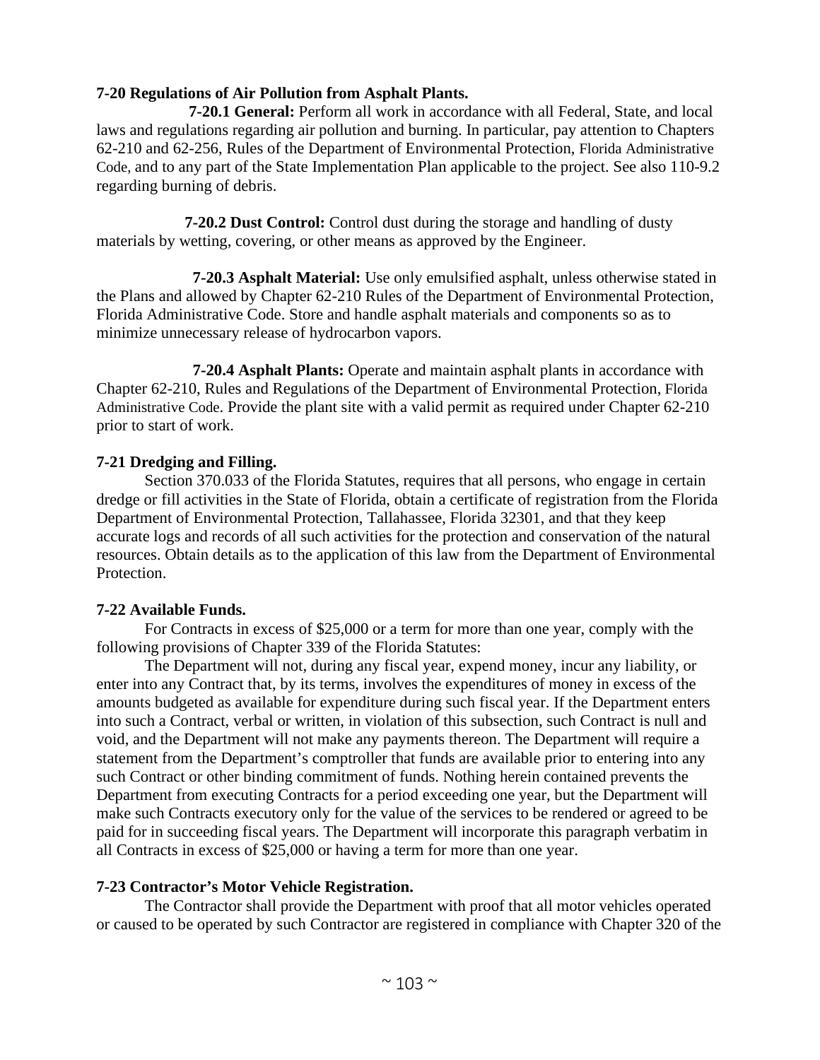**7-20 Regulations of Air Pollution from Asphalt Plants.**

**7-20.1 General:** Perform all work in accordance with all Federal, State, and local laws and regulations regarding air pollution and burning. In particular, pay attention to Chapters 62-210 and 62-256, Rules of the Department of Environmental Protection, Florida Administrative Code, and to any part of the State Implementation Plan applicable to the project. See also 110-9.2 regarding burning of debris.

**7-20.2 Dust Control:** Control dust during the storage and handling of dusty materials by wetting, covering, or other means as approved by the Engineer.

**7-20.3 Asphalt Material:** Use only emulsified asphalt, unless otherwise stated in the Plans and allowed by Chapter 62-210 Rules of the Department of Environmental Protection, Florida Administrative Code. Store and handle asphalt materials and components so as to minimize unnecessary release of hydrocarbon vapors.

**7-20.4 Asphalt Plants:** Operate and maintain asphalt plants in accordance with Chapter 62-210, Rules and Regulations of the Department of Environmental Protection, Florida Administrative Code. Provide the plant site with a valid permit as required under Chapter 62-210 prior to start of work.

**7-21 Dredging and Filling.**

Section 370.033 of the Florida Statutes, requires that all persons, who engage in certain dredge or fill activities in the State of Florida, obtain a certificate of registration from the Florida Department of Environmental Protection, Tallahassee, Florida 32301, and that they keep accurate logs and records of all such activities for the protection and conservation of the natural resources. Obtain details as to the application of this law from the Department of Environmental Protection.

**7-22 Available Funds.**

For Contracts in excess of $25,000 or a term for more than one year, comply with the following provisions of Chapter 339 of the Florida Statutes:

The Department will not, during any fiscal year, expend money, incur any liability, or enter into any Contract that, by its terms, involves the expenditures of money in excess of the amounts budgeted as available for expenditure during such fiscal year. If the Department enters into such a Contract, verbal or written, in violation of this subsection, such Contract is null and void, and the Department will not make any payments thereon. The Department will require a statement from the Department's comptroller that funds are available prior to entering into any such Contract or other binding commitment of funds. Nothing herein contained prevents the Department from executing Contracts for a period exceeding one year, but the Department will make such Contracts executory only for the value of the services to be rendered or agreed to be paid for in succeeding fiscal years. The Department will incorporate this paragraph verbatim in all Contracts in excess of $25,000 or having a term for more than one year.

**7-23 Contractor's Motor Vehicle Registration.**

The Contractor shall provide the Department with proof that all motor vehicles operated or caused to be operated by such Contractor are registered in compliance with Chapter 320 of the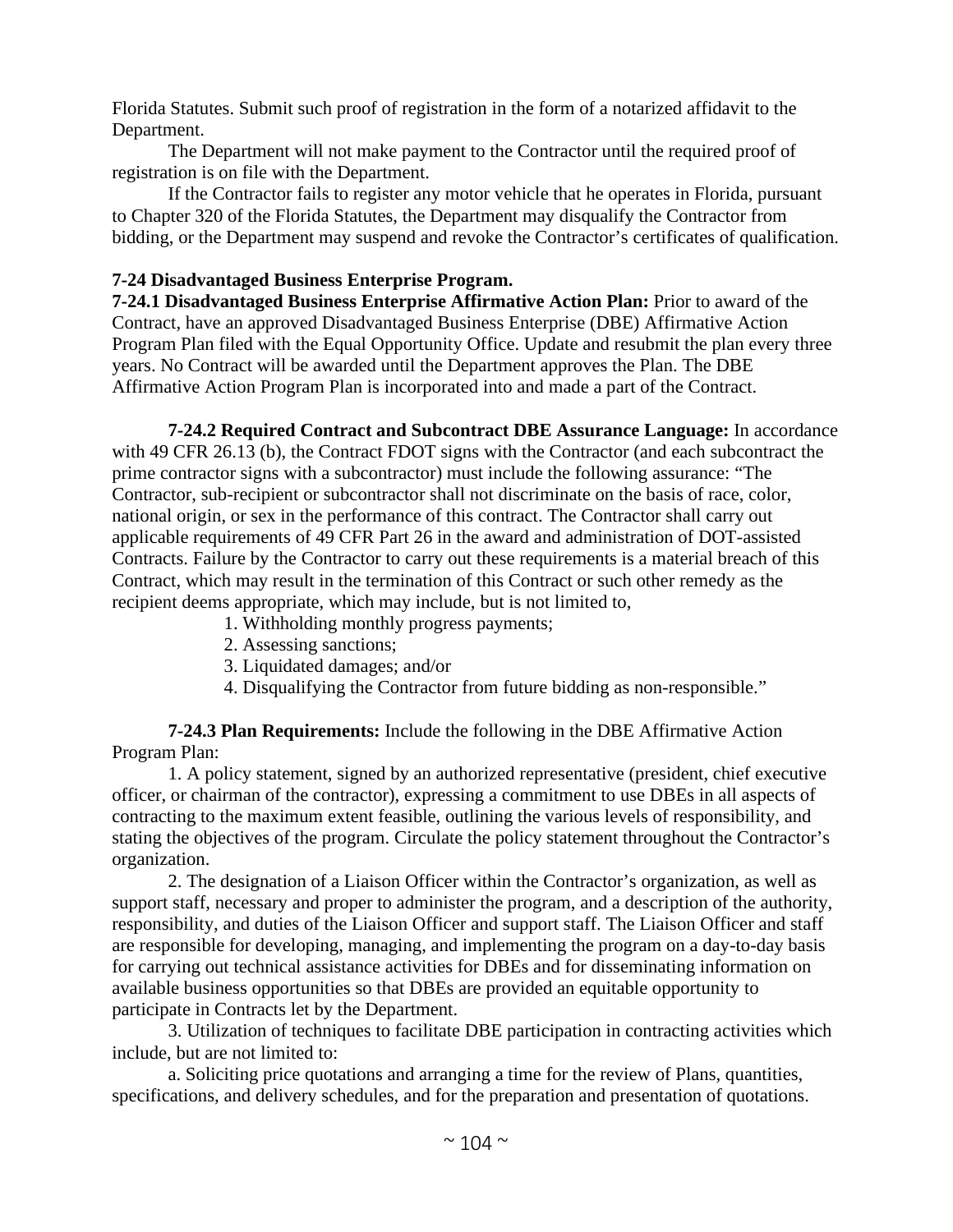Florida Statutes. Submit such proof of registration in the form of a notarized affidavit to the Department.

The Department will not make payment to the Contractor until the required proof of registration is on file with the Department.

If the Contractor fails to register any motor vehicle that he operates in Florida, pursuant to Chapter 320 of the Florida Statutes, the Department may disqualify the Contractor from bidding, or the Department may suspend and revoke the Contractor's certificates of qualification.

**7-24 Disadvantaged Business Enterprise Program.**

**7-24.1 Disadvantaged Business Enterprise Affirmative Action Plan:** Prior to award of the Contract, have an approved Disadvantaged Business Enterprise (DBE) Affirmative Action Program Plan filed with the Equal Opportunity Office. Update and resubmit the plan every three years. No Contract will be awarded until the Department approves the Plan. The DBE Affirmative Action Program Plan is incorporated into and made a part of the Contract.

**7-24.2 Required Contract and Subcontract DBE Assurance Language:** In accordance with 49 CFR 26.13 (b), the Contract FDOT signs with the Contractor (and each subcontract the prime contractor signs with a subcontractor) must include the following assurance: "The Contractor, sub-recipient or subcontractor shall not discriminate on the basis of race, color, national origin, or sex in the performance of this contract. The Contractor shall carry out applicable requirements of 49 CFR Part 26 in the award and administration of DOT-assisted Contracts. Failure by the Contractor to carry out these requirements is a material breach of this Contract, which may result in the termination of this Contract or such other remedy as the recipient deems appropriate, which may include, but is not limited to,

1. Withholding monthly progress payments;
2. Assessing sanctions;
3. Liquidated damages; and/or
4. Disqualifying the Contractor from future bidding as non-responsible."

**7-24.3 Plan Requirements:** Include the following in the DBE Affirmative Action Program Plan:

1. A policy statement, signed by an authorized representative (president, chief executive officer, or chairman of the contractor), expressing a commitment to use DBEs in all aspects of contracting to the maximum extent feasible, outlining the various levels of responsibility, and stating the objectives of the program. Circulate the policy statement throughout the Contractor's organization.

2. The designation of a Liaison Officer within the Contractor's organization, as well as support staff, necessary and proper to administer the program, and a description of the authority, responsibility, and duties of the Liaison Officer and support staff. The Liaison Officer and staff are responsible for developing, managing, and implementing the program on a day-to-day basis for carrying out technical assistance activities for DBEs and for disseminating information on available business opportunities so that DBEs are provided an equitable opportunity to participate in Contracts let by the Department.

3. Utilization of techniques to facilitate DBE participation in contracting activities which include, but are not limited to:

a. Soliciting price quotations and arranging a time for the review of Plans, quantities, specifications, and delivery schedules, and for the preparation and presentation of quotations.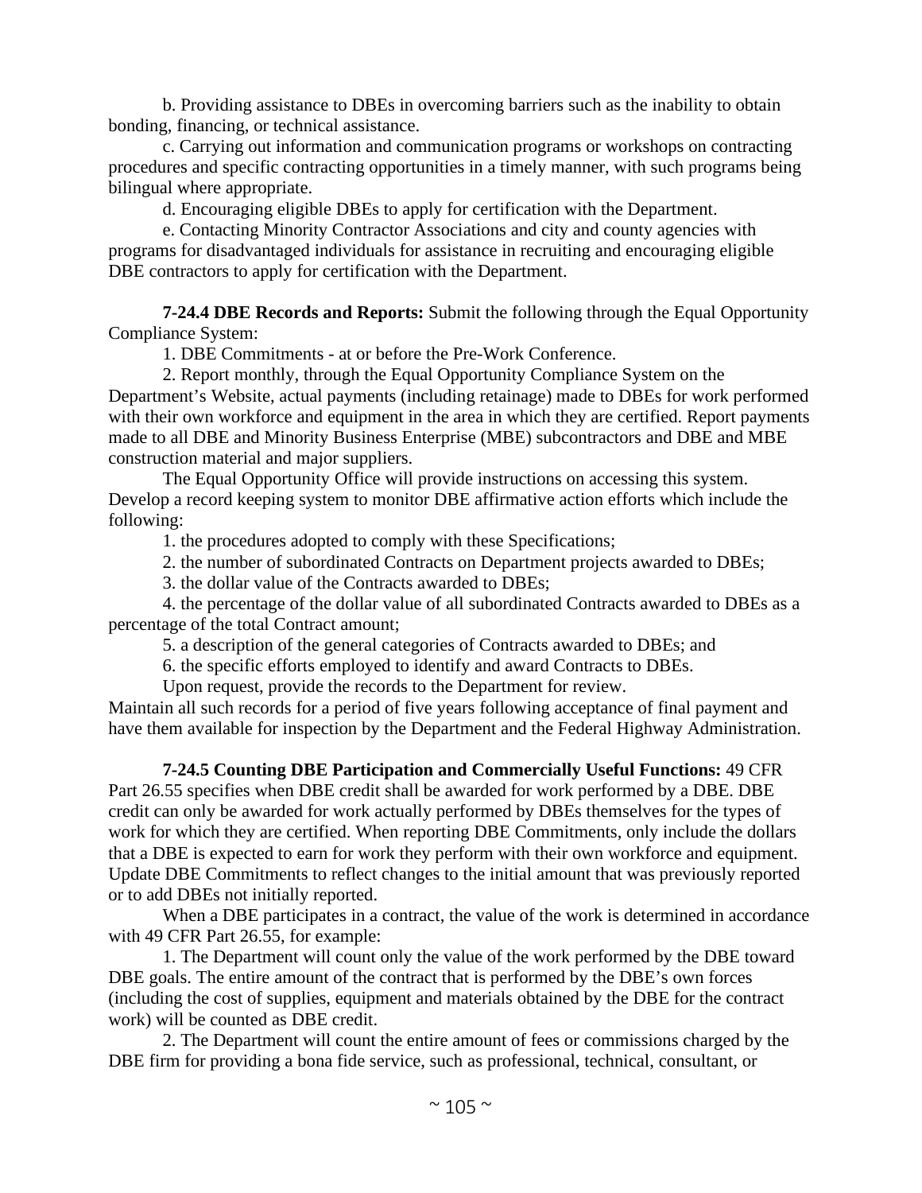b. Providing assistance to DBEs in overcoming barriers such as the inability to obtain bonding, financing, or technical assistance.

c. Carrying out information and communication programs or workshops on contracting procedures and specific contracting opportunities in a timely manner, with such programs being bilingual where appropriate.

d. Encouraging eligible DBEs to apply for certification with the Department.

e. Contacting Minority Contractor Associations and city and county agencies with programs for disadvantaged individuals for assistance in recruiting and encouraging eligible DBE contractors to apply for certification with the Department.

**7-24.4 DBE Records and Reports:** Submit the following through the Equal Opportunity Compliance System:

1. DBE Commitments - at or before the Pre-Work Conference.

2. Report monthly, through the Equal Opportunity Compliance System on the Department's Website, actual payments (including retainage) made to DBEs for work performed with their own workforce and equipment in the area in which they are certified. Report payments made to all DBE and Minority Business Enterprise (MBE) subcontractors and DBE and MBE construction material and major suppliers.

The Equal Opportunity Office will provide instructions on accessing this system. Develop a record keeping system to monitor DBE affirmative action efforts which include the following:

1. the procedures adopted to comply with these Specifications;

2. the number of subordinated Contracts on Department projects awarded to DBEs;

3. the dollar value of the Contracts awarded to DBEs;

4. the percentage of the dollar value of all subordinated Contracts awarded to DBEs as a percentage of the total Contract amount;

5. a description of the general categories of Contracts awarded to DBEs; and

6. the specific efforts employed to identify and award Contracts to DBEs.

Upon request, provide the records to the Department for review.

Maintain all such records for a period of five years following acceptance of final payment and have them available for inspection by the Department and the Federal Highway Administration.

**7-24.5 Counting DBE Participation and Commercially Useful Functions:** 49 CFR Part 26.55 specifies when DBE credit shall be awarded for work performed by a DBE. DBE credit can only be awarded for work actually performed by DBEs themselves for the types of work for which they are certified. When reporting DBE Commitments, only include the dollars that a DBE is expected to earn for work they perform with their own workforce and equipment. Update DBE Commitments to reflect changes to the initial amount that was previously reported or to add DBEs not initially reported.

When a DBE participates in a contract, the value of the work is determined in accordance with 49 CFR Part 26.55, for example:

1. The Department will count only the value of the work performed by the DBE toward DBE goals. The entire amount of the contract that is performed by the DBE's own forces (including the cost of supplies, equipment and materials obtained by the DBE for the contract work) will be counted as DBE credit.

2. The Department will count the entire amount of fees or commissions charged by the DBE firm for providing a bona fide service, such as professional, technical, consultant, or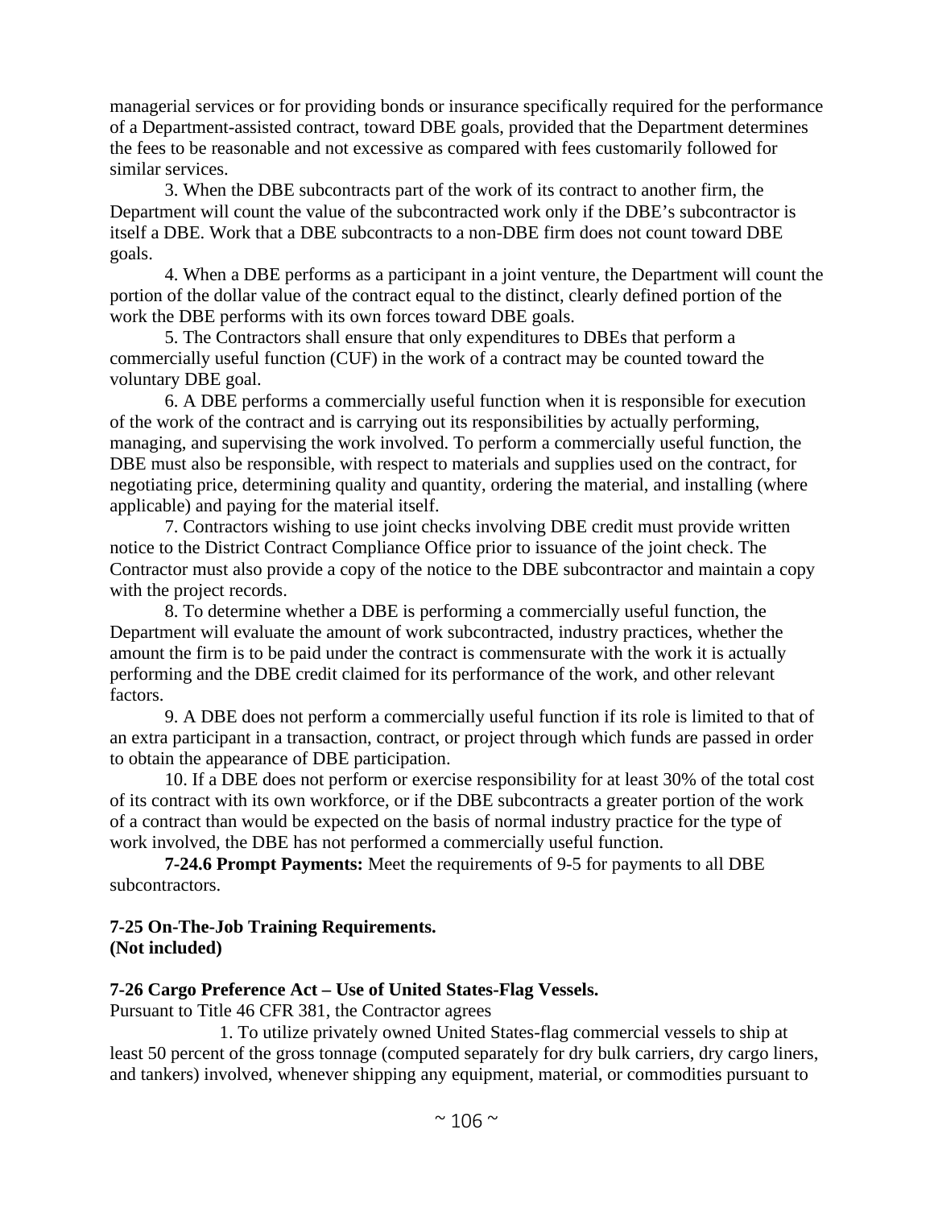managerial services or for providing bonds or insurance specifically required for the performance of a Department-assisted contract, toward DBE goals, provided that the Department determines the fees to be reasonable and not excessive as compared with fees customarily followed for similar services.

3. When the DBE subcontracts part of the work of its contract to another firm, the Department will count the value of the subcontracted work only if the DBE's subcontractor is itself a DBE. Work that a DBE subcontracts to a non-DBE firm does not count toward DBE goals.

4. When a DBE performs as a participant in a joint venture, the Department will count the portion of the dollar value of the contract equal to the distinct, clearly defined portion of the work the DBE performs with its own forces toward DBE goals.

5. The Contractors shall ensure that only expenditures to DBEs that perform a commercially useful function (CUF) in the work of a contract may be counted toward the voluntary DBE goal.

6. A DBE performs a commercially useful function when it is responsible for execution of the work of the contract and is carrying out its responsibilities by actually performing, managing, and supervising the work involved. To perform a commercially useful function, the DBE must also be responsible, with respect to materials and supplies used on the contract, for negotiating price, determining quality and quantity, ordering the material, and installing (where applicable) and paying for the material itself.

7. Contractors wishing to use joint checks involving DBE credit must provide written notice to the District Contract Compliance Office prior to issuance of the joint check. The Contractor must also provide a copy of the notice to the DBE subcontractor and maintain a copy with the project records.

8. To determine whether a DBE is performing a commercially useful function, the Department will evaluate the amount of work subcontracted, industry practices, whether the amount the firm is to be paid under the contract is commensurate with the work it is actually performing and the DBE credit claimed for its performance of the work, and other relevant factors.

9. A DBE does not perform a commercially useful function if its role is limited to that of an extra participant in a transaction, contract, or project through which funds are passed in order to obtain the appearance of DBE participation.

10. If a DBE does not perform or exercise responsibility for at least 30% of the total cost of its contract with its own workforce, or if the DBE subcontracts a greater portion of the work of a contract than would be expected on the basis of normal industry practice for the type of work involved, the DBE has not performed a commercially useful function.

**7-24.6 Prompt Payments:** Meet the requirements of 9-5 for payments to all DBE subcontractors.

**7-25 On-The-Job Training Requirements.**
**(Not included)**

**7-26 Cargo Preference Act – Use of United States-Flag Vessels.**

Pursuant to Title 46 CFR 381, the Contractor agrees

1. To utilize privately owned United States-flag commercial vessels to ship at least 50 percent of the gross tonnage (computed separately for dry bulk carriers, dry cargo liners, and tankers) involved, whenever shipping any equipment, material, or commodities pursuant to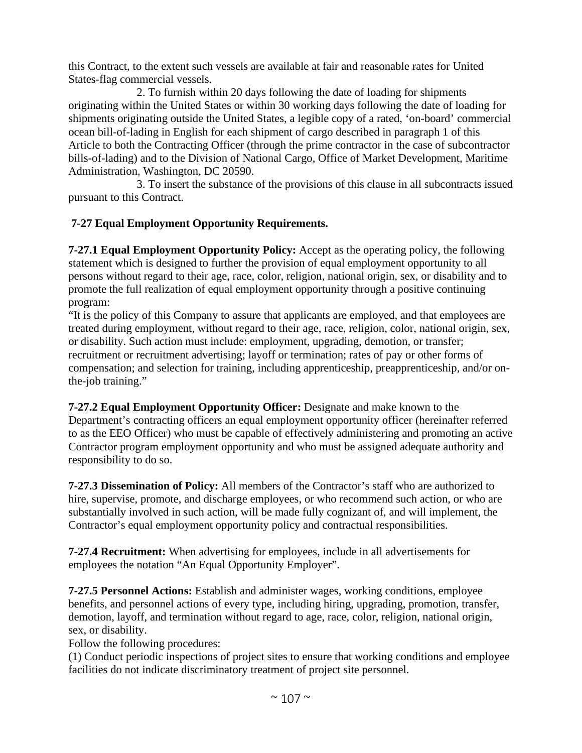this Contract, to the extent such vessels are available at fair and reasonable rates for United States-flag commercial vessels.

2. To furnish within 20 days following the date of loading for shipments originating within the United States or within 30 working days following the date of loading for shipments originating outside the United States, a legible copy of a rated, 'on-board' commercial ocean bill-of-lading in English for each shipment of cargo described in paragraph 1 of this Article to both the Contracting Officer (through the prime contractor in the case of subcontractor bills-of-lading) and to the Division of National Cargo, Office of Market Development, Maritime Administration, Washington, DC 20590.

3. To insert the substance of the provisions of this clause in all subcontracts issued pursuant to this Contract.

### 7-27 Equal Employment Opportunity Requirements.

**7-27.1 Equal Employment Opportunity Policy:** Accept as the operating policy, the following statement which is designed to further the provision of equal employment opportunity to all persons without regard to their age, race, color, religion, national origin, sex, or disability and to promote the full realization of equal employment opportunity through a positive continuing program:

"It is the policy of this Company to assure that applicants are employed, and that employees are treated during employment, without regard to their age, race, religion, color, national origin, sex, or disability. Such action must include: employment, upgrading, demotion, or transfer; recruitment or recruitment advertising; layoff or termination; rates of pay or other forms of compensation; and selection for training, including apprenticeship, preapprenticeship, and/or on-the-job training."

**7-27.2 Equal Employment Opportunity Officer:** Designate and make known to the Department's contracting officers an equal employment opportunity officer (hereinafter referred to as the EEO Officer) who must be capable of effectively administering and promoting an active Contractor program employment opportunity and who must be assigned adequate authority and responsibility to do so.

**7-27.3 Dissemination of Policy:** All members of the Contractor's staff who are authorized to hire, supervise, promote, and discharge employees, or who recommend such action, or who are substantially involved in such action, will be made fully cognizant of, and will implement, the Contractor's equal employment opportunity policy and contractual responsibilities.

**7-27.4 Recruitment:** When advertising for employees, include in all advertisements for employees the notation "An Equal Opportunity Employer".

**7-27.5 Personnel Actions:** Establish and administer wages, working conditions, employee benefits, and personnel actions of every type, including hiring, upgrading, promotion, transfer, demotion, layoff, and termination without regard to age, race, color, religion, national origin, sex, or disability.

Follow the following procedures:

(1) Conduct periodic inspections of project sites to ensure that working conditions and employee facilities do not indicate discriminatory treatment of project site personnel.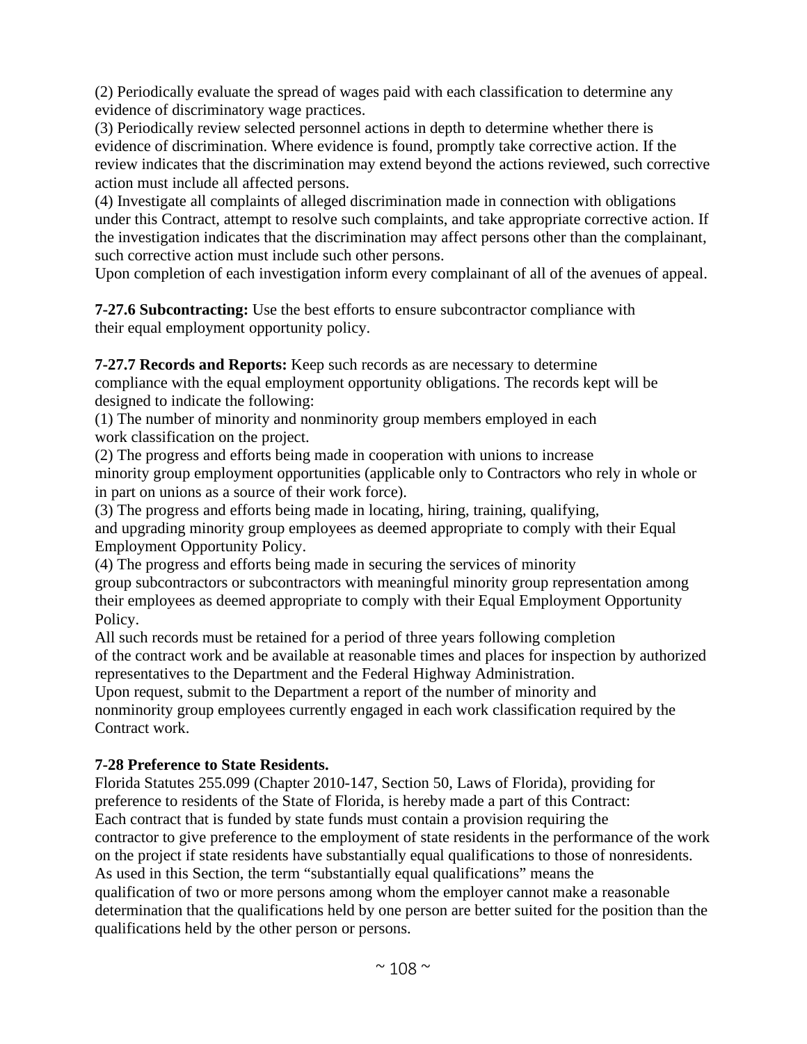(2) Periodically evaluate the spread of wages paid with each classification to determine any evidence of discriminatory wage practices.

(3) Periodically review selected personnel actions in depth to determine whether there is evidence of discrimination. Where evidence is found, promptly take corrective action. If the review indicates that the discrimination may extend beyond the actions reviewed, such corrective action must include all affected persons.

(4) Investigate all complaints of alleged discrimination made in connection with obligations under this Contract, attempt to resolve such complaints, and take appropriate corrective action. If the investigation indicates that the discrimination may affect persons other than the complainant, such corrective action must include such other persons.

Upon completion of each investigation inform every complainant of all of the avenues of appeal.

**7-27.6 Subcontracting:** Use the best efforts to ensure subcontractor compliance with their equal employment opportunity policy.

**7-27.7 Records and Reports:** Keep such records as are necessary to determine compliance with the equal employment opportunity obligations. The records kept will be designed to indicate the following:

(1) The number of minority and nonminority group members employed in each work classification on the project.

(2) The progress and efforts being made in cooperation with unions to increase minority group employment opportunities (applicable only to Contractors who rely in whole or in part on unions as a source of their work force).

(3) The progress and efforts being made in locating, hiring, training, qualifying, and upgrading minority group employees as deemed appropriate to comply with their Equal Employment Opportunity Policy.

(4) The progress and efforts being made in securing the services of minority group subcontractors or subcontractors with meaningful minority group representation among their employees as deemed appropriate to comply with their Equal Employment Opportunity Policy.

All such records must be retained for a period of three years following completion of the contract work and be available at reasonable times and places for inspection by authorized representatives to the Department and the Federal Highway Administration.

Upon request, submit to the Department a report of the number of minority and nonminority group employees currently engaged in each work classification required by the Contract work.

**7-28 Preference to State Residents.**

Florida Statutes 255.099 (Chapter 2010-147, Section 50, Laws of Florida), providing for preference to residents of the State of Florida, is hereby made a part of this Contract:

Each contract that is funded by state funds must contain a provision requiring the contractor to give preference to the employment of state residents in the performance of the work on the project if state residents have substantially equal qualifications to those of nonresidents.

As used in this Section, the term "substantially equal qualifications" means the qualification of two or more persons among whom the employer cannot make a reasonable determination that the qualifications held by one person are better suited for the position than the qualifications held by the other person or persons.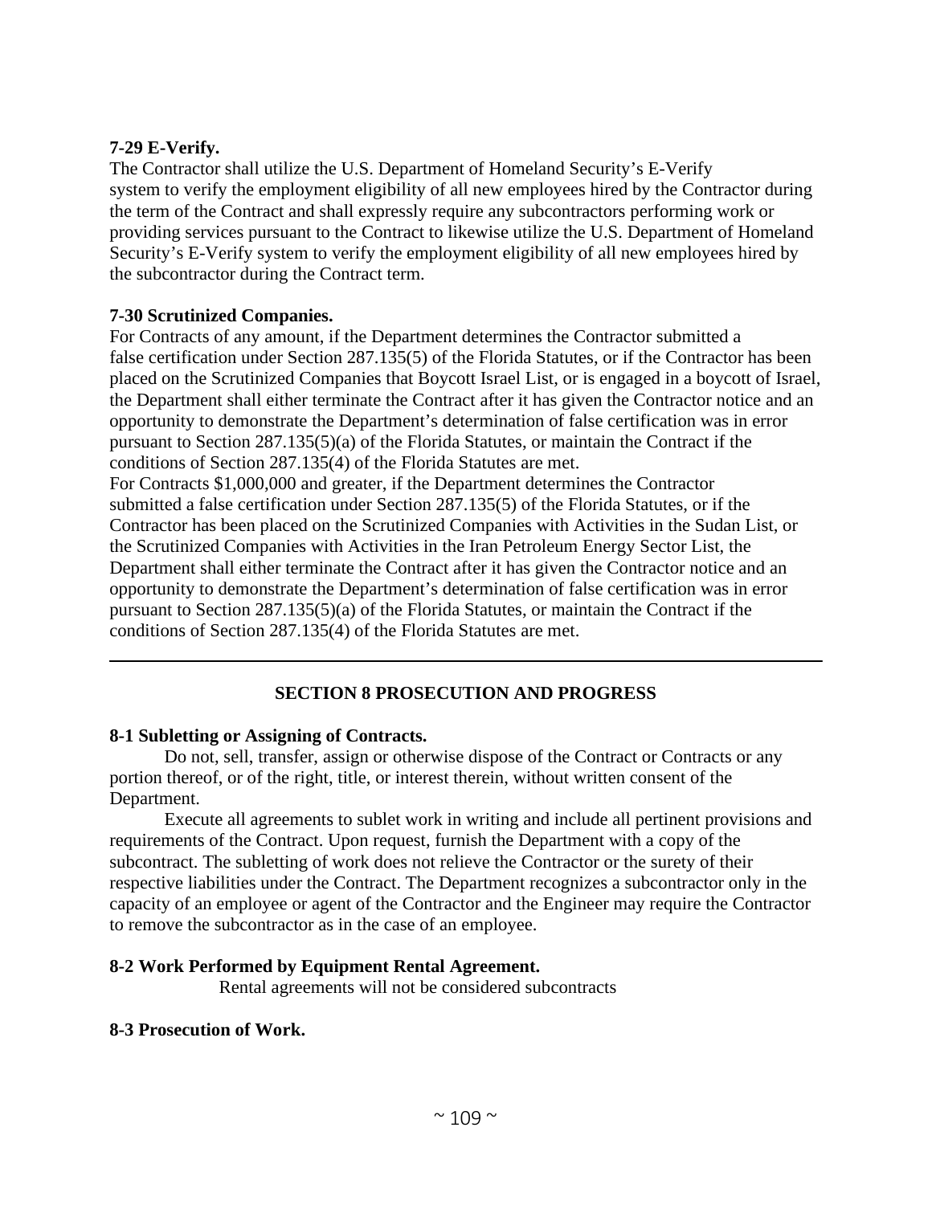**7-29 E-Verify.**

The Contractor shall utilize the U.S. Department of Homeland Security's E-Verify system to verify the employment eligibility of all new employees hired by the Contractor during the term of the Contract and shall expressly require any subcontractors performing work or providing services pursuant to the Contract to likewise utilize the U.S. Department of Homeland Security's E-Verify system to verify the employment eligibility of all new employees hired by the subcontractor during the Contract term.

**7-30 Scrutinized Companies.**

For Contracts of any amount, if the Department determines the Contractor submitted a false certification under Section 287.135(5) of the Florida Statutes, or if the Contractor has been placed on the Scrutinized Companies that Boycott Israel List, or is engaged in a boycott of Israel, the Department shall either terminate the Contract after it has given the Contractor notice and an opportunity to demonstrate the Department's determination of false certification was in error pursuant to Section 287.135(5)(a) of the Florida Statutes, or maintain the Contract if the conditions of Section 287.135(4) of the Florida Statutes are met.

For Contracts $1,000,000 and greater, if the Department determines the Contractor submitted a false certification under Section 287.135(5) of the Florida Statutes, or if the Contractor has been placed on the Scrutinized Companies with Activities in the Sudan List, or the Scrutinized Companies with Activities in the Iran Petroleum Energy Sector List, the Department shall either terminate the Contract after it has given the Contractor notice and an opportunity to demonstrate the Department's determination of false certification was in error pursuant to Section 287.135(5)(a) of the Florida Statutes, or maintain the Contract if the conditions of Section 287.135(4) of the Florida Statutes are met.

---

## SECTION 8 PROSECUTION AND PROGRESS

**8-1 Subletting or Assigning of Contracts.**

Do not, sell, transfer, assign or otherwise dispose of the Contract or Contracts or any portion thereof, or of the right, title, or interest therein, without written consent of the Department.

Execute all agreements to sublet work in writing and include all pertinent provisions and requirements of the Contract. Upon request, furnish the Department with a copy of the subcontract. The subletting of work does not relieve the Contractor or the surety of their respective liabilities under the Contract. The Department recognizes a subcontractor only in the capacity of an employee or agent of the Contractor and the Engineer may require the Contractor to remove the subcontractor as in the case of an employee.

**8-2 Work Performed by Equipment Rental Agreement.**

Rental agreements will not be considered subcontracts

**8-3 Prosecution of Work.**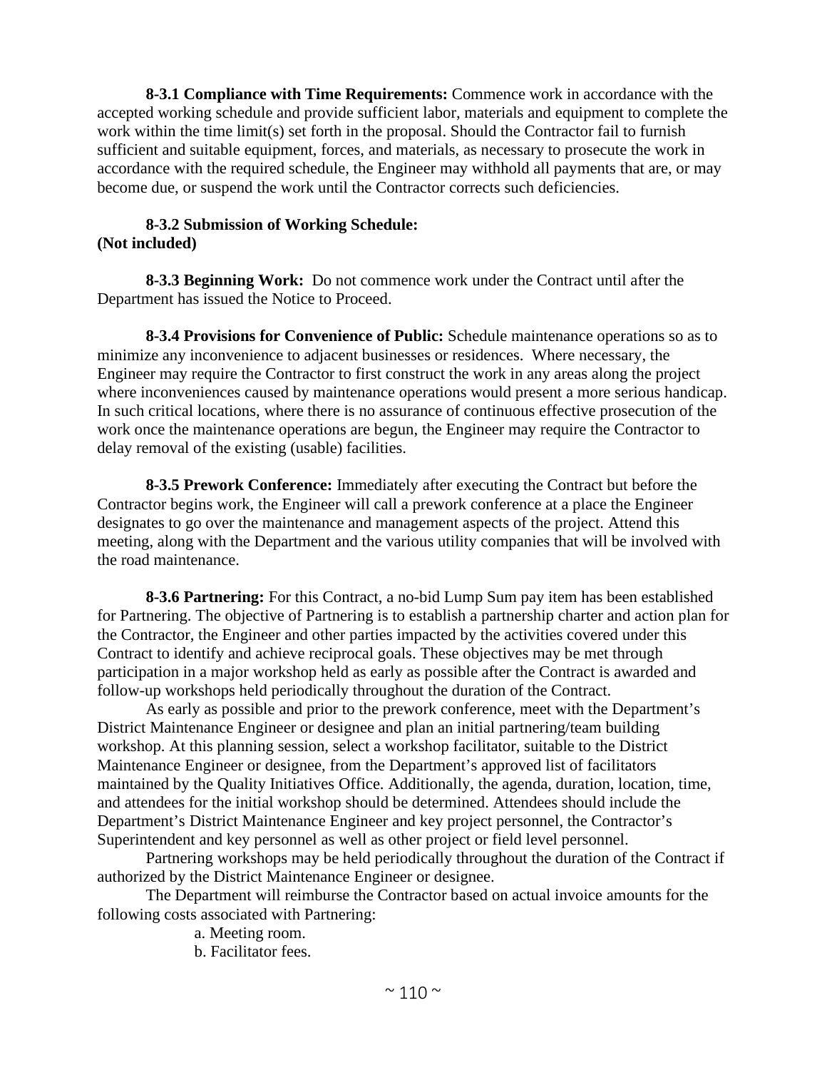**8-3.1 Compliance with Time Requirements:** Commence work in accordance with the accepted working schedule and provide sufficient labor, materials and equipment to complete the work within the time limit(s) set forth in the proposal. Should the Contractor fail to furnish sufficient and suitable equipment, forces, and materials, as necessary to prosecute the work in accordance with the required schedule, the Engineer may withhold all payments that are, or may become due, or suspend the work until the Contractor corrects such deficiencies.

**8-3.2 Submission of Working Schedule:**
**(Not included)**

**8-3.3 Beginning Work:** Do not commence work under the Contract until after the Department has issued the Notice to Proceed.

**8-3.4 Provisions for Convenience of Public:** Schedule maintenance operations so as to minimize any inconvenience to adjacent businesses or residences. Where necessary, the Engineer may require the Contractor to first construct the work in any areas along the project where inconveniences caused by maintenance operations would present a more serious handicap. In such critical locations, where there is no assurance of continuous effective prosecution of the work once the maintenance operations are begun, the Engineer may require the Contractor to delay removal of the existing (usable) facilities.

**8-3.5 Prework Conference:** Immediately after executing the Contract but before the Contractor begins work, the Engineer will call a prework conference at a place the Engineer designates to go over the maintenance and management aspects of the project. Attend this meeting, along with the Department and the various utility companies that will be involved with the road maintenance.

**8-3.6 Partnering:** For this Contract, a no-bid Lump Sum pay item has been established for Partnering. The objective of Partnering is to establish a partnership charter and action plan for the Contractor, the Engineer and other parties impacted by the activities covered under this Contract to identify and achieve reciprocal goals. These objectives may be met through participation in a major workshop held as early as possible after the Contract is awarded and follow-up workshops held periodically throughout the duration of the Contract.

As early as possible and prior to the prework conference, meet with the Department's District Maintenance Engineer or designee and plan an initial partnering/team building workshop. At this planning session, select a workshop facilitator, suitable to the District Maintenance Engineer or designee, from the Department's approved list of facilitators maintained by the Quality Initiatives Office. Additionally, the agenda, duration, location, time, and attendees for the initial workshop should be determined. Attendees should include the Department's District Maintenance Engineer and key project personnel, the Contractor's Superintendent and key personnel as well as other project or field level personnel.

Partnering workshops may be held periodically throughout the duration of the Contract if authorized by the District Maintenance Engineer or designee.

The Department will reimburse the Contractor based on actual invoice amounts for the following costs associated with Partnering:

a. Meeting room.
b. Facilitator fees.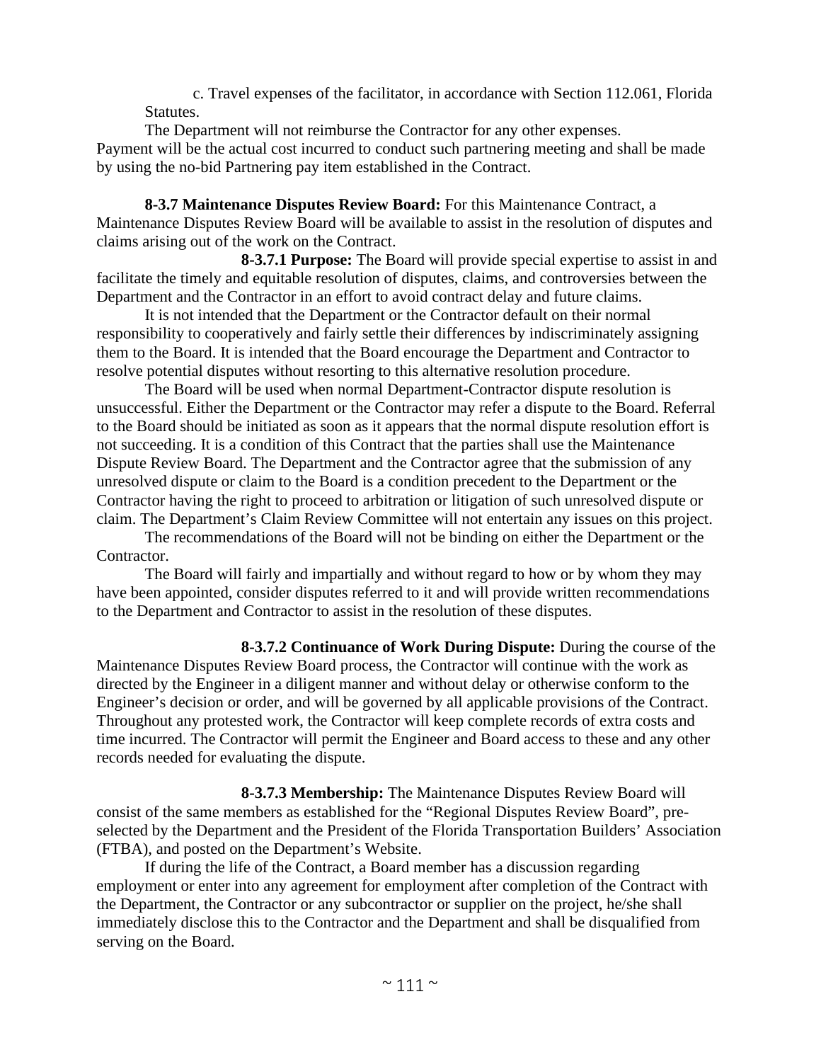c. Travel expenses of the facilitator, in accordance with Section 112.061, Florida Statutes.

The Department will not reimburse the Contractor for any other expenses.

Payment will be the actual cost incurred to conduct such partnering meeting and shall be made by using the no-bid Partnering pay item established in the Contract.

**8-3.7 Maintenance Disputes Review Board:** For this Maintenance Contract, a Maintenance Disputes Review Board will be available to assist in the resolution of disputes and claims arising out of the work on the Contract.

**8-3.7.1 Purpose:** The Board will provide special expertise to assist in and facilitate the timely and equitable resolution of disputes, claims, and controversies between the Department and the Contractor in an effort to avoid contract delay and future claims.

It is not intended that the Department or the Contractor default on their normal responsibility to cooperatively and fairly settle their differences by indiscriminately assigning them to the Board. It is intended that the Board encourage the Department and Contractor to resolve potential disputes without resorting to this alternative resolution procedure.

The Board will be used when normal Department-Contractor dispute resolution is unsuccessful. Either the Department or the Contractor may refer a dispute to the Board. Referral to the Board should be initiated as soon as it appears that the normal dispute resolution effort is not succeeding. It is a condition of this Contract that the parties shall use the Maintenance Dispute Review Board. The Department and the Contractor agree that the submission of any unresolved dispute or claim to the Board is a condition precedent to the Department or the Contractor having the right to proceed to arbitration or litigation of such unresolved dispute or claim. The Department's Claim Review Committee will not entertain any issues on this project.

The recommendations of the Board will not be binding on either the Department or the Contractor.

The Board will fairly and impartially and without regard to how or by whom they may have been appointed, consider disputes referred to it and will provide written recommendations to the Department and Contractor to assist in the resolution of these disputes.

**8-3.7.2 Continuance of Work During Dispute:** During the course of the Maintenance Disputes Review Board process, the Contractor will continue with the work as directed by the Engineer in a diligent manner and without delay or otherwise conform to the Engineer's decision or order, and will be governed by all applicable provisions of the Contract. Throughout any protested work, the Contractor will keep complete records of extra costs and time incurred. The Contractor will permit the Engineer and Board access to these and any other records needed for evaluating the dispute.

**8-3.7.3 Membership:** The Maintenance Disputes Review Board will consist of the same members as established for the "Regional Disputes Review Board", pre-selected by the Department and the President of the Florida Transportation Builders' Association (FTBA), and posted on the Department's Website.

If during the life of the Contract, a Board member has a discussion regarding employment or enter into any agreement for employment after completion of the Contract with the Department, the Contractor or any subcontractor or supplier on the project, he/she shall immediately disclose this to the Contractor and the Department and shall be disqualified from serving on the Board.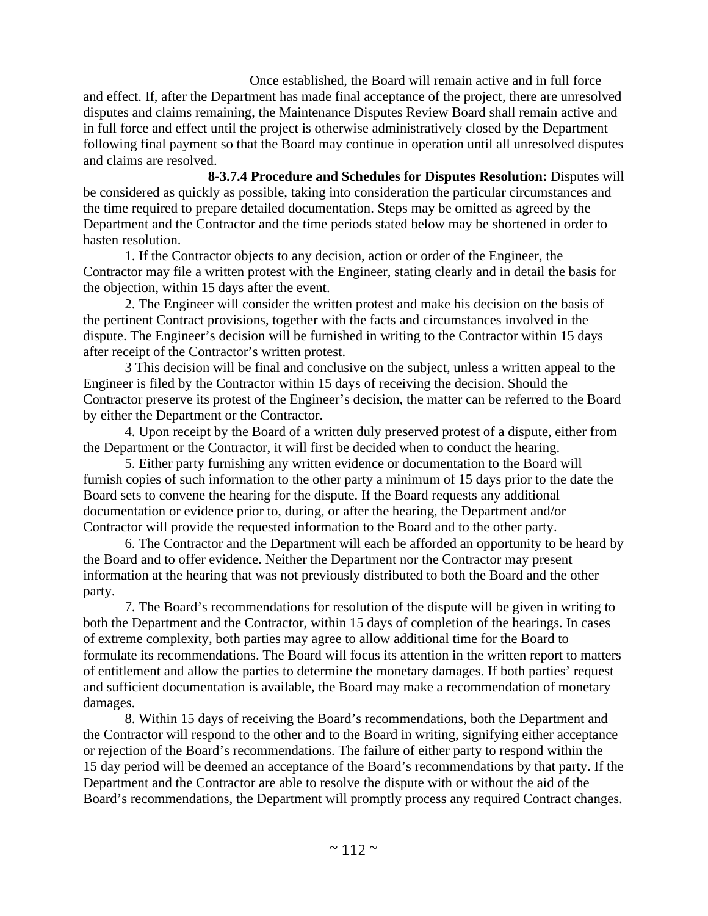Once established, the Board will remain active and in full force and effect. If, after the Department has made final acceptance of the project, there are unresolved disputes and claims remaining, the Maintenance Disputes Review Board shall remain active and in full force and effect until the project is otherwise administratively closed by the Department following final payment so that the Board may continue in operation until all unresolved disputes and claims are resolved.

**8-3.7.4 Procedure and Schedules for Disputes Resolution:** Disputes will be considered as quickly as possible, taking into consideration the particular circumstances and the time required to prepare detailed documentation. Steps may be omitted as agreed by the Department and the Contractor and the time periods stated below may be shortened in order to hasten resolution.

1. If the Contractor objects to any decision, action or order of the Engineer, the Contractor may file a written protest with the Engineer, stating clearly and in detail the basis for the objection, within 15 days after the event.

2. The Engineer will consider the written protest and make his decision on the basis of the pertinent Contract provisions, together with the facts and circumstances involved in the dispute. The Engineer's decision will be furnished in writing to the Contractor within 15 days after receipt of the Contractor's written protest.

3 This decision will be final and conclusive on the subject, unless a written appeal to the Engineer is filed by the Contractor within 15 days of receiving the decision. Should the Contractor preserve its protest of the Engineer's decision, the matter can be referred to the Board by either the Department or the Contractor.

4. Upon receipt by the Board of a written duly preserved protest of a dispute, either from the Department or the Contractor, it will first be decided when to conduct the hearing.

5. Either party furnishing any written evidence or documentation to the Board will furnish copies of such information to the other party a minimum of 15 days prior to the date the Board sets to convene the hearing for the dispute. If the Board requests any additional documentation or evidence prior to, during, or after the hearing, the Department and/or Contractor will provide the requested information to the Board and to the other party.

6. The Contractor and the Department will each be afforded an opportunity to be heard by the Board and to offer evidence. Neither the Department nor the Contractor may present information at the hearing that was not previously distributed to both the Board and the other party.

7. The Board's recommendations for resolution of the dispute will be given in writing to both the Department and the Contractor, within 15 days of completion of the hearings. In cases of extreme complexity, both parties may agree to allow additional time for the Board to formulate its recommendations. The Board will focus its attention in the written report to matters of entitlement and allow the parties to determine the monetary damages. If both parties' request and sufficient documentation is available, the Board may make a recommendation of monetary damages.

8. Within 15 days of receiving the Board's recommendations, both the Department and the Contractor will respond to the other and to the Board in writing, signifying either acceptance or rejection of the Board's recommendations. The failure of either party to respond within the 15 day period will be deemed an acceptance of the Board's recommendations by that party. If the Department and the Contractor are able to resolve the dispute with or without the aid of the Board's recommendations, the Department will promptly process any required Contract changes.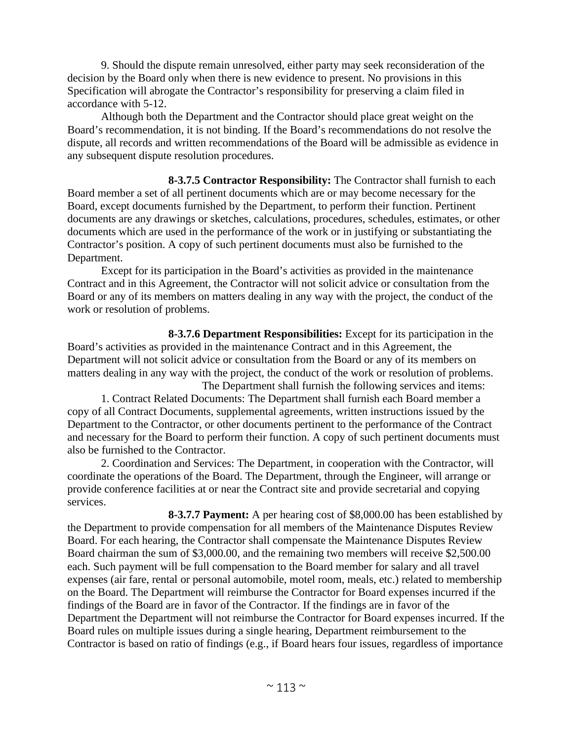9. Should the dispute remain unresolved, either party may seek reconsideration of the decision by the Board only when there is new evidence to present. No provisions in this Specification will abrogate the Contractor's responsibility for preserving a claim filed in accordance with 5-12.

Although both the Department and the Contractor should place great weight on the Board's recommendation, it is not binding. If the Board's recommendations do not resolve the dispute, all records and written recommendations of the Board will be admissible as evidence in any subsequent dispute resolution procedures.

**8-3.7.5 Contractor Responsibility:** The Contractor shall furnish to each Board member a set of all pertinent documents which are or may become necessary for the Board, except documents furnished by the Department, to perform their function. Pertinent documents are any drawings or sketches, calculations, procedures, schedules, estimates, or other documents which are used in the performance of the work or in justifying or substantiating the Contractor's position. A copy of such pertinent documents must also be furnished to the Department.

Except for its participation in the Board's activities as provided in the maintenance Contract and in this Agreement, the Contractor will not solicit advice or consultation from the Board or any of its members on matters dealing in any way with the project, the conduct of the work or resolution of problems.

**8-3.7.6 Department Responsibilities:** Except for its participation in the Board's activities as provided in the maintenance Contract and in this Agreement, the Department will not solicit advice or consultation from the Board or any of its members on matters dealing in any way with the project, the conduct of the work or resolution of problems.

The Department shall furnish the following services and items:

1. Contract Related Documents: The Department shall furnish each Board member a copy of all Contract Documents, supplemental agreements, written instructions issued by the Department to the Contractor, or other documents pertinent to the performance of the Contract and necessary for the Board to perform their function. A copy of such pertinent documents must also be furnished to the Contractor.

2. Coordination and Services: The Department, in cooperation with the Contractor, will coordinate the operations of the Board. The Department, through the Engineer, will arrange or provide conference facilities at or near the Contract site and provide secretarial and copying services.

**8-3.7.7 Payment:** A per hearing cost of $8,000.00 has been established by the Department to provide compensation for all members of the Maintenance Disputes Review Board. For each hearing, the Contractor shall compensate the Maintenance Disputes Review Board chairman the sum of $3,000.00, and the remaining two members will receive $2,500.00 each. Such payment will be full compensation to the Board member for salary and all travel expenses (air fare, rental or personal automobile, motel room, meals, etc.) related to membership on the Board. The Department will reimburse the Contractor for Board expenses incurred if the findings of the Board are in favor of the Contractor. If the findings are in favor of the Department the Department will not reimburse the Contractor for Board expenses incurred. If the Board rules on multiple issues during a single hearing, Department reimbursement to the Contractor is based on ratio of findings (e.g., if Board hears four issues, regardless of importance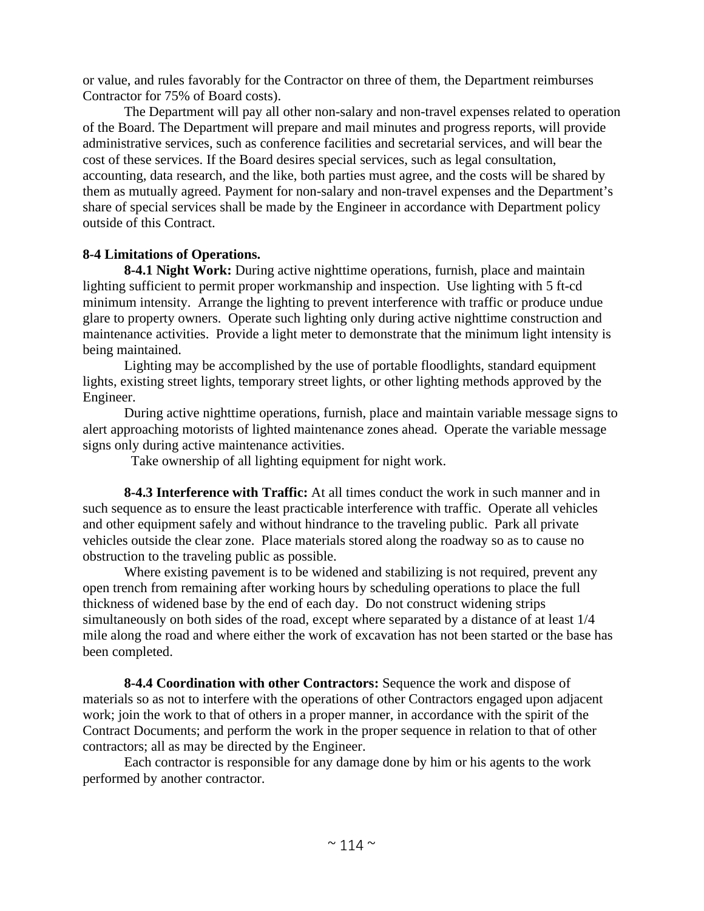or value, and rules favorably for the Contractor on three of them, the Department reimburses Contractor for 75% of Board costs).

The Department will pay all other non-salary and non-travel expenses related to operation of the Board. The Department will prepare and mail minutes and progress reports, will provide administrative services, such as conference facilities and secretarial services, and will bear the cost of these services. If the Board desires special services, such as legal consultation, accounting, data research, and the like, both parties must agree, and the costs will be shared by them as mutually agreed. Payment for non-salary and non-travel expenses and the Department's share of special services shall be made by the Engineer in accordance with Department policy outside of this Contract.

**8-4 Limitations of Operations.**

**8-4.1 Night Work:** During active nighttime operations, furnish, place and maintain lighting sufficient to permit proper workmanship and inspection. Use lighting with 5 ft-cd minimum intensity. Arrange the lighting to prevent interference with traffic or produce undue glare to property owners. Operate such lighting only during active nighttime construction and maintenance activities. Provide a light meter to demonstrate that the minimum light intensity is being maintained.

Lighting may be accomplished by the use of portable floodlights, standard equipment lights, existing street lights, temporary street lights, or other lighting methods approved by the Engineer.

During active nighttime operations, furnish, place and maintain variable message signs to alert approaching motorists of lighted maintenance zones ahead. Operate the variable message signs only during active maintenance activities.

Take ownership of all lighting equipment for night work.

**8-4.3 Interference with Traffic:** At all times conduct the work in such manner and in such sequence as to ensure the least practicable interference with traffic. Operate all vehicles and other equipment safely and without hindrance to the traveling public. Park all private vehicles outside the clear zone. Place materials stored along the roadway so as to cause no obstruction to the traveling public as possible.

Where existing pavement is to be widened and stabilizing is not required, prevent any open trench from remaining after working hours by scheduling operations to place the full thickness of widened base by the end of each day. Do not construct widening strips simultaneously on both sides of the road, except where separated by a distance of at least 1/4 mile along the road and where either the work of excavation has not been started or the base has been completed.

**8-4.4 Coordination with other Contractors:** Sequence the work and dispose of materials so as not to interfere with the operations of other Contractors engaged upon adjacent work; join the work to that of others in a proper manner, in accordance with the spirit of the Contract Documents; and perform the work in the proper sequence in relation to that of other contractors; all as may be directed by the Engineer.

Each contractor is responsible for any damage done by him or his agents to the work performed by another contractor.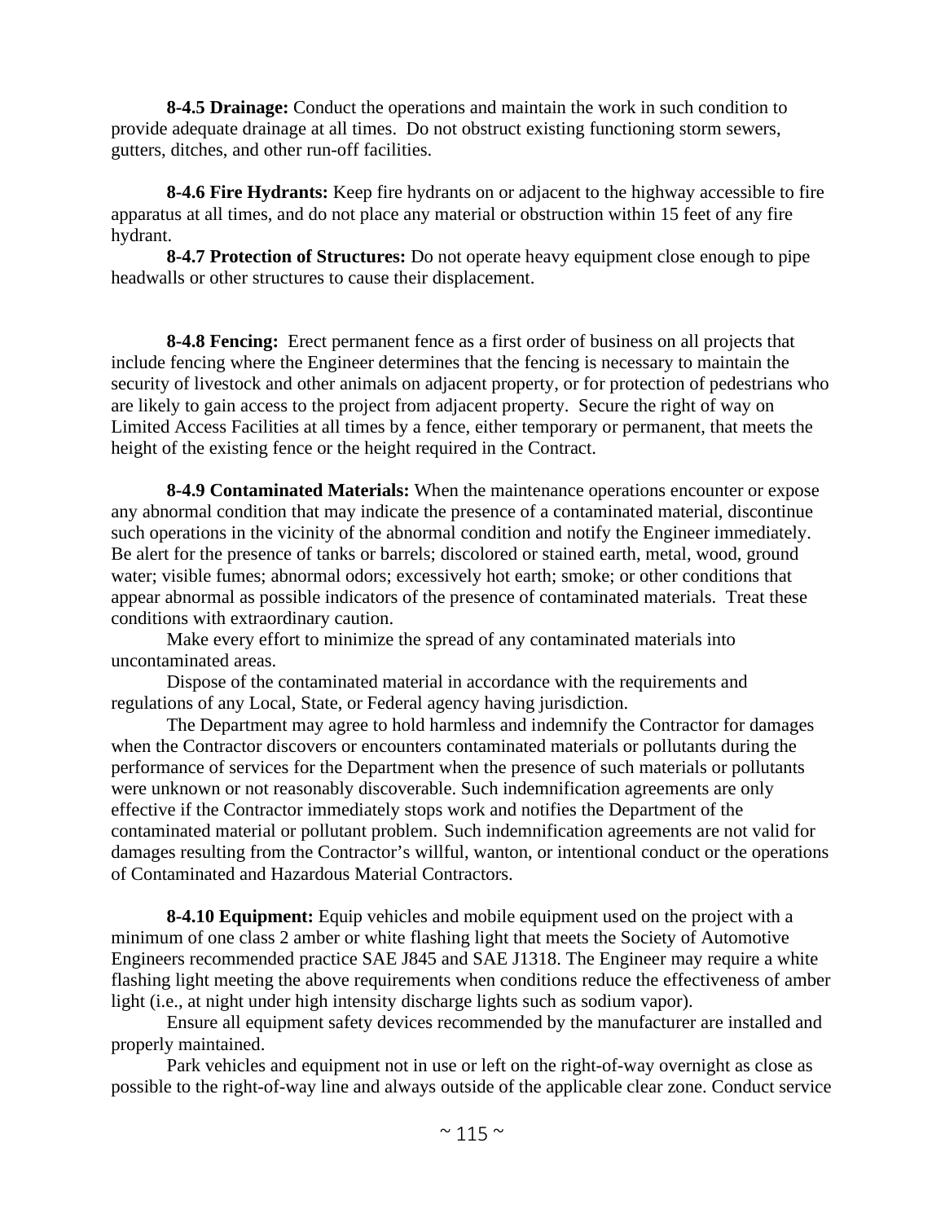**8-4.5 Drainage:** Conduct the operations and maintain the work in such condition to provide adequate drainage at all times. Do not obstruct existing functioning storm sewers, gutters, ditches, and other run-off facilities.

**8-4.6 Fire Hydrants:** Keep fire hydrants on or adjacent to the highway accessible to fire apparatus at all times, and do not place any material or obstruction within 15 feet of any fire hydrant.

**8-4.7 Protection of Structures:** Do not operate heavy equipment close enough to pipe headwalls or other structures to cause their displacement.

**8-4.8 Fencing:** Erect permanent fence as a first order of business on all projects that include fencing where the Engineer determines that the fencing is necessary to maintain the security of livestock and other animals on adjacent property, or for protection of pedestrians who are likely to gain access to the project from adjacent property. Secure the right of way on Limited Access Facilities at all times by a fence, either temporary or permanent, that meets the height of the existing fence or the height required in the Contract.

**8-4.9 Contaminated Materials:** When the maintenance operations encounter or expose any abnormal condition that may indicate the presence of a contaminated material, discontinue such operations in the vicinity of the abnormal condition and notify the Engineer immediately. Be alert for the presence of tanks or barrels; discolored or stained earth, metal, wood, ground water; visible fumes; abnormal odors; excessively hot earth; smoke; or other conditions that appear abnormal as possible indicators of the presence of contaminated materials. Treat these conditions with extraordinary caution.

Make every effort to minimize the spread of any contaminated materials into uncontaminated areas.

Dispose of the contaminated material in accordance with the requirements and regulations of any Local, State, or Federal agency having jurisdiction.

The Department may agree to hold harmless and indemnify the Contractor for damages when the Contractor discovers or encounters contaminated materials or pollutants during the performance of services for the Department when the presence of such materials or pollutants were unknown or not reasonably discoverable. Such indemnification agreements are only effective if the Contractor immediately stops work and notifies the Department of the contaminated material or pollutant problem. Such indemnification agreements are not valid for damages resulting from the Contractor's willful, wanton, or intentional conduct or the operations of Contaminated and Hazardous Material Contractors.

**8-4.10 Equipment:** Equip vehicles and mobile equipment used on the project with a minimum of one class 2 amber or white flashing light that meets the Society of Automotive Engineers recommended practice SAE J845 and SAE J1318. The Engineer may require a white flashing light meeting the above requirements when conditions reduce the effectiveness of amber light (i.e., at night under high intensity discharge lights such as sodium vapor).

Ensure all equipment safety devices recommended by the manufacturer are installed and properly maintained.

Park vehicles and equipment not in use or left on the right-of-way overnight as close as possible to the right-of-way line and always outside of the applicable clear zone. Conduct service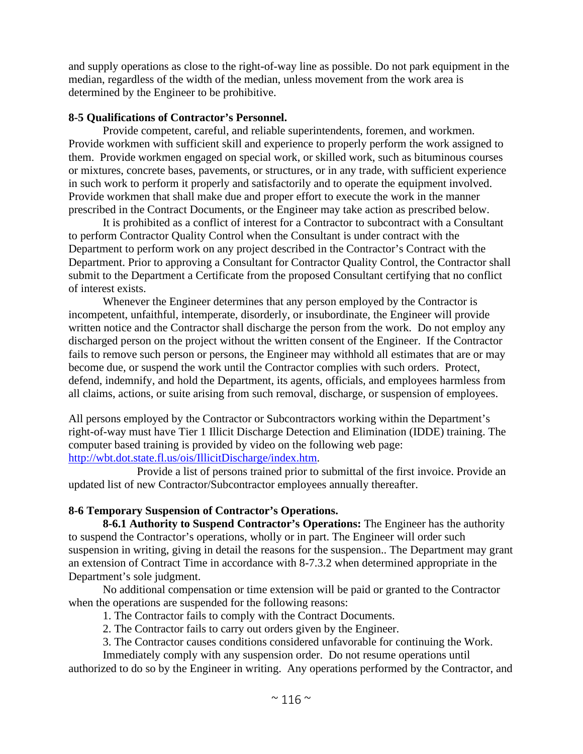and supply operations as close to the right-of-way line as possible. Do not park equipment in the median, regardless of the width of the median, unless movement from the work area is determined by the Engineer to be prohibitive.

**8-5 Qualifications of Contractor's Personnel.**

Provide competent, careful, and reliable superintendents, foremen, and workmen. Provide workmen with sufficient skill and experience to properly perform the work assigned to them. Provide workmen engaged on special work, or skilled work, such as bituminous courses or mixtures, concrete bases, pavements, or structures, or in any trade, with sufficient experience in such work to perform it properly and satisfactorily and to operate the equipment involved. Provide workmen that shall make due and proper effort to execute the work in the manner prescribed in the Contract Documents, or the Engineer may take action as prescribed below.

It is prohibited as a conflict of interest for a Contractor to subcontract with a Consultant to perform Contractor Quality Control when the Consultant is under contract with the Department to perform work on any project described in the Contractor's Contract with the Department. Prior to approving a Consultant for Contractor Quality Control, the Contractor shall submit to the Department a Certificate from the proposed Consultant certifying that no conflict of interest exists.

Whenever the Engineer determines that any person employed by the Contractor is incompetent, unfaithful, intemperate, disorderly, or insubordinate, the Engineer will provide written notice and the Contractor shall discharge the person from the work. Do not employ any discharged person on the project without the written consent of the Engineer. If the Contractor fails to remove such person or persons, the Engineer may withhold all estimates that are or may become due, or suspend the work until the Contractor complies with such orders. Protect, defend, indemnify, and hold the Department, its agents, officials, and employees harmless from all claims, actions, or suite arising from such removal, discharge, or suspension of employees.

All persons employed by the Contractor or Subcontractors working within the Department's right-of-way must have Tier 1 Illicit Discharge Detection and Elimination (IDDE) training. The computer based training is provided by video on the following web page: [http://wbt.dot.state.fl.us/ois/IllicitDischarge/index.htm](http://wbt.dot.state.fl.us/ois/IllicitDischarge/index.htm).

Provide a list of persons trained prior to submittal of the first invoice. Provide an updated list of new Contractor/Subcontractor employees annually thereafter.

**8-6 Temporary Suspension of Contractor's Operations.**

**8-6.1 Authority to Suspend Contractor's Operations:** The Engineer has the authority to suspend the Contractor's operations, wholly or in part. The Engineer will order such suspension in writing, giving in detail the reasons for the suspension.. The Department may grant an extension of Contract Time in accordance with 8-7.3.2 when determined appropriate in the Department's sole judgment.

No additional compensation or time extension will be paid or granted to the Contractor when the operations are suspended for the following reasons:

1. The Contractor fails to comply with the Contract Documents.
2. The Contractor fails to carry out orders given by the Engineer.
3. The Contractor causes conditions considered unfavorable for continuing the Work.

Immediately comply with any suspension order. Do not resume operations until authorized to do so by the Engineer in writing. Any operations performed by the Contractor, and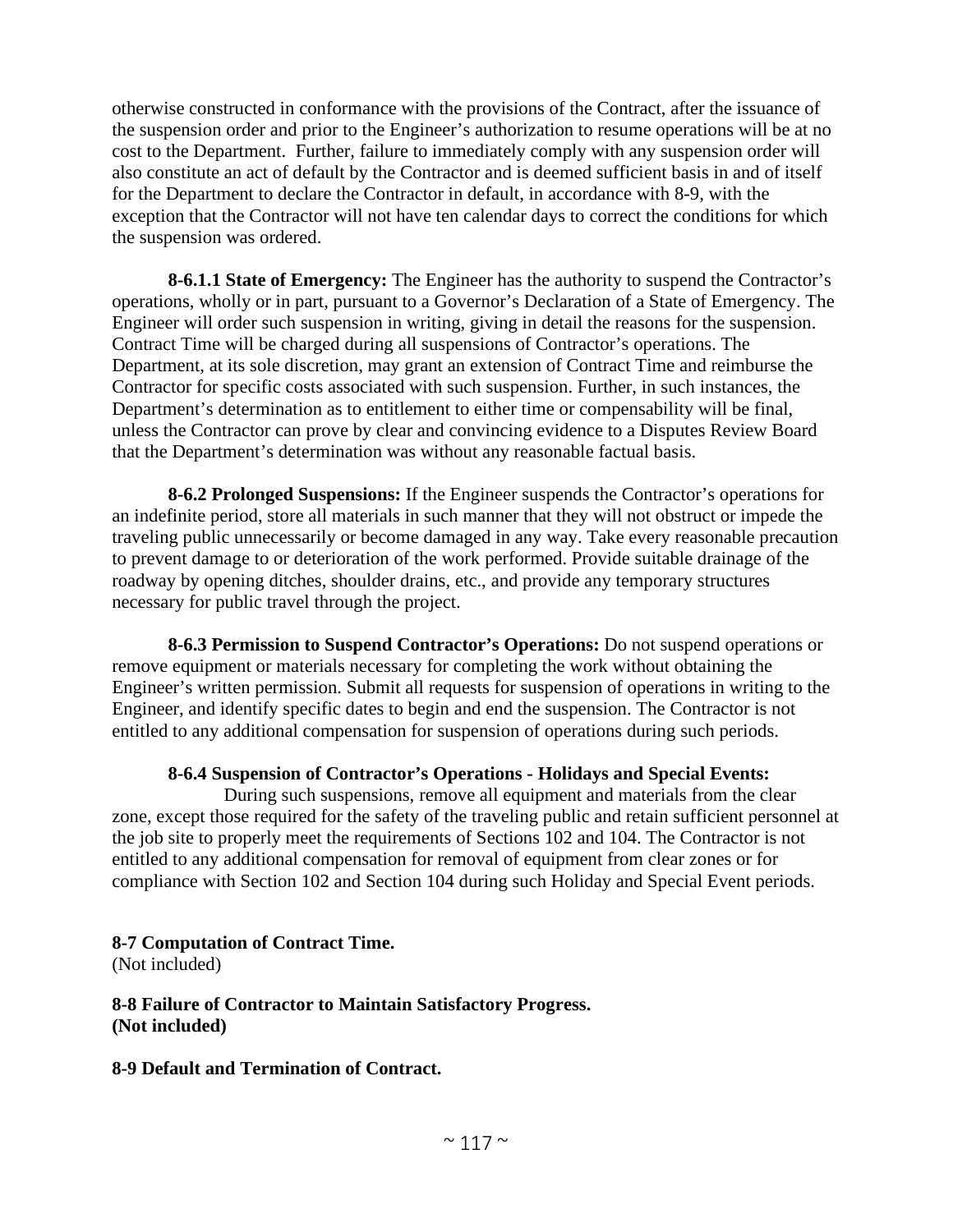otherwise constructed in conformance with the provisions of the Contract, after the issuance of the suspension order and prior to the Engineer's authorization to resume operations will be at no cost to the Department. Further, failure to immediately comply with any suspension order will also constitute an act of default by the Contractor and is deemed sufficient basis in and of itself for the Department to declare the Contractor in default, in accordance with 8-9, with the exception that the Contractor will not have ten calendar days to correct the conditions for which the suspension was ordered.

**8-6.1.1 State of Emergency:** The Engineer has the authority to suspend the Contractor's operations, wholly or in part, pursuant to a Governor's Declaration of a State of Emergency. The Engineer will order such suspension in writing, giving in detail the reasons for the suspension. Contract Time will be charged during all suspensions of Contractor's operations. The Department, at its sole discretion, may grant an extension of Contract Time and reimburse the Contractor for specific costs associated with such suspension. Further, in such instances, the Department's determination as to entitlement to either time or compensability will be final, unless the Contractor can prove by clear and convincing evidence to a Disputes Review Board that the Department's determination was without any reasonable factual basis.

**8-6.2 Prolonged Suspensions:** If the Engineer suspends the Contractor's operations for an indefinite period, store all materials in such manner that they will not obstruct or impede the traveling public unnecessarily or become damaged in any way. Take every reasonable precaution to prevent damage to or deterioration of the work performed. Provide suitable drainage of the roadway by opening ditches, shoulder drains, etc., and provide any temporary structures necessary for public travel through the project.

**8-6.3 Permission to Suspend Contractor's Operations:** Do not suspend operations or remove equipment or materials necessary for completing the work without obtaining the Engineer's written permission. Submit all requests for suspension of operations in writing to the Engineer, and identify specific dates to begin and end the suspension. The Contractor is not entitled to any additional compensation for suspension of operations during such periods.

**8-6.4 Suspension of Contractor's Operations - Holidays and Special Events:**

During such suspensions, remove all equipment and materials from the clear zone, except those required for the safety of the traveling public and retain sufficient personnel at the job site to properly meet the requirements of Sections 102 and 104. The Contractor is not entitled to any additional compensation for removal of equipment from clear zones or for compliance with Section 102 and Section 104 during such Holiday and Special Event periods.

**8-7 Computation of Contract Time.**
(Not included)

**8-8 Failure of Contractor to Maintain Satisfactory Progress.**
**(Not included)**

**8-9 Default and Termination of Contract.**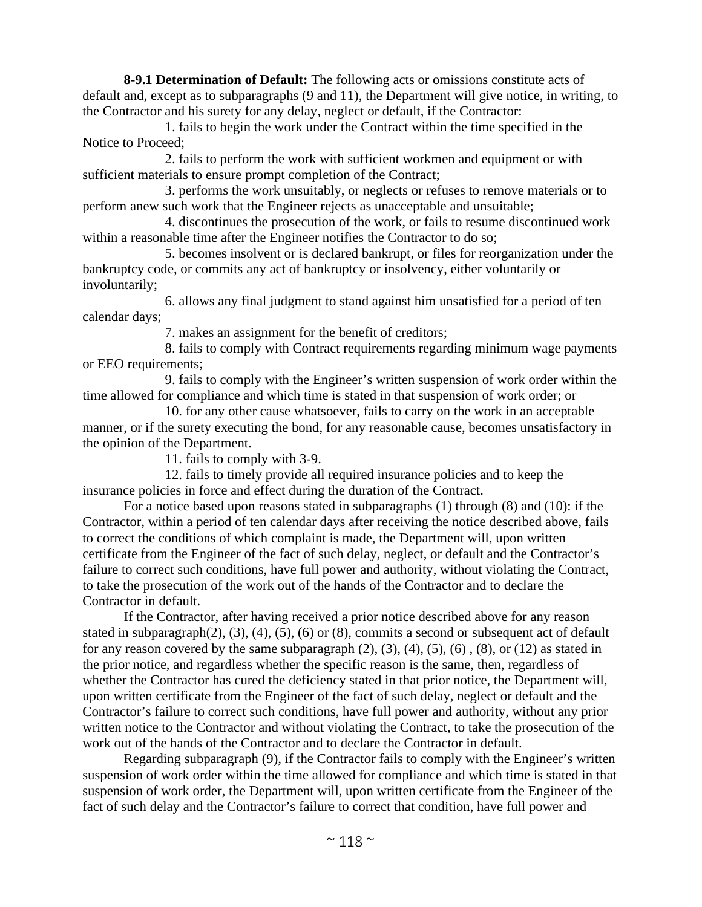**8-9.1 Determination of Default:** The following acts or omissions constitute acts of default and, except as to subparagraphs (9 and 11), the Department will give notice, in writing, to the Contractor and his surety for any delay, neglect or default, if the Contractor:

1. fails to begin the work under the Contract within the time specified in the Notice to Proceed;

2. fails to perform the work with sufficient workmen and equipment or with sufficient materials to ensure prompt completion of the Contract;

3. performs the work unsuitably, or neglects or refuses to remove materials or to perform anew such work that the Engineer rejects as unacceptable and unsuitable;

4. discontinues the prosecution of the work, or fails to resume discontinued work within a reasonable time after the Engineer notifies the Contractor to do so;

5. becomes insolvent or is declared bankrupt, or files for reorganization under the bankruptcy code, or commits any act of bankruptcy or insolvency, either voluntarily or involuntarily;

6. allows any final judgment to stand against him unsatisfied for a period of ten calendar days;

7. makes an assignment for the benefit of creditors;

8. fails to comply with Contract requirements regarding minimum wage payments or EEO requirements;

9. fails to comply with the Engineer's written suspension of work order within the time allowed for compliance and which time is stated in that suspension of work order; or

10. for any other cause whatsoever, fails to carry on the work in an acceptable manner, or if the surety executing the bond, for any reasonable cause, becomes unsatisfactory in the opinion of the Department.

11. fails to comply with 3-9.

12. fails to timely provide all required insurance policies and to keep the insurance policies in force and effect during the duration of the Contract.

For a notice based upon reasons stated in subparagraphs (1) through (8) and (10): if the Contractor, within a period of ten calendar days after receiving the notice described above, fails to correct the conditions of which complaint is made, the Department will, upon written certificate from the Engineer of the fact of such delay, neglect, or default and the Contractor's failure to correct such conditions, have full power and authority, without violating the Contract, to take the prosecution of the work out of the hands of the Contractor and to declare the Contractor in default.

If the Contractor, after having received a prior notice described above for any reason stated in subparagraph(2), (3), (4), (5), (6) or (8), commits a second or subsequent act of default for any reason covered by the same subparagraph (2), (3), (4), (5), (6) , (8), or (12) as stated in the prior notice, and regardless whether the specific reason is the same, then, regardless of whether the Contractor has cured the deficiency stated in that prior notice, the Department will, upon written certificate from the Engineer of the fact of such delay, neglect or default and the Contractor's failure to correct such conditions, have full power and authority, without any prior written notice to the Contractor and without violating the Contract, to take the prosecution of the work out of the hands of the Contractor and to declare the Contractor in default.

Regarding subparagraph (9), if the Contractor fails to comply with the Engineer's written suspension of work order within the time allowed for compliance and which time is stated in that suspension of work order, the Department will, upon written certificate from the Engineer of the fact of such delay and the Contractor's failure to correct that condition, have full power and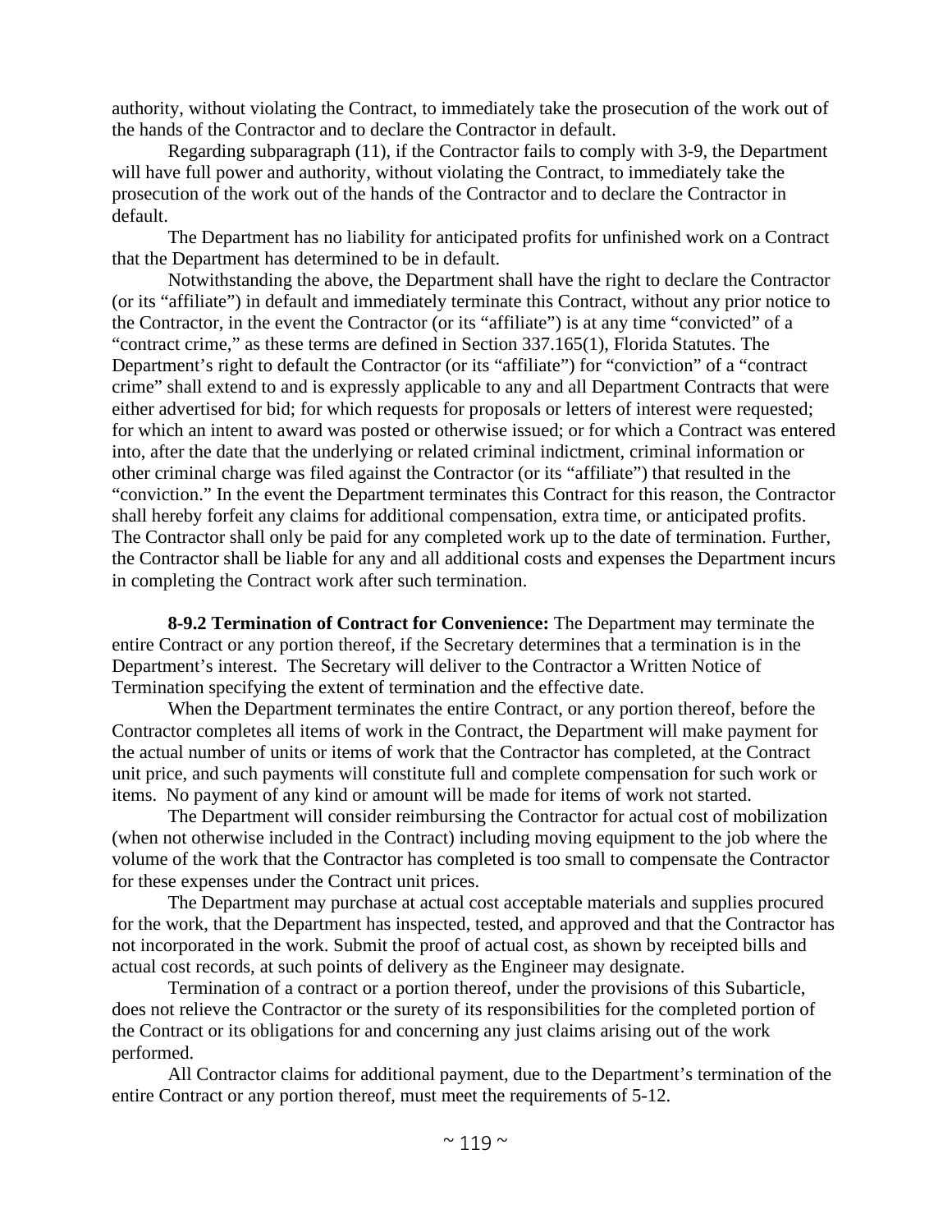authority, without violating the Contract, to immediately take the prosecution of the work out of the hands of the Contractor and to declare the Contractor in default.

Regarding subparagraph (11), if the Contractor fails to comply with 3-9, the Department will have full power and authority, without violating the Contract, to immediately take the prosecution of the work out of the hands of the Contractor and to declare the Contractor in default.

The Department has no liability for anticipated profits for unfinished work on a Contract that the Department has determined to be in default.

Notwithstanding the above, the Department shall have the right to declare the Contractor (or its "affiliate") in default and immediately terminate this Contract, without any prior notice to the Contractor, in the event the Contractor (or its "affiliate") is at any time "convicted" of a "contract crime," as these terms are defined in Section 337.165(1), Florida Statutes. The Department's right to default the Contractor (or its "affiliate") for "conviction" of a "contract crime" shall extend to and is expressly applicable to any and all Department Contracts that were either advertised for bid; for which requests for proposals or letters of interest were requested; for which an intent to award was posted or otherwise issued; or for which a Contract was entered into, after the date that the underlying or related criminal indictment, criminal information or other criminal charge was filed against the Contractor (or its "affiliate") that resulted in the "conviction." In the event the Department terminates this Contract for this reason, the Contractor shall hereby forfeit any claims for additional compensation, extra time, or anticipated profits. The Contractor shall only be paid for any completed work up to the date of termination. Further, the Contractor shall be liable for any and all additional costs and expenses the Department incurs in completing the Contract work after such termination.

**8-9.2 Termination of Contract for Convenience:** The Department may terminate the entire Contract or any portion thereof, if the Secretary determines that a termination is in the Department's interest. The Secretary will deliver to the Contractor a Written Notice of Termination specifying the extent of termination and the effective date.

When the Department terminates the entire Contract, or any portion thereof, before the Contractor completes all items of work in the Contract, the Department will make payment for the actual number of units or items of work that the Contractor has completed, at the Contract unit price, and such payments will constitute full and complete compensation for such work or items. No payment of any kind or amount will be made for items of work not started.

The Department will consider reimbursing the Contractor for actual cost of mobilization (when not otherwise included in the Contract) including moving equipment to the job where the volume of the work that the Contractor has completed is too small to compensate the Contractor for these expenses under the Contract unit prices.

The Department may purchase at actual cost acceptable materials and supplies procured for the work, that the Department has inspected, tested, and approved and that the Contractor has not incorporated in the work. Submit the proof of actual cost, as shown by receipted bills and actual cost records, at such points of delivery as the Engineer may designate.

Termination of a contract or a portion thereof, under the provisions of this Subarticle, does not relieve the Contractor or the surety of its responsibilities for the completed portion of the Contract or its obligations for and concerning any just claims arising out of the work performed.

All Contractor claims for additional payment, due to the Department's termination of the entire Contract or any portion thereof, must meet the requirements of 5-12.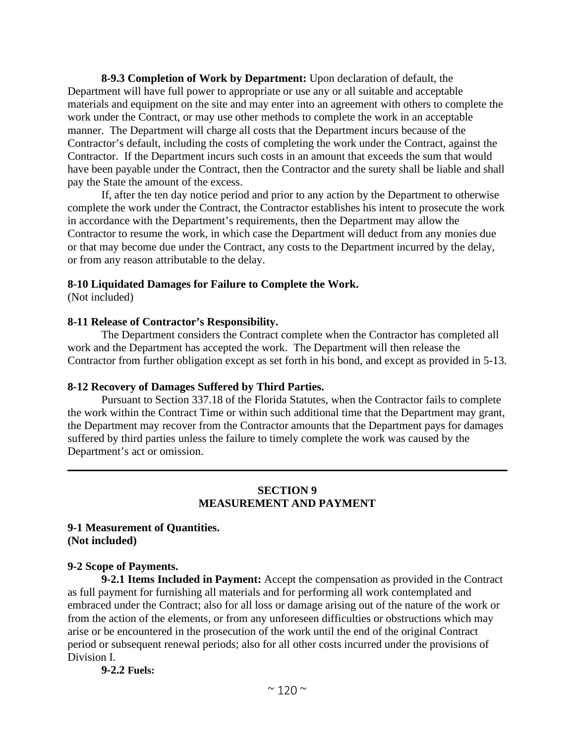**8-9.3 Completion of Work by Department:** Upon declaration of default, the Department will have full power to appropriate or use any or all suitable and acceptable materials and equipment on the site and may enter into an agreement with others to complete the work under the Contract, or may use other methods to complete the work in an acceptable manner. The Department will charge all costs that the Department incurs because of the Contractor's default, including the costs of completing the work under the Contract, against the Contractor. If the Department incurs such costs in an amount that exceeds the sum that would have been payable under the Contract, then the Contractor and the surety shall be liable and shall pay the State the amount of the excess.

If, after the ten day notice period and prior to any action by the Department to otherwise complete the work under the Contract, the Contractor establishes his intent to prosecute the work in accordance with the Department's requirements, then the Department may allow the Contractor to resume the work, in which case the Department will deduct from any monies due or that may become due under the Contract, any costs to the Department incurred by the delay, or from any reason attributable to the delay.

**8-10 Liquidated Damages for Failure to Complete the Work.**
(Not included)

**8-11 Release of Contractor's Responsibility.**

The Department considers the Contract complete when the Contractor has completed all work and the Department has accepted the work. The Department will then release the Contractor from further obligation except as set forth in his bond, and except as provided in 5-13.

**8-12 Recovery of Damages Suffered by Third Parties.**

Pursuant to Section 337.18 of the Florida Statutes, when the Contractor fails to complete the work within the Contract Time or within such additional time that the Department may grant, the Department may recover from the Contractor amounts that the Department pays for damages suffered by third parties unless the failure to timely complete the work was caused by the Department's act or omission.

---

## SECTION 9
## MEASUREMENT AND PAYMENT

**9-1 Measurement of Quantities.**
**(Not included)**

**9-2 Scope of Payments.**

**9-2.1 Items Included in Payment:** Accept the compensation as provided in the Contract as full payment for furnishing all materials and for performing all work contemplated and embraced under the Contract; also for all loss or damage arising out of the nature of the work or from the action of the elements, or from any unforeseen difficulties or obstructions which may arise or be encountered in the prosecution of the work until the end of the original Contract period or subsequent renewal periods; also for all other costs incurred under the provisions of Division I.

**9-2.2 Fuels:**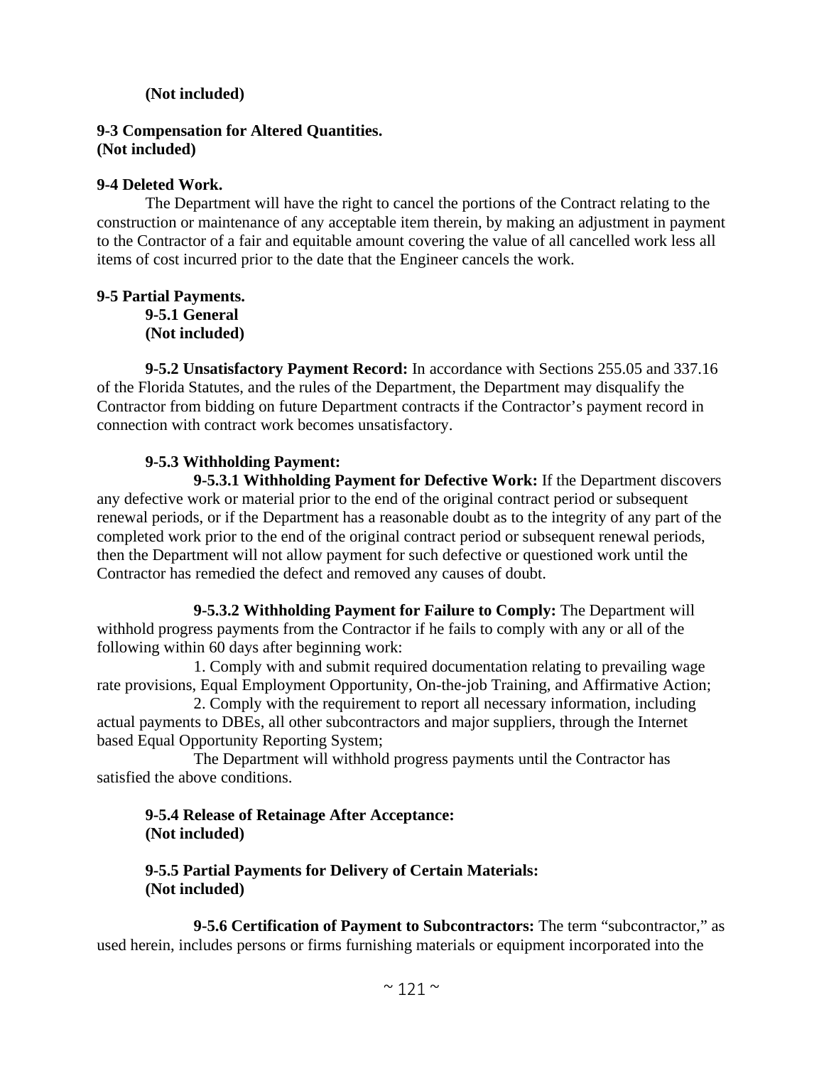**(Not included)**

**9-3 Compensation for Altered Quantities.**
**(Not included)**

**9-4 Deleted Work.**

The Department will have the right to cancel the portions of the Contract relating to the construction or maintenance of any acceptable item therein, by making an adjustment in payment to the Contractor of a fair and equitable amount covering the value of all cancelled work less all items of cost incurred prior to the date that the Engineer cancels the work.

**9-5 Partial Payments.**

**9-5.1 General**
**(Not included)**

**9-5.2 Unsatisfactory Payment Record:** In accordance with Sections 255.05 and 337.16 of the Florida Statutes, and the rules of the Department, the Department may disqualify the Contractor from bidding on future Department contracts if the Contractor's payment record in connection with contract work becomes unsatisfactory.

**9-5.3 Withholding Payment:**

**9-5.3.1 Withholding Payment for Defective Work:** If the Department discovers any defective work or material prior to the end of the original contract period or subsequent renewal periods, or if the Department has a reasonable doubt as to the integrity of any part of the completed work prior to the end of the original contract period or subsequent renewal periods, then the Department will not allow payment for such defective or questioned work until the Contractor has remedied the defect and removed any causes of doubt.

**9-5.3.2 Withholding Payment for Failure to Comply:** The Department will withhold progress payments from the Contractor if he fails to comply with any or all of the following within 60 days after beginning work:

1. Comply with and submit required documentation relating to prevailing wage rate provisions, Equal Employment Opportunity, On-the-job Training, and Affirmative Action;
2. Comply with the requirement to report all necessary information, including actual payments to DBEs, all other subcontractors and major suppliers, through the Internet based Equal Opportunity Reporting System;

The Department will withhold progress payments until the Contractor has satisfied the above conditions.

**9-5.4 Release of Retainage After Acceptance:**
**(Not included)**

**9-5.5 Partial Payments for Delivery of Certain Materials:**
**(Not included)**

**9-5.6 Certification of Payment to Subcontractors:** The term "subcontractor," as used herein, includes persons or firms furnishing materials or equipment incorporated into the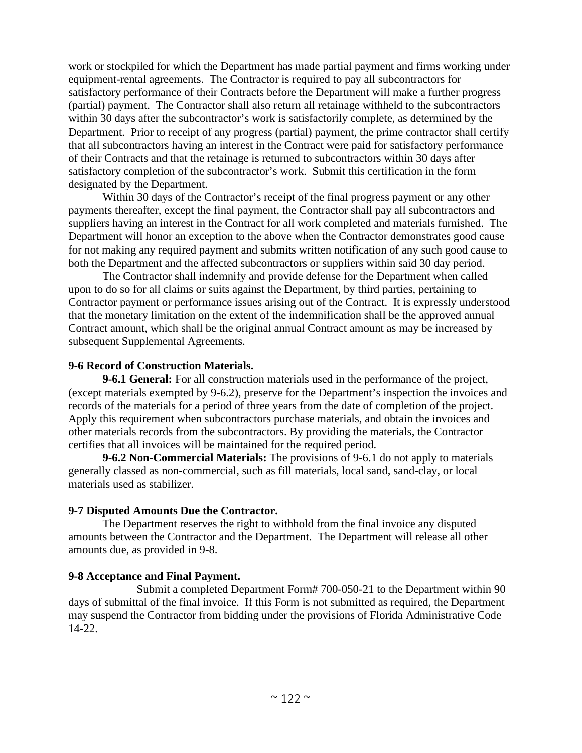work or stockpiled for which the Department has made partial payment and firms working under equipment-rental agreements. The Contractor is required to pay all subcontractors for satisfactory performance of their Contracts before the Department will make a further progress (partial) payment. The Contractor shall also return all retainage withheld to the subcontractors within 30 days after the subcontractor's work is satisfactorily complete, as determined by the Department. Prior to receipt of any progress (partial) payment, the prime contractor shall certify that all subcontractors having an interest in the Contract were paid for satisfactory performance of their Contracts and that the retainage is returned to subcontractors within 30 days after satisfactory completion of the subcontractor's work. Submit this certification in the form designated by the Department.

Within 30 days of the Contractor's receipt of the final progress payment or any other payments thereafter, except the final payment, the Contractor shall pay all subcontractors and suppliers having an interest in the Contract for all work completed and materials furnished. The Department will honor an exception to the above when the Contractor demonstrates good cause for not making any required payment and submits written notification of any such good cause to both the Department and the affected subcontractors or suppliers within said 30 day period.

The Contractor shall indemnify and provide defense for the Department when called upon to do so for all claims or suits against the Department, by third parties, pertaining to Contractor payment or performance issues arising out of the Contract. It is expressly understood that the monetary limitation on the extent of the indemnification shall be the approved annual Contract amount, which shall be the original annual Contract amount as may be increased by subsequent Supplemental Agreements.

**9-6 Record of Construction Materials.**

**9-6.1 General:** For all construction materials used in the performance of the project, (except materials exempted by 9-6.2), preserve for the Department's inspection the invoices and records of the materials for a period of three years from the date of completion of the project. Apply this requirement when subcontractors purchase materials, and obtain the invoices and other materials records from the subcontractors. By providing the materials, the Contractor certifies that all invoices will be maintained for the required period.

**9-6.2 Non-Commercial Materials:** The provisions of 9-6.1 do not apply to materials generally classed as non-commercial, such as fill materials, local sand, sand-clay, or local materials used as stabilizer.

**9-7 Disputed Amounts Due the Contractor.**

The Department reserves the right to withhold from the final invoice any disputed amounts between the Contractor and the Department. The Department will release all other amounts due, as provided in 9-8.

**9-8 Acceptance and Final Payment.**

Submit a completed Department Form# 700-050-21 to the Department within 90 days of submittal of the final invoice. If this Form is not submitted as required, the Department may suspend the Contractor from bidding under the provisions of Florida Administrative Code 14-22.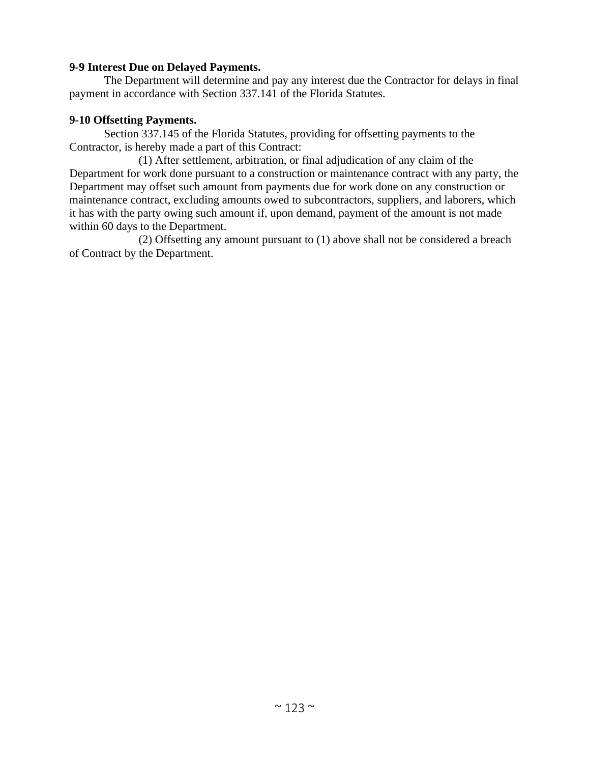**9-9 Interest Due on Delayed Payments.**

The Department will determine and pay any interest due the Contractor for delays in final payment in accordance with Section 337.141 of the Florida Statutes.

**9-10 Offsetting Payments.**

Section 337.145 of the Florida Statutes, providing for offsetting payments to the Contractor, is hereby made a part of this Contract:

(1) After settlement, arbitration, or final adjudication of any claim of the Department for work done pursuant to a construction or maintenance contract with any party, the Department may offset such amount from payments due for work done on any construction or maintenance contract, excluding amounts owed to subcontractors, suppliers, and laborers, which it has with the party owing such amount if, upon demand, payment of the amount is not made within 60 days to the Department.

(2) Offsetting any amount pursuant to (1) above shall not be considered a breach of Contract by the Department.